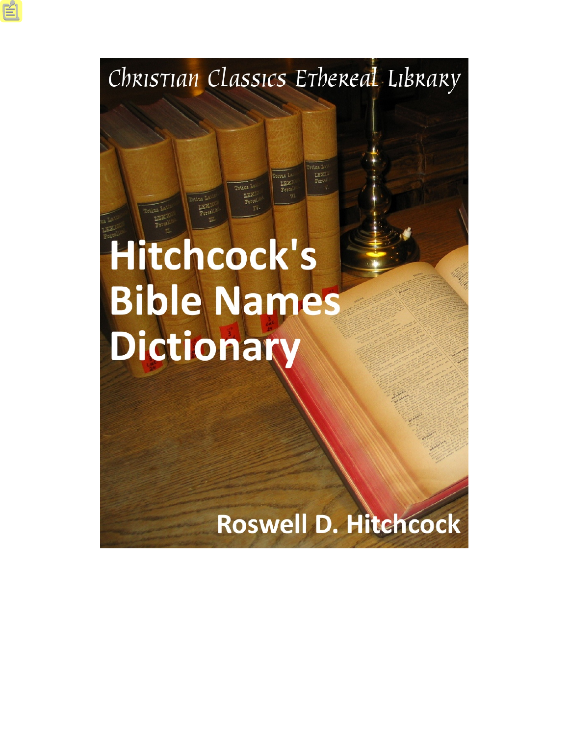Christian Classics Ethereal Library

# Hitchcock's Bible Names Dictionary

Roswell D. Hitchcock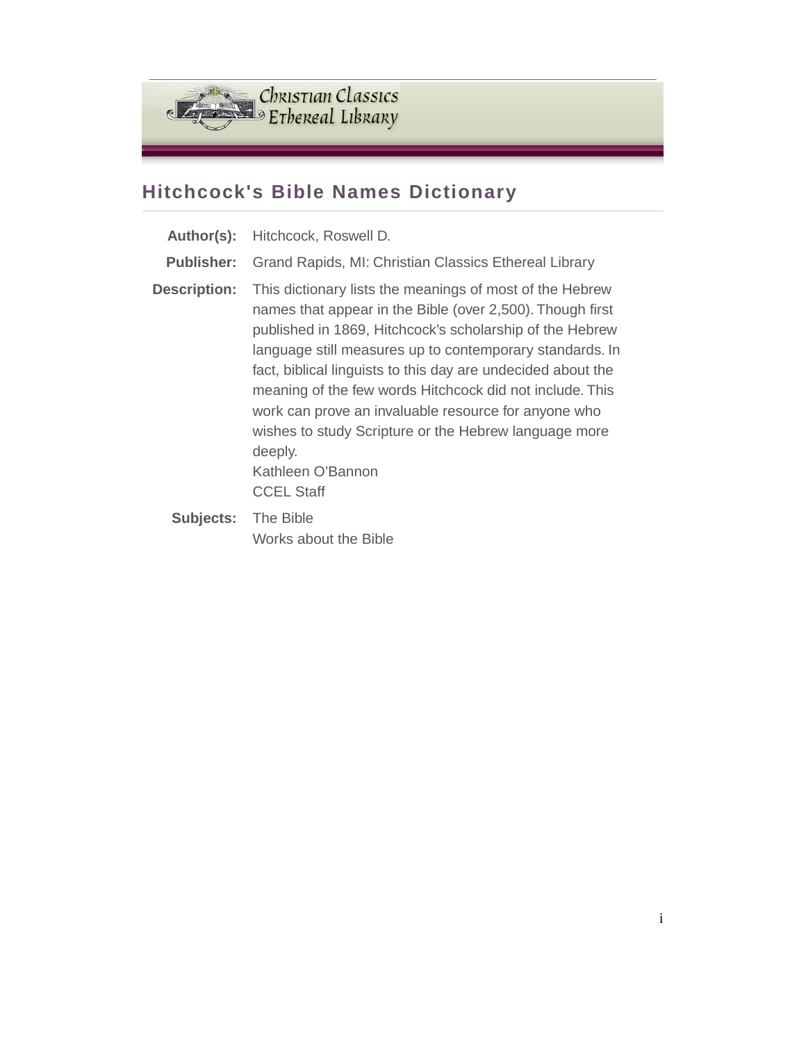## Hitchcock's Bible Names Dictionary

| | |
|---|---|
| **Author(s):** | Hitchcock, Roswell D. |
| **Publisher:** | Grand Rapids, MI: Christian Classics Ethereal Library |
| **Description:** | This dictionary lists the meanings of most of the Hebrew names that appear in the Bible (over 2,500). Though first published in 1869, Hitchcock's scholarship of the Hebrew language still measures up to contemporary standards. In fact, biblical linguists to this day are undecided about the meaning of the few words Hitchcock did not include. This work can prove an invaluable resource for anyone who wishes to study Scripture or the Hebrew language more deeply.<br>Kathleen O'Bannon<br>CCEL Staff |
| **Subjects:** | The Bible<br>Works about the Bible |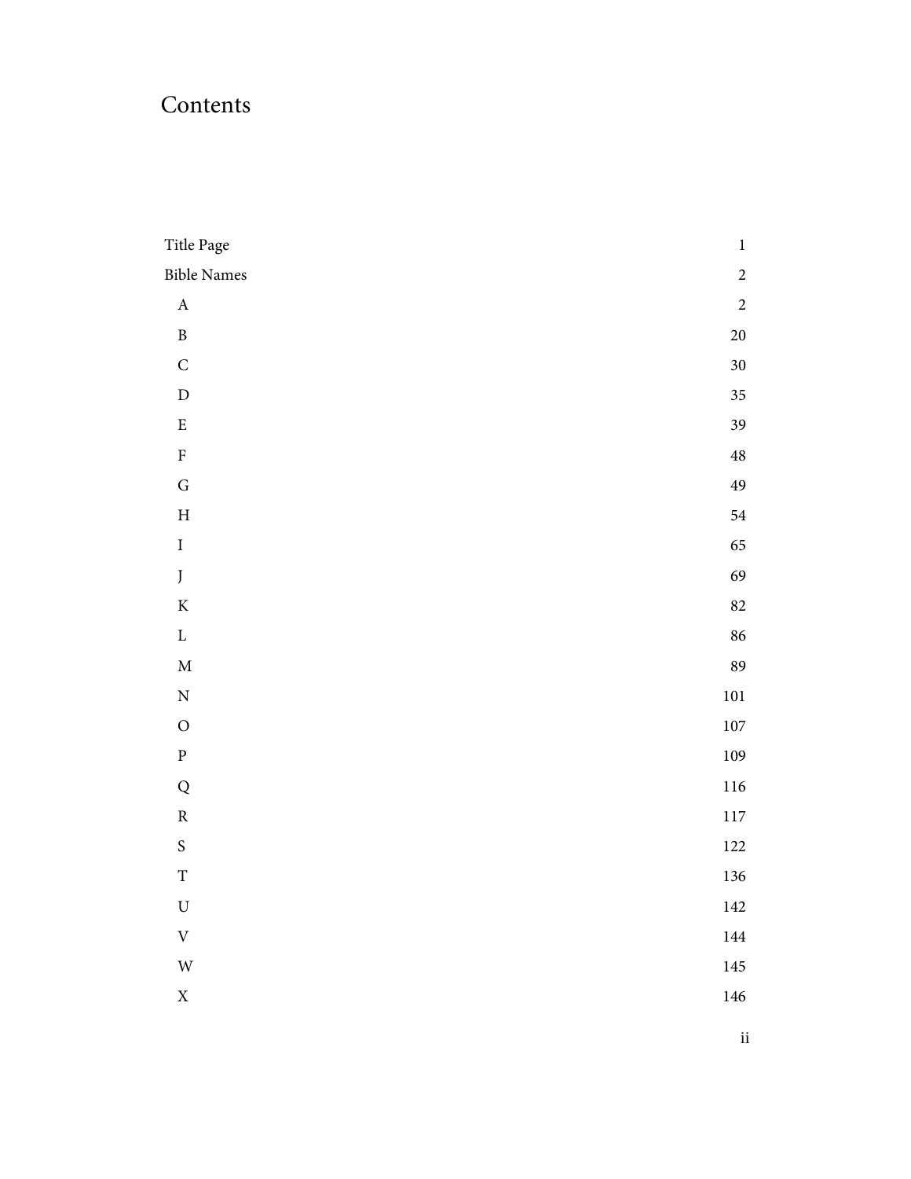# Contents

| | |
|---|---|
| Title Page | 1 |
| Bible Names | 2 |
| A | 2 |
| B | 20 |
| C | 30 |
| D | 35 |
| E | 39 |
| F | 48 |
| G | 49 |
| H | 54 |
| I | 65 |
| J | 69 |
| K | 82 |
| L | 86 |
| M | 89 |
| N | 101 |
| O | 107 |
| P | 109 |
| Q | 116 |
| R | 117 |
| S | 122 |
| T | 136 |
| U | 142 |
| V | 144 |
| W | 145 |
| X | 146 |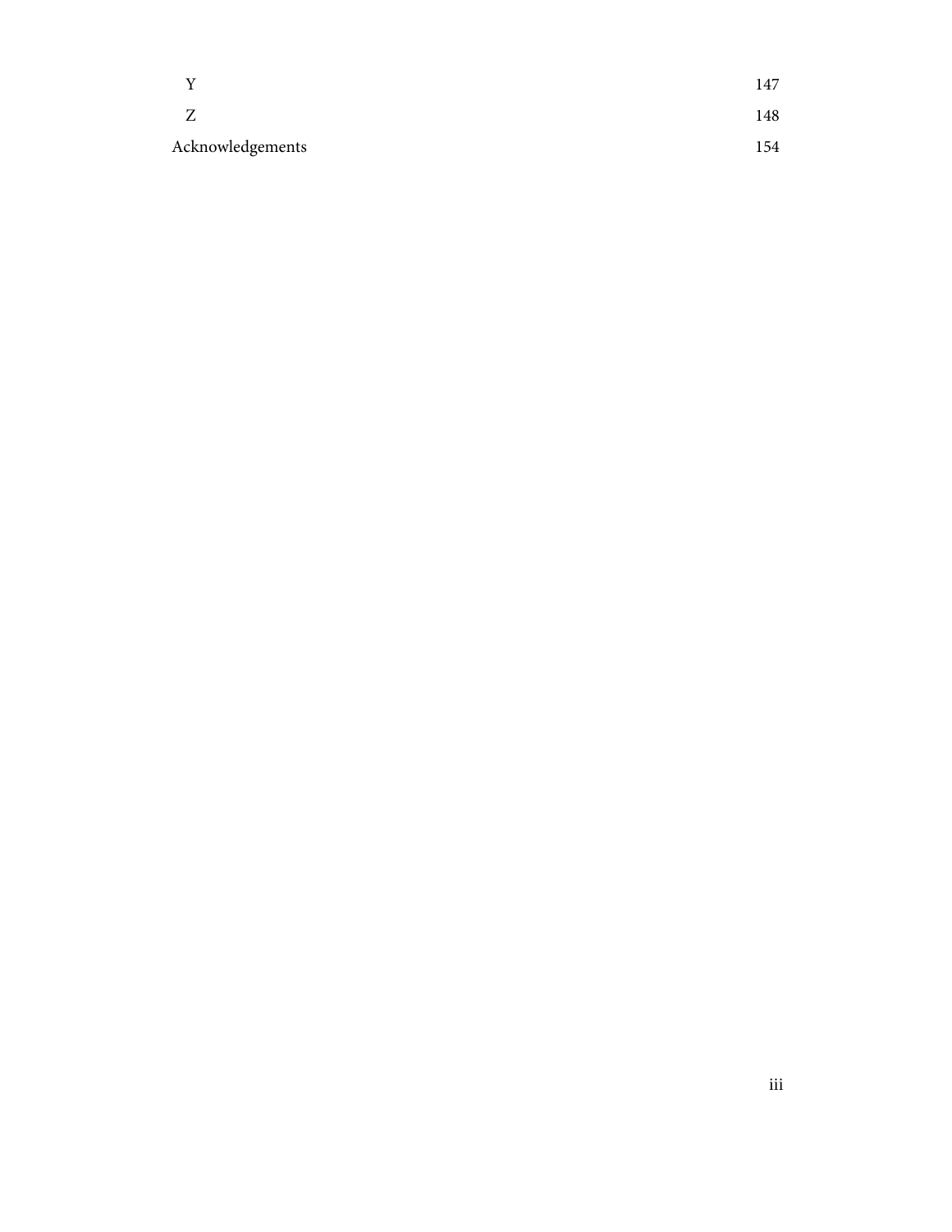| | |
|---|---|
| Y | 147 |
| Z | 148 |
| Acknowledgements | 154 |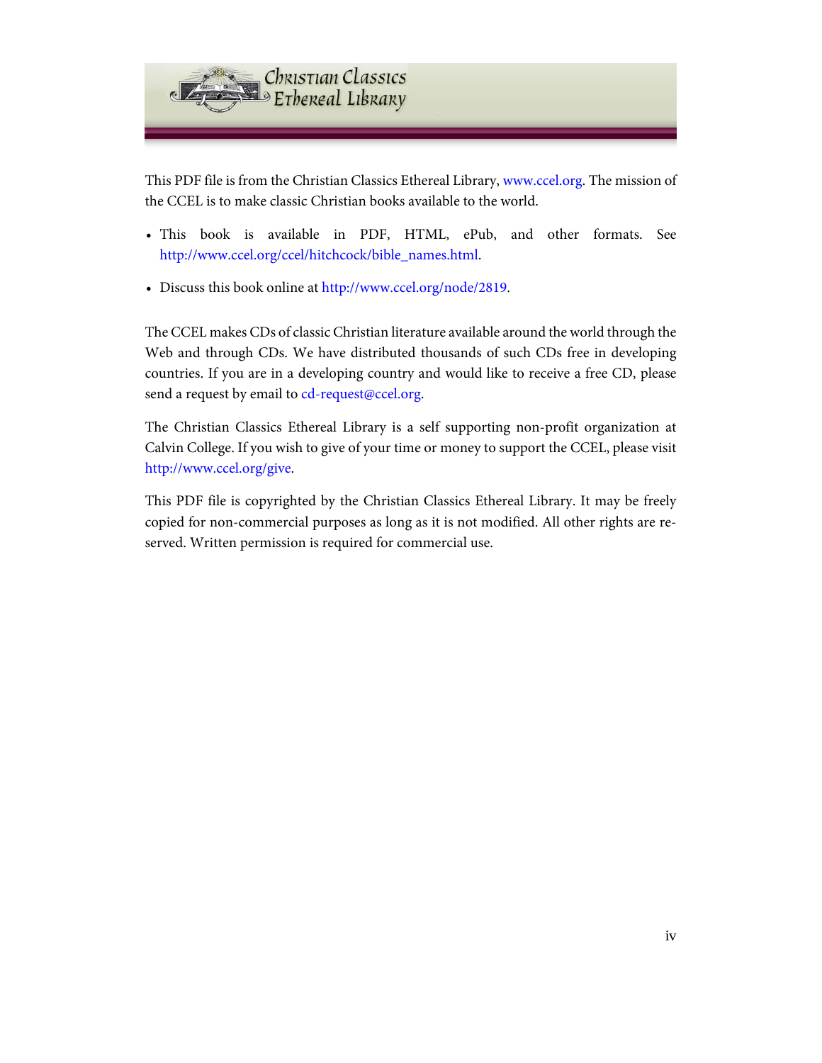This PDF file is from the Christian Classics Ethereal Library, www.ccel.org. The mission of the CCEL is to make classic Christian books available to the world.

- This book is available in PDF, HTML, ePub, and other formats. See http://www.ccel.org/ccel/hitchcock/bible_names.html.
- Discuss this book online at http://www.ccel.org/node/2819.

The CCEL makes CDs of classic Christian literature available around the world through the Web and through CDs. We have distributed thousands of such CDs free in developing countries. If you are in a developing country and would like to receive a free CD, please send a request by email to cd-request@ccel.org.

The Christian Classics Ethereal Library is a self supporting non-profit organization at Calvin College. If you wish to give of your time or money to support the CCEL, please visit http://www.ccel.org/give.

This PDF file is copyrighted by the Christian Classics Ethereal Library. It may be freely copied for non-commercial purposes as long as it is not modified. All other rights are reserved. Written permission is required for commercial use.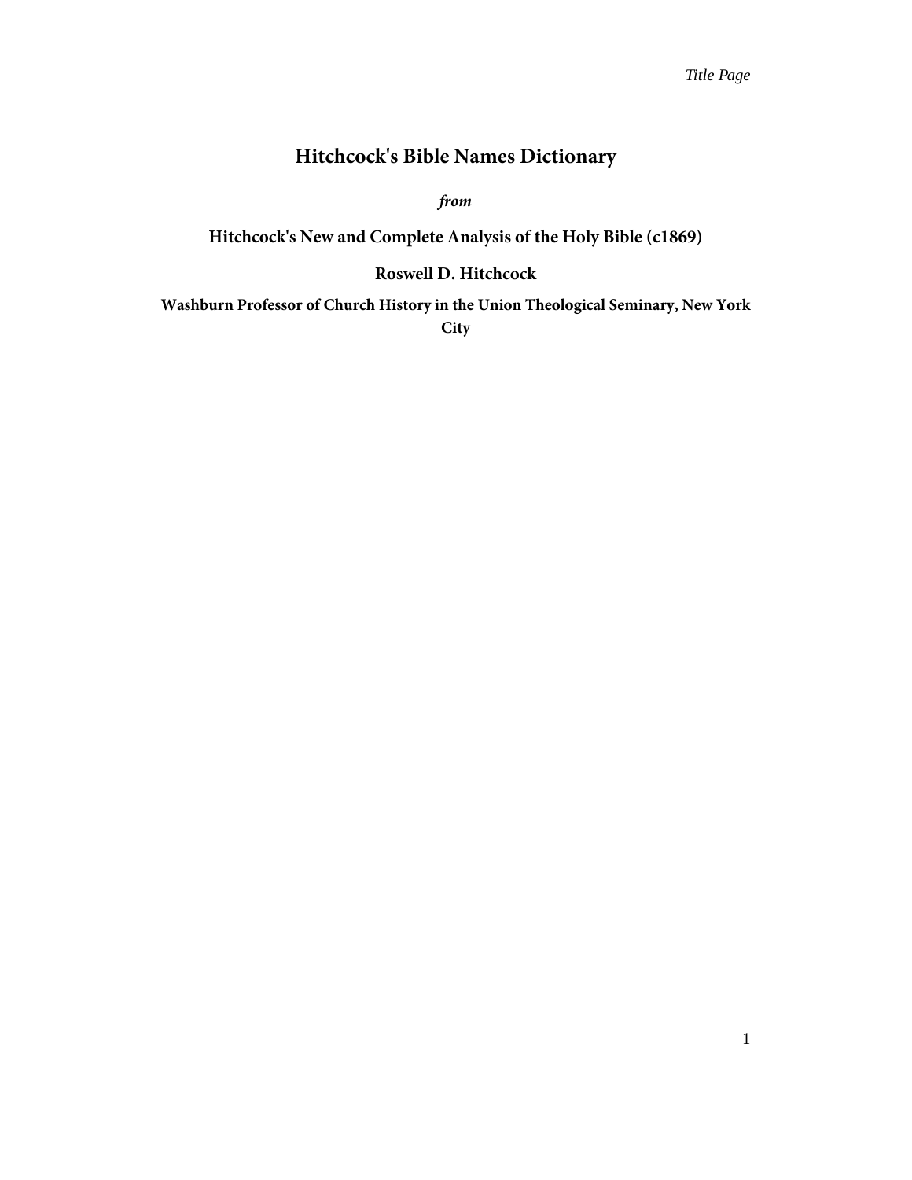# Hitchcock's Bible Names Dictionary

*from*

**Hitchcock's New and Complete Analysis of the Holy Bible (c1869)**

**Roswell D. Hitchcock**

**Washburn Professor of Church History in the Union Theological Seminary, New York City**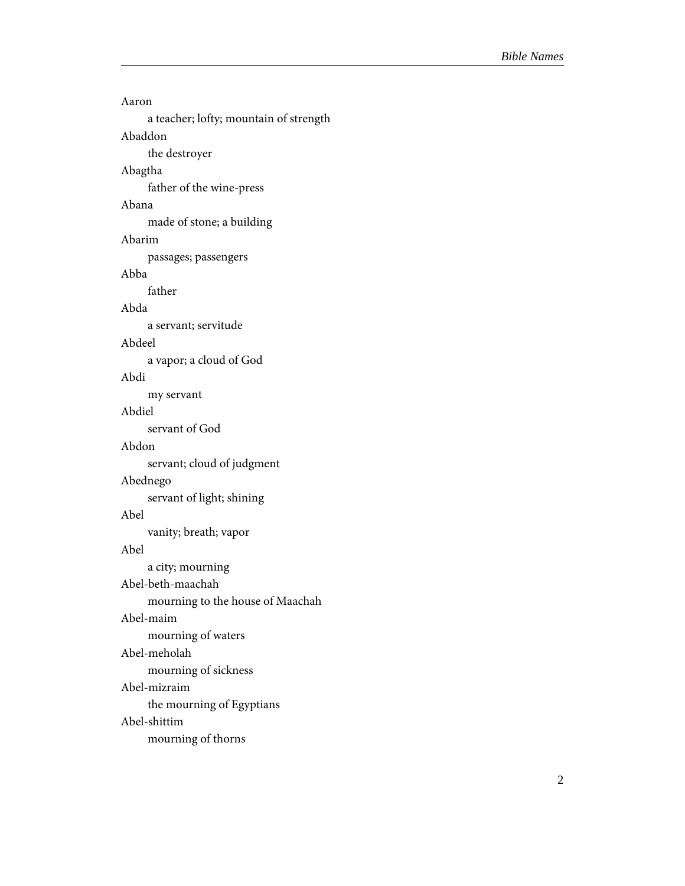Aaron

a teacher; lofty; mountain of strength

Abaddon

the destroyer

Abagtha

father of the wine-press

Abana

made of stone; a building

Abarim

passages; passengers

Abba

father

Abda

a servant; servitude

Abdeel

a vapor; a cloud of God

Abdi

my servant

Abdiel

servant of God

Abdon

servant; cloud of judgment

Abednego

servant of light; shining

Abel

vanity; breath; vapor

Abel

a city; mourning

Abel-beth-maachah

mourning to the house of Maachah

Abel-maim

mourning of waters

Abel-meholah

mourning of sickness

Abel-mizraim

the mourning of Egyptians

Abel-shittim

mourning of thorns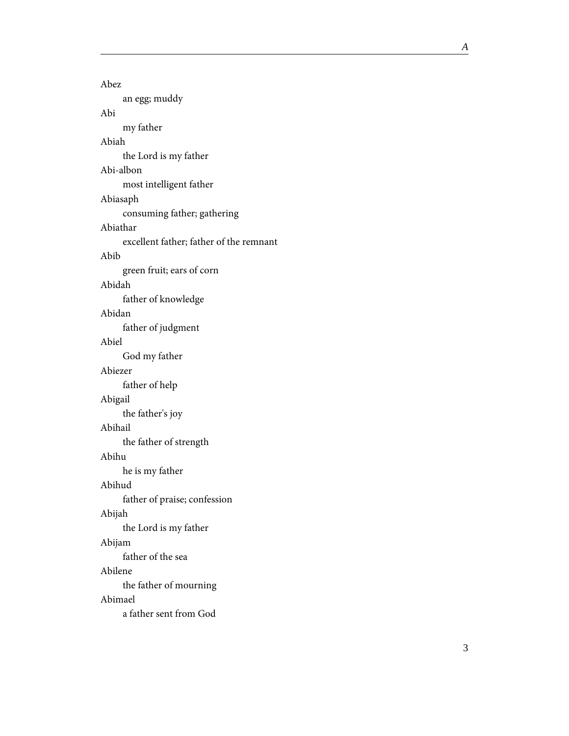Abez
: an egg; muddy

Abi
: my father

Abiah
: the Lord is my father

Abi-albon
: most intelligent father

Abiasaph
: consuming father; gathering

Abiathar
: excellent father; father of the remnant

Abib
: green fruit; ears of corn

Abidah
: father of knowledge

Abidan
: father of judgment

Abiel
: God my father

Abiezer
: father of help

Abigail
: the father's joy

Abihail
: the father of strength

Abihu
: he is my father

Abihud
: father of praise; confession

Abijah
: the Lord is my father

Abijam
: father of the sea

Abilene
: the father of mourning

Abimael
: a father sent from God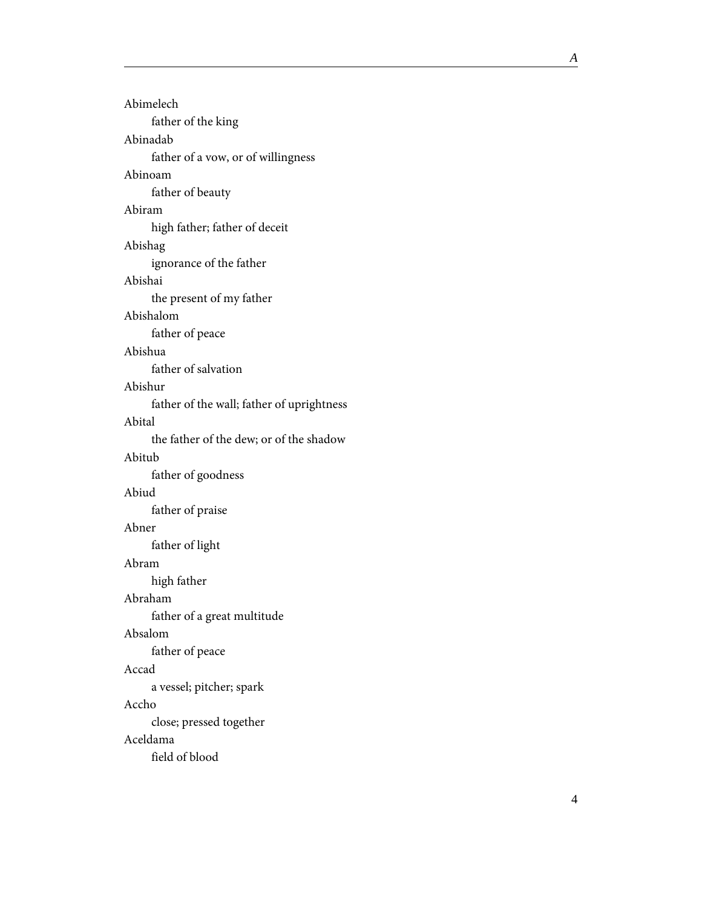Abimelech
: father of the king

Abinadab
: father of a vow, or of willingness

Abinoam
: father of beauty

Abiram
: high father; father of deceit

Abishag
: ignorance of the father

Abishai
: the present of my father

Abishalom
: father of peace

Abishua
: father of salvation

Abishur
: father of the wall; father of uprightness

Abital
: the father of the dew; or of the shadow

Abitub
: father of goodness

Abiud
: father of praise

Abner
: father of light

Abram
: high father

Abraham
: father of a great multitude

Absalom
: father of peace

Accad
: a vessel; pitcher; spark

Accho
: close; pressed together

Aceldama
: field of blood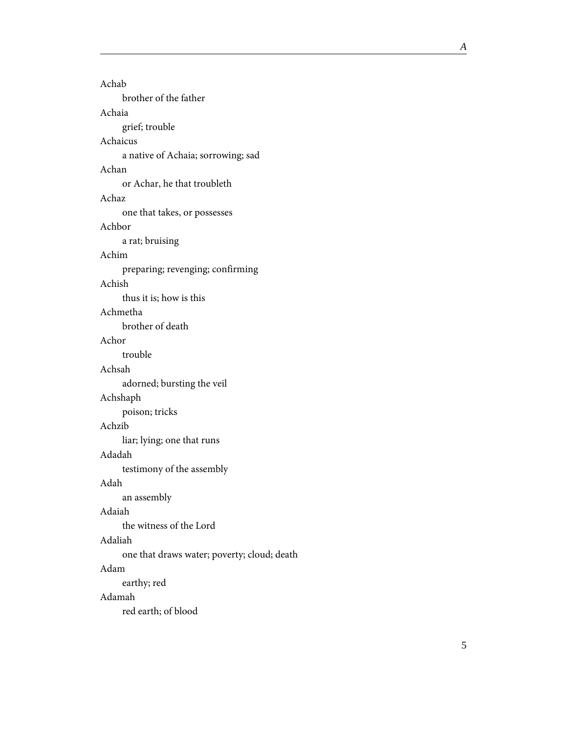Achab
: brother of the father

Achaia
: grief; trouble

Achaicus
: a native of Achaia; sorrowing; sad

Achan
: or Achar, he that troubleth

Achaz
: one that takes, or possesses

Achbor
: a rat; bruising

Achim
: preparing; revenging; confirming

Achish
: thus it is; how is this

Achmetha
: brother of death

Achor
: trouble

Achsah
: adorned; bursting the veil

Achshaph
: poison; tricks

Achzib
: liar; lying; one that runs

Adadah
: testimony of the assembly

Adah
: an assembly

Adaiah
: the witness of the Lord

Adaliah
: one that draws water; poverty; cloud; death

Adam
: earthy; red

Adamah
: red earth; of blood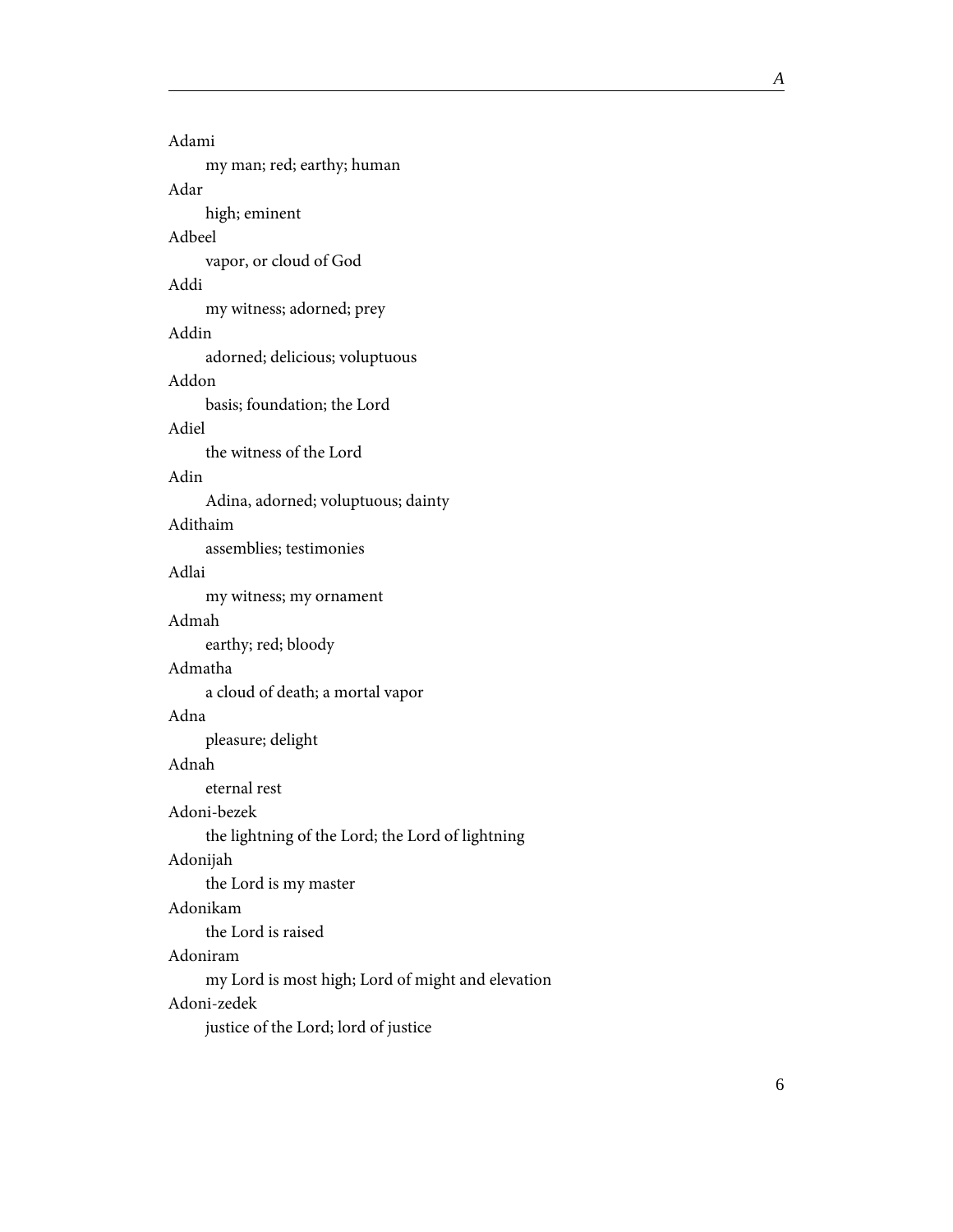Adami

my man; red; earthy; human

Adar

high; eminent

Adbeel

vapor, or cloud of God

Addi

my witness; adorned; prey

Addin

adorned; delicious; voluptuous

Addon

basis; foundation; the Lord

Adiel

the witness of the Lord

Adin

Adina, adorned; voluptuous; dainty

Adithaim

assemblies; testimonies

Adlai

my witness; my ornament

Admah

earthy; red; bloody

Admatha

a cloud of death; a mortal vapor

Adna

pleasure; delight

Adnah

eternal rest

Adoni-bezek

the lightning of the Lord; the Lord of lightning

Adonijah

the Lord is my master

Adonikam

the Lord is raised

Adoniram

my Lord is most high; Lord of might and elevation

Adoni-zedek

justice of the Lord; lord of justice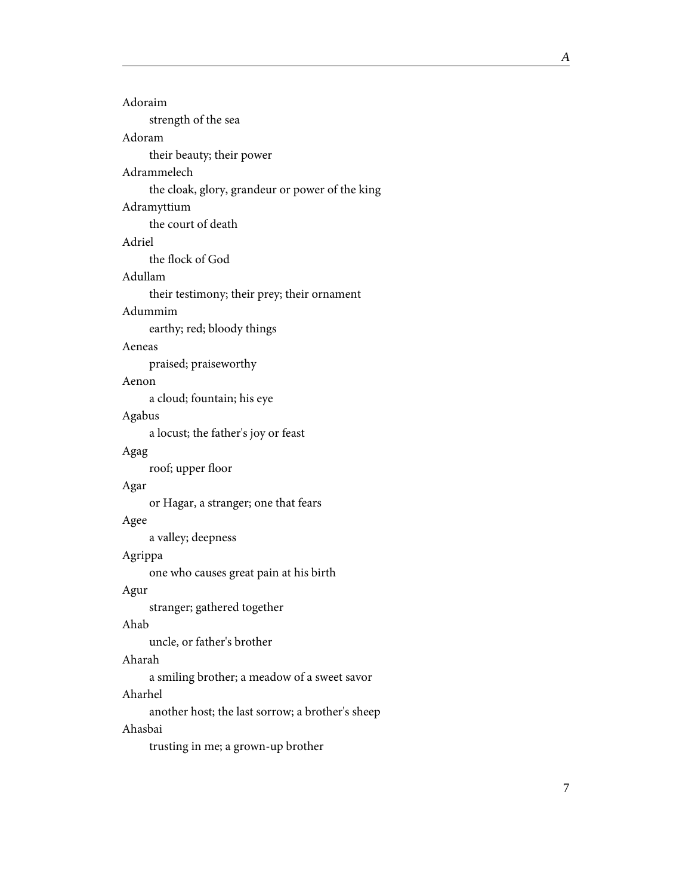Adoraim
: strength of the sea

Adoram
: their beauty; their power

Adrammelech
: the cloak, glory, grandeur or power of the king

Adramyttium
: the court of death

Adriel
: the flock of God

Adullam
: their testimony; their prey; their ornament

Adummim
: earthy; red; bloody things

Aeneas
: praised; praiseworthy

Aenon
: a cloud; fountain; his eye

Agabus
: a locust; the father's joy or feast

Agag
: roof; upper floor

Agar
: or Hagar, a stranger; one that fears

Agee
: a valley; deepness

Agrippa
: one who causes great pain at his birth

Agur
: stranger; gathered together

Ahab
: uncle, or father's brother

Aharah
: a smiling brother; a meadow of a sweet savor

Aharhel
: another host; the last sorrow; a brother's sheep

Ahasbai
: trusting in me; a grown-up brother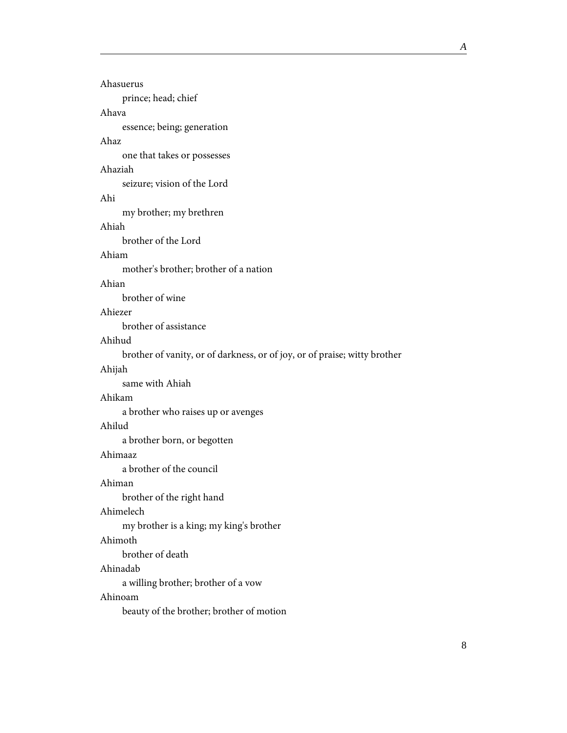Ahasuerus
: prince; head; chief

Ahava
: essence; being; generation

Ahaz
: one that takes or possesses

Ahaziah
: seizure; vision of the Lord

Ahi
: my brother; my brethren

Ahiah
: brother of the Lord

Ahiam
: mother's brother; brother of a nation

Ahian
: brother of wine

Ahiezer
: brother of assistance

Ahihud
: brother of vanity, or of darkness, or of joy, or of praise; witty brother

Ahijah
: same with Ahiah

Ahikam
: a brother who raises up or avenges

Ahilud
: a brother born, or begotten

Ahimaaz
: a brother of the council

Ahiman
: brother of the right hand

Ahimelech
: my brother is a king; my king's brother

Ahimoth
: brother of death

Ahinadab
: a willing brother; brother of a vow

Ahinoam
: beauty of the brother; brother of motion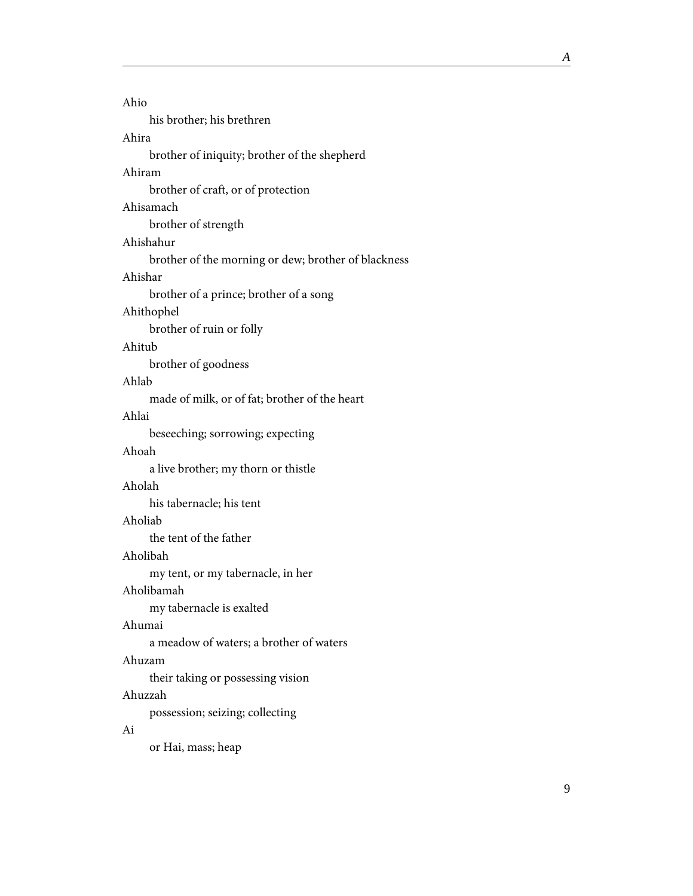Ahio

his brother; his brethren

Ahira

brother of iniquity; brother of the shepherd

Ahiram

brother of craft, or of protection

Ahisamach

brother of strength

Ahishahur

brother of the morning or dew; brother of blackness

Ahishar

brother of a prince; brother of a song

Ahithophel

brother of ruin or folly

Ahitub

brother of goodness

Ahlab

made of milk, or of fat; brother of the heart

Ahlai

beseeching; sorrowing; expecting

Ahoah

a live brother; my thorn or thistle

Aholah

his tabernacle; his tent

Aholiab

the tent of the father

Aholibah

my tent, or my tabernacle, in her

Aholibamah

my tabernacle is exalted

Ahumai

a meadow of waters; a brother of waters

Ahuzam

their taking or possessing vision

Ahuzzah

possession; seizing; collecting

Ai

or Hai, mass; heap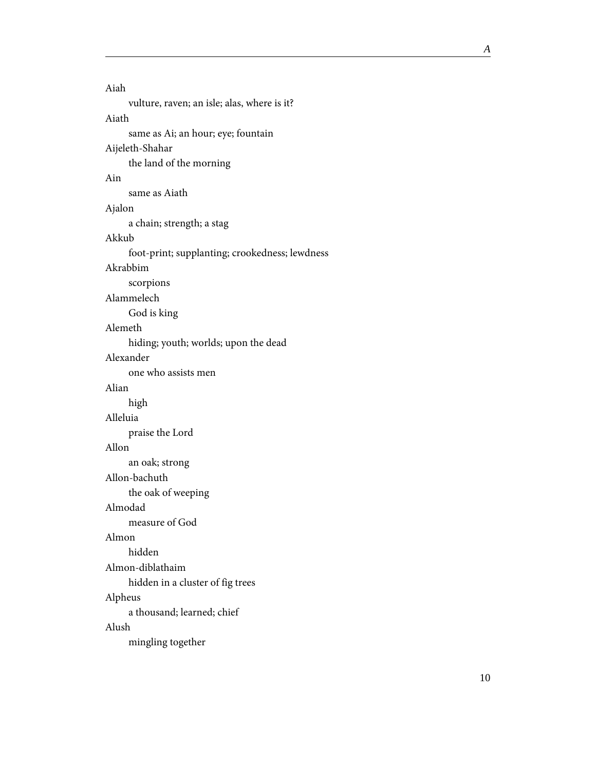Aiah

vulture, raven; an isle; alas, where is it?

Aiath

same as Ai; an hour; eye; fountain

Aijeleth-Shahar

the land of the morning

Ain

same as Aiath

Ajalon

a chain; strength; a stag

Akkub

foot-print; supplanting; crookedness; lewdness

Akrabbim

scorpions

Alammelech

God is king

Alemeth

hiding; youth; worlds; upon the dead

Alexander

one who assists men

Alian

high

Alleluia

praise the Lord

Allon

an oak; strong

Allon-bachuth

the oak of weeping

Almodad

measure of God

Almon

hidden

Almon-diblathaim

hidden in a cluster of fig trees

Alpheus

a thousand; learned; chief

Alush

mingling together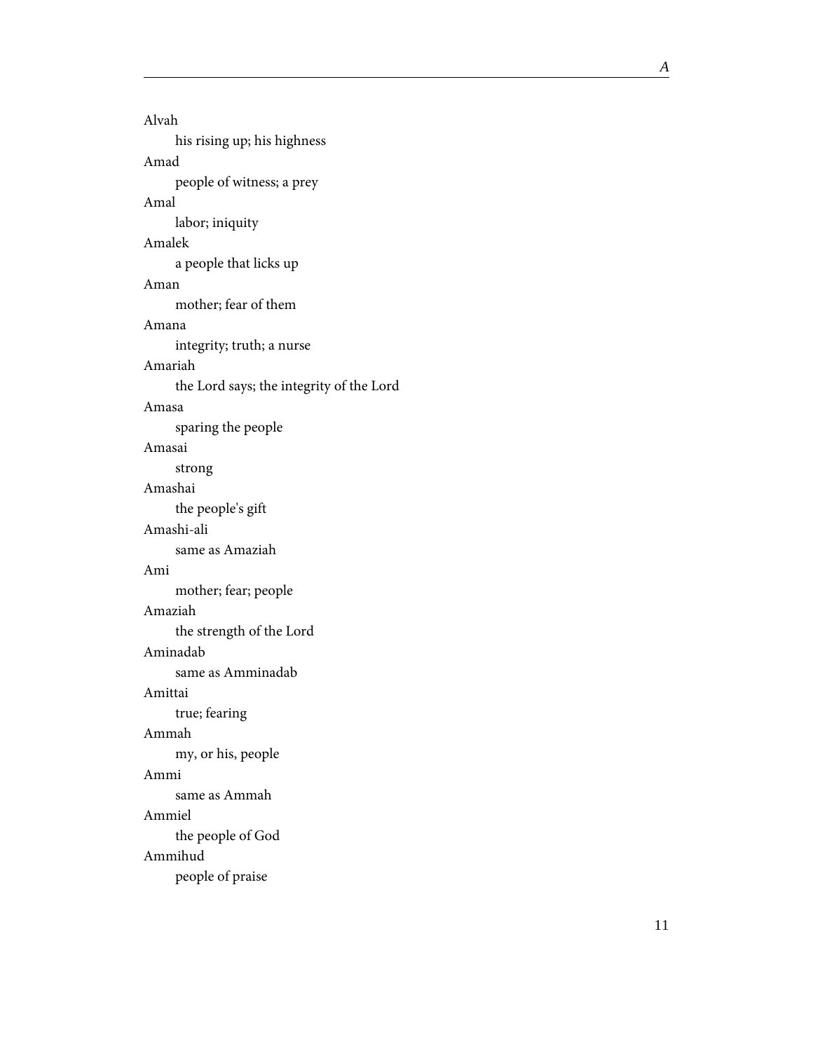Alvah

his rising up; his highness

Amad

people of witness; a prey

Amal

labor; iniquity

Amalek

a people that licks up

Aman

mother; fear of them

Amana

integrity; truth; a nurse

Amariah

the Lord says; the integrity of the Lord

Amasa

sparing the people

Amasai

strong

Amashai

the people's gift

Amashi-ali

same as Amaziah

Ami

mother; fear; people

Amaziah

the strength of the Lord

Aminadab

same as Amminadab

Amittai

true; fearing

Ammah

my, or his, people

Ammi

same as Ammah

Ammiel

the people of God

Ammihud

people of praise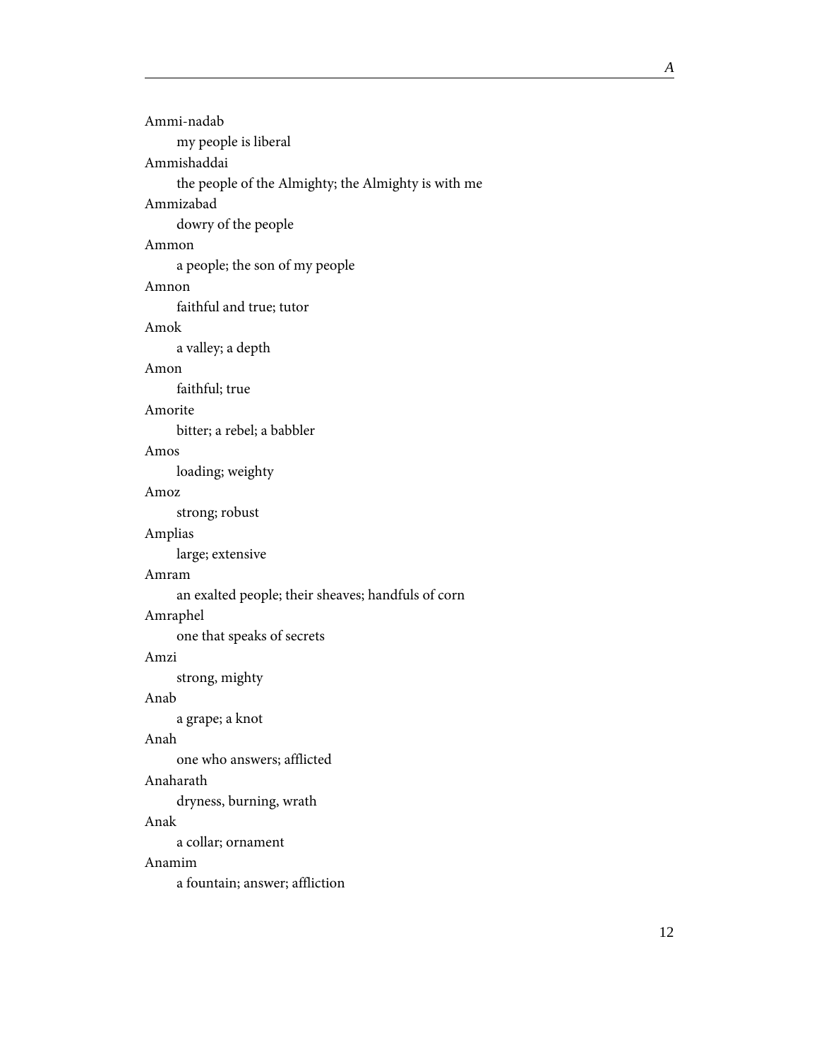Ammi-nadab
: my people is liberal

Ammishaddai
: the people of the Almighty; the Almighty is with me

Ammizabad
: dowry of the people

Ammon
: a people; the son of my people

Amnon
: faithful and true; tutor

Amok
: a valley; a depth

Amon
: faithful; true

Amorite
: bitter; a rebel; a babbler

Amos
: loading; weighty

Amoz
: strong; robust

Amplias
: large; extensive

Amram
: an exalted people; their sheaves; handfuls of corn

Amraphel
: one that speaks of secrets

Amzi
: strong, mighty

Anab
: a grape; a knot

Anah
: one who answers; afflicted

Anaharath
: dryness, burning, wrath

Anak
: a collar; ornament

Anamim
: a fountain; answer; affliction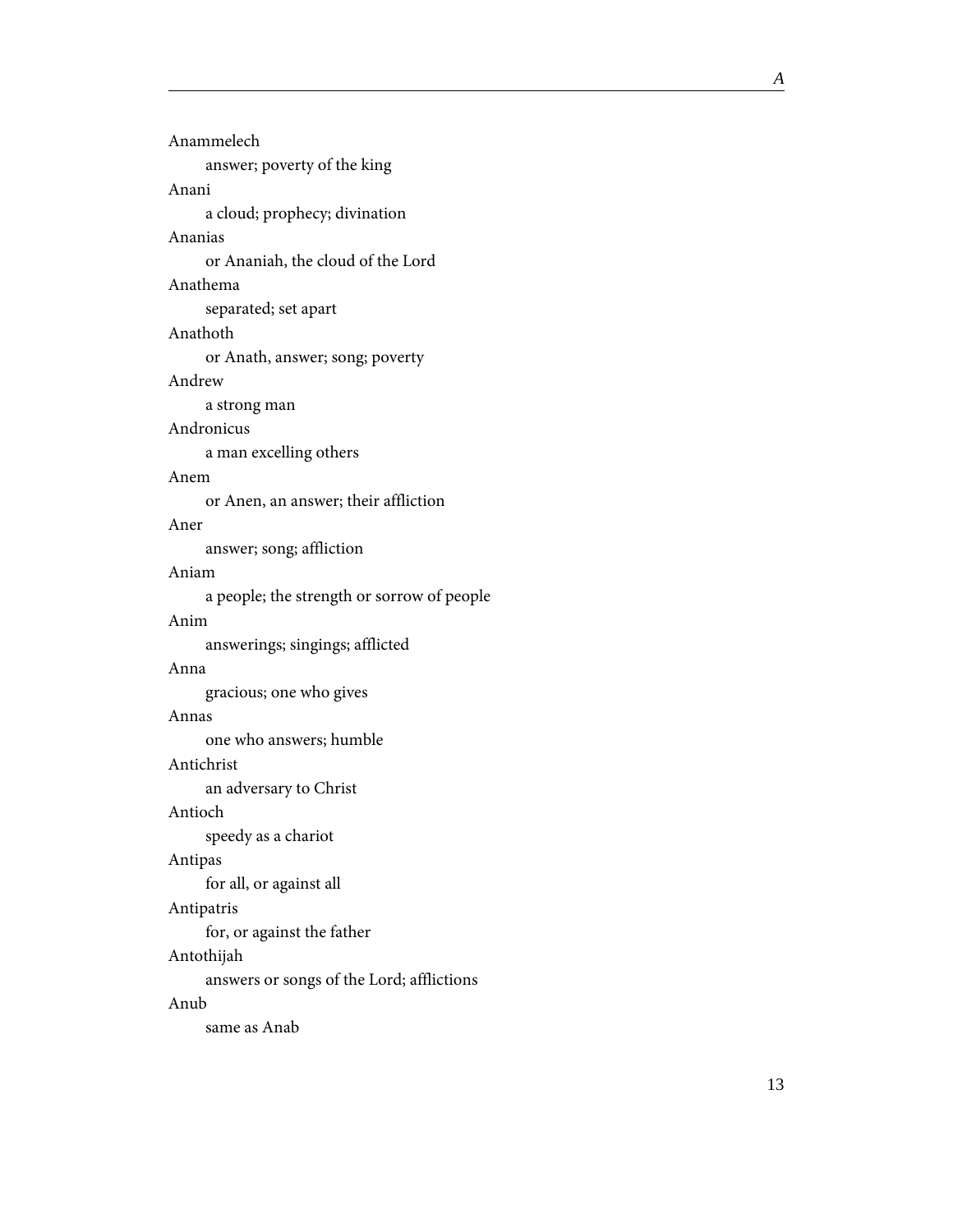Anammelech
: answer; poverty of the king

Anani
: a cloud; prophecy; divination

Ananias
: or Ananiah, the cloud of the Lord

Anathema
: separated; set apart

Anathoth
: or Anath, answer; song; poverty

Andrew
: a strong man

Andronicus
: a man excelling others

Anem
: or Anen, an answer; their affliction

Aner
: answer; song; affliction

Aniam
: a people; the strength or sorrow of people

Anim
: answerings; singings; afflicted

Anna
: gracious; one who gives

Annas
: one who answers; humble

Antichrist
: an adversary to Christ

Antioch
: speedy as a chariot

Antipas
: for all, or against all

Antipatris
: for, or against the father

Antothijah
: answers or songs of the Lord; afflictions

Anub
: same as Anab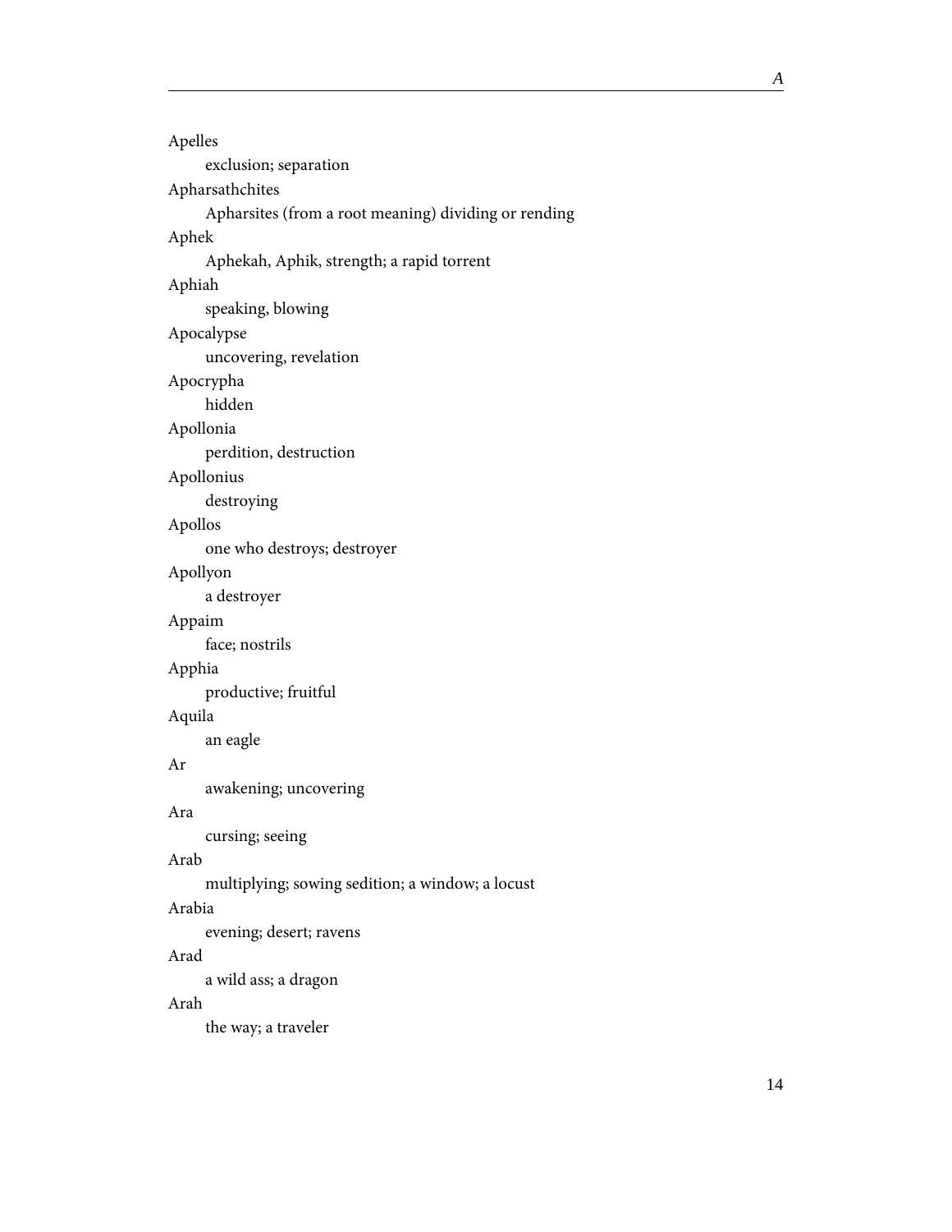Apelles

exclusion; separation

Apharsathchites

Apharsites (from a root meaning) dividing or rending

Aphek

Aphekah, Aphik, strength; a rapid torrent

Aphiah

speaking, blowing

Apocalypse

uncovering, revelation

Apocrypha

hidden

Apollonia

perdition, destruction

Apollonius

destroying

Apollos

one who destroys; destroyer

Apollyon

a destroyer

Appaim

face; nostrils

Apphia

productive; fruitful

Aquila

an eagle

Ar

awakening; uncovering

Ara

cursing; seeing

Arab

multiplying; sowing sedition; a window; a locust

Arabia

evening; desert; ravens

Arad

a wild ass; a dragon

Arah

the way; a traveler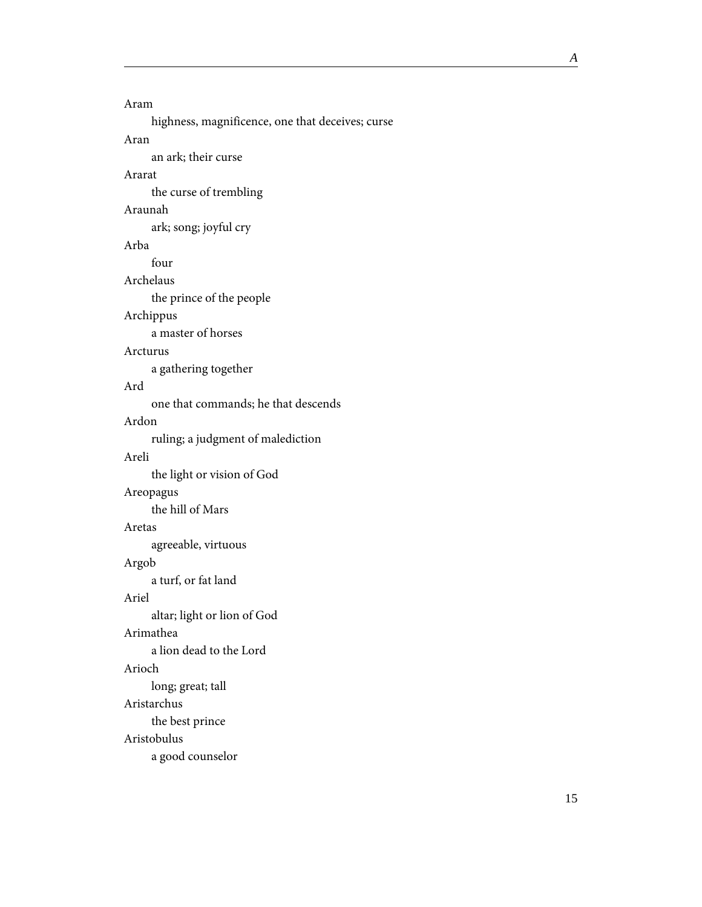Aram

highness, magnificence, one that deceives; curse

Aran

an ark; their curse

Ararat

the curse of trembling

Araunah

ark; song; joyful cry

Arba

four

Archelaus

the prince of the people

Archippus

a master of horses

Arcturus

a gathering together

Ard

one that commands; he that descends

Ardon

ruling; a judgment of malediction

Areli

the light or vision of God

Areopagus

the hill of Mars

Aretas

agreeable, virtuous

Argob

a turf, or fat land

Ariel

altar; light or lion of God

Arimathea

a lion dead to the Lord

Arioch

long; great; tall

Aristarchus

the best prince

Aristobulus

a good counselor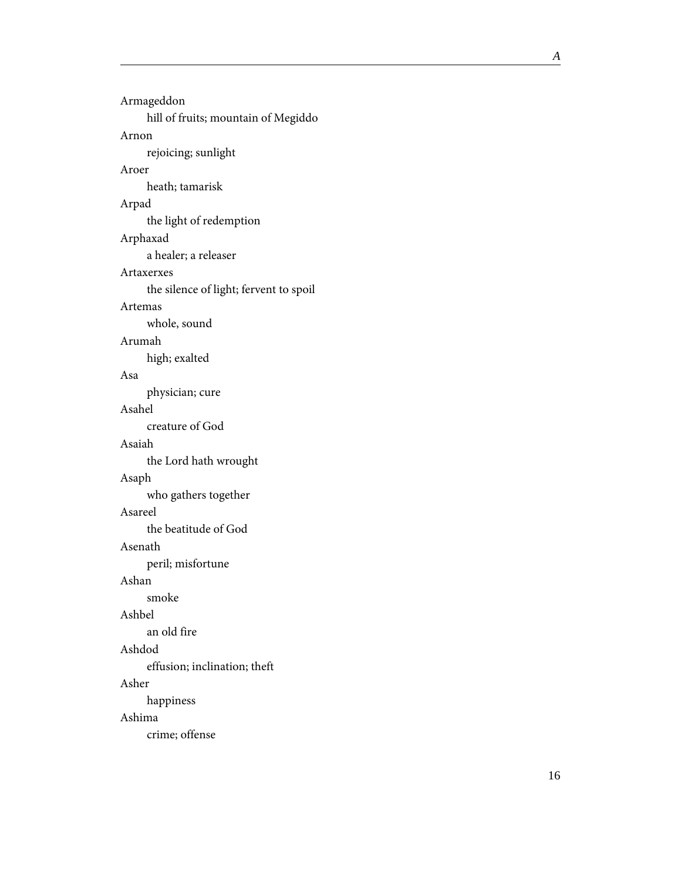Armageddon
: hill of fruits; mountain of Megiddo

Arnon
: rejoicing; sunlight

Aroer
: heath; tamarisk

Arpad
: the light of redemption

Arphaxad
: a healer; a releaser

Artaxerxes
: the silence of light; fervent to spoil

Artemas
: whole, sound

Arumah
: high; exalted

Asa
: physician; cure

Asahel
: creature of God

Asaiah
: the Lord hath wrought

Asaph
: who gathers together

Asareel
: the beatitude of God

Asenath
: peril; misfortune

Ashan
: smoke

Ashbel
: an old fire

Ashdod
: effusion; inclination; theft

Asher
: happiness

Ashima
: crime; offense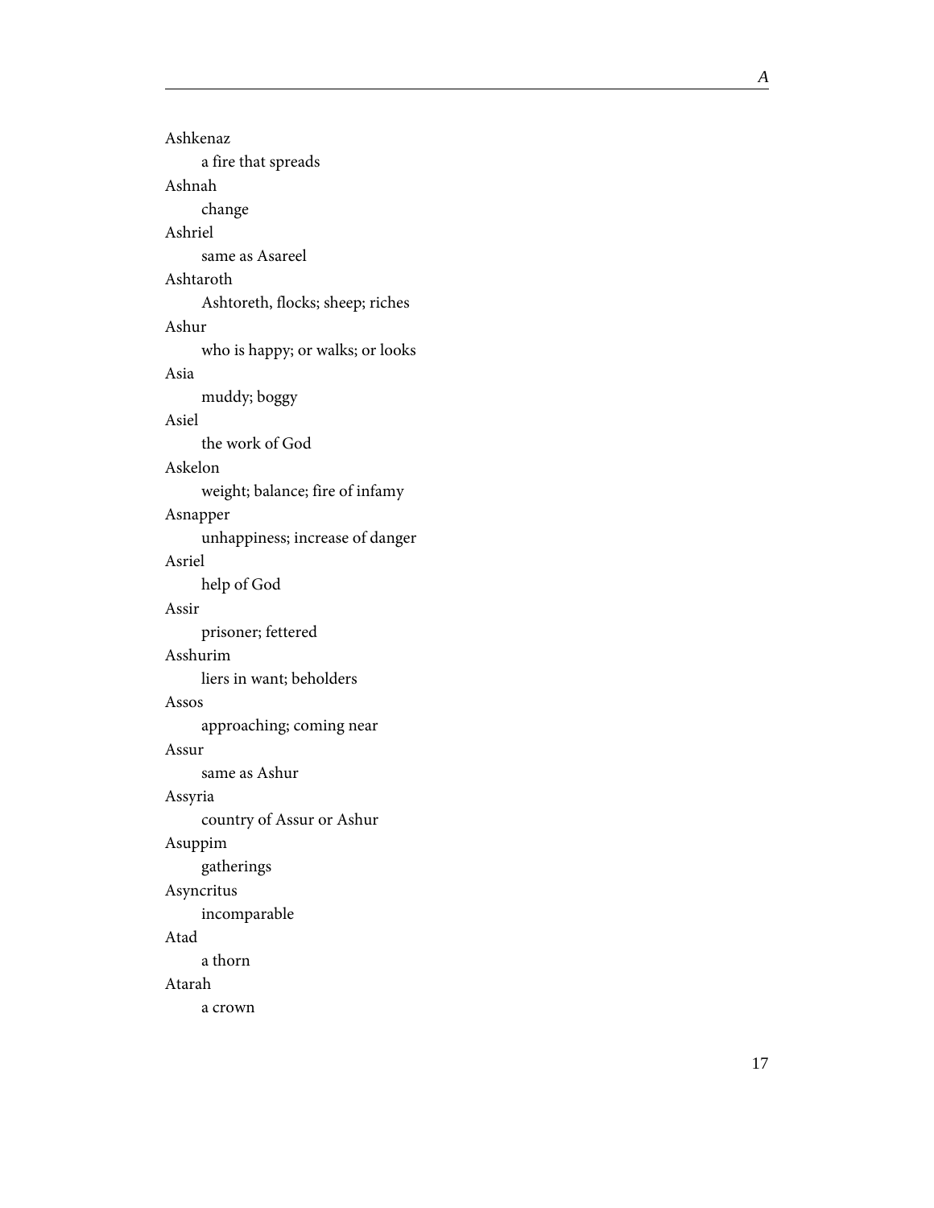Ashkenaz
: a fire that spreads

Ashnah
: change

Ashriel
: same as Asareel

Ashtaroth
: Ashtoreth, flocks; sheep; riches

Ashur
: who is happy; or walks; or looks

Asia
: muddy; boggy

Asiel
: the work of God

Askelon
: weight; balance; fire of infamy

Asnapper
: unhappiness; increase of danger

Asriel
: help of God

Assir
: prisoner; fettered

Asshurim
: liers in want; beholders

Assos
: approaching; coming near

Assur
: same as Ashur

Assyria
: country of Assur or Ashur

Asuppim
: gatherings

Asyncritus
: incomparable

Atad
: a thorn

Atarah
: a crown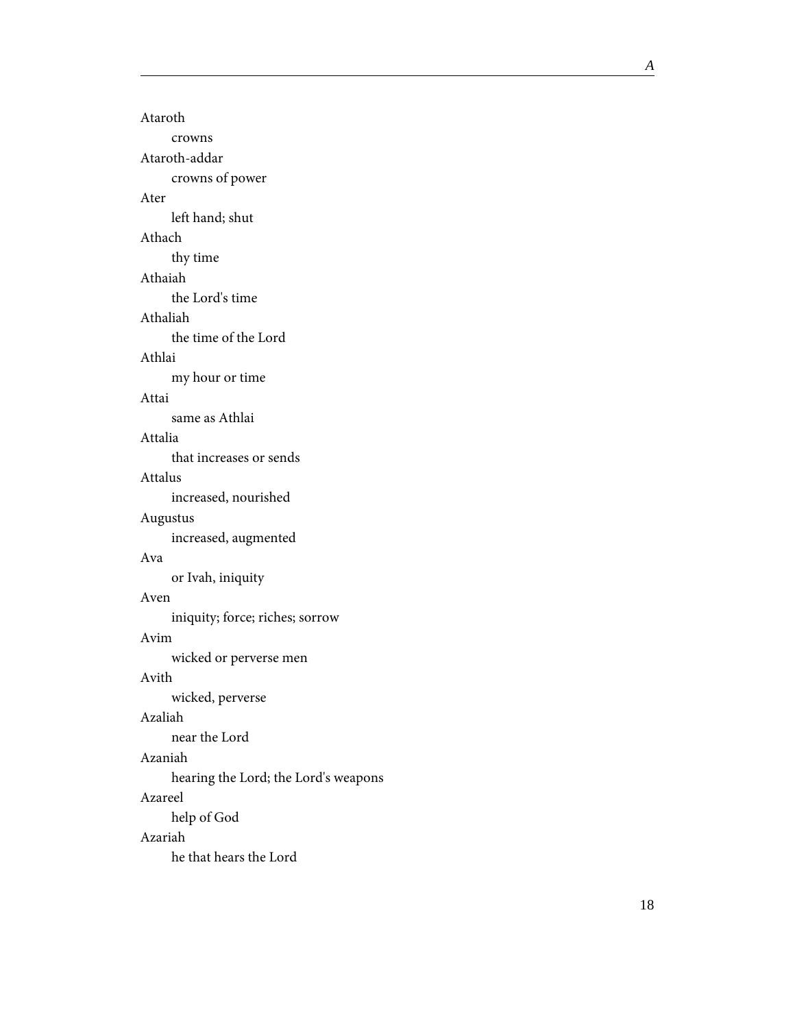Ataroth
: crowns

Ataroth-addar
: crowns of power

Ater
: left hand; shut

Athach
: thy time

Athaiah
: the Lord's time

Athaliah
: the time of the Lord

Athlai
: my hour or time

Attai
: same as Athlai

Attalia
: that increases or sends

Attalus
: increased, nourished

Augustus
: increased, augmented

Ava
: or Ivah, iniquity

Aven
: iniquity; force; riches; sorrow

Avim
: wicked or perverse men

Avith
: wicked, perverse

Azaliah
: near the Lord

Azaniah
: hearing the Lord; the Lord's weapons

Azareel
: help of God

Azariah
: he that hears the Lord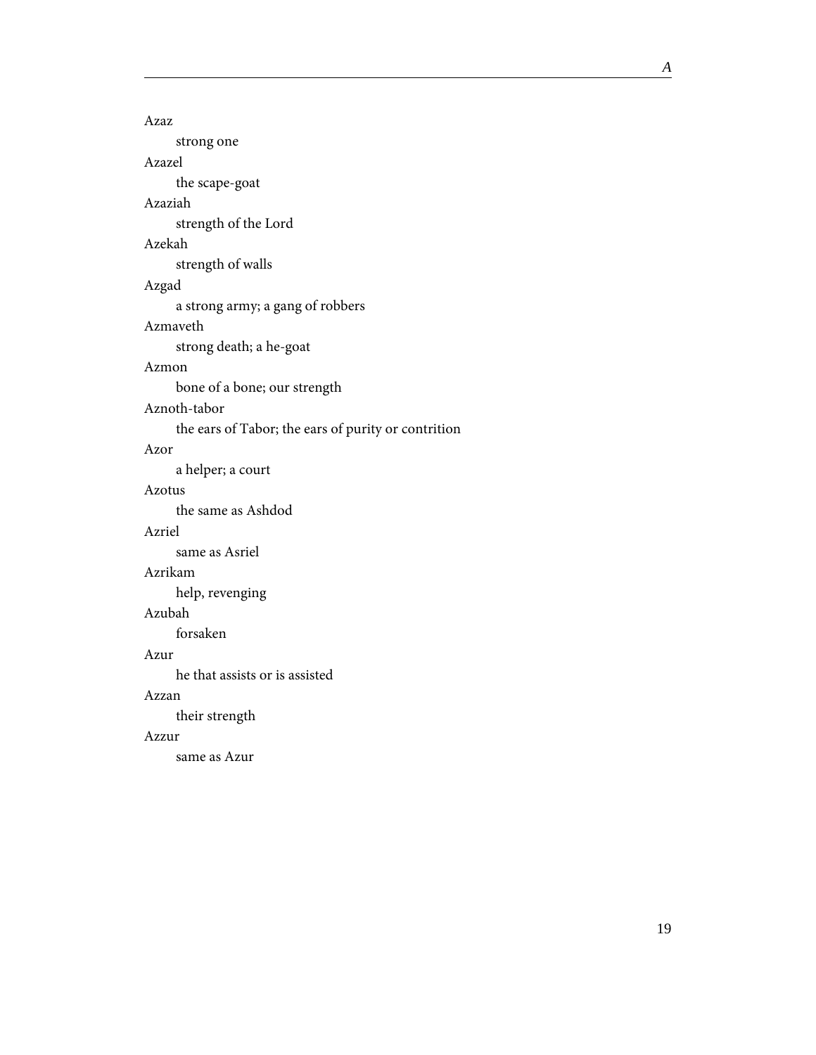Azaz
: strong one

Azazel
: the scape-goat

Azaziah
: strength of the Lord

Azekah
: strength of walls

Azgad
: a strong army; a gang of robbers

Azmaveth
: strong death; a he-goat

Azmon
: bone of a bone; our strength

Aznoth-tabor
: the ears of Tabor; the ears of purity or contrition

Azor
: a helper; a court

Azotus
: the same as Ashdod

Azriel
: same as Asriel

Azrikam
: help, revenging

Azubah
: forsaken

Azur
: he that assists or is assisted

Azzan
: their strength

Azzur
: same as Azur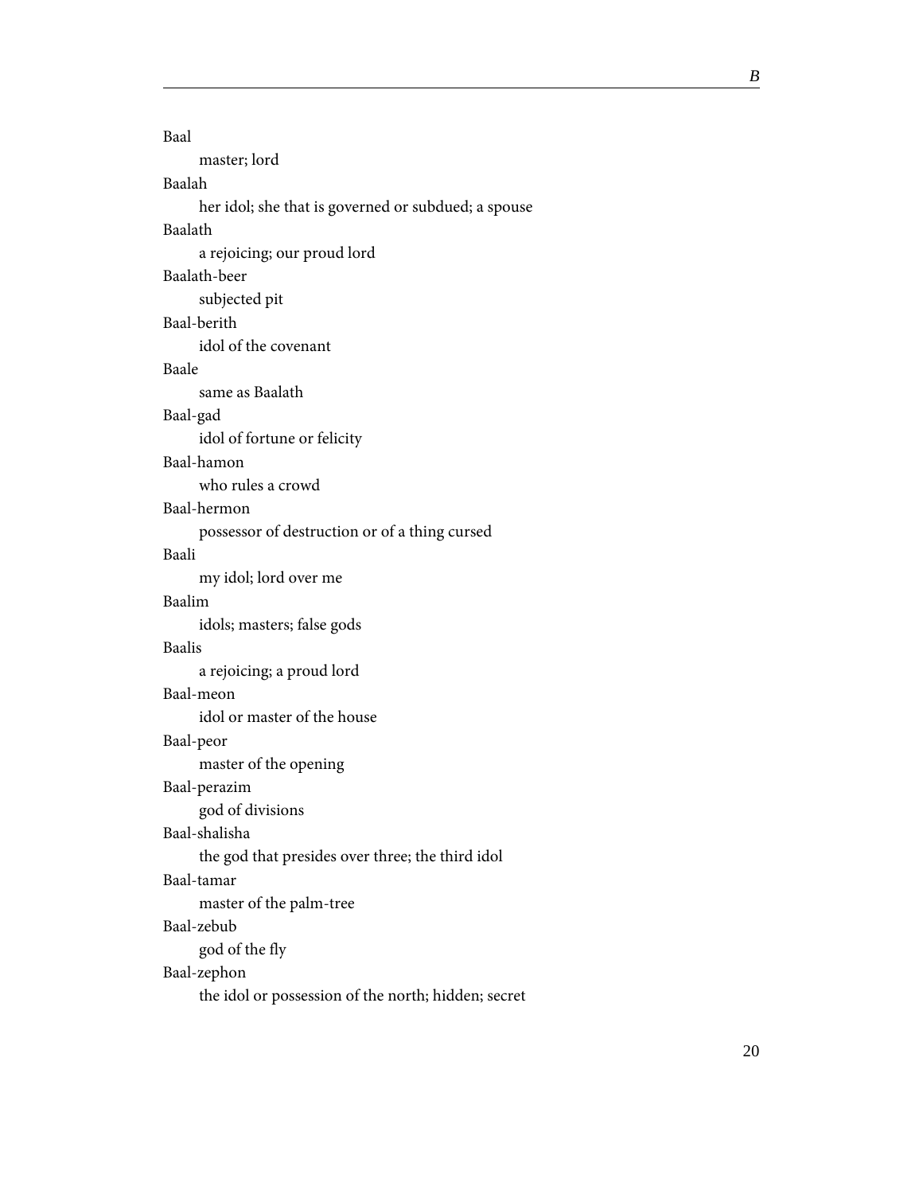Baal

master; lord

Baalah

her idol; she that is governed or subdued; a spouse

Baalath

a rejoicing; our proud lord

Baalath-beer

subjected pit

Baal-berith

idol of the covenant

Baale

same as Baalath

Baal-gad

idol of fortune or felicity

Baal-hamon

who rules a crowd

Baal-hermon

possessor of destruction or of a thing cursed

Baali

my idol; lord over me

Baalim

idols; masters; false gods

Baalis

a rejoicing; a proud lord

Baal-meon

idol or master of the house

Baal-peor

master of the opening

Baal-perazim

god of divisions

Baal-shalisha

the god that presides over three; the third idol

Baal-tamar

master of the palm-tree

Baal-zebub

god of the fly

Baal-zephon

the idol or possession of the north; hidden; secret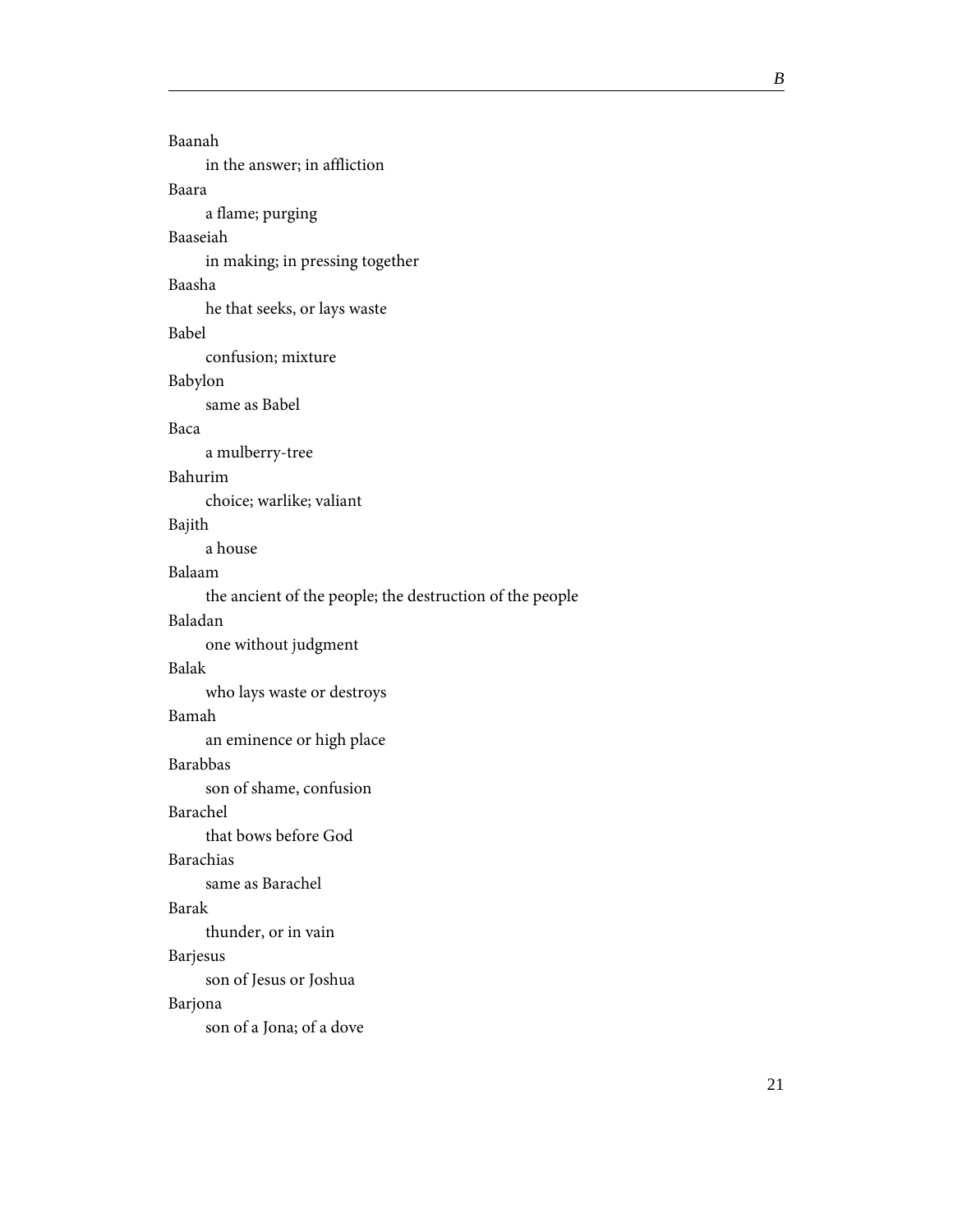Baanah
: in the answer; in affliction

Baara
: a flame; purging

Baaseiah
: in making; in pressing together

Baasha
: he that seeks, or lays waste

Babel
: confusion; mixture

Babylon
: same as Babel

Baca
: a mulberry-tree

Bahurim
: choice; warlike; valiant

Bajith
: a house

Balaam
: the ancient of the people; the destruction of the people

Baladan
: one without judgment

Balak
: who lays waste or destroys

Bamah
: an eminence or high place

Barabbas
: son of shame, confusion

Barachel
: that bows before God

Barachias
: same as Barachel

Barak
: thunder, or in vain

Barjesus
: son of Jesus or Joshua

Barjona
: son of a Jona; of a dove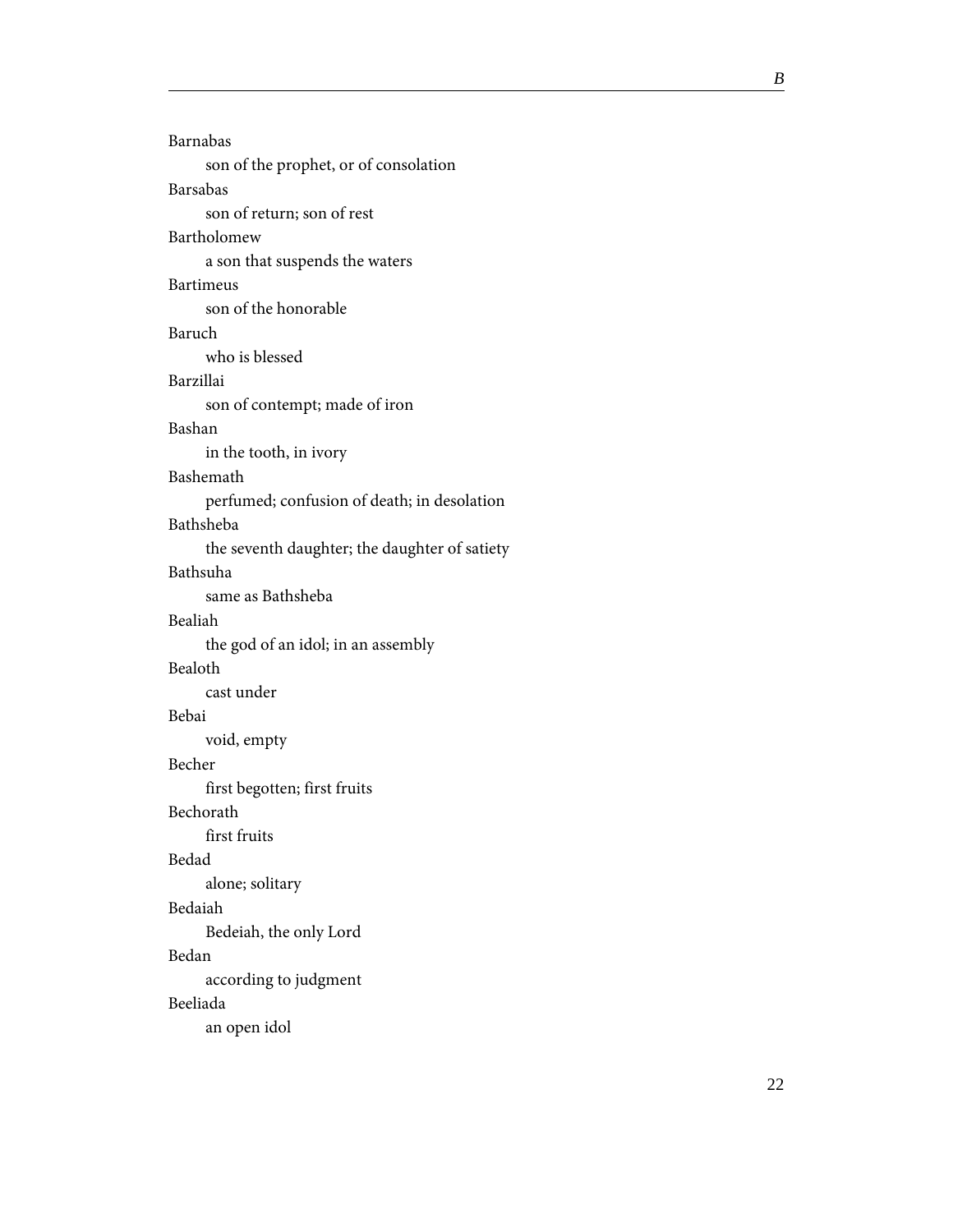Barnabas

son of the prophet, or of consolation

Barsabas

son of return; son of rest

Bartholomew

a son that suspends the waters

Bartimeus

son of the honorable

Baruch

who is blessed

Barzillai

son of contempt; made of iron

Bashan

in the tooth, in ivory

Bashemath

perfumed; confusion of death; in desolation

Bathsheba

the seventh daughter; the daughter of satiety

Bathsuha

same as Bathsheba

Bealiah

the god of an idol; in an assembly

Bealoth

cast under

Bebai

void, empty

Becher

first begotten; first fruits

Bechorath

first fruits

Bedad

alone; solitary

Bedaiah

Bedeiah, the only Lord

Bedan

according to judgment

Beeliada

an open idol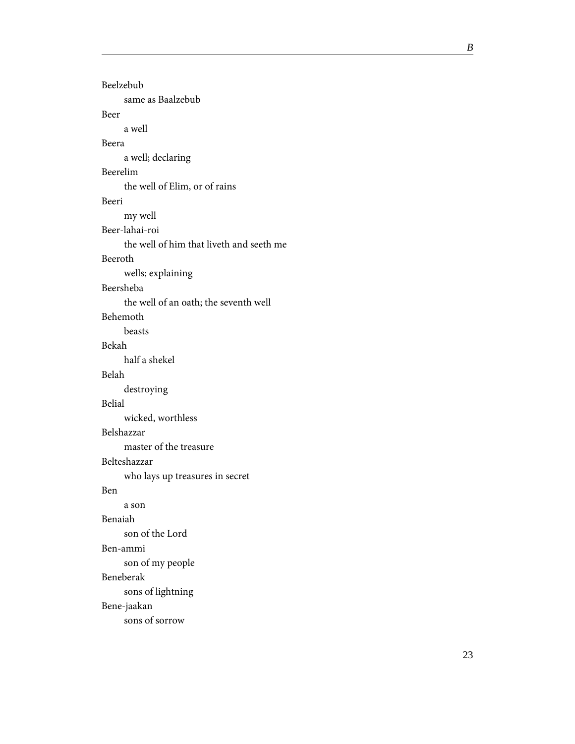Beelzebub
: same as Baalzebub

Beer
: a well

Beera
: a well; declaring

Beerelim
: the well of Elim, or of rains

Beeri
: my well

Beer-lahai-roi
: the well of him that liveth and seeth me

Beeroth
: wells; explaining

Beersheba
: the well of an oath; the seventh well

Behemoth
: beasts

Bekah
: half a shekel

Belah
: destroying

Belial
: wicked, worthless

Belshazzar
: master of the treasure

Belteshazzar
: who lays up treasures in secret

Ben
: a son

Benaiah
: son of the Lord

Ben-ammi
: son of my people

Beneberak
: sons of lightning

Bene-jaakan
: sons of sorrow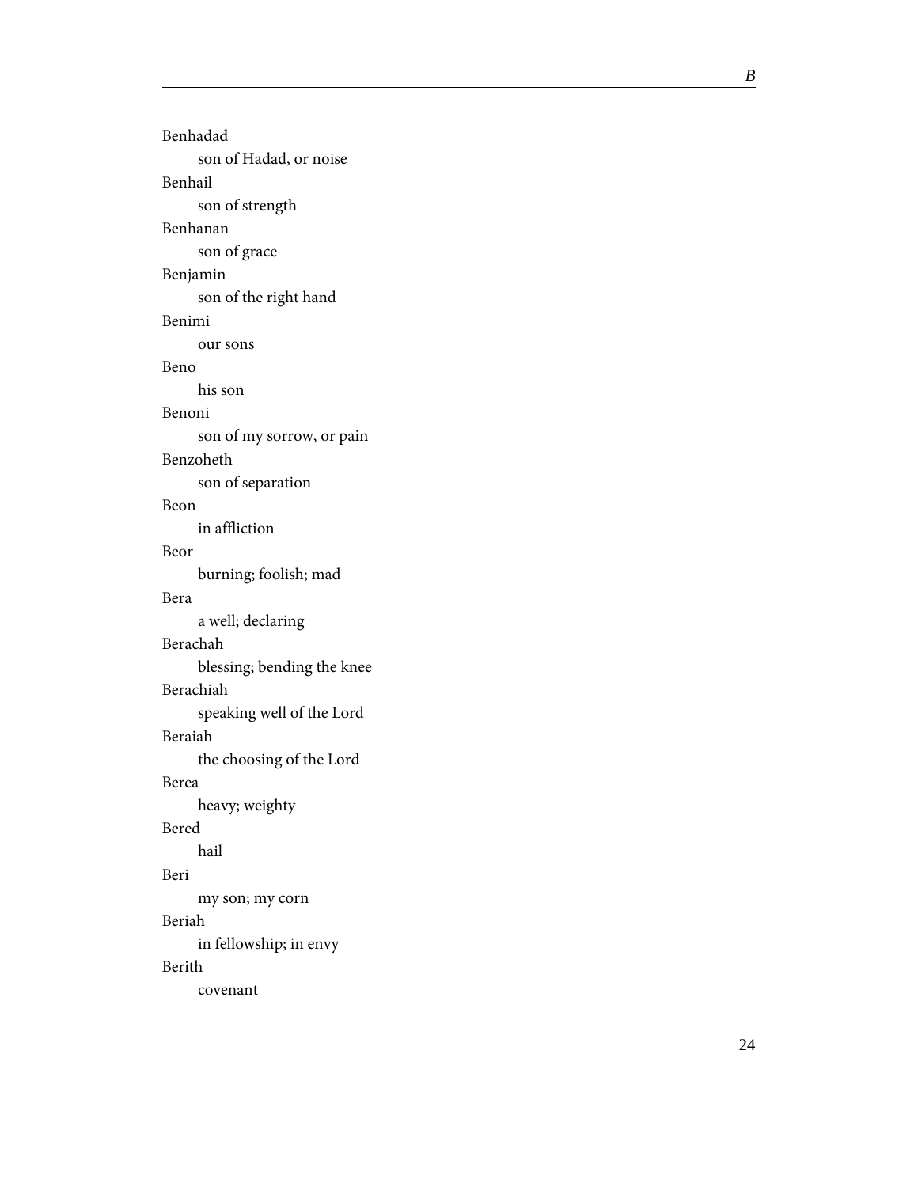Benhadad
: son of Hadad, or noise

Benhail
: son of strength

Benhanan
: son of grace

Benjamin
: son of the right hand

Benimi
: our sons

Beno
: his son

Benoni
: son of my sorrow, or pain

Benzoheth
: son of separation

Beon
: in affliction

Beor
: burning; foolish; mad

Bera
: a well; declaring

Berachah
: blessing; bending the knee

Berachiah
: speaking well of the Lord

Beraiah
: the choosing of the Lord

Berea
: heavy; weighty

Bered
: hail

Beri
: my son; my corn

Beriah
: in fellowship; in envy

Berith
: covenant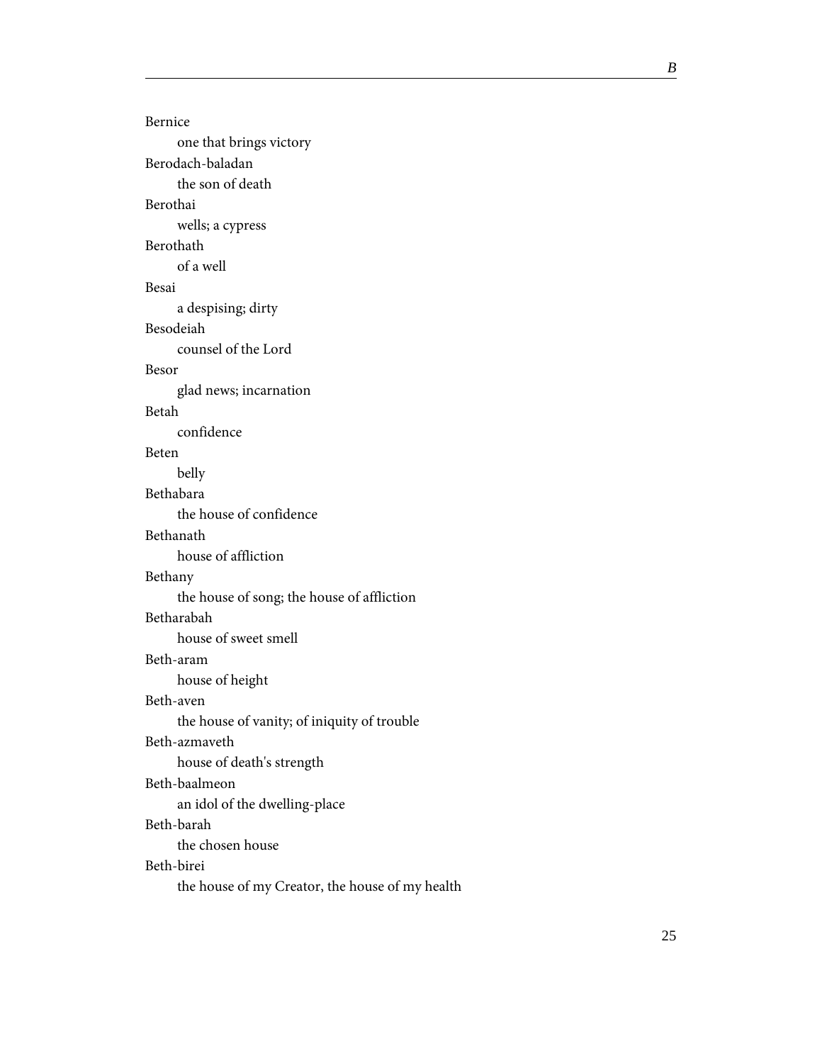Bernice
: one that brings victory

Berodach-baladan
: the son of death

Berothai
: wells; a cypress

Berothath
: of a well

Besai
: a despising; dirty

Besodeiah
: counsel of the Lord

Besor
: glad news; incarnation

Betah
: confidence

Beten
: belly

Bethabara
: the house of confidence

Bethanath
: house of affliction

Bethany
: the house of song; the house of affliction

Betharabah
: house of sweet smell

Beth-aram
: house of height

Beth-aven
: the house of vanity; of iniquity of trouble

Beth-azmaveth
: house of death's strength

Beth-baalmeon
: an idol of the dwelling-place

Beth-barah
: the chosen house

Beth-birei
: the house of my Creator, the house of my health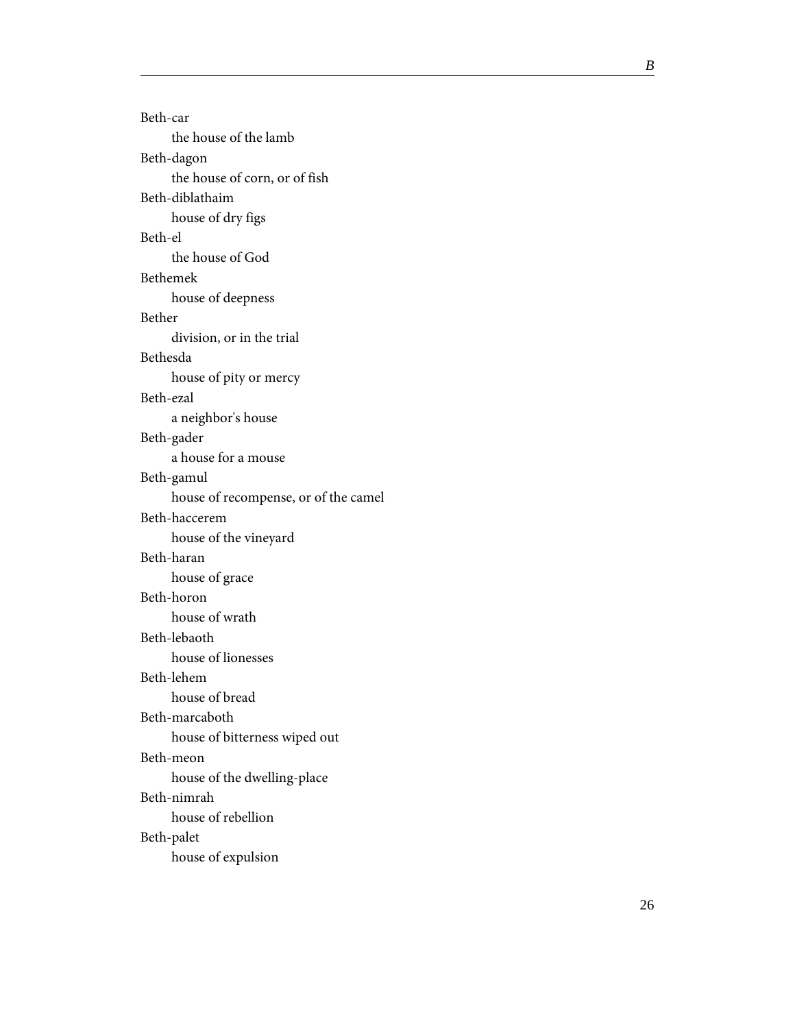Beth-car

the house of the lamb

Beth-dagon

the house of corn, or of fish

Beth-diblathaim

house of dry figs

Beth-el

the house of God

Bethemek

house of deepness

Bether

division, or in the trial

Bethesda

house of pity or mercy

Beth-ezal

a neighbor's house

Beth-gader

a house for a mouse

Beth-gamul

house of recompense, or of the camel

Beth-haccerem

house of the vineyard

Beth-haran

house of grace

Beth-horon

house of wrath

Beth-lebaoth

house of lionesses

Beth-lehem

house of bread

Beth-marcaboth

house of bitterness wiped out

Beth-meon

house of the dwelling-place

Beth-nimrah

house of rebellion

Beth-palet

house of expulsion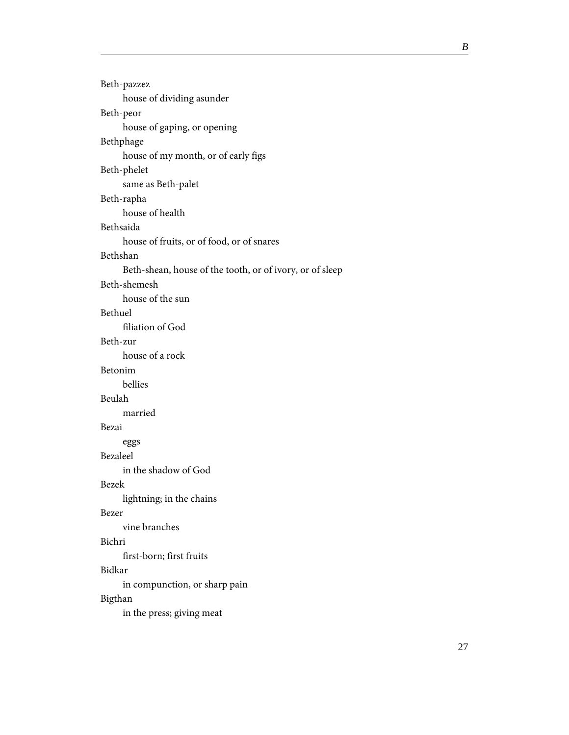Beth-pazzez
    house of dividing asunder

Beth-peor
    house of gaping, or opening

Bethphage
    house of my month, or of early figs

Beth-phelet
    same as Beth-palet

Beth-rapha
    house of health

Bethsaida
    house of fruits, or of food, or of snares

Bethshan
    Beth-shean, house of the tooth, or of ivory, or of sleep

Beth-shemesh
    house of the sun

Bethuel
    filiation of God

Beth-zur
    house of a rock

Betonim
    bellies

Beulah
    married

Bezai
    eggs

Bezaleel
    in the shadow of God

Bezek
    lightning; in the chains

Bezer
    vine branches

Bichri
    first-born; first fruits

Bidkar
    in compunction, or sharp pain

Bigthan
    in the press; giving meat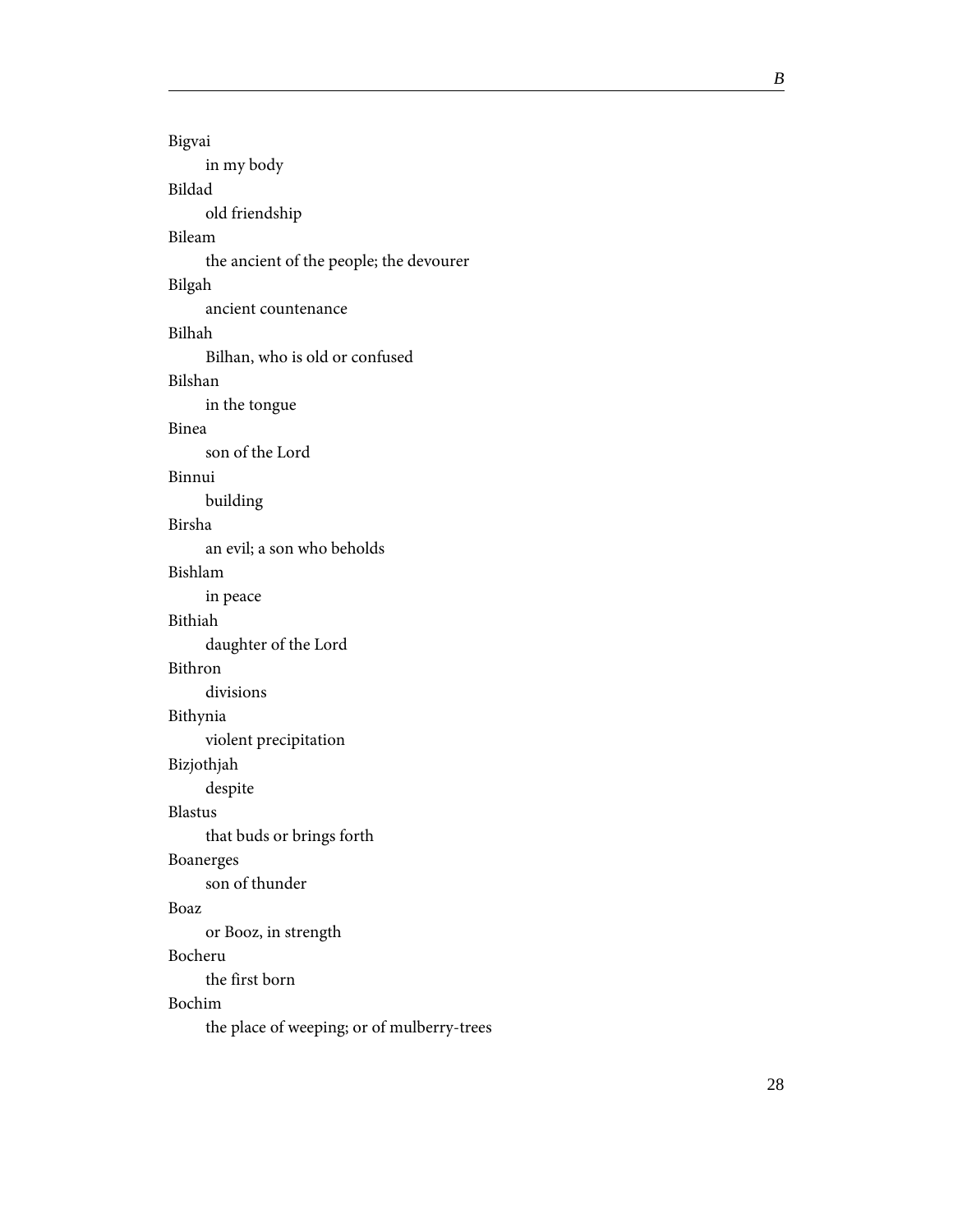Bigvai

  in my body

Bildad

  old friendship

Bileam

  the ancient of the people; the devourer

Bilgah

  ancient countenance

Bilhah

  Bilhan, who is old or confused

Bilshan

  in the tongue

Binea

  son of the Lord

Binnui

  building

Birsha

  an evil; a son who beholds

Bishlam

  in peace

Bithiah

  daughter of the Lord

Bithron

  divisions

Bithynia

  violent precipitation

Bizjothjah

  despite

Blastus

  that buds or brings forth

Boanerges

  son of thunder

Boaz

  or Booz, in strength

Bocheru

  the first born

Bochim

  the place of weeping; or of mulberry-trees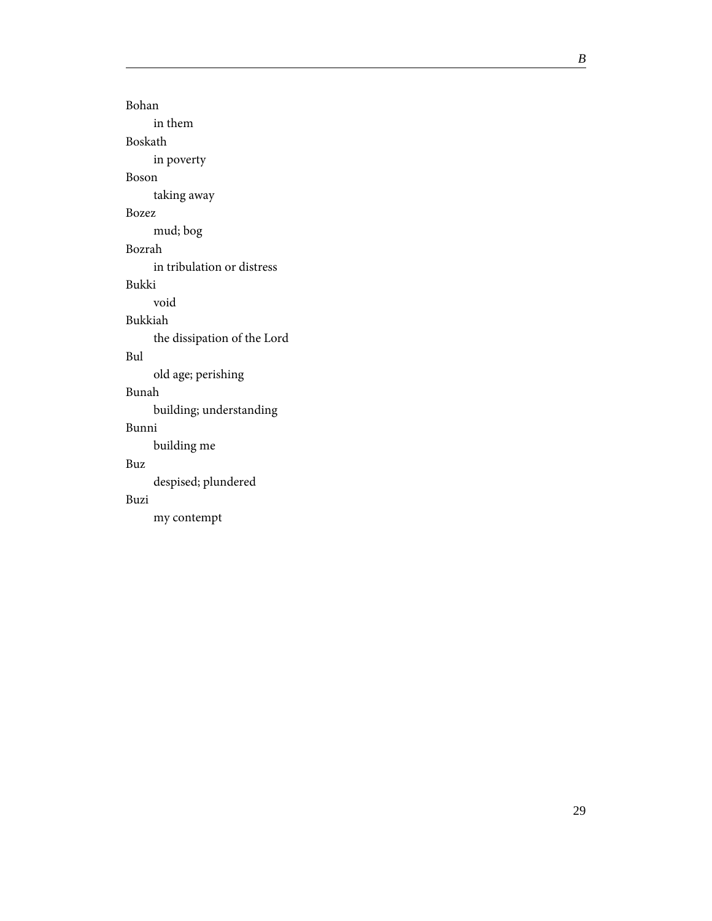Bohan

    in them

Boskath

    in poverty

Boson

    taking away

Bozez

    mud; bog

Bozrah

    in tribulation or distress

Bukki

    void

Bukkiah

    the dissipation of the Lord

Bul

    old age; perishing

Bunah

    building; understanding

Bunni

    building me

Buz

    despised; plundered

Buzi

    my contempt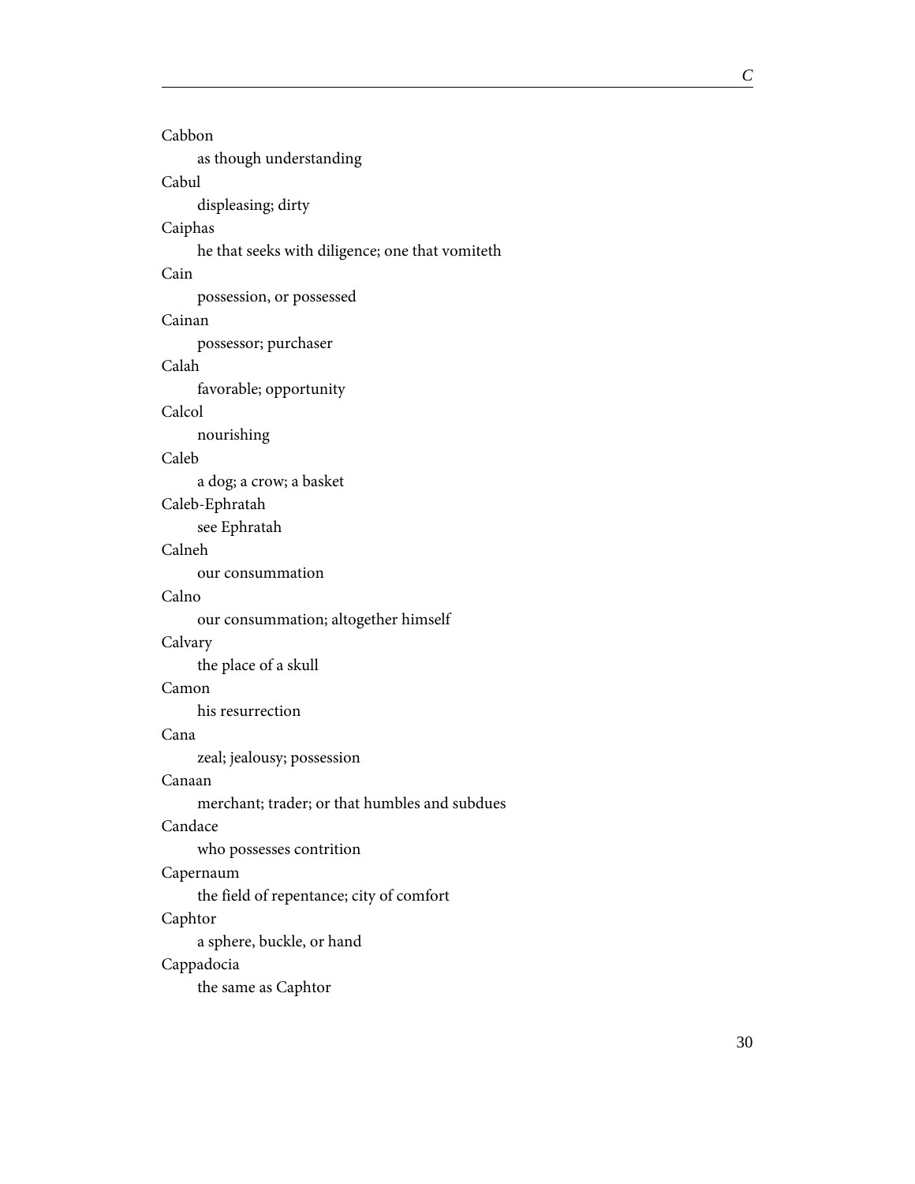Cabbon
: as though understanding

Cabul
: displeasing; dirty

Caiphas
: he that seeks with diligence; one that vomiteth

Cain
: possession, or possessed

Cainan
: possessor; purchaser

Calah
: favorable; opportunity

Calcol
: nourishing

Caleb
: a dog; a crow; a basket

Caleb-Ephratah
: see Ephratah

Calneh
: our consummation

Calno
: our consummation; altogether himself

Calvary
: the place of a skull

Camon
: his resurrection

Cana
: zeal; jealousy; possession

Canaan
: merchant; trader; or that humbles and subdues

Candace
: who possesses contrition

Capernaum
: the field of repentance; city of comfort

Caphtor
: a sphere, buckle, or hand

Cappadocia
: the same as Caphtor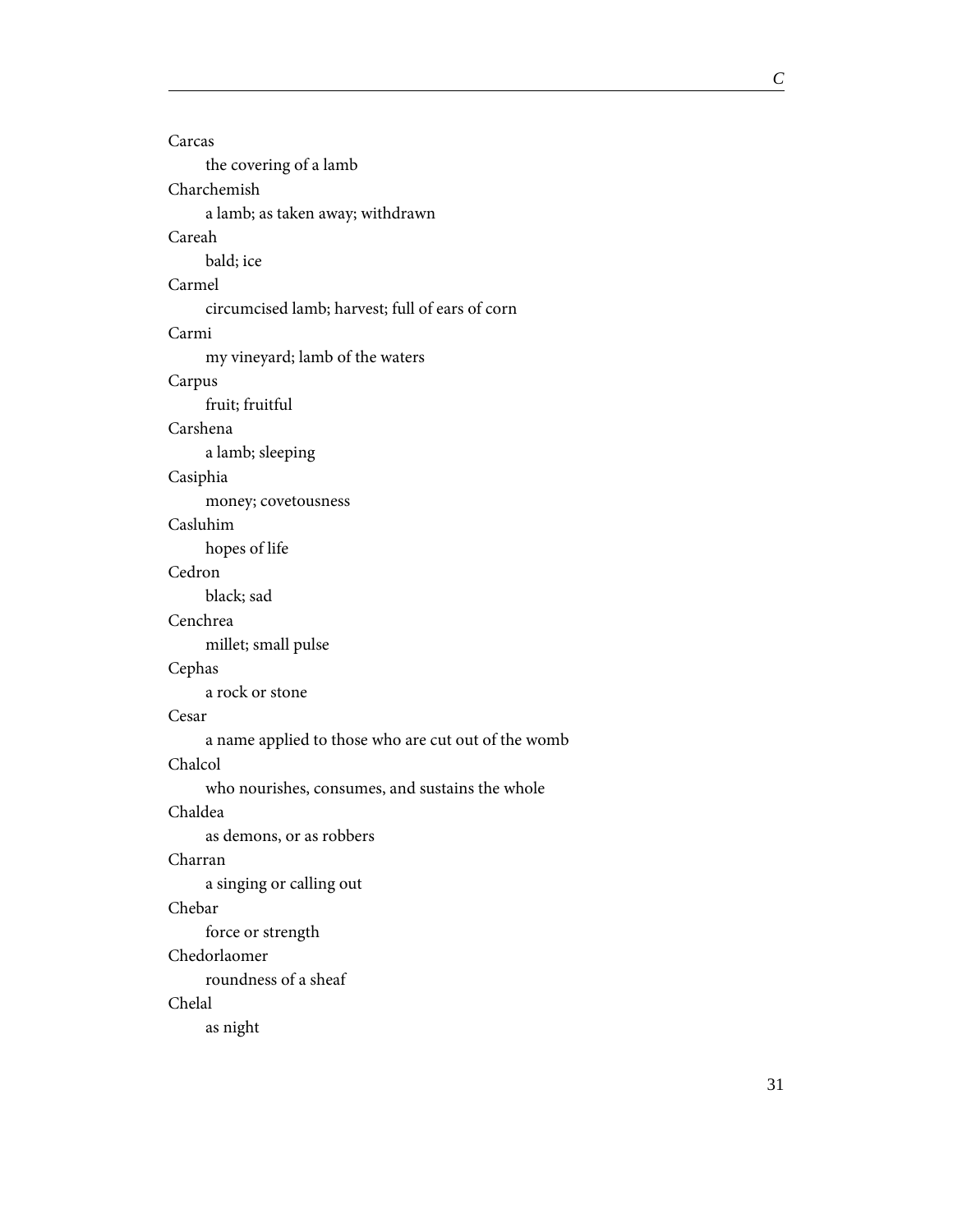Carcas
: the covering of a lamb

Charchemish
: a lamb; as taken away; withdrawn

Careah
: bald; ice

Carmel
: circumcised lamb; harvest; full of ears of corn

Carmi
: my vineyard; lamb of the waters

Carpus
: fruit; fruitful

Carshena
: a lamb; sleeping

Casiphia
: money; covetousness

Casluhim
: hopes of life

Cedron
: black; sad

Cenchrea
: millet; small pulse

Cephas
: a rock or stone

Cesar
: a name applied to those who are cut out of the womb

Chalcol
: who nourishes, consumes, and sustains the whole

Chaldea
: as demons, or as robbers

Charran
: a singing or calling out

Chebar
: force or strength

Chedorlaomer
: roundness of a sheaf

Chelal
: as night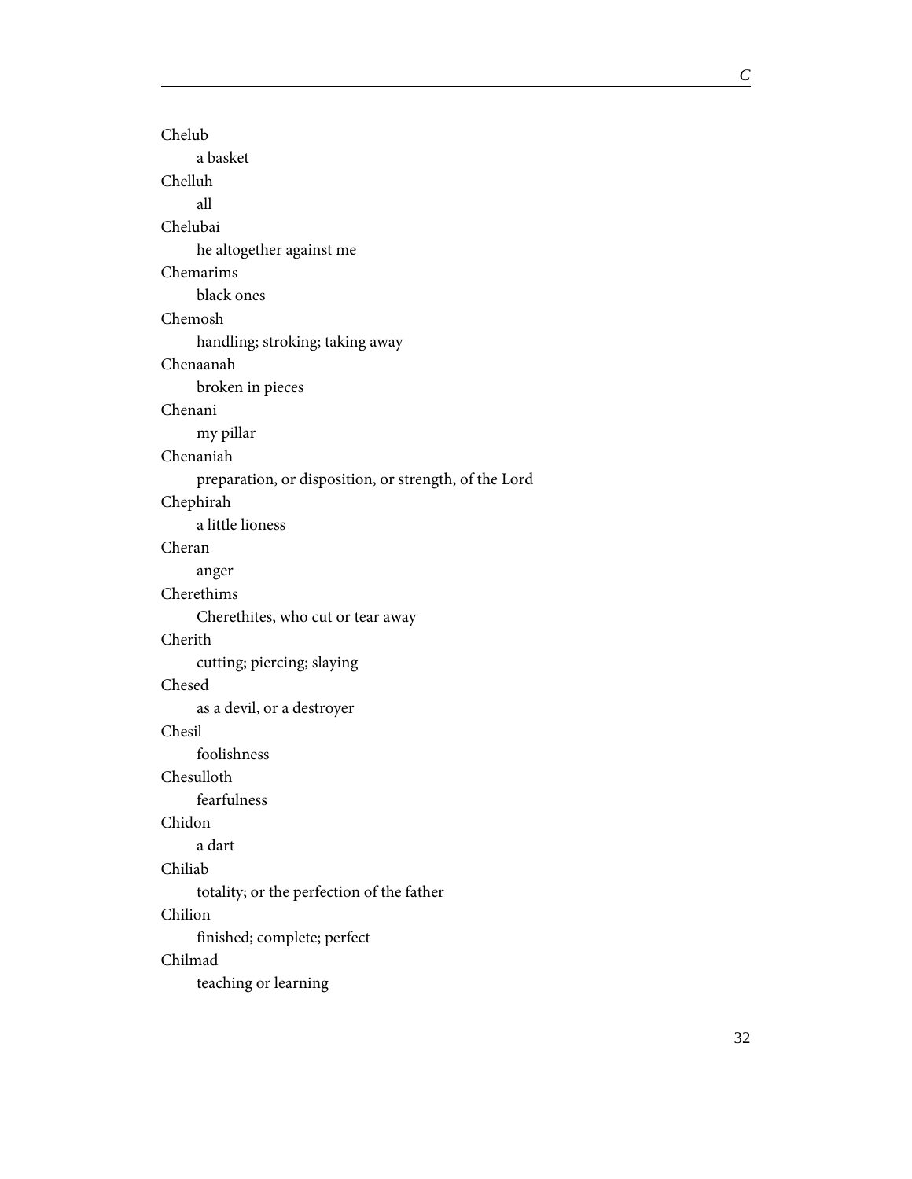Chelub

a basket

Chelluh

all

Chelubai

he altogether against me

Chemarims

black ones

Chemosh

handling; stroking; taking away

Chenaanah

broken in pieces

Chenani

my pillar

Chenaniah

preparation, or disposition, or strength, of the Lord

Chephirah

a little lioness

Cheran

anger

Cherethims

Cherethites, who cut or tear away

Cherith

cutting; piercing; slaying

Chesed

as a devil, or a destroyer

Chesil

foolishness

Chesulloth

fearfulness

Chidon

a dart

Chiliab

totality; or the perfection of the father

Chilion

finished; complete; perfect

Chilmad

teaching or learning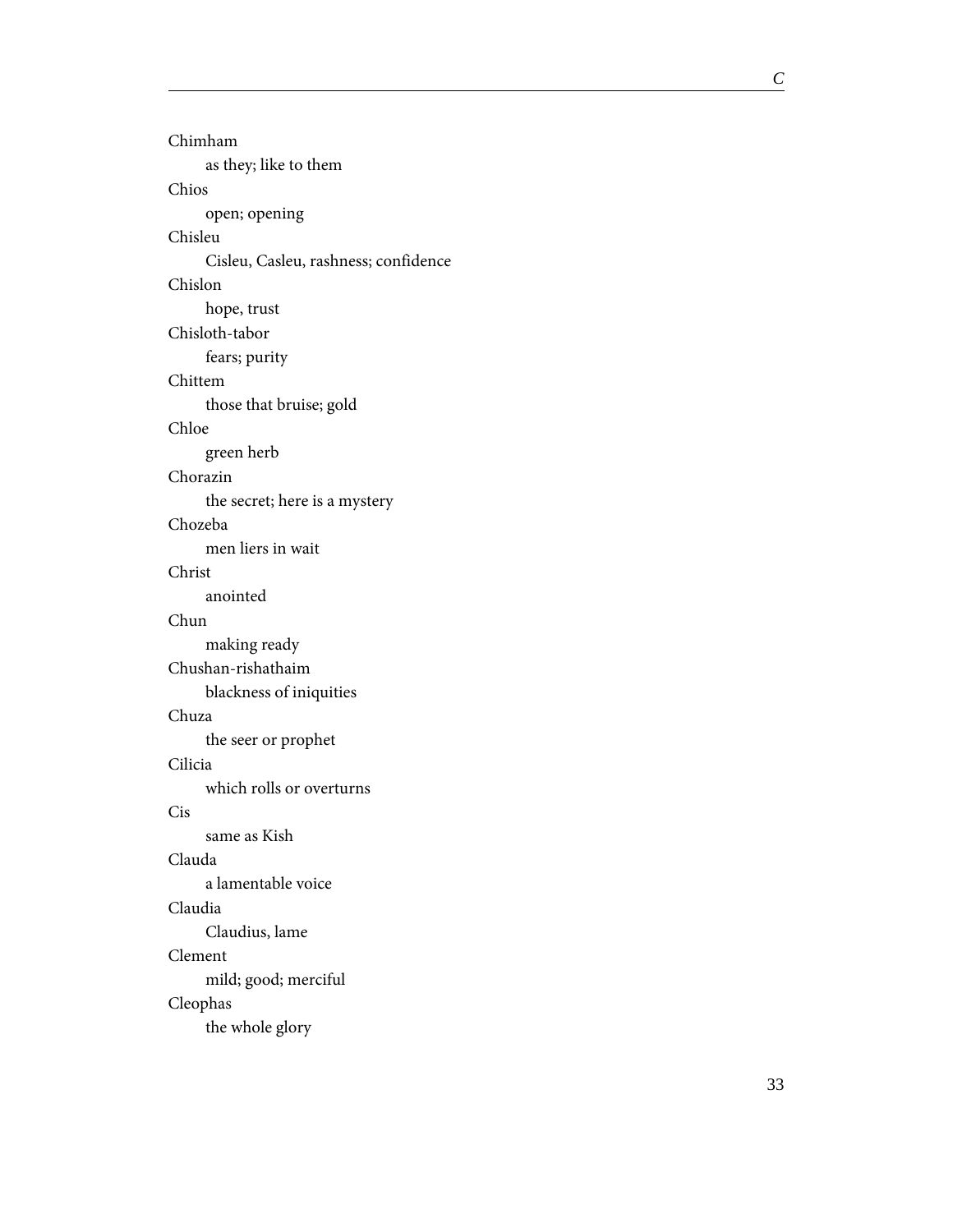Chimham

as they; like to them

Chios

open; opening

Chisleu

Cisleu, Casleu, rashness; confidence

Chislon

hope, trust

Chisloth-tabor

fears; purity

Chittem

those that bruise; gold

Chloe

green herb

Chorazin

the secret; here is a mystery

Chozeba

men liers in wait

Christ

anointed

Chun

making ready

Chushan-rishathaim

blackness of iniquities

Chuza

the seer or prophet

Cilicia

which rolls or overturns

Cis

same as Kish

Clauda

a lamentable voice

Claudia

Claudius, lame

Clement

mild; good; merciful

Cleophas

the whole glory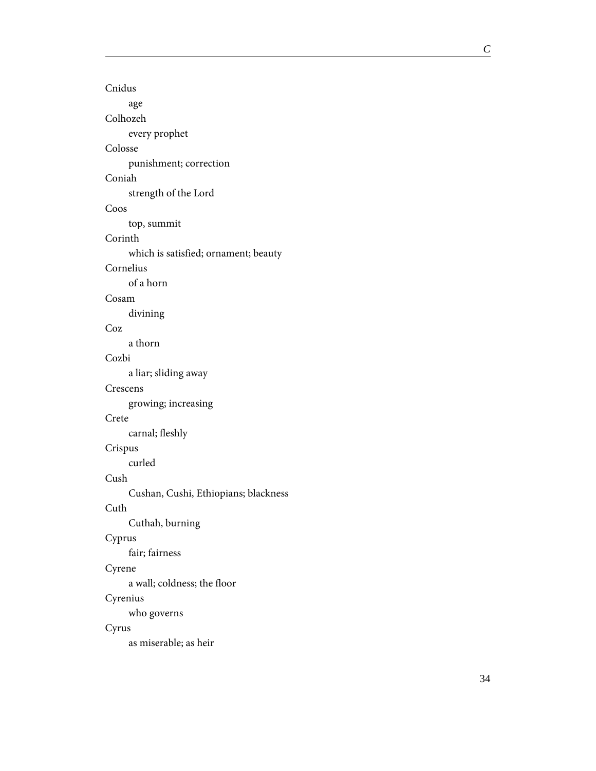Cnidus

  age

Colhozeh

  every prophet

Colosse

  punishment; correction

Coniah

  strength of the Lord

Coos

  top, summit

Corinth

  which is satisfied; ornament; beauty

Cornelius

  of a horn

Cosam

  divining

Coz

  a thorn

Cozbi

  a liar; sliding away

Crescens

  growing; increasing

Crete

  carnal; fleshly

Crispus

  curled

Cush

  Cushan, Cushi, Ethiopians; blackness

Cuth

  Cuthah, burning

Cyprus

  fair; fairness

Cyrene

  a wall; coldness; the floor

Cyrenius

  who governs

Cyrus

  as miserable; as heir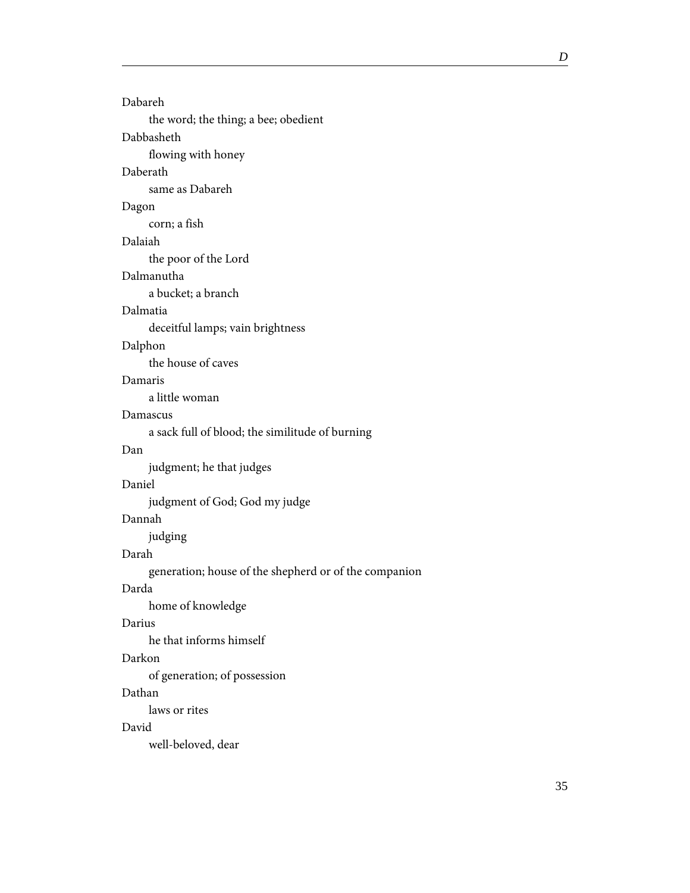Dabareh

the word; the thing; a bee; obedient

Dabbasheth

flowing with honey

Daberath

same as Dabareh

Dagon

corn; a fish

Dalaiah

the poor of the Lord

Dalmanutha

a bucket; a branch

Dalmatia

deceitful lamps; vain brightness

Dalphon

the house of caves

Damaris

a little woman

Damascus

a sack full of blood; the similitude of burning

Dan

judgment; he that judges

Daniel

judgment of God; God my judge

Dannah

judging

Darah

generation; house of the shepherd or of the companion

Darda

home of knowledge

Darius

he that informs himself

Darkon

of generation; of possession

Dathan

laws or rites

David

well-beloved, dear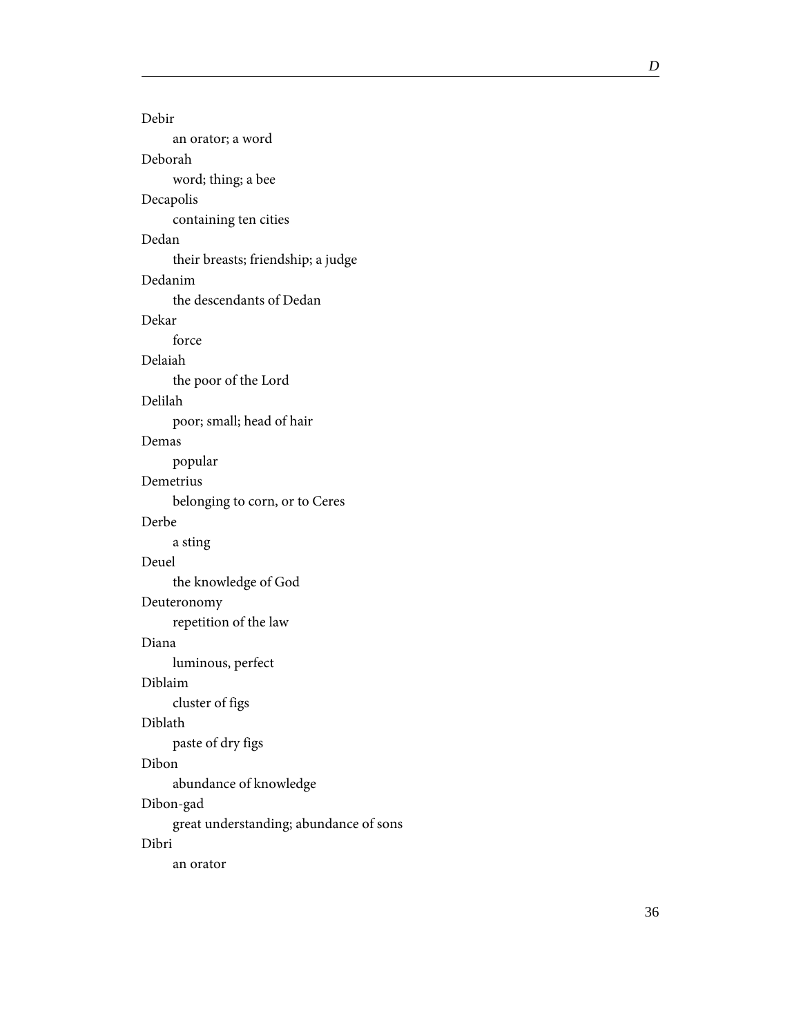Debir

an orator; a word

Deborah

word; thing; a bee

Decapolis

containing ten cities

Dedan

their breasts; friendship; a judge

Dedanim

the descendants of Dedan

Dekar

force

Delaiah

the poor of the Lord

Delilah

poor; small; head of hair

Demas

popular

Demetrius

belonging to corn, or to Ceres

Derbe

a sting

Deuel

the knowledge of God

Deuteronomy

repetition of the law

Diana

luminous, perfect

Diblaim

cluster of figs

Diblath

paste of dry figs

Dibon

abundance of knowledge

Dibon-gad

great understanding; abundance of sons

Dibri

an orator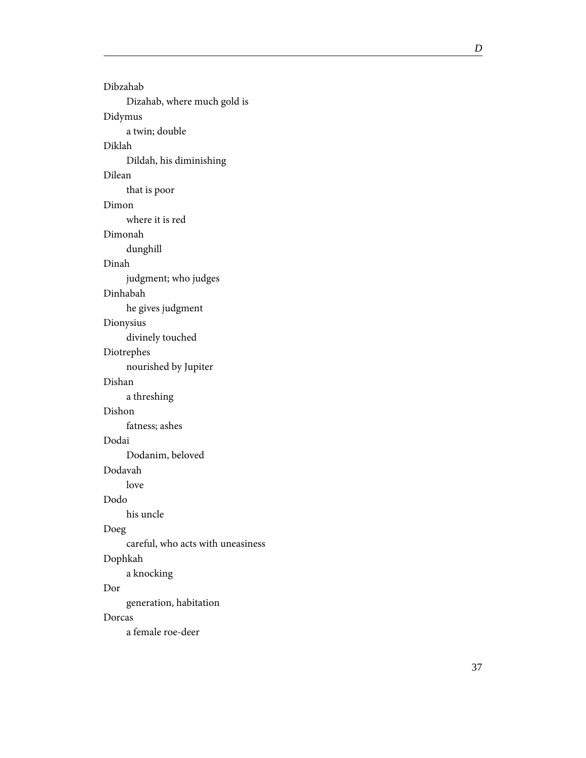Dibzahab

Dizahab, where much gold is

Didymus

a twin; double

Diklah

Dildah, his diminishing

Dilean

that is poor

Dimon

where it is red

Dimonah

dunghill

Dinah

judgment; who judges

Dinhabah

he gives judgment

Dionysius

divinely touched

Diotrephes

nourished by Jupiter

Dishan

a threshing

Dishon

fatness; ashes

Dodai

Dodanim, beloved

Dodavah

love

Dodo

his uncle

Doeg

careful, who acts with uneasiness

Dophkah

a knocking

Dor

generation, habitation

Dorcas

a female roe-deer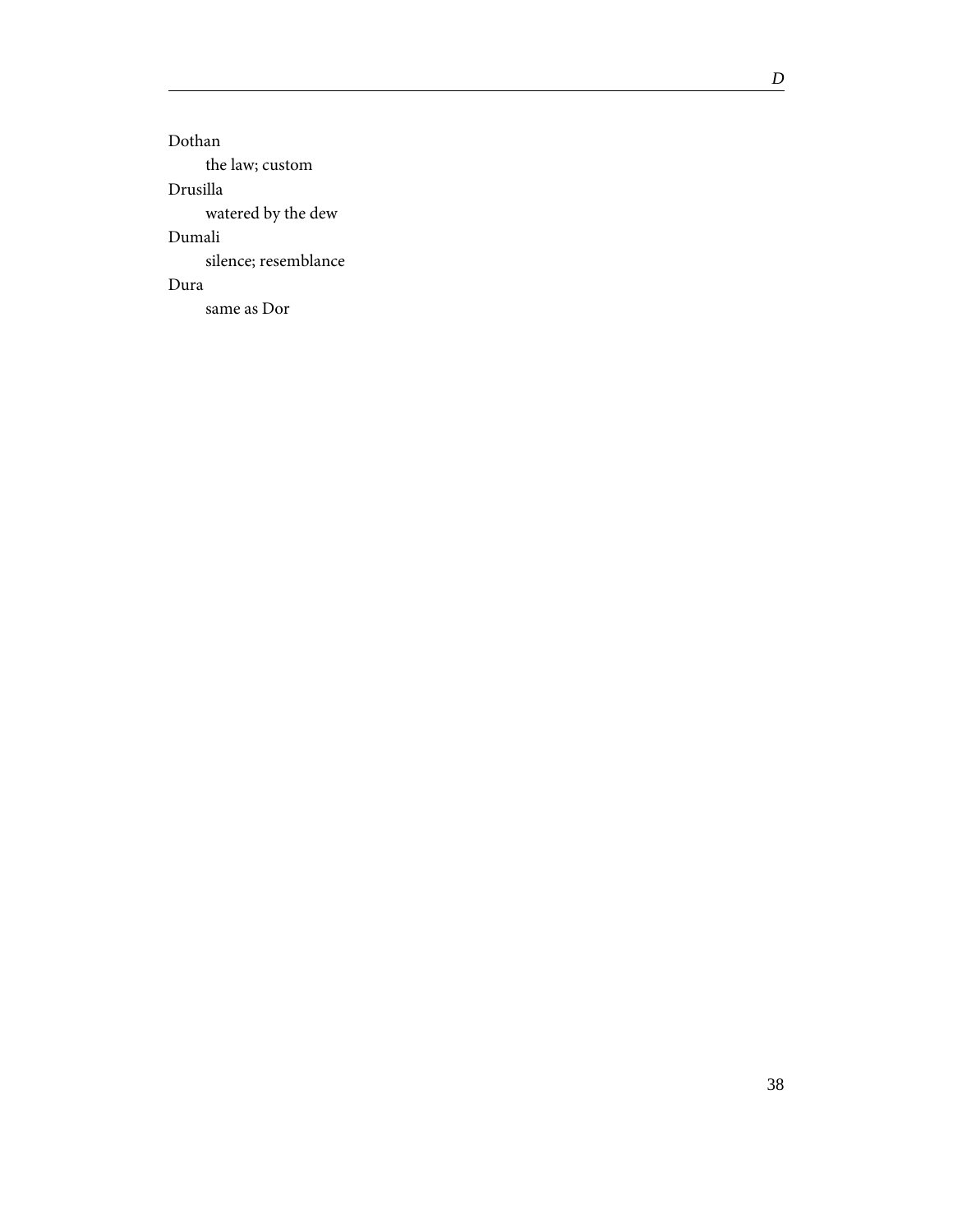Dothan
: the law; custom

Drusilla
: watered by the dew

Dumali
: silence; resemblance

Dura
: same as Dor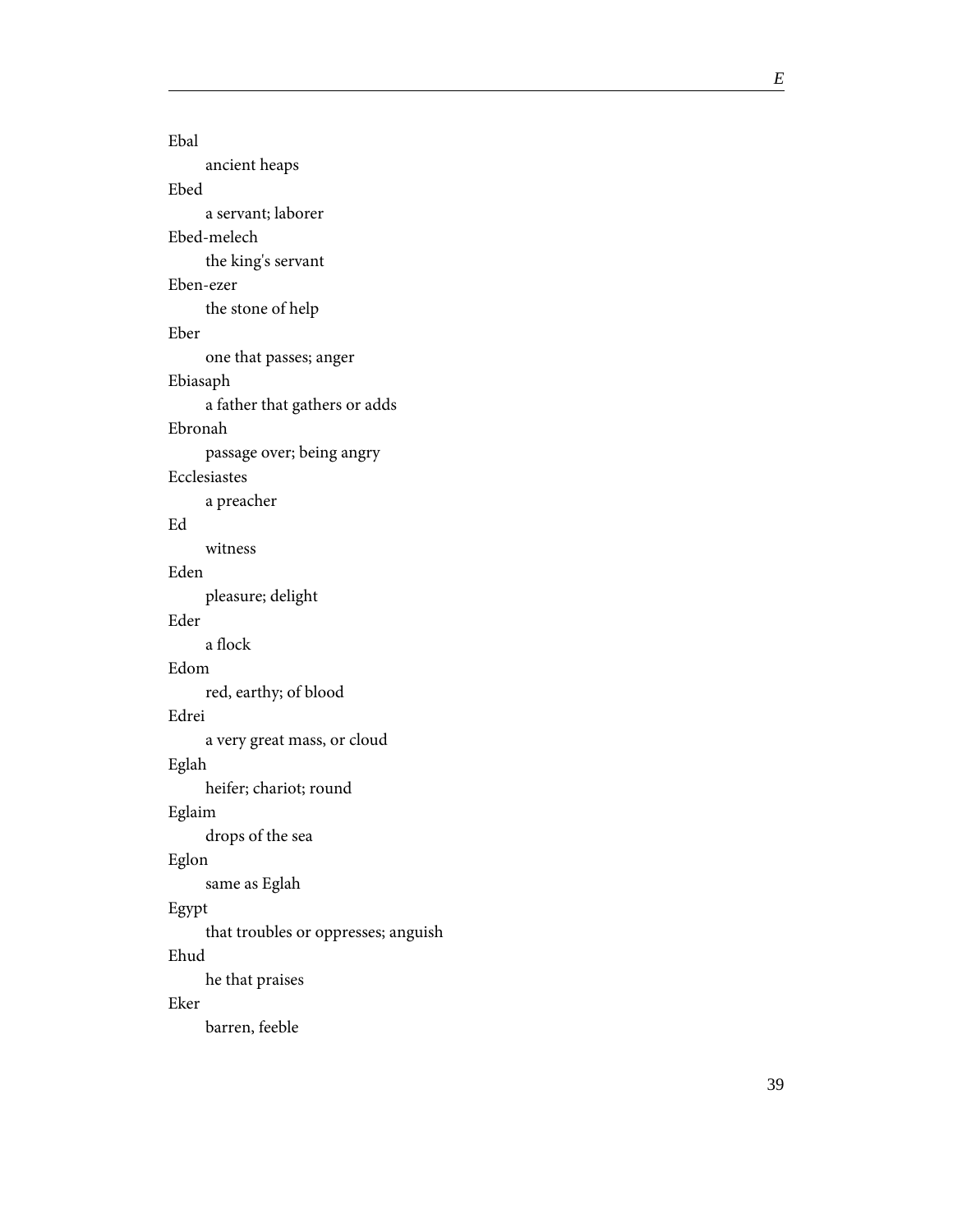Ebal
: ancient heaps

Ebed
: a servant; laborer

Ebed-melech
: the king's servant

Eben-ezer
: the stone of help

Eber
: one that passes; anger

Ebiasaph
: a father that gathers or adds

Ebronah
: passage over; being angry

Ecclesiastes
: a preacher

Ed
: witness

Eden
: pleasure; delight

Eder
: a flock

Edom
: red, earthy; of blood

Edrei
: a very great mass, or cloud

Eglah
: heifer; chariot; round

Eglaim
: drops of the sea

Eglon
: same as Eglah

Egypt
: that troubles or oppresses; anguish

Ehud
: he that praises

Eker
: barren, feeble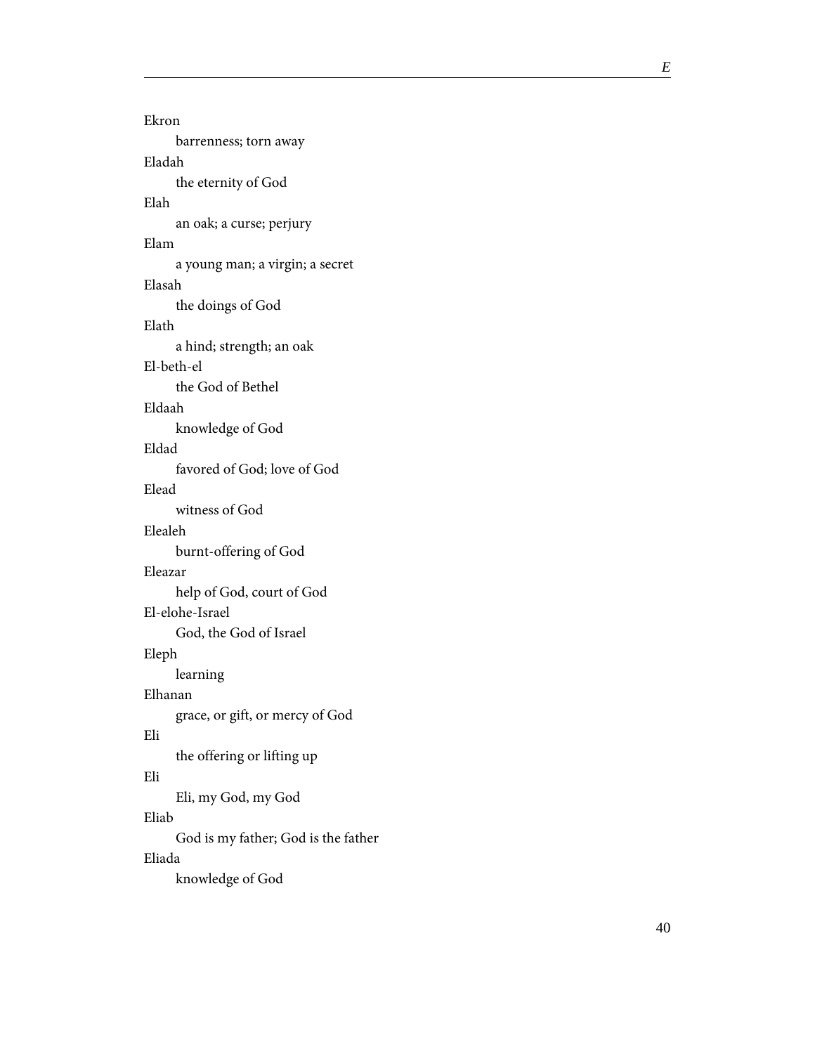Ekron
barrenness; torn away

Eladah
the eternity of God

Elah
an oak; a curse; perjury

Elam
a young man; a virgin; a secret

Elasah
the doings of God

Elath
a hind; strength; an oak

El-beth-el
the God of Bethel

Eldaah
knowledge of God

Eldad
favored of God; love of God

Elead
witness of God

Elealeh
burnt-offering of God

Eleazar
help of God, court of God

El-elohe-Israel
God, the God of Israel

Eleph
learning

Elhanan
grace, or gift, or mercy of God

Eli
the offering or lifting up

Eli
Eli, my God, my God

Eliab
God is my father; God is the father

Eliada
knowledge of God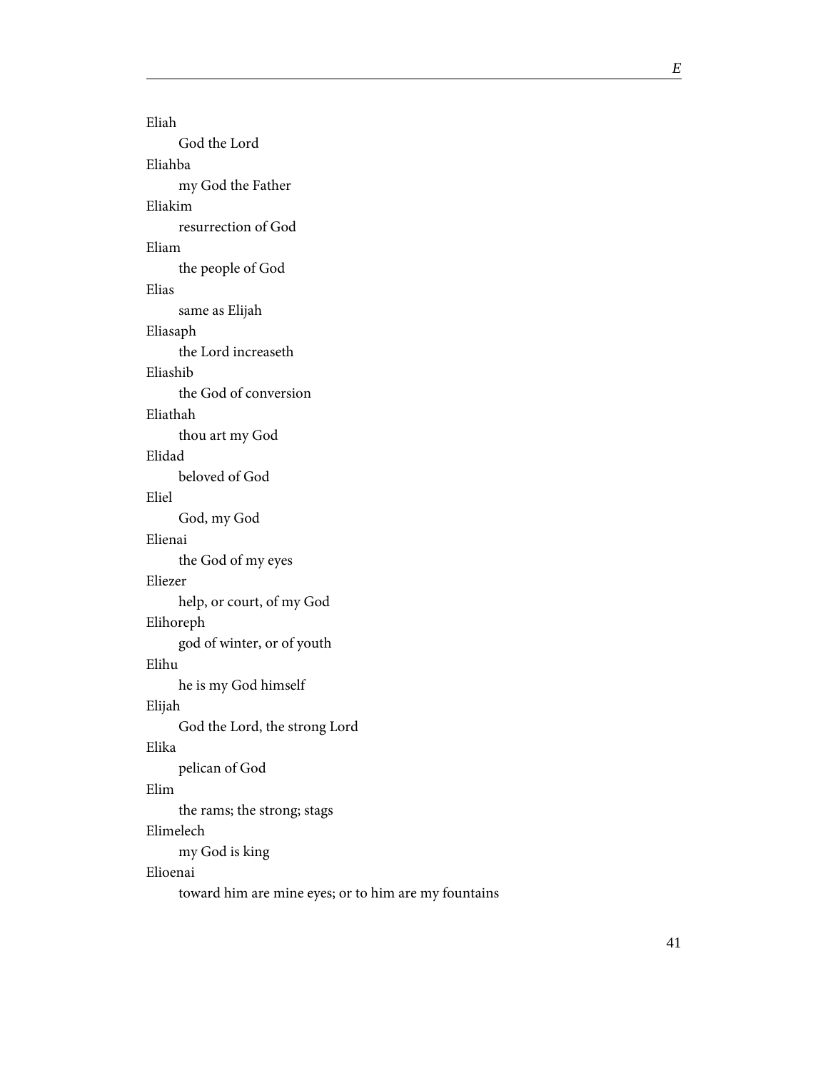Eliah
: God the Lord

Eliahba
: my God the Father

Eliakim
: resurrection of God

Eliam
: the people of God

Elias
: same as Elijah

Eliasaph
: the Lord increaseth

Eliashib
: the God of conversion

Eliathah
: thou art my God

Elidad
: beloved of God

Eliel
: God, my God

Elienai
: the God of my eyes

Eliezer
: help, or court, of my God

Elihoreph
: god of winter, or of youth

Elihu
: he is my God himself

Elijah
: God the Lord, the strong Lord

Elika
: pelican of God

Elim
: the rams; the strong; stags

Elimelech
: my God is king

Elioenai
: toward him are mine eyes; or to him are my fountains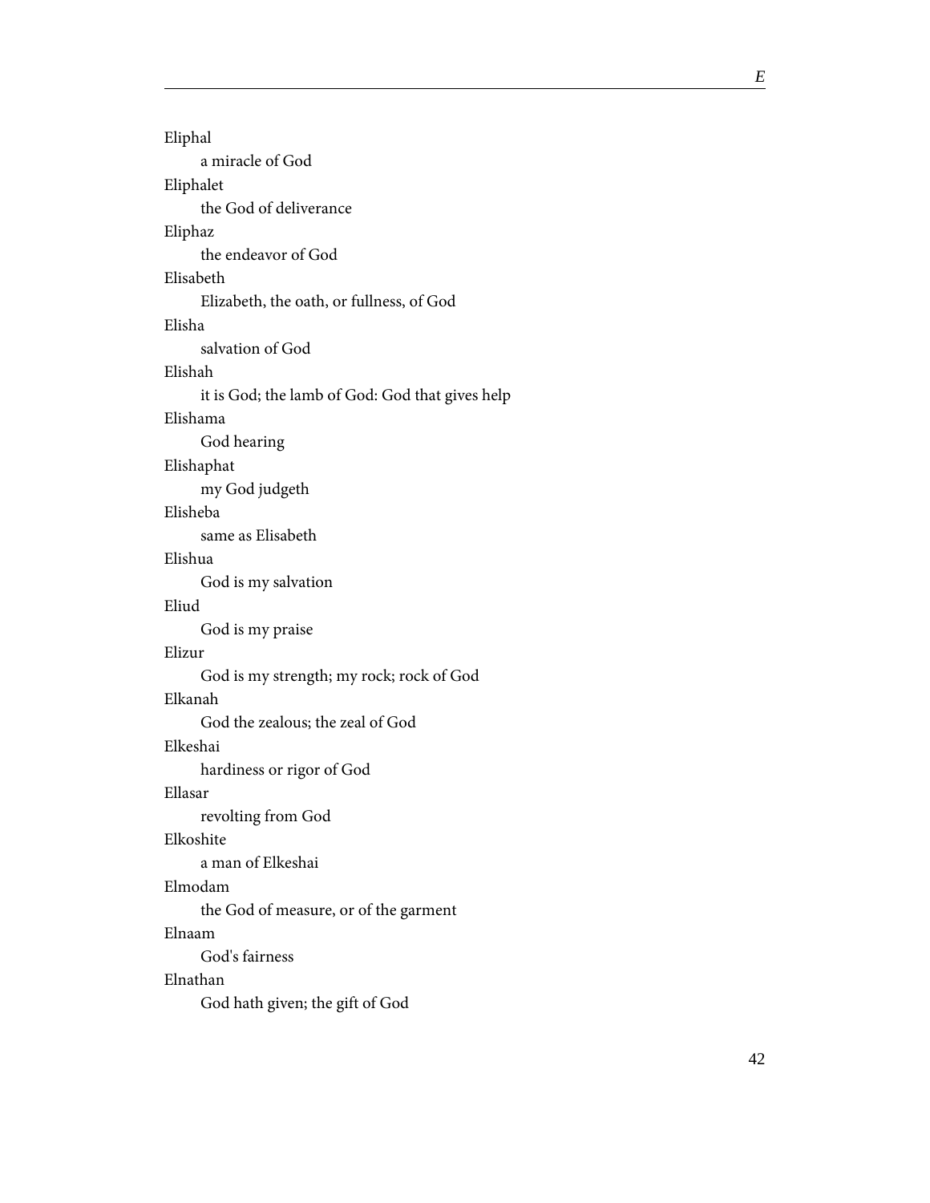Eliphal

    a miracle of God

Eliphalet

    the God of deliverance

Eliphaz

    the endeavor of God

Elisabeth

    Elizabeth, the oath, or fullness, of God

Elisha

    salvation of God

Elishah

    it is God; the lamb of God: God that gives help

Elishama

    God hearing

Elishaphat

    my God judgeth

Elisheba

    same as Elisabeth

Elishua

    God is my salvation

Eliud

    God is my praise

Elizur

    God is my strength; my rock; rock of God

Elkanah

    God the zealous; the zeal of God

Elkeshai

    hardiness or rigor of God

Ellasar

    revolting from God

Elkoshite

    a man of Elkeshai

Elmodam

    the God of measure, or of the garment

Elnaam

    God's fairness

Elnathan

    God hath given; the gift of God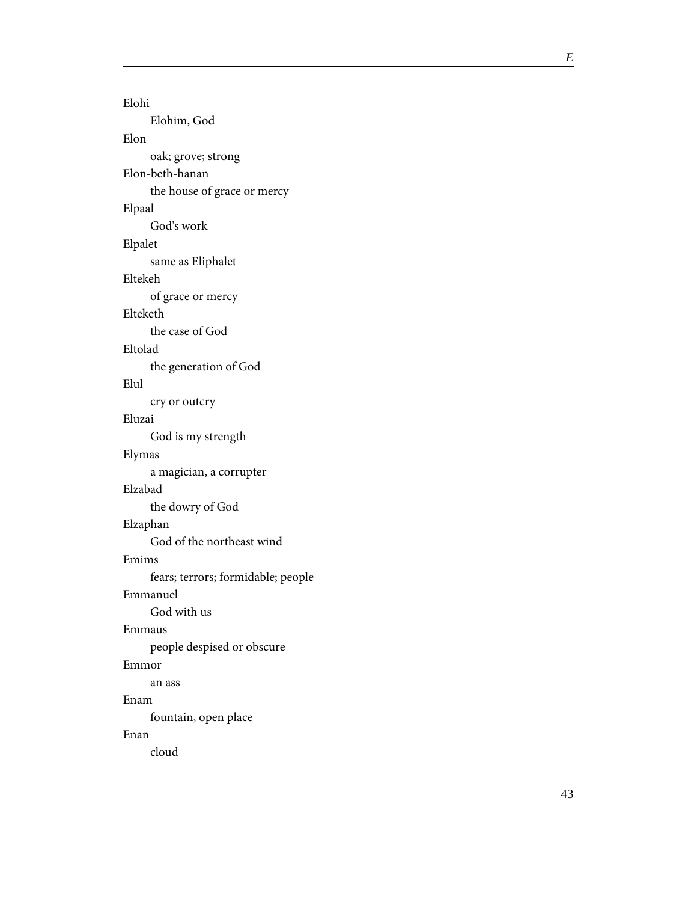Elohi

Elohim, God

Elon

oak; grove; strong

Elon-beth-hanan

the house of grace or mercy

Elpaal

God's work

Elpalet

same as Eliphalet

Eltekeh

of grace or mercy

Elteketh

the case of God

Eltolad

the generation of God

Elul

cry or outcry

Eluzai

God is my strength

Elymas

a magician, a corrupter

Elzabad

the dowry of God

Elzaphan

God of the northeast wind

Emims

fears; terrors; formidable; people

Emmanuel

God with us

Emmaus

people despised or obscure

Emmor

an ass

Enam

fountain, open place

Enan

cloud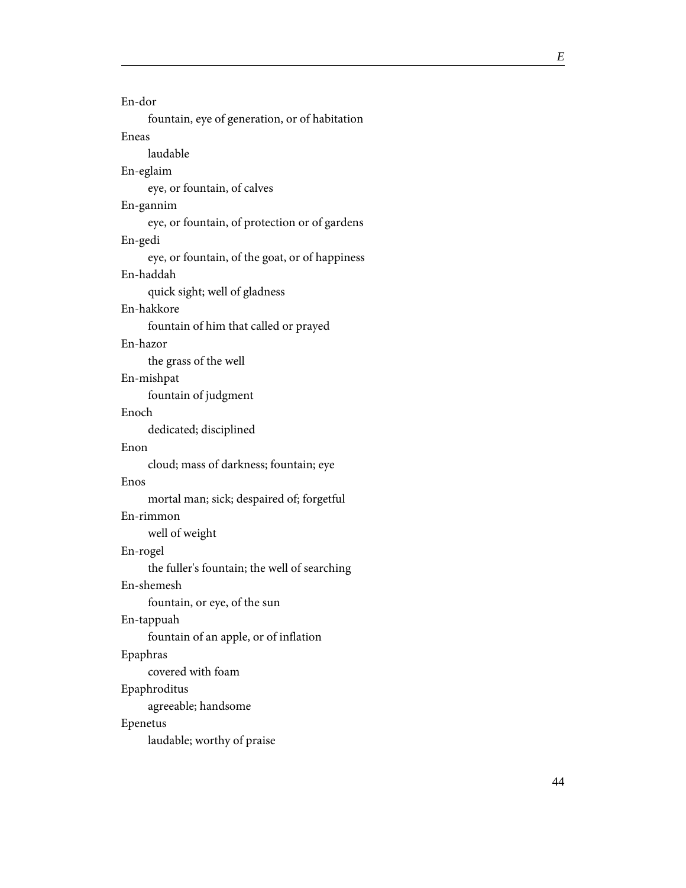En-dor

fountain, eye of generation, or of habitation

Eneas

laudable

En-eglaim

eye, or fountain, of calves

En-gannim

eye, or fountain, of protection or of gardens

En-gedi

eye, or fountain, of the goat, or of happiness

En-haddah

quick sight; well of gladness

En-hakkore

fountain of him that called or prayed

En-hazor

the grass of the well

En-mishpat

fountain of judgment

Enoch

dedicated; disciplined

Enon

cloud; mass of darkness; fountain; eye

Enos

mortal man; sick; despaired of; forgetful

En-rimmon

well of weight

En-rogel

the fuller's fountain; the well of searching

En-shemesh

fountain, or eye, of the sun

En-tappuah

fountain of an apple, or of inflation

Epaphras

covered with foam

Epaphroditus

agreeable; handsome

Epenetus

laudable; worthy of praise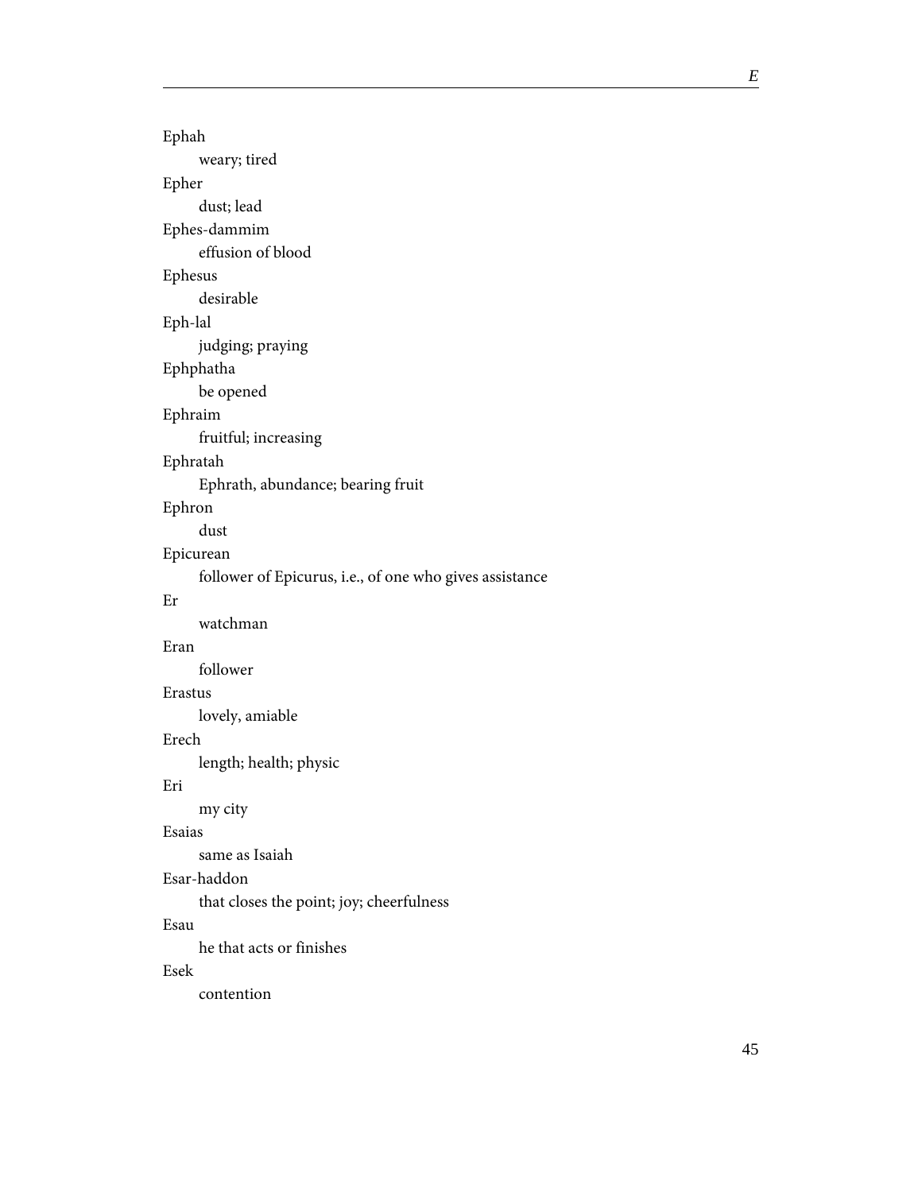Ephah
: weary; tired

Epher
: dust; lead

Ephes-dammim
: effusion of blood

Ephesus
: desirable

Eph-lal
: judging; praying

Ephphatha
: be opened

Ephraim
: fruitful; increasing

Ephratah
: Ephrath, abundance; bearing fruit

Ephron
: dust

Epicurean
: follower of Epicurus, i.e., of one who gives assistance

Er
: watchman

Eran
: follower

Erastus
: lovely, amiable

Erech
: length; health; physic

Eri
: my city

Esaias
: same as Isaiah

Esar-haddon
: that closes the point; joy; cheerfulness

Esau
: he that acts or finishes

Esek
: contention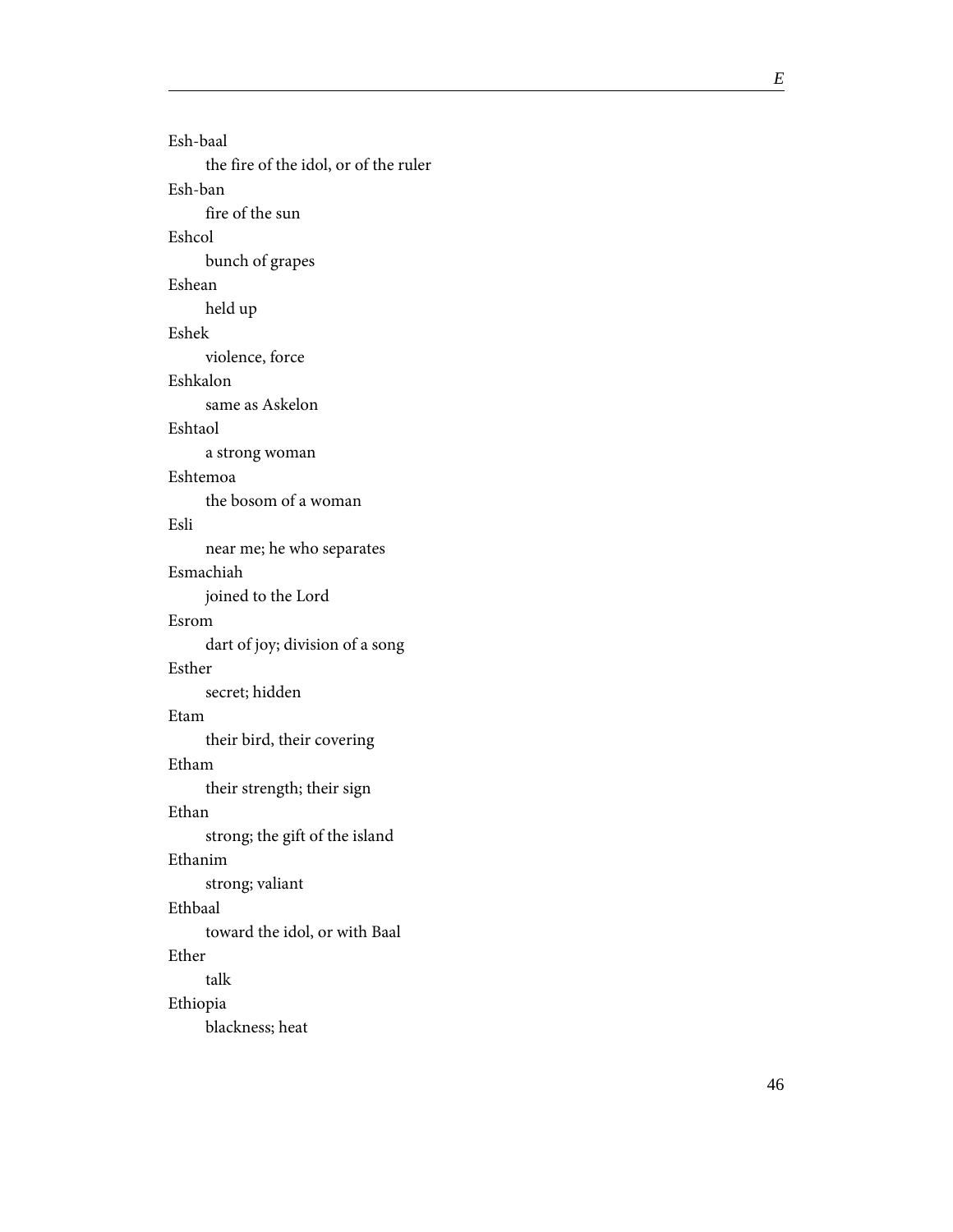Esh-baal

  the fire of the idol, or of the ruler

Esh-ban

  fire of the sun

Eshcol

  bunch of grapes

Eshean

  held up

Eshek

  violence, force

Eshkalon

  same as Askelon

Eshtaol

  a strong woman

Eshtemoa

  the bosom of a woman

Esli

  near me; he who separates

Esmachiah

  joined to the Lord

Esrom

  dart of joy; division of a song

Esther

  secret; hidden

Etam

  their bird, their covering

Etham

  their strength; their sign

Ethan

  strong; the gift of the island

Ethanim

  strong; valiant

Ethbaal

  toward the idol, or with Baal

Ether

  talk

Ethiopia

  blackness; heat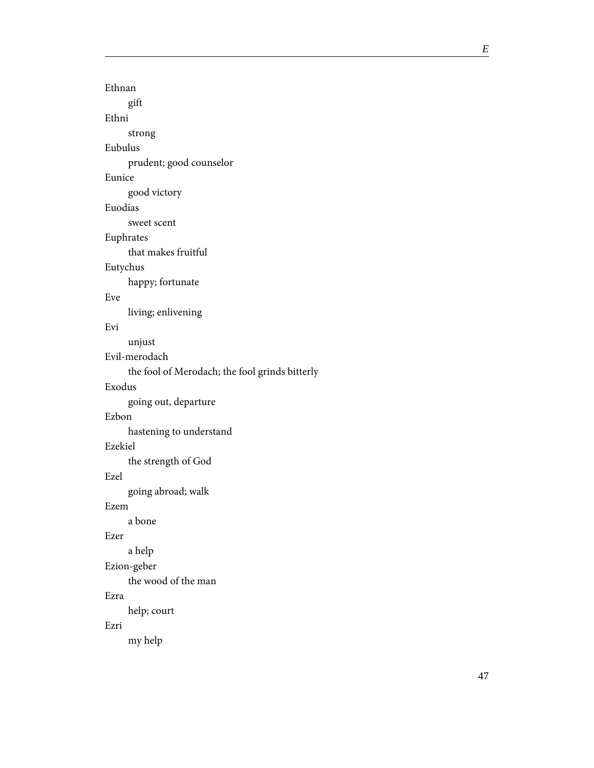Ethnan
: gift

Ethni
: strong

Eubulus
: prudent; good counselor

Eunice
: good victory

Euodias
: sweet scent

Euphrates
: that makes fruitful

Eutychus
: happy; fortunate

Eve
: living; enlivening

Evi
: unjust

Evil-merodach
: the fool of Merodach; the fool grinds bitterly

Exodus
: going out, departure

Ezbon
: hastening to understand

Ezekiel
: the strength of God

Ezel
: going abroad; walk

Ezem
: a bone

Ezer
: a help

Ezion-geber
: the wood of the man

Ezra
: help; court

Ezri
: my help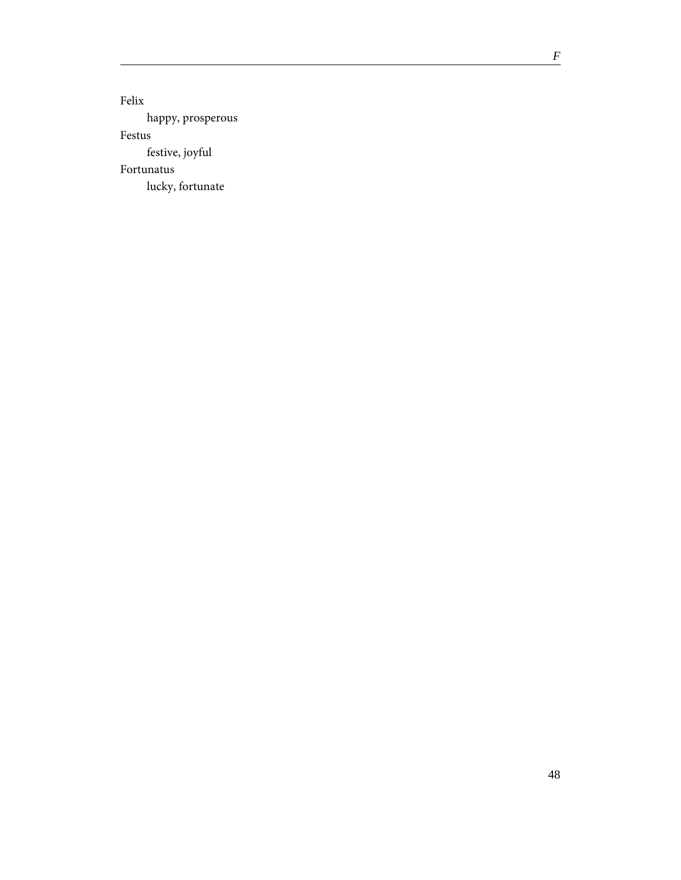Felix
  happy, prosperous

Festus
  festive, joyful

Fortunatus
  lucky, fortunate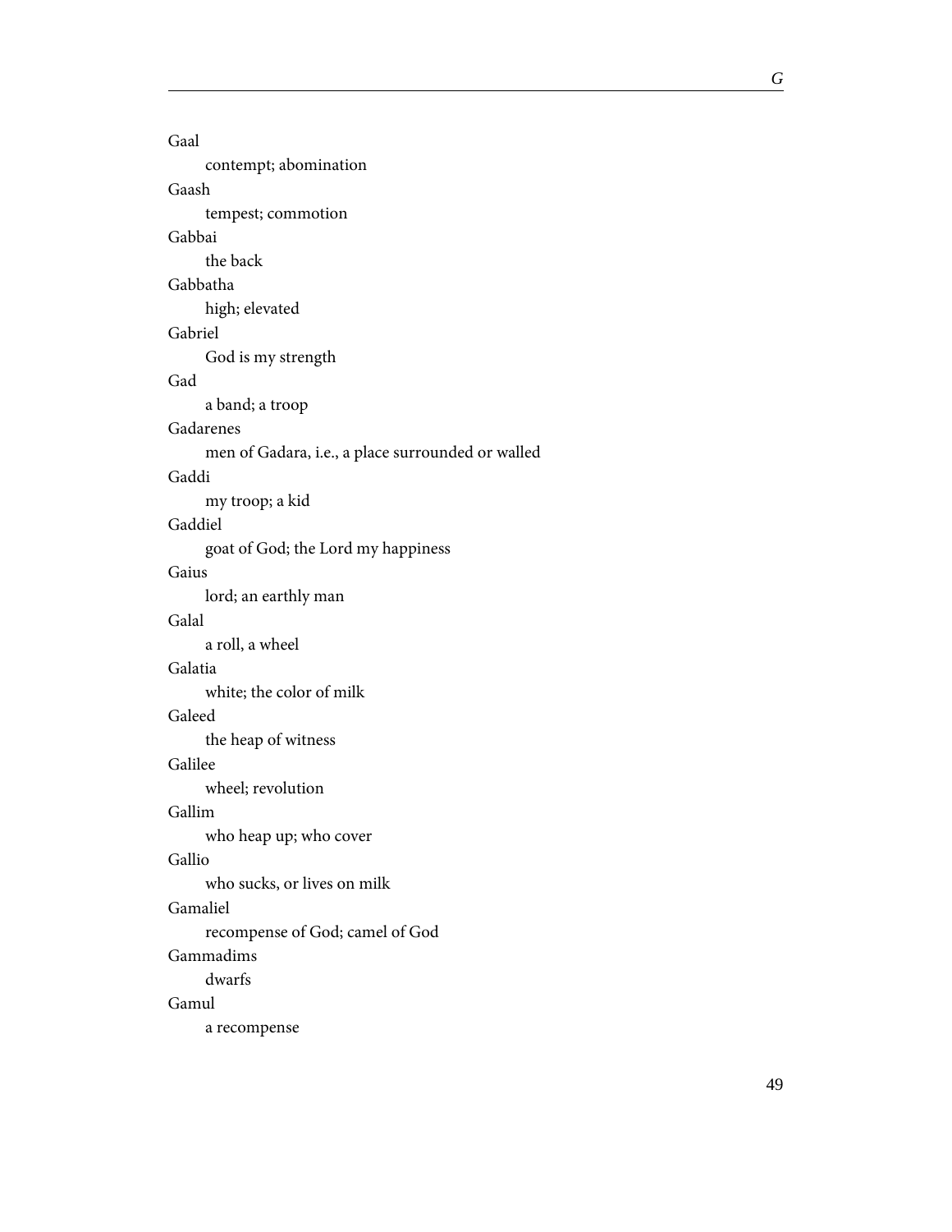Gaal

contempt; abomination

Gaash

tempest; commotion

Gabbai

the back

Gabbatha

high; elevated

Gabriel

God is my strength

Gad

a band; a troop

Gadarenes

men of Gadara, i.e., a place surrounded or walled

Gaddi

my troop; a kid

Gaddiel

goat of God; the Lord my happiness

Gaius

lord; an earthly man

Galal

a roll, a wheel

Galatia

white; the color of milk

Galeed

the heap of witness

Galilee

wheel; revolution

Gallim

who heap up; who cover

Gallio

who sucks, or lives on milk

Gamaliel

recompense of God; camel of God

Gammadims

dwarfs

Gamul

a recompense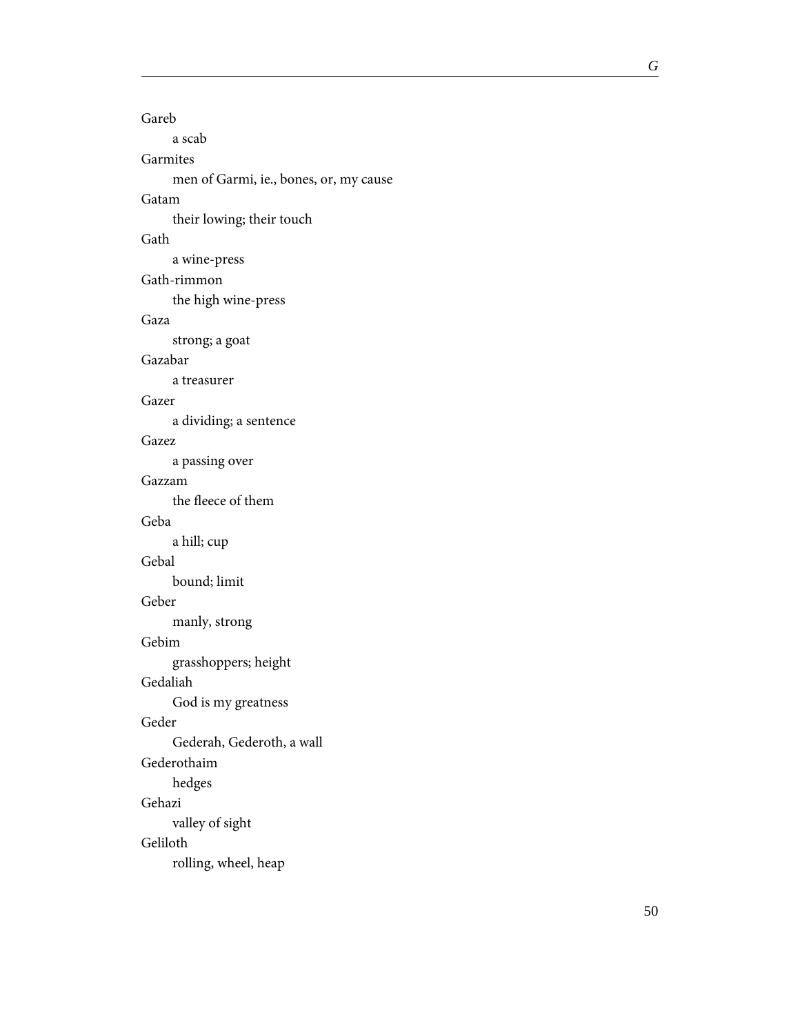Gareb

a scab

Garmites

men of Garmi, ie., bones, or, my cause

Gatam

their lowing; their touch

Gath

a wine-press

Gath-rimmon

the high wine-press

Gaza

strong; a goat

Gazabar

a treasurer

Gazer

a dividing; a sentence

Gazez

a passing over

Gazzam

the fleece of them

Geba

a hill; cup

Gebal

bound; limit

Geber

manly, strong

Gebim

grasshoppers; height

Gedaliah

God is my greatness

Geder

Gederah, Gederoth, a wall

Gederothaim

hedges

Gehazi

valley of sight

Geliloth

rolling, wheel, heap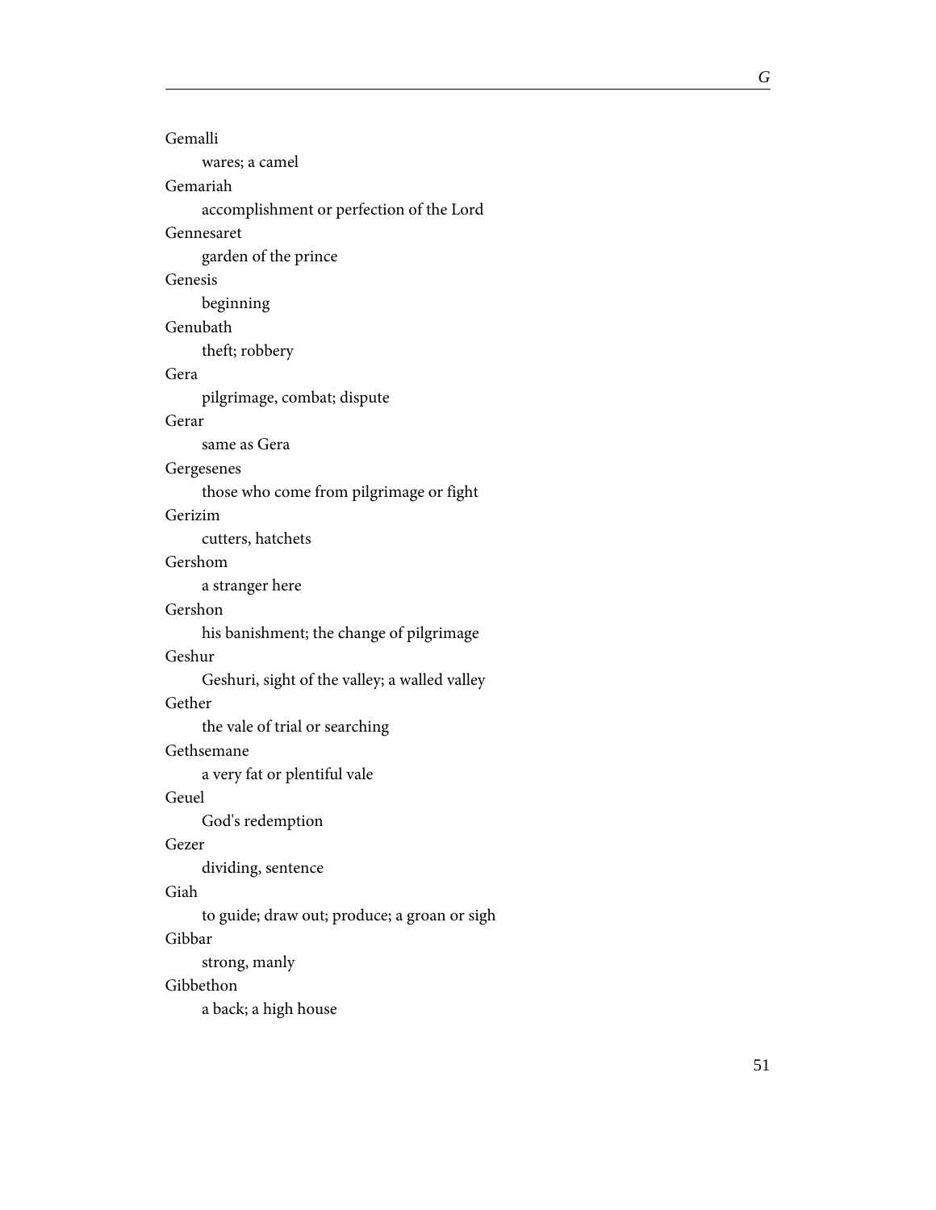Gemalli

wares; a camel

Gemariah

accomplishment or perfection of the Lord

Gennesaret

garden of the prince

Genesis

beginning

Genubath

theft; robbery

Gera

pilgrimage, combat; dispute

Gerar

same as Gera

Gergesenes

those who come from pilgrimage or fight

Gerizim

cutters, hatchets

Gershom

a stranger here

Gershon

his banishment; the change of pilgrimage

Geshur

Geshuri, sight of the valley; a walled valley

Gether

the vale of trial or searching

Gethsemane

a very fat or plentiful vale

Geuel

God's redemption

Gezer

dividing, sentence

Giah

to guide; draw out; produce; a groan or sigh

Gibbar

strong, manly

Gibbethon

a back; a high house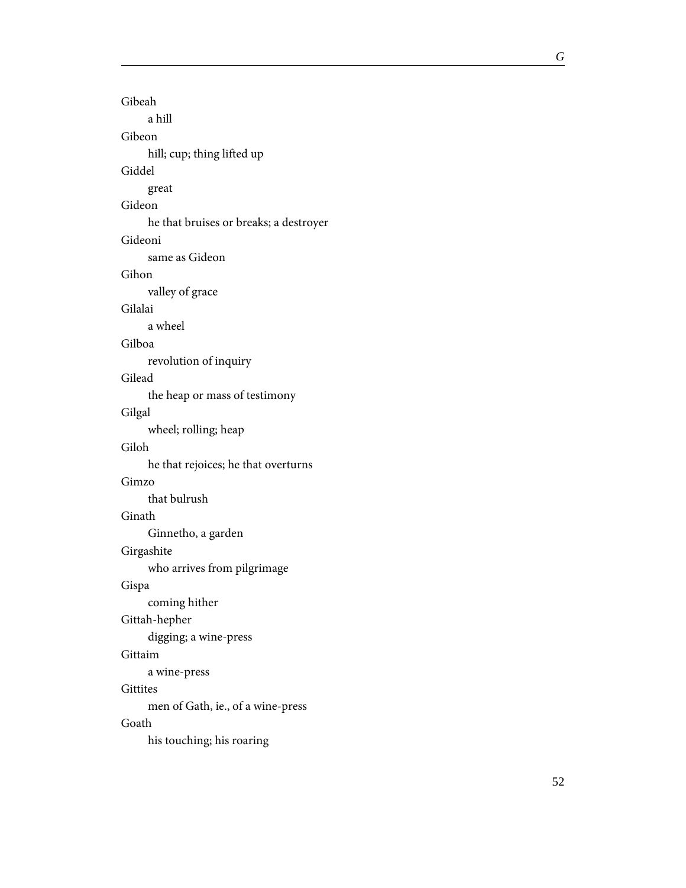Gibeah

  a hill

Gibeon

  hill; cup; thing lifted up

Giddel

  great

Gideon

  he that bruises or breaks; a destroyer

Gideoni

  same as Gideon

Gihon

  valley of grace

Gilalai

  a wheel

Gilboa

  revolution of inquiry

Gilead

  the heap or mass of testimony

Gilgal

  wheel; rolling; heap

Giloh

  he that rejoices; he that overturns

Gimzo

  that bulrush

Ginath

  Ginnetho, a garden

Girgashite

  who arrives from pilgrimage

Gispa

  coming hither

Gittah-hepher

  digging; a wine-press

Gittaim

  a wine-press

Gittites

  men of Gath, ie., of a wine-press

Goath

  his touching; his roaring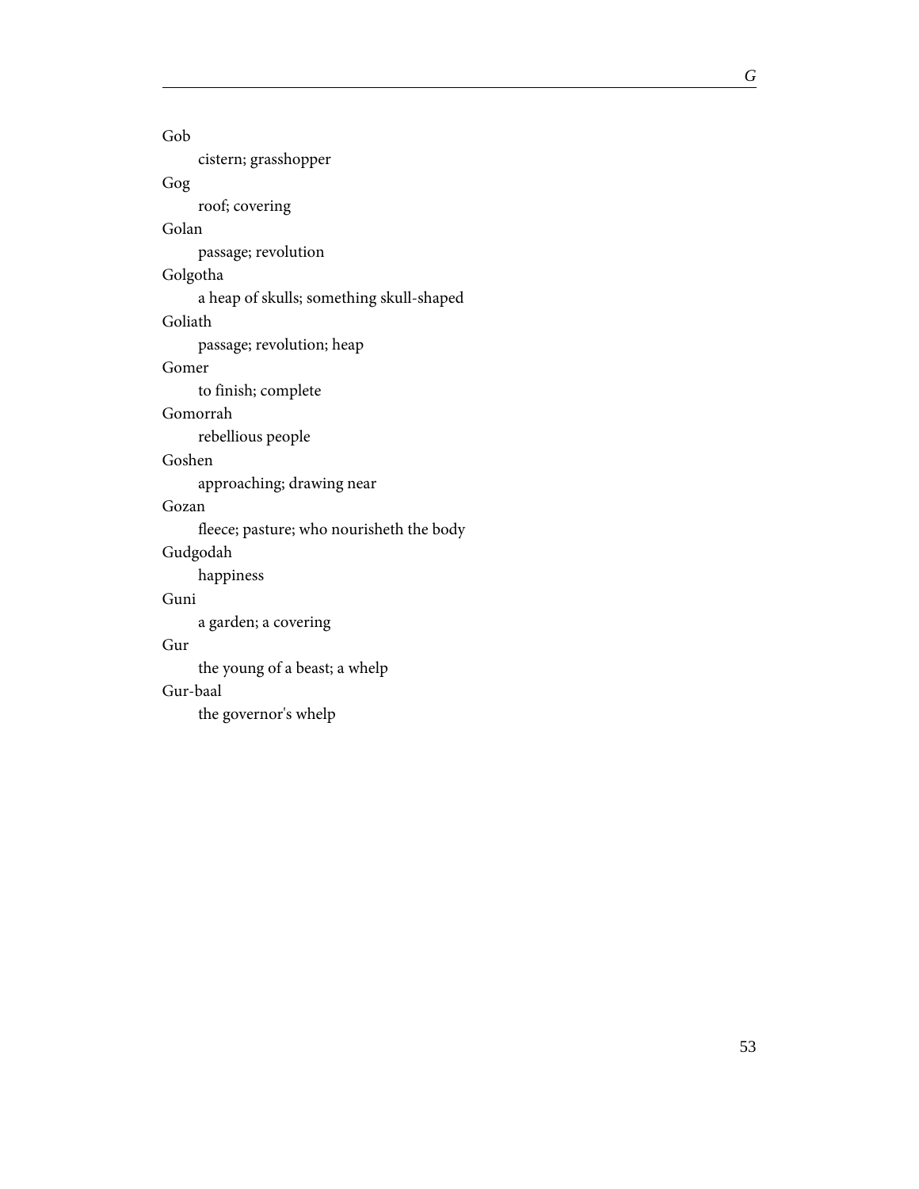Gob

cistern; grasshopper

Gog

roof; covering

Golan

passage; revolution

Golgotha

a heap of skulls; something skull-shaped

Goliath

passage; revolution; heap

Gomer

to finish; complete

Gomorrah

rebellious people

Goshen

approaching; drawing near

Gozan

fleece; pasture; who nourisheth the body

Gudgodah

happiness

Guni

a garden; a covering

Gur

the young of a beast; a whelp

Gur-baal

the governor's whelp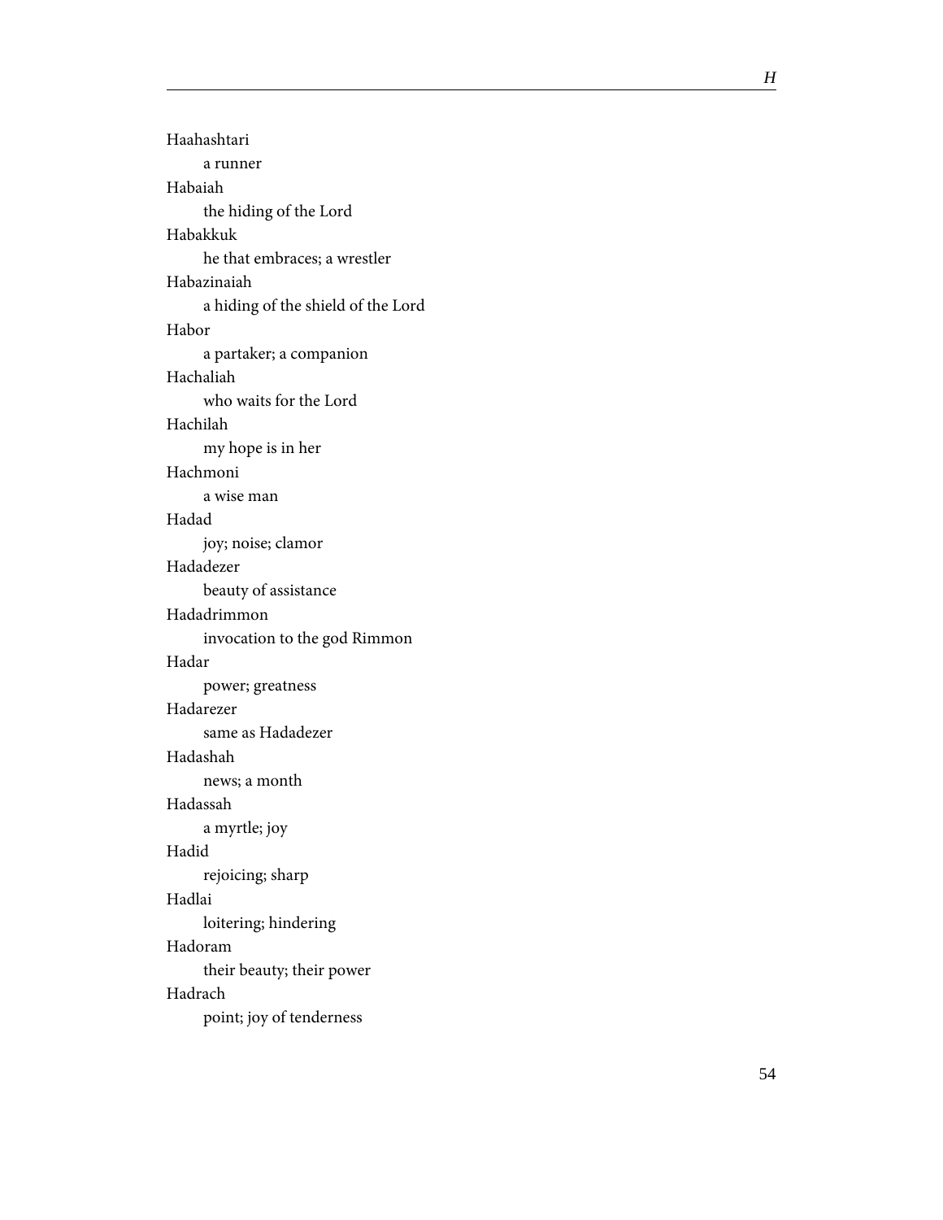Haahashtari

a runner

Habaiah

the hiding of the Lord

Habakkuk

he that embraces; a wrestler

Habazinaiah

a hiding of the shield of the Lord

Habor

a partaker; a companion

Hachaliah

who waits for the Lord

Hachilah

my hope is in her

Hachmoni

a wise man

Hadad

joy; noise; clamor

Hadadezer

beauty of assistance

Hadadrimmon

invocation to the god Rimmon

Hadar

power; greatness

Hadarezer

same as Hadadezer

Hadashah

news; a month

Hadassah

a myrtle; joy

Hadid

rejoicing; sharp

Hadlai

loitering; hindering

Hadoram

their beauty; their power

Hadrach

point; joy of tenderness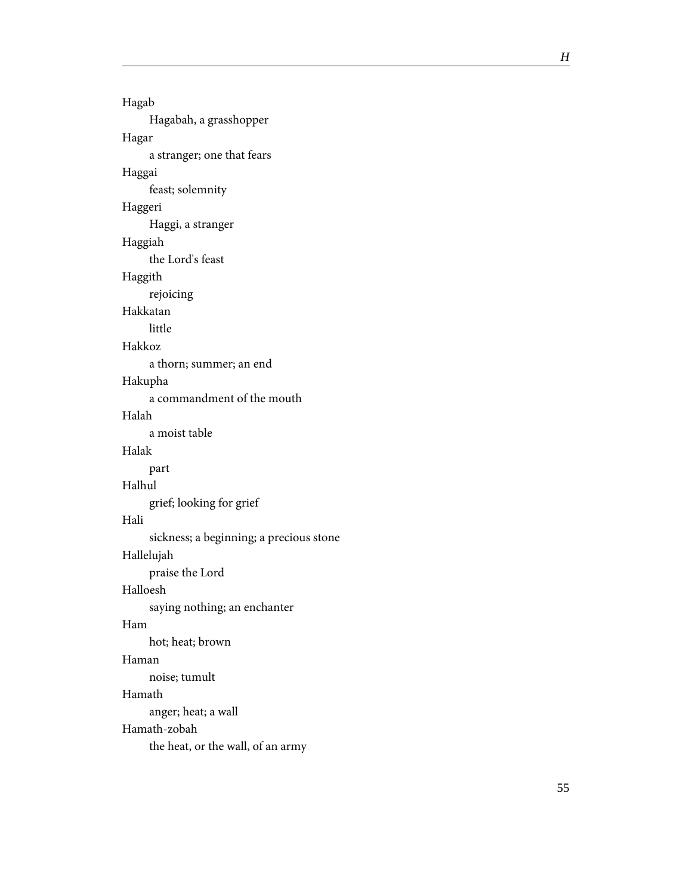Hagab

Hagabah, a grasshopper

Hagar

a stranger; one that fears

Haggai

feast; solemnity

Haggeri

Haggi, a stranger

Haggiah

the Lord's feast

Haggith

rejoicing

Hakkatan

little

Hakkoz

a thorn; summer; an end

Hakupha

a commandment of the mouth

Halah

a moist table

Halak

part

Halhul

grief; looking for grief

Hali

sickness; a beginning; a precious stone

Hallelujah

praise the Lord

Halloesh

saying nothing; an enchanter

Ham

hot; heat; brown

Haman

noise; tumult

Hamath

anger; heat; a wall

Hamath-zobah

the heat, or the wall, of an army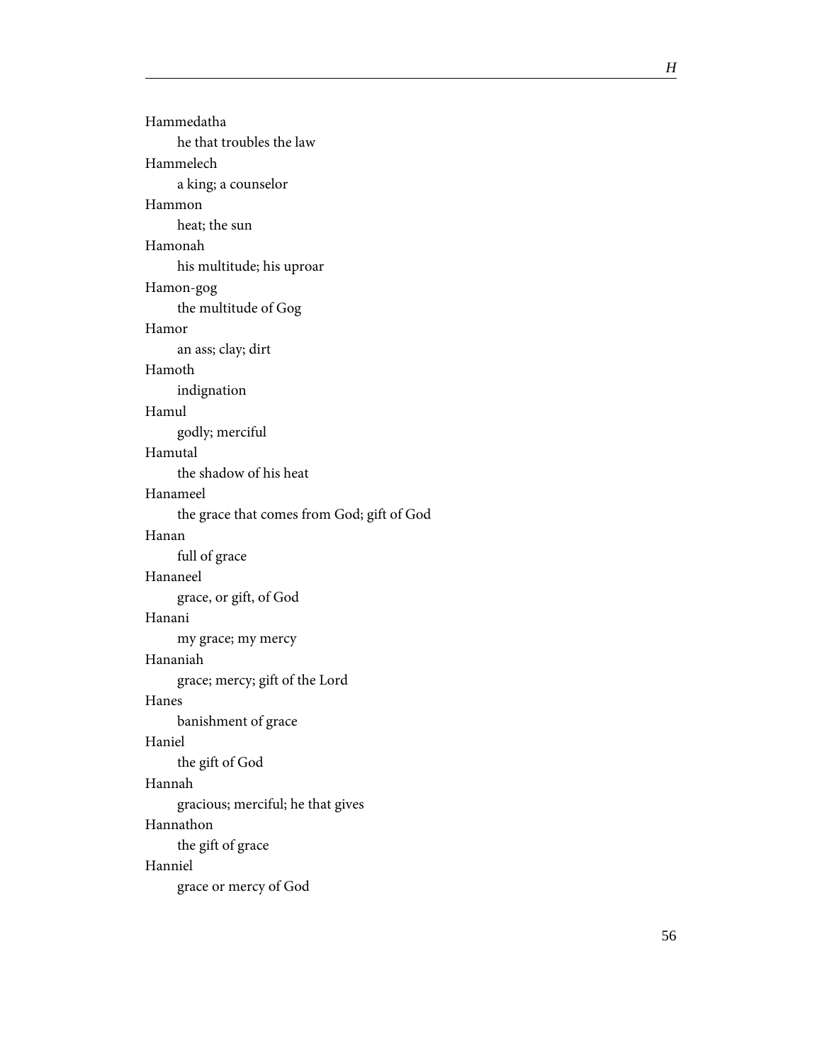Hammedatha

he that troubles the law

Hammelech

a king; a counselor

Hammon

heat; the sun

Hamonah

his multitude; his uproar

Hamon-gog

the multitude of Gog

Hamor

an ass; clay; dirt

Hamoth

indignation

Hamul

godly; merciful

Hamutal

the shadow of his heat

Hanameel

the grace that comes from God; gift of God

Hanan

full of grace

Hananeel

grace, or gift, of God

Hanani

my grace; my mercy

Hananiah

grace; mercy; gift of the Lord

Hanes

banishment of grace

Haniel

the gift of God

Hannah

gracious; merciful; he that gives

Hannathon

the gift of grace

Hanniel

grace or mercy of God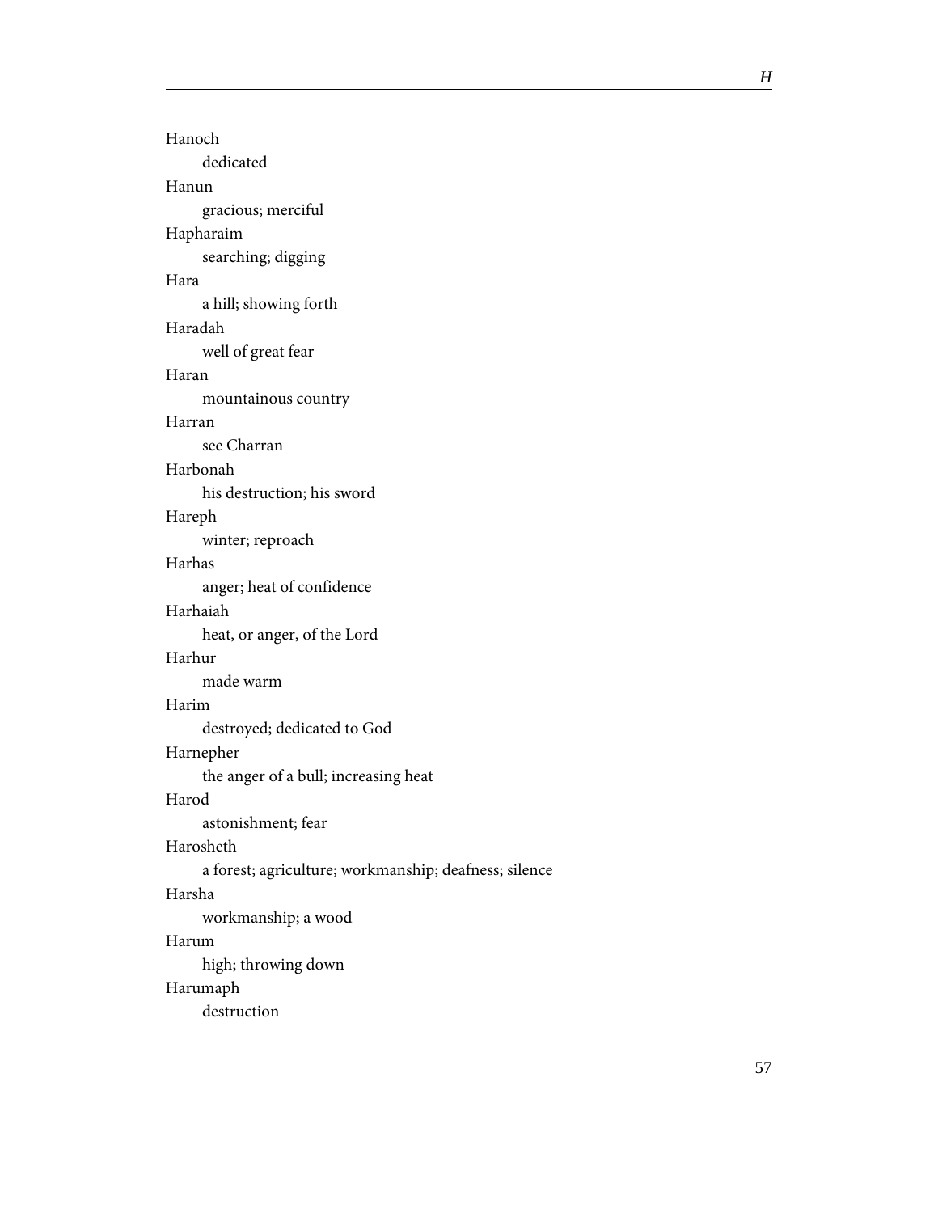Hanoch

dedicated

Hanun

gracious; merciful

Hapharaim

searching; digging

Hara

a hill; showing forth

Haradah

well of great fear

Haran

mountainous country

Harran

see Charran

Harbonah

his destruction; his sword

Hareph

winter; reproach

Harhas

anger; heat of confidence

Harhaiah

heat, or anger, of the Lord

Harhur

made warm

Harim

destroyed; dedicated to God

Harnepher

the anger of a bull; increasing heat

Harod

astonishment; fear

Harosheth

a forest; agriculture; workmanship; deafness; silence

Harsha

workmanship; a wood

Harum

high; throwing down

Harumaph

destruction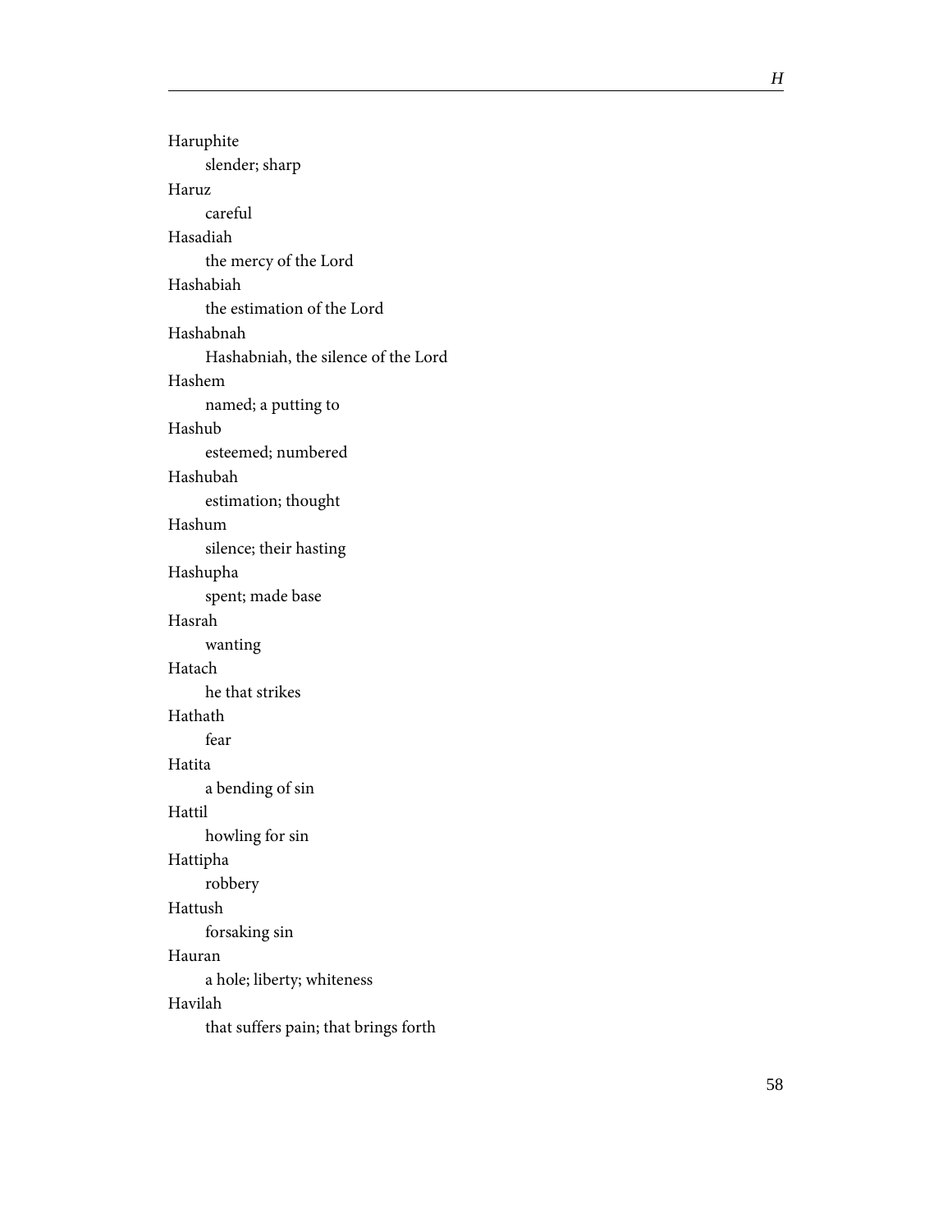Haruphite
: slender; sharp

Haruz
: careful

Hasadiah
: the mercy of the Lord

Hashabiah
: the estimation of the Lord

Hashabnah
: Hashabniah, the silence of the Lord

Hashem
: named; a putting to

Hashub
: esteemed; numbered

Hashubah
: estimation; thought

Hashum
: silence; their hasting

Hashupha
: spent; made base

Hasrah
: wanting

Hatach
: he that strikes

Hathath
: fear

Hatita
: a bending of sin

Hattil
: howling for sin

Hattipha
: robbery

Hattush
: forsaking sin

Hauran
: a hole; liberty; whiteness

Havilah
: that suffers pain; that brings forth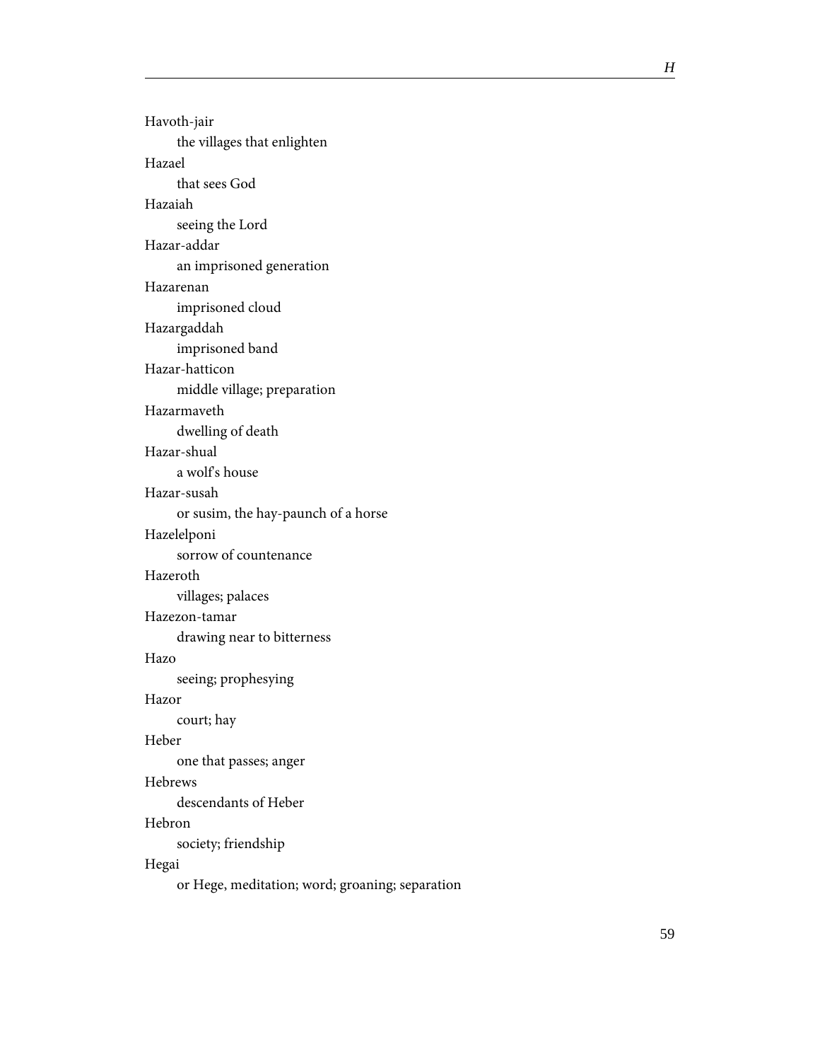Havoth-jair

the villages that enlighten

Hazael

that sees God

Hazaiah

seeing the Lord

Hazar-addar

an imprisoned generation

Hazarenan

imprisoned cloud

Hazargaddah

imprisoned band

Hazar-hatticon

middle village; preparation

Hazarmaveth

dwelling of death

Hazar-shual

a wolf's house

Hazar-susah

or susim, the hay-paunch of a horse

Hazelelponi

sorrow of countenance

Hazeroth

villages; palaces

Hazezon-tamar

drawing near to bitterness

Hazo

seeing; prophesying

Hazor

court; hay

Heber

one that passes; anger

Hebrews

descendants of Heber

Hebron

society; friendship

Hegai

or Hege, meditation; word; groaning; separation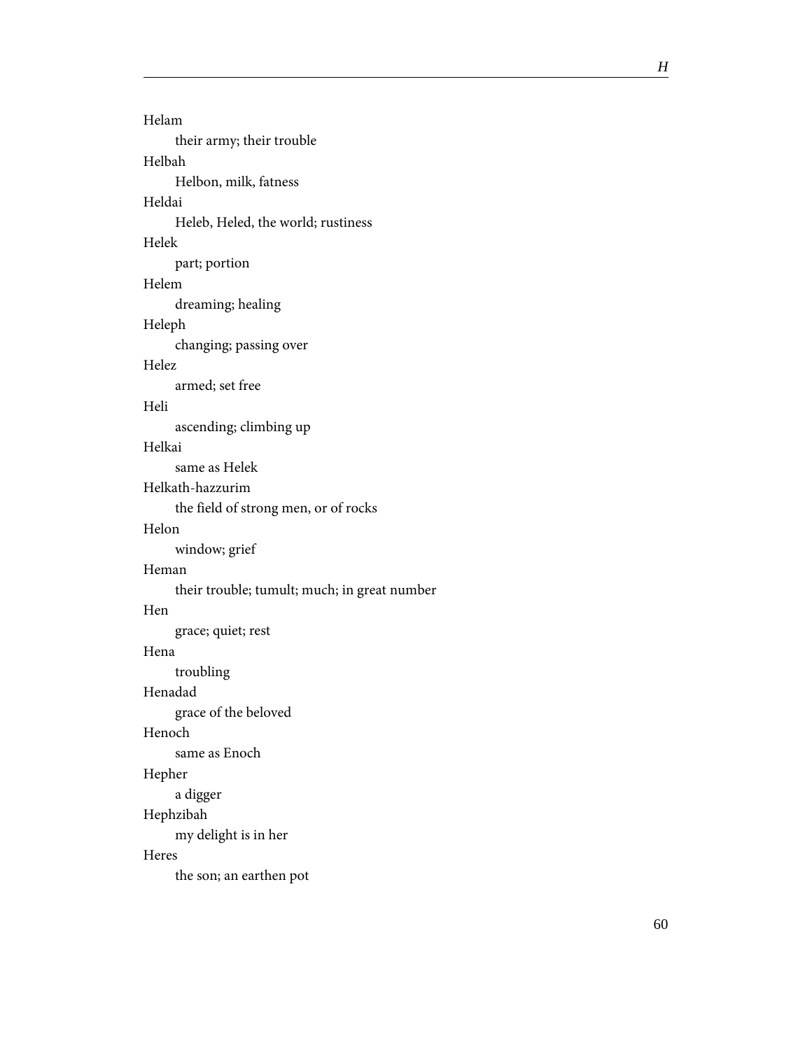Helam

  their army; their trouble

Helbah

  Helbon, milk, fatness

Heldai

  Heleb, Heled, the world; rustiness

Helek

  part; portion

Helem

  dreaming; healing

Heleph

  changing; passing over

Helez

  armed; set free

Heli

  ascending; climbing up

Helkai

  same as Helek

Helkath-hazzurim

  the field of strong men, or of rocks

Helon

  window; grief

Heman

  their trouble; tumult; much; in great number

Hen

  grace; quiet; rest

Hena

  troubling

Henadad

  grace of the beloved

Henoch

  same as Enoch

Hepher

  a digger

Hephzibah

  my delight is in her

Heres

  the son; an earthen pot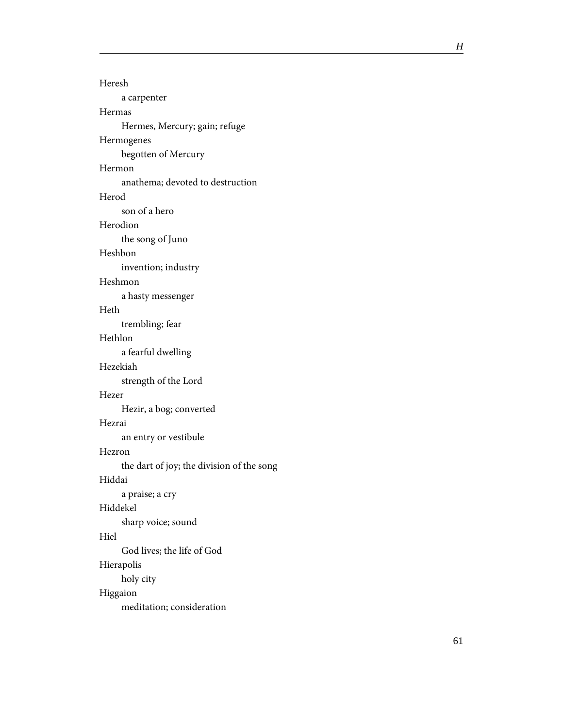Heresh

a carpenter

Hermas

Hermes, Mercury; gain; refuge

Hermogenes

begotten of Mercury

Hermon

anathema; devoted to destruction

Herod

son of a hero

Herodion

the song of Juno

Heshbon

invention; industry

Heshmon

a hasty messenger

Heth

trembling; fear

Hethlon

a fearful dwelling

Hezekiah

strength of the Lord

Hezer

Hezir, a bog; converted

Hezrai

an entry or vestibule

Hezron

the dart of joy; the division of the song

Hiddai

a praise; a cry

Hiddekel

sharp voice; sound

Hiel

God lives; the life of God

Hierapolis

holy city

Higgaion

meditation; consideration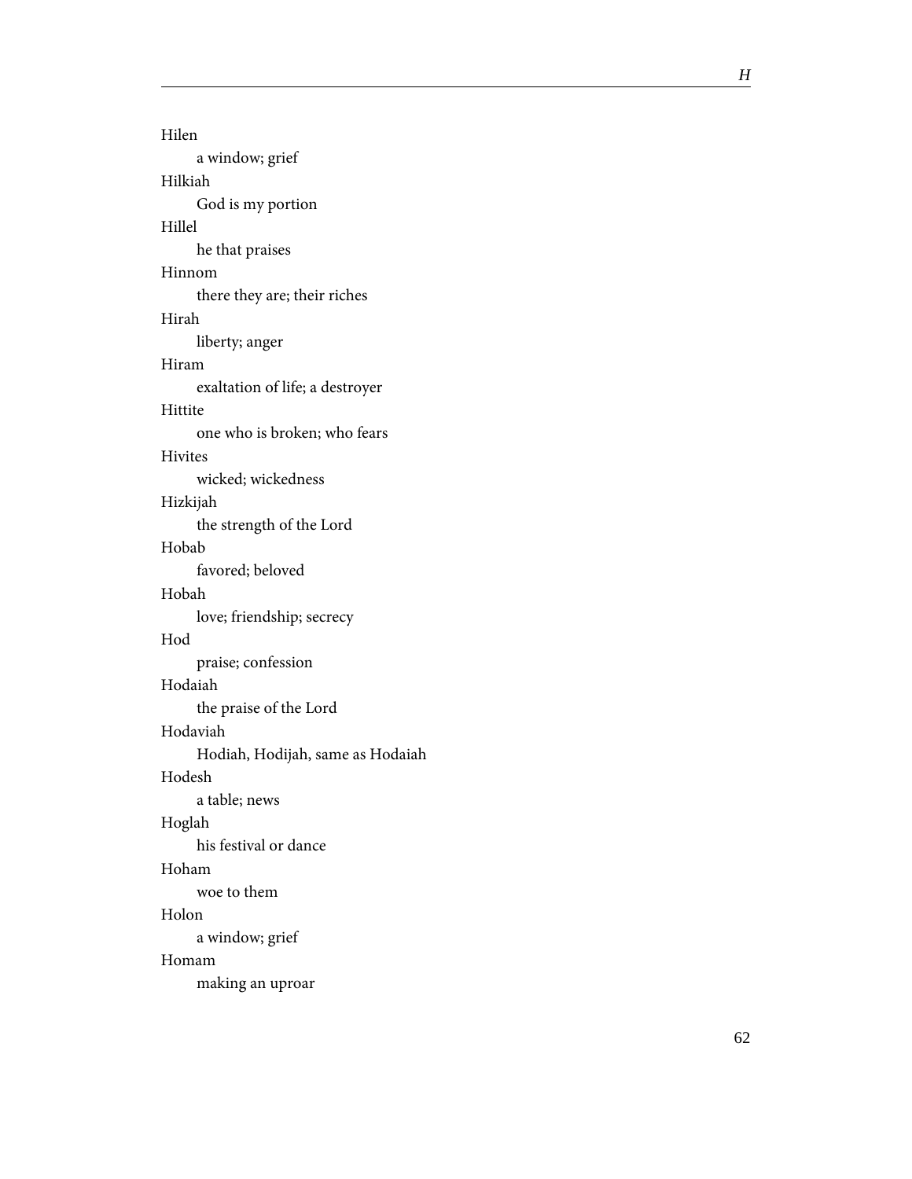Hilen

a window; grief

Hilkiah

God is my portion

Hillel

he that praises

Hinnom

there they are; their riches

Hirah

liberty; anger

Hiram

exaltation of life; a destroyer

Hittite

one who is broken; who fears

Hivites

wicked; wickedness

Hizkijah

the strength of the Lord

Hobab

favored; beloved

Hobah

love; friendship; secrecy

Hod

praise; confession

Hodaiah

the praise of the Lord

Hodaviah

Hodiah, Hodijah, same as Hodaiah

Hodesh

a table; news

Hoglah

his festival or dance

Hoham

woe to them

Holon

a window; grief

Homam

making an uproar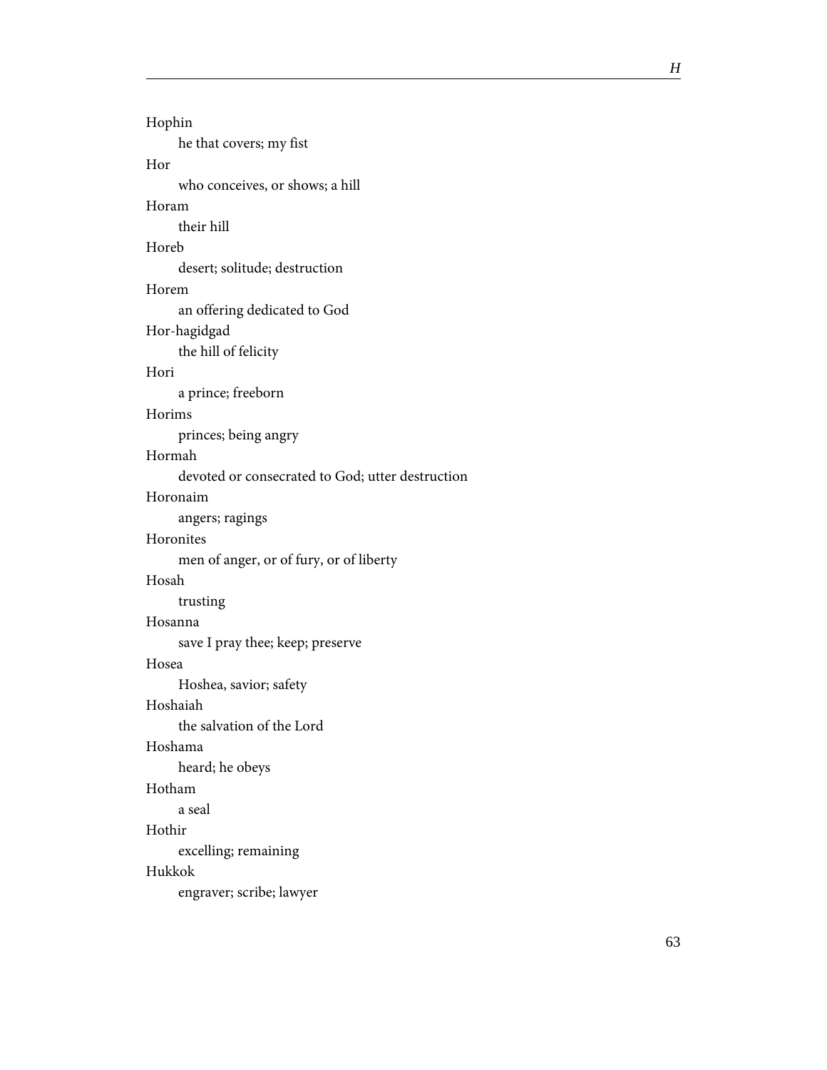Hophin

he that covers; my fist

Hor

who conceives, or shows; a hill

Horam

their hill

Horeb

desert; solitude; destruction

Horem

an offering dedicated to God

Hor-hagidgad

the hill of felicity

Hori

a prince; freeborn

Horims

princes; being angry

Hormah

devoted or consecrated to God; utter destruction

Horonaim

angers; ragings

Horonites

men of anger, or of fury, or of liberty

Hosah

trusting

Hosanna

save I pray thee; keep; preserve

Hosea

Hoshea, savior; safety

Hoshaiah

the salvation of the Lord

Hoshama

heard; he obeys

Hotham

a seal

Hothir

excelling; remaining

Hukkok

engraver; scribe; lawyer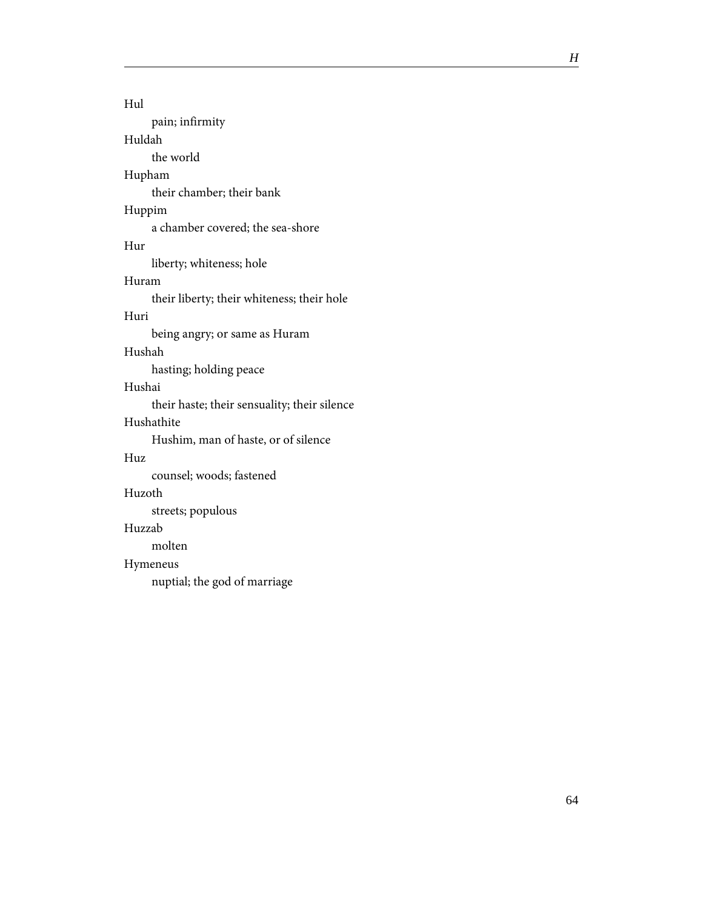Hul

pain; infirmity

Huldah

the world

Hupham

their chamber; their bank

Huppim

a chamber covered; the sea-shore

Hur

liberty; whiteness; hole

Huram

their liberty; their whiteness; their hole

Huri

being angry; or same as Huram

Hushah

hasting; holding peace

Hushai

their haste; their sensuality; their silence

Hushathite

Hushim, man of haste, or of silence

Huz

counsel; woods; fastened

Huzoth

streets; populous

Huzzab

molten

Hymeneus

nuptial; the god of marriage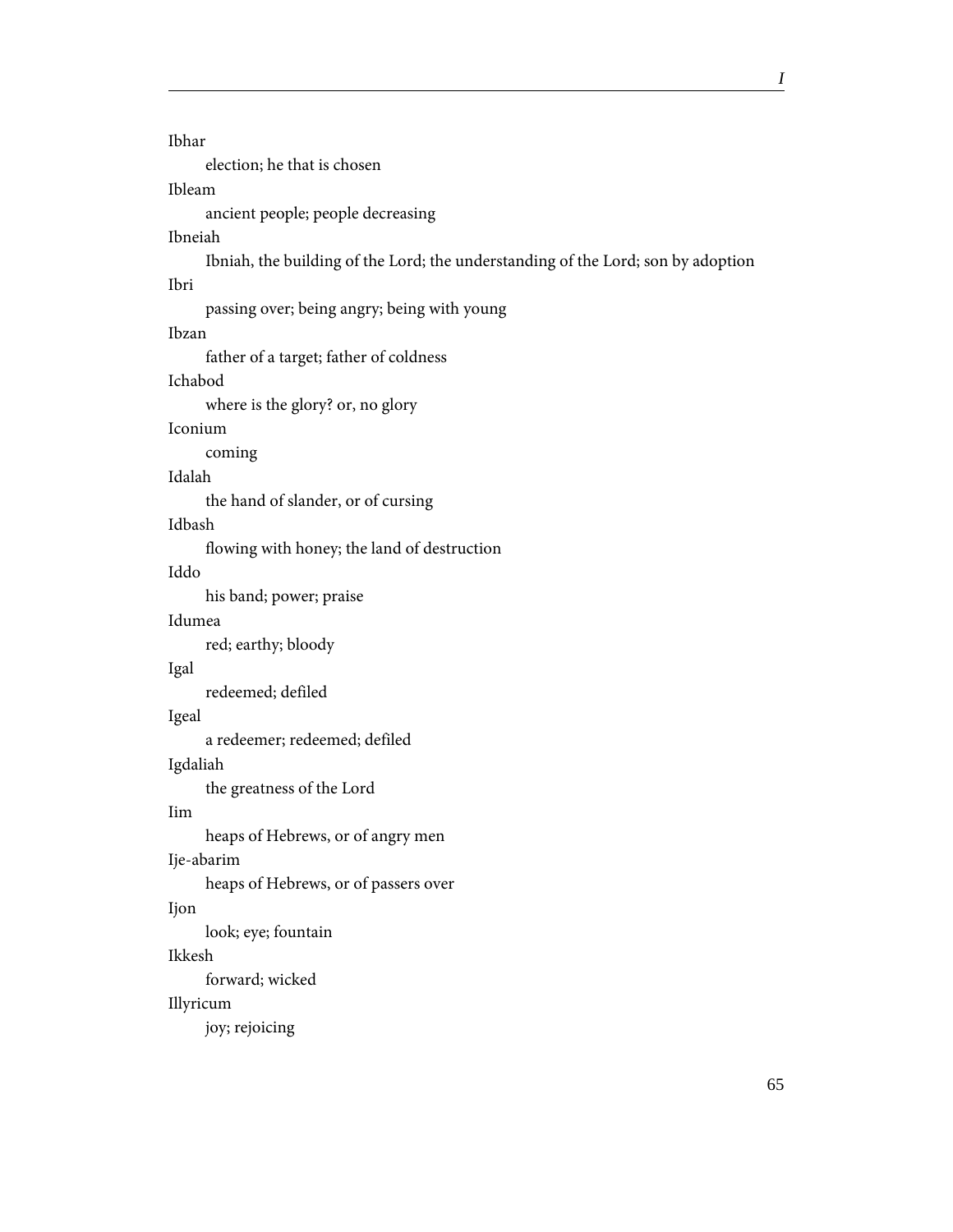Ibhar
: election; he that is chosen

Ibleam
: ancient people; people decreasing

Ibneiah
: Ibniah, the building of the Lord; the understanding of the Lord; son by adoption

Ibri
: passing over; being angry; being with young

Ibzan
: father of a target; father of coldness

Ichabod
: where is the glory? or, no glory

Iconium
: coming

Idalah
: the hand of slander, or of cursing

Idbash
: flowing with honey; the land of destruction

Iddo
: his band; power; praise

Idumea
: red; earthy; bloody

Igal
: redeemed; defiled

Igeal
: a redeemer; redeemed; defiled

Igdaliah
: the greatness of the Lord

Iim
: heaps of Hebrews, or of angry men

Ije-abarim
: heaps of Hebrews, or of passers over

Ijon
: look; eye; fountain

Ikkesh
: forward; wicked

Illyricum
: joy; rejoicing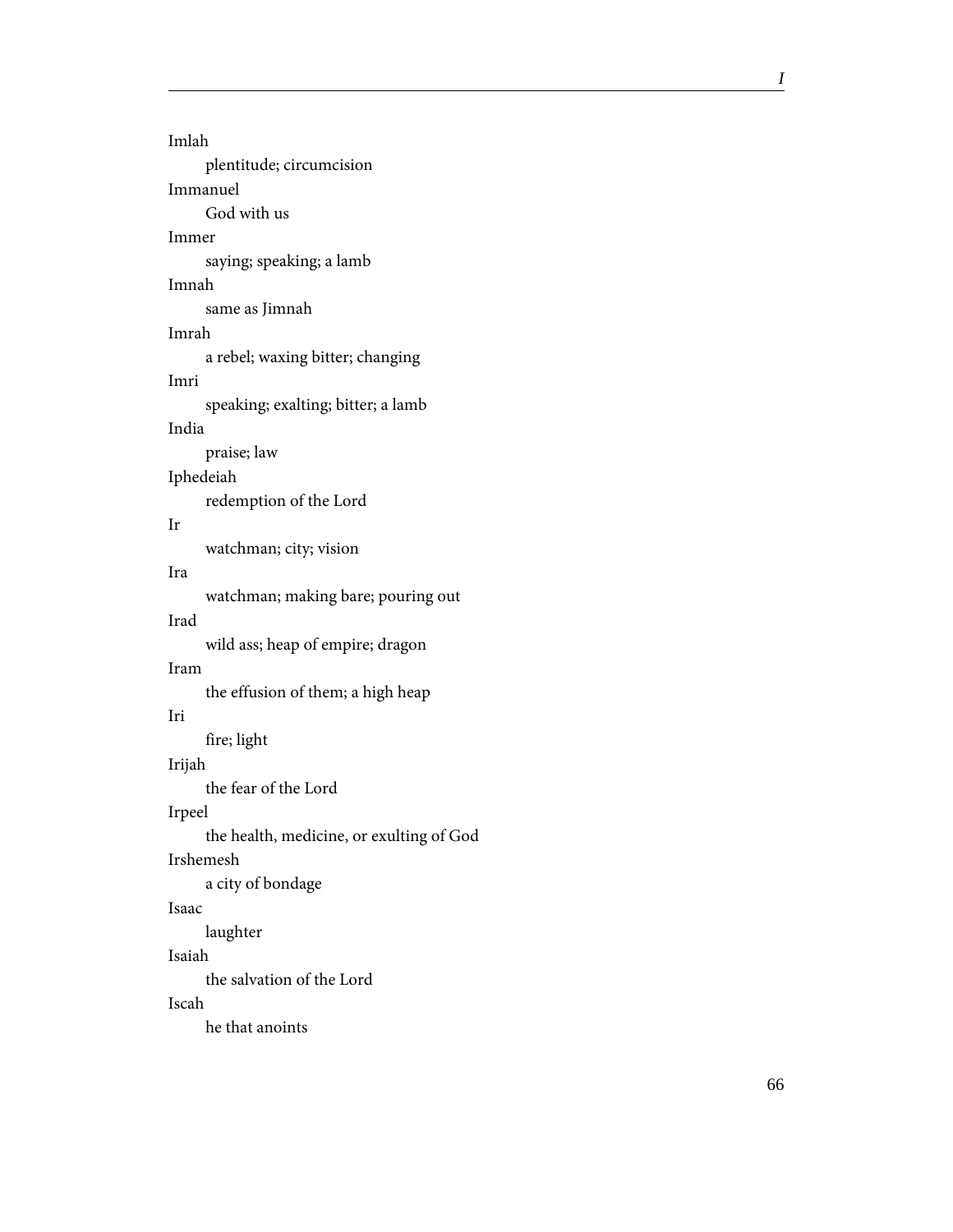Imlah

plentitude; circumcision

Immanuel

God with us

Immer

saying; speaking; a lamb

Imnah

same as Jimnah

Imrah

a rebel; waxing bitter; changing

Imri

speaking; exalting; bitter; a lamb

India

praise; law

Iphedeiah

redemption of the Lord

Ir

watchman; city; vision

Ira

watchman; making bare; pouring out

Irad

wild ass; heap of empire; dragon

Iram

the effusion of them; a high heap

Iri

fire; light

Irijah

the fear of the Lord

Irpeel

the health, medicine, or exulting of God

Irshemesh

a city of bondage

Isaac

laughter

Isaiah

the salvation of the Lord

Iscah

he that anoints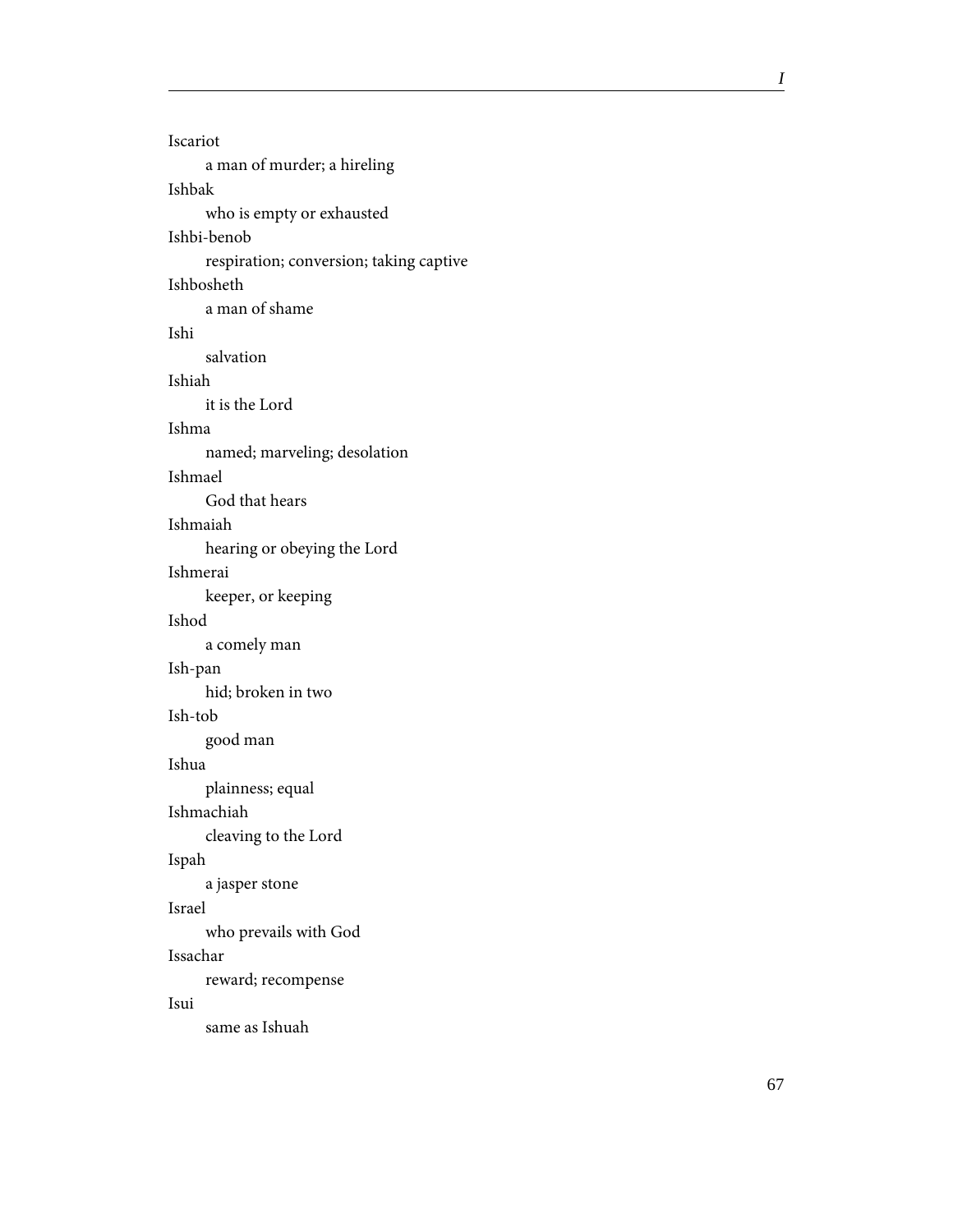Iscariot
: a man of murder; a hireling

Ishbak
: who is empty or exhausted

Ishbi-benob
: respiration; conversion; taking captive

Ishbosheth
: a man of shame

Ishi
: salvation

Ishiah
: it is the Lord

Ishma
: named; marveling; desolation

Ishmael
: God that hears

Ishmaiah
: hearing or obeying the Lord

Ishmerai
: keeper, or keeping

Ishod
: a comely man

Ish-pan
: hid; broken in two

Ish-tob
: good man

Ishua
: plainness; equal

Ishmachiah
: cleaving to the Lord

Ispah
: a jasper stone

Israel
: who prevails with God

Issachar
: reward; recompense

Isui
: same as Ishuah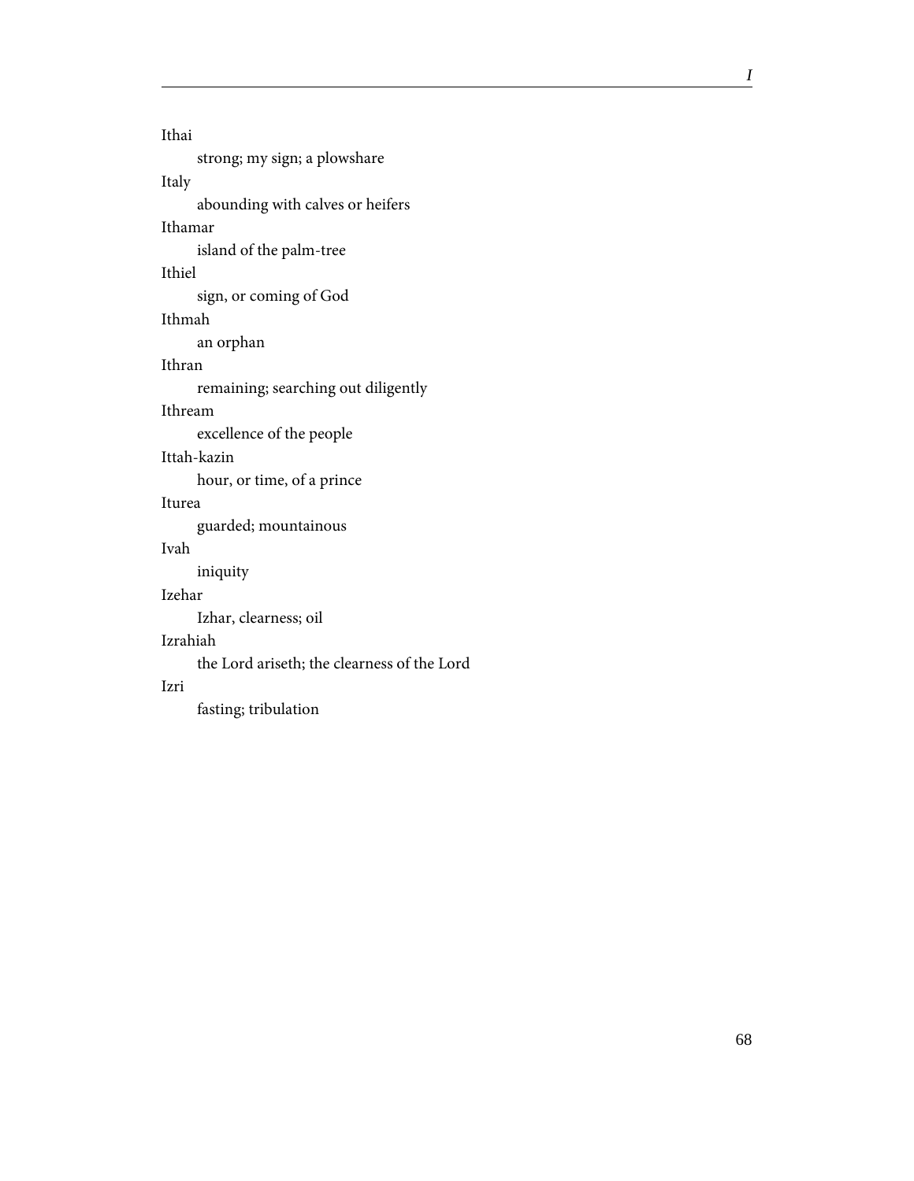Ithai

strong; my sign; a plowshare

Italy

abounding with calves or heifers

Ithamar

island of the palm-tree

Ithiel

sign, or coming of God

Ithmah

an orphan

Ithran

remaining; searching out diligently

Ithream

excellence of the people

Ittah-kazin

hour, or time, of a prince

Iturea

guarded; mountainous

Ivah

iniquity

Izehar

Izhar, clearness; oil

Izrahiah

the Lord ariseth; the clearness of the Lord

Izri

fasting; tribulation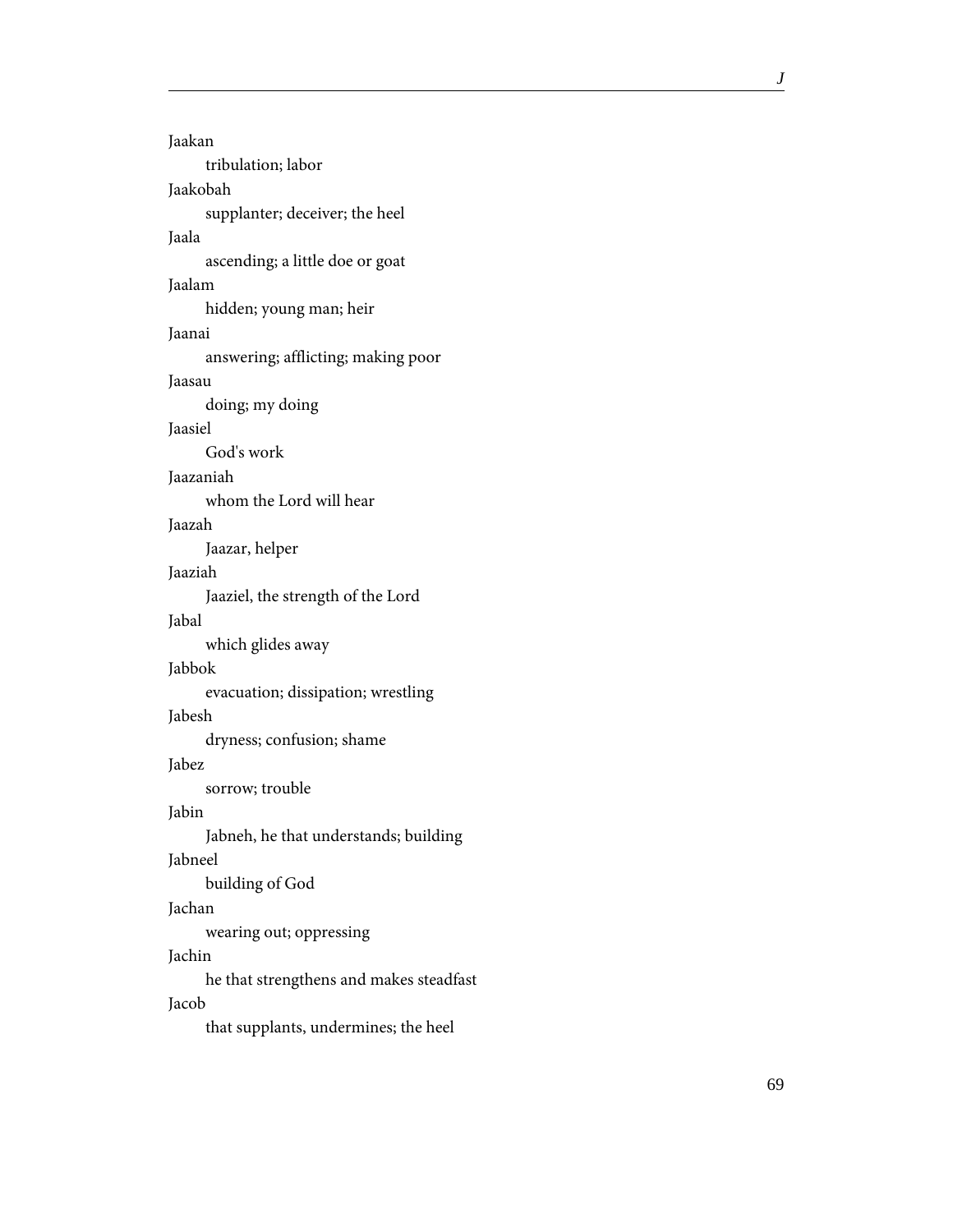Jaakan

tribulation; labor

Jaakobah

supplanter; deceiver; the heel

Jaala

ascending; a little doe or goat

Jaalam

hidden; young man; heir

Jaanai

answering; afflicting; making poor

Jaasau

doing; my doing

Jaasiel

God's work

Jaazaniah

whom the Lord will hear

Jaazah

Jaazar, helper

Jaaziah

Jaaziel, the strength of the Lord

Jabal

which glides away

Jabbok

evacuation; dissipation; wrestling

Jabesh

dryness; confusion; shame

Jabez

sorrow; trouble

Jabin

Jabneh, he that understands; building

Jabneel

building of God

Jachan

wearing out; oppressing

Jachin

he that strengthens and makes steadfast

Jacob

that supplants, undermines; the heel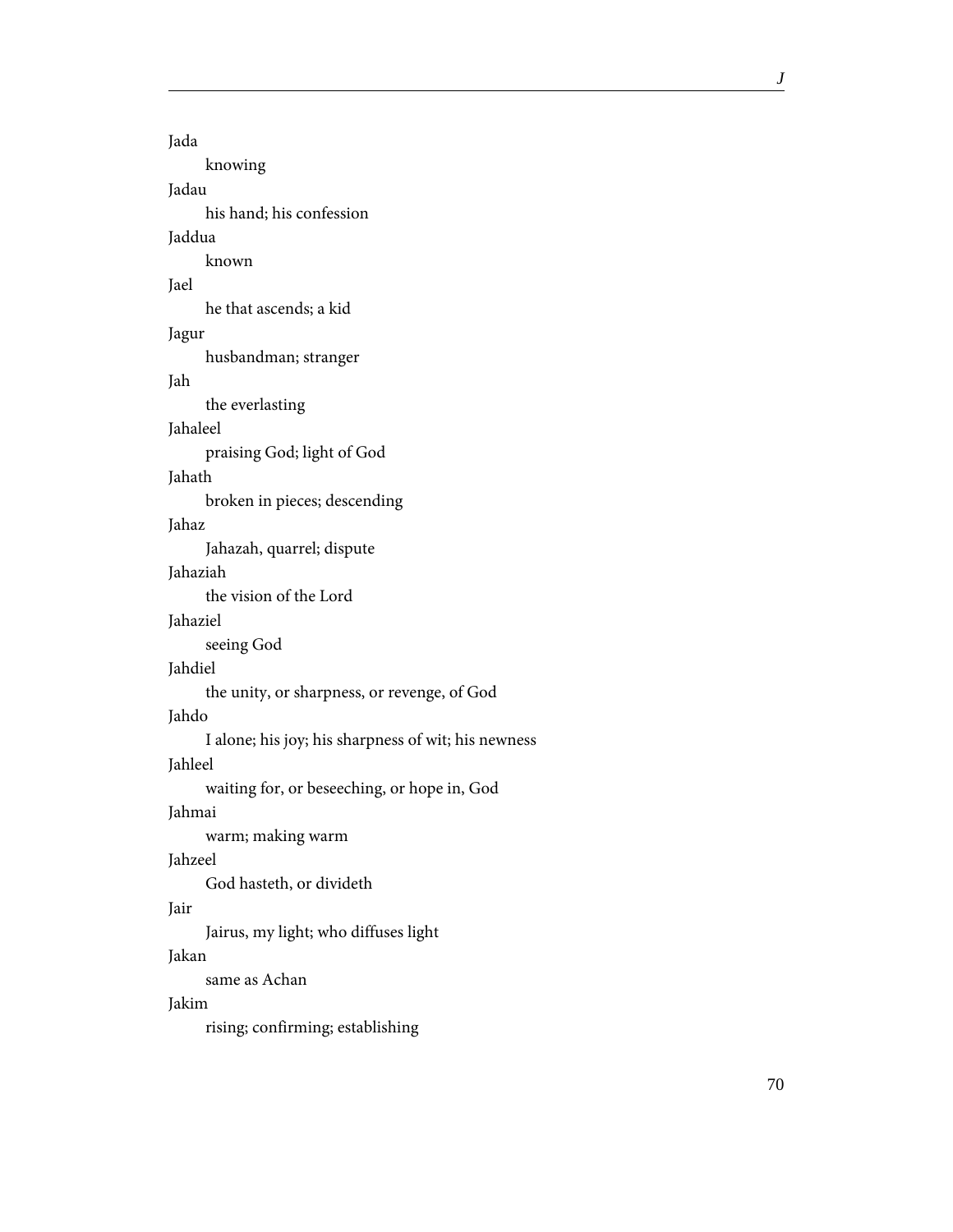Jada

knowing

Jadau

his hand; his confession

Jaddua

known

Jael

he that ascends; a kid

Jagur

husbandman; stranger

Jah

the everlasting

Jahaleel

praising God; light of God

Jahath

broken in pieces; descending

Jahaz

Jahazah, quarrel; dispute

Jahaziah

the vision of the Lord

Jahaziel

seeing God

Jahdiel

the unity, or sharpness, or revenge, of God

Jahdo

I alone; his joy; his sharpness of wit; his newness

Jahleel

waiting for, or beseeching, or hope in, God

Jahmai

warm; making warm

Jahzeel

God hasteth, or divideth

Jair

Jairus, my light; who diffuses light

Jakan

same as Achan

Jakim

rising; confirming; establishing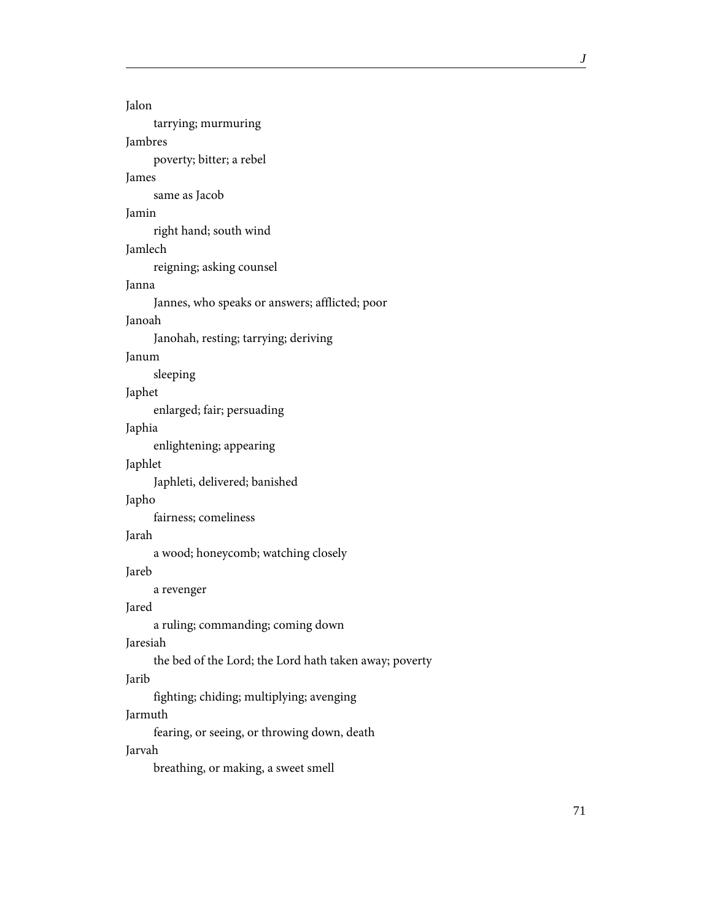Jalon

    tarrying; murmuring

Jambres

    poverty; bitter; a rebel

James

    same as Jacob

Jamin

    right hand; south wind

Jamlech

    reigning; asking counsel

Janna

    Jannes, who speaks or answers; afflicted; poor

Janoah

    Janohah, resting; tarrying; deriving

Janum

    sleeping

Japhet

    enlarged; fair; persuading

Japhia

    enlightening; appearing

Japhlet

    Japhleti, delivered; banished

Japho

    fairness; comeliness

Jarah

    a wood; honeycomb; watching closely

Jareb

    a revenger

Jared

    a ruling; commanding; coming down

Jaresiah

    the bed of the Lord; the Lord hath taken away; poverty

Jarib

    fighting; chiding; multiplying; avenging

Jarmuth

    fearing, or seeing, or throwing down, death

Jarvah

    breathing, or making, a sweet smell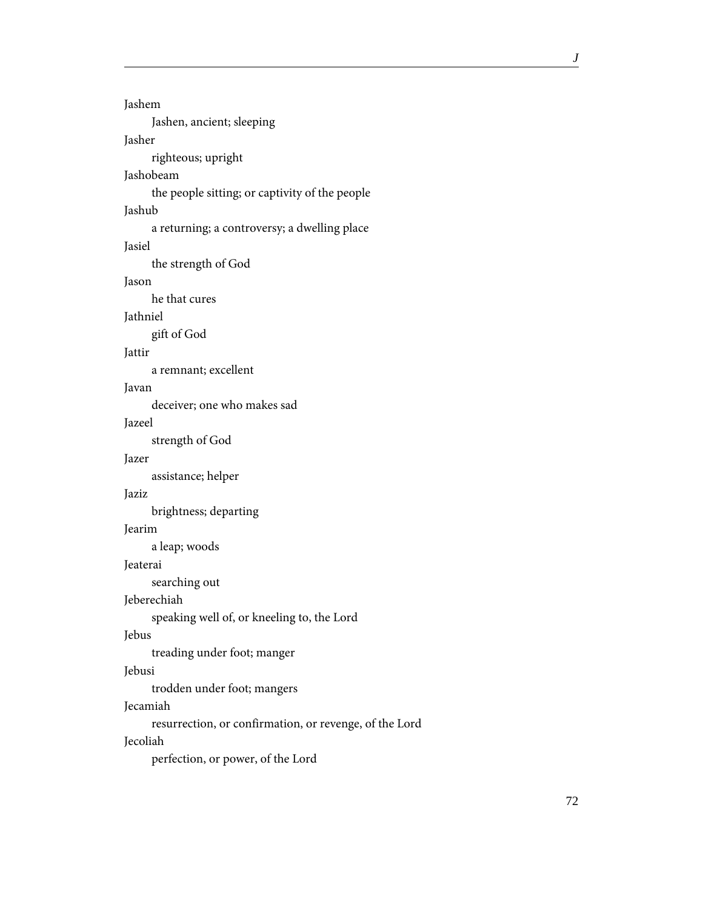Jashem

Jashen, ancient; sleeping

Jasher

righteous; upright

Jashobeam

the people sitting; or captivity of the people

Jashub

a returning; a controversy; a dwelling place

Jasiel

the strength of God

Jason

he that cures

Jathniel

gift of God

Jattir

a remnant; excellent

Javan

deceiver; one who makes sad

Jazeel

strength of God

Jazer

assistance; helper

Jaziz

brightness; departing

Jearim

a leap; woods

Jeaterai

searching out

Jeberechiah

speaking well of, or kneeling to, the Lord

Jebus

treading under foot; manger

Jebusi

trodden under foot; mangers

Jecamiah

resurrection, or confirmation, or revenge, of the Lord

Jecoliah

perfection, or power, of the Lord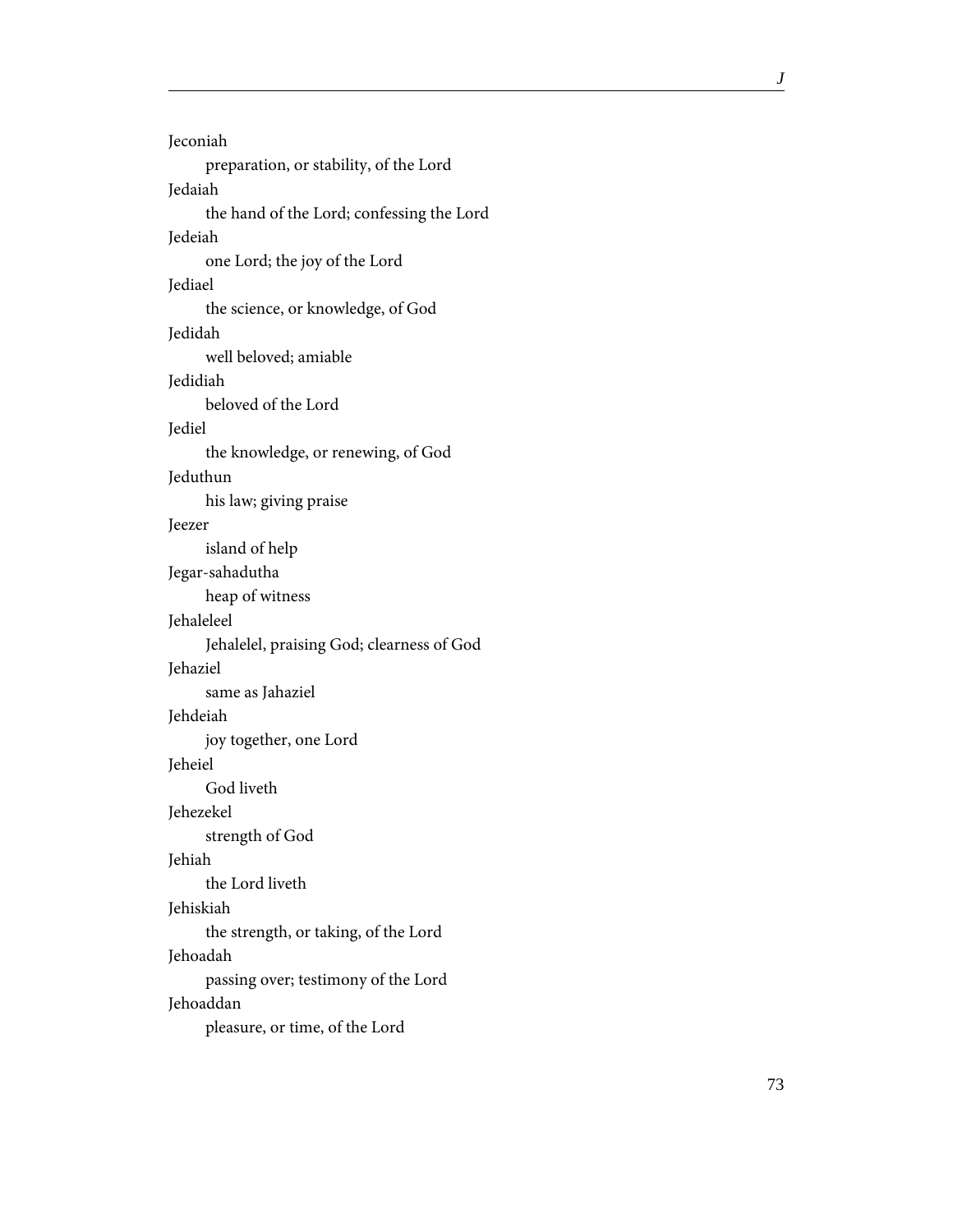Jeconiah

preparation, or stability, of the Lord

Jedaiah

the hand of the Lord; confessing the Lord

Jedeiah

one Lord; the joy of the Lord

Jediael

the science, or knowledge, of God

Jedidah

well beloved; amiable

Jedidiah

beloved of the Lord

Jediel

the knowledge, or renewing, of God

Jeduthun

his law; giving praise

Jeezer

island of help

Jegar-sahadutha

heap of witness

Jehaleleel

Jehalelel, praising God; clearness of God

Jehaziel

same as Jahaziel

Jehdeiah

joy together, one Lord

Jeheiel

God liveth

Jehezekel

strength of God

Jehiah

the Lord liveth

Jehiskiah

the strength, or taking, of the Lord

Jehoadah

passing over; testimony of the Lord

Jehoaddan

pleasure, or time, of the Lord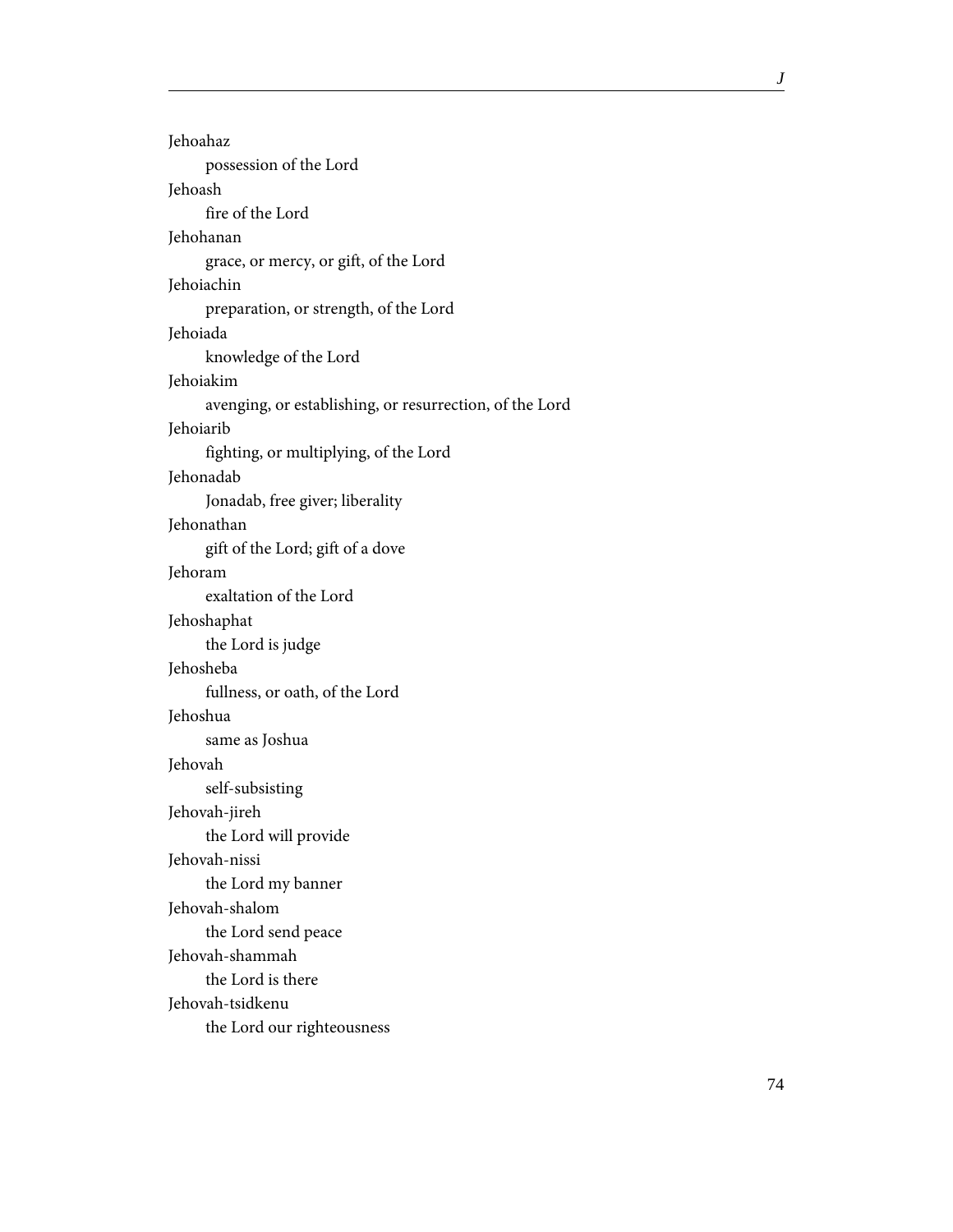Jehoahaz

possession of the Lord

Jehoash

fire of the Lord

Jehohanan

grace, or mercy, or gift, of the Lord

Jehoiachin

preparation, or strength, of the Lord

Jehoiada

knowledge of the Lord

Jehoiakim

avenging, or establishing, or resurrection, of the Lord

Jehoiarib

fighting, or multiplying, of the Lord

Jehonadab

Jonadab, free giver; liberality

Jehonathan

gift of the Lord; gift of a dove

Jehoram

exaltation of the Lord

Jehoshaphat

the Lord is judge

Jehosheba

fullness, or oath, of the Lord

Jehoshua

same as Joshua

Jehovah

self-subsisting

Jehovah-jireh

the Lord will provide

Jehovah-nissi

the Lord my banner

Jehovah-shalom

the Lord send peace

Jehovah-shammah

the Lord is there

Jehovah-tsidkenu

the Lord our righteousness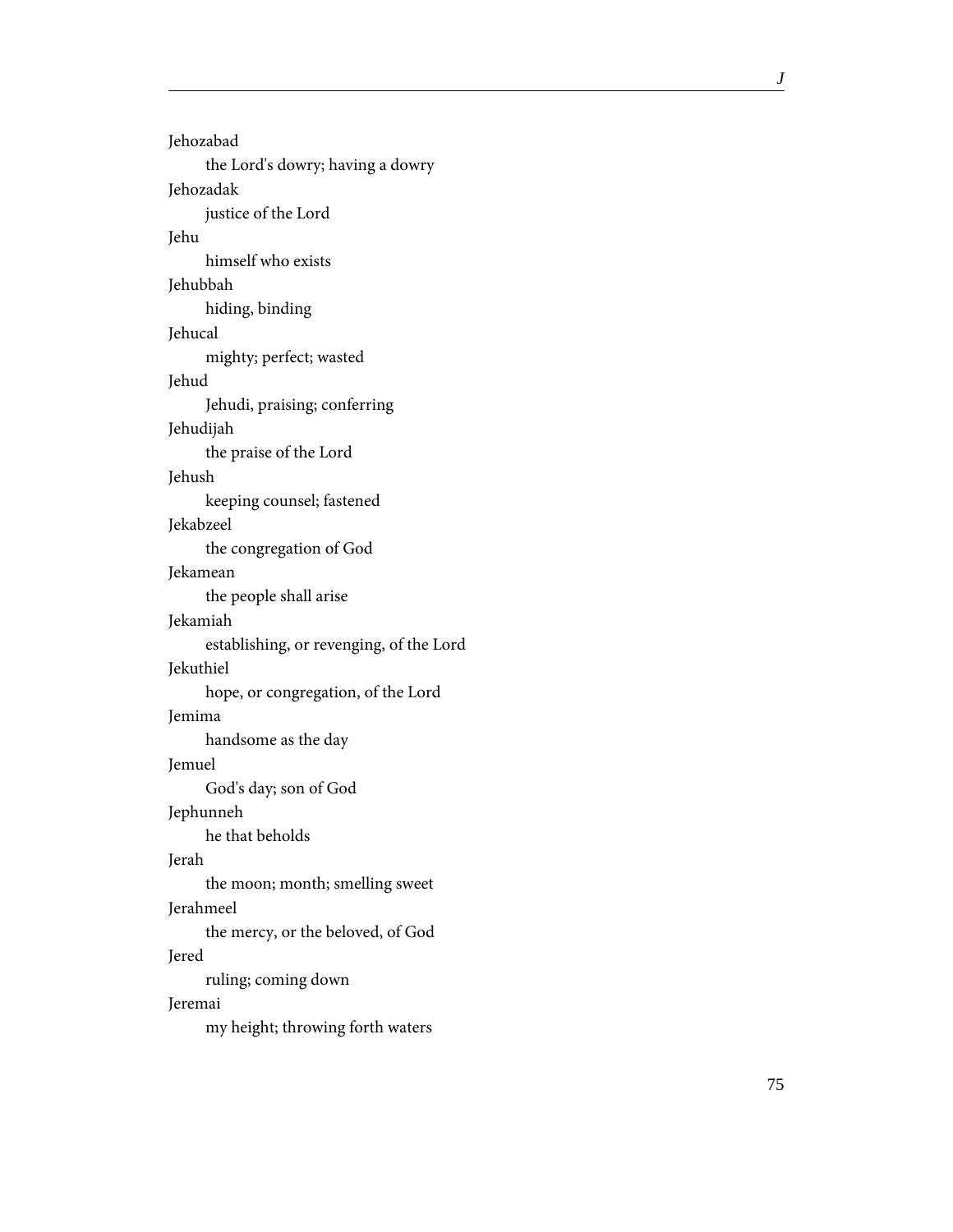Jehozabad
: the Lord's dowry; having a dowry

Jehozadak
: justice of the Lord

Jehu
: himself who exists

Jehubbah
: hiding, binding

Jehucal
: mighty; perfect; wasted

Jehud
: Jehudi, praising; conferring

Jehudijah
: the praise of the Lord

Jehush
: keeping counsel; fastened

Jekabzeel
: the congregation of God

Jekamean
: the people shall arise

Jekamiah
: establishing, or revenging, of the Lord

Jekuthiel
: hope, or congregation, of the Lord

Jemima
: handsome as the day

Jemuel
: God's day; son of God

Jephunneh
: he that beholds

Jerah
: the moon; month; smelling sweet

Jerahmeel
: the mercy, or the beloved, of God

Jered
: ruling; coming down

Jeremai
: my height; throwing forth waters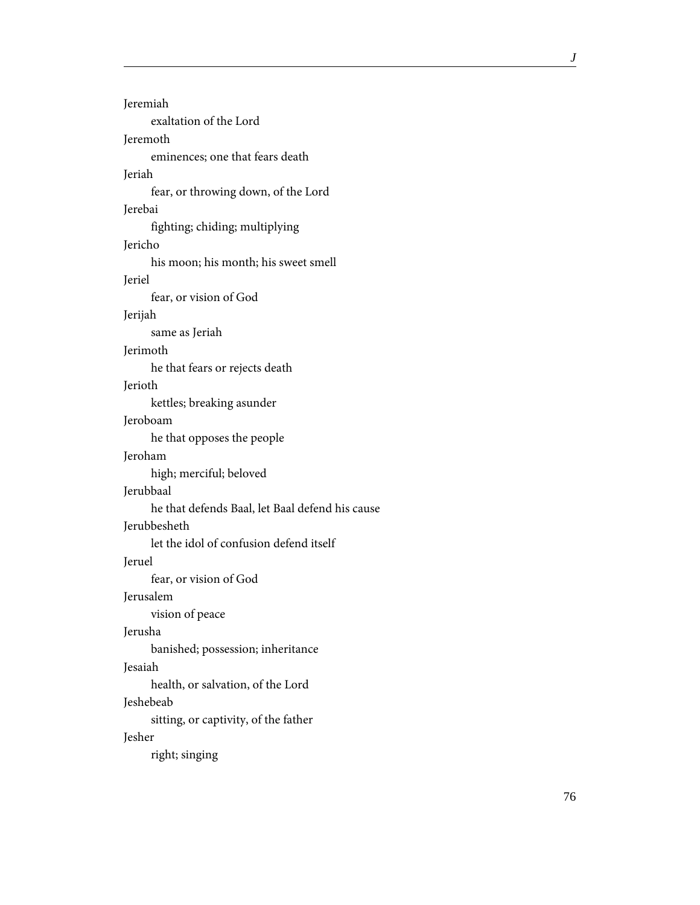Jeremiah
: exaltation of the Lord

Jeremoth
: eminences; one that fears death

Jeriah
: fear, or throwing down, of the Lord

Jerebai
: fighting; chiding; multiplying

Jericho
: his moon; his month; his sweet smell

Jeriel
: fear, or vision of God

Jerijah
: same as Jeriah

Jerimoth
: he that fears or rejects death

Jerioth
: kettles; breaking asunder

Jeroboam
: he that opposes the people

Jeroham
: high; merciful; beloved

Jerubbaal
: he that defends Baal, let Baal defend his cause

Jerubbesheth
: let the idol of confusion defend itself

Jeruel
: fear, or vision of God

Jerusalem
: vision of peace

Jerusha
: banished; possession; inheritance

Jesaiah
: health, or salvation, of the Lord

Jeshebeab
: sitting, or captivity, of the father

Jesher
: right; singing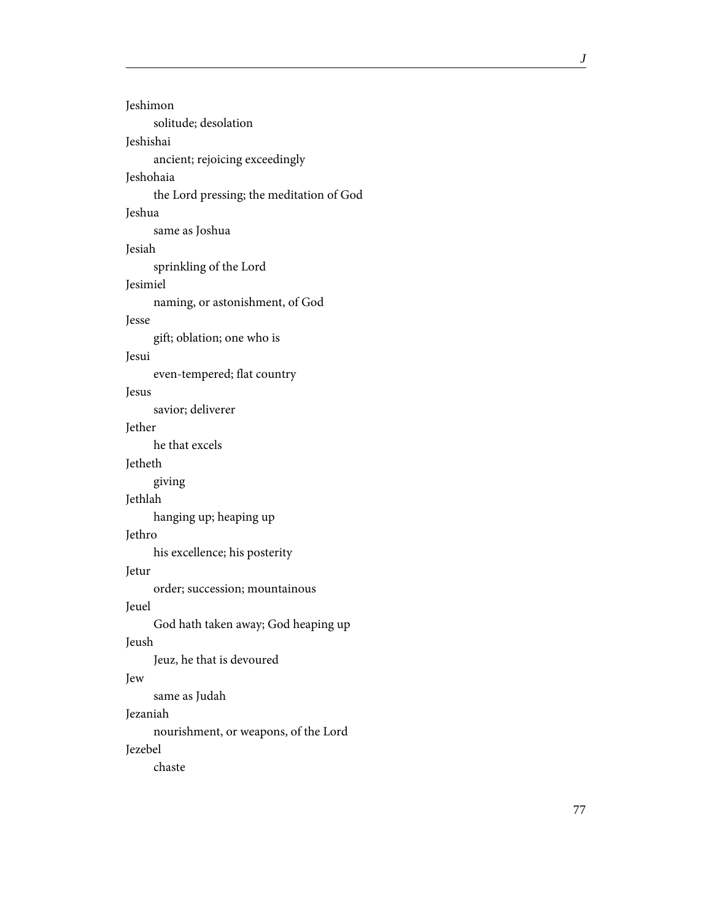Jeshimon

solitude; desolation

Jeshishai

ancient; rejoicing exceedingly

Jeshohaia

the Lord pressing; the meditation of God

Jeshua

same as Joshua

Jesiah

sprinkling of the Lord

Jesimiel

naming, or astonishment, of God

Jesse

gift; oblation; one who is

Jesui

even-tempered; flat country

Jesus

savior; deliverer

Jether

he that excels

Jetheth

giving

Jethlah

hanging up; heaping up

Jethro

his excellence; his posterity

Jetur

order; succession; mountainous

Jeuel

God hath taken away; God heaping up

Jeush

Jeuz, he that is devoured

Jew

same as Judah

Jezaniah

nourishment, or weapons, of the Lord

Jezebel

chaste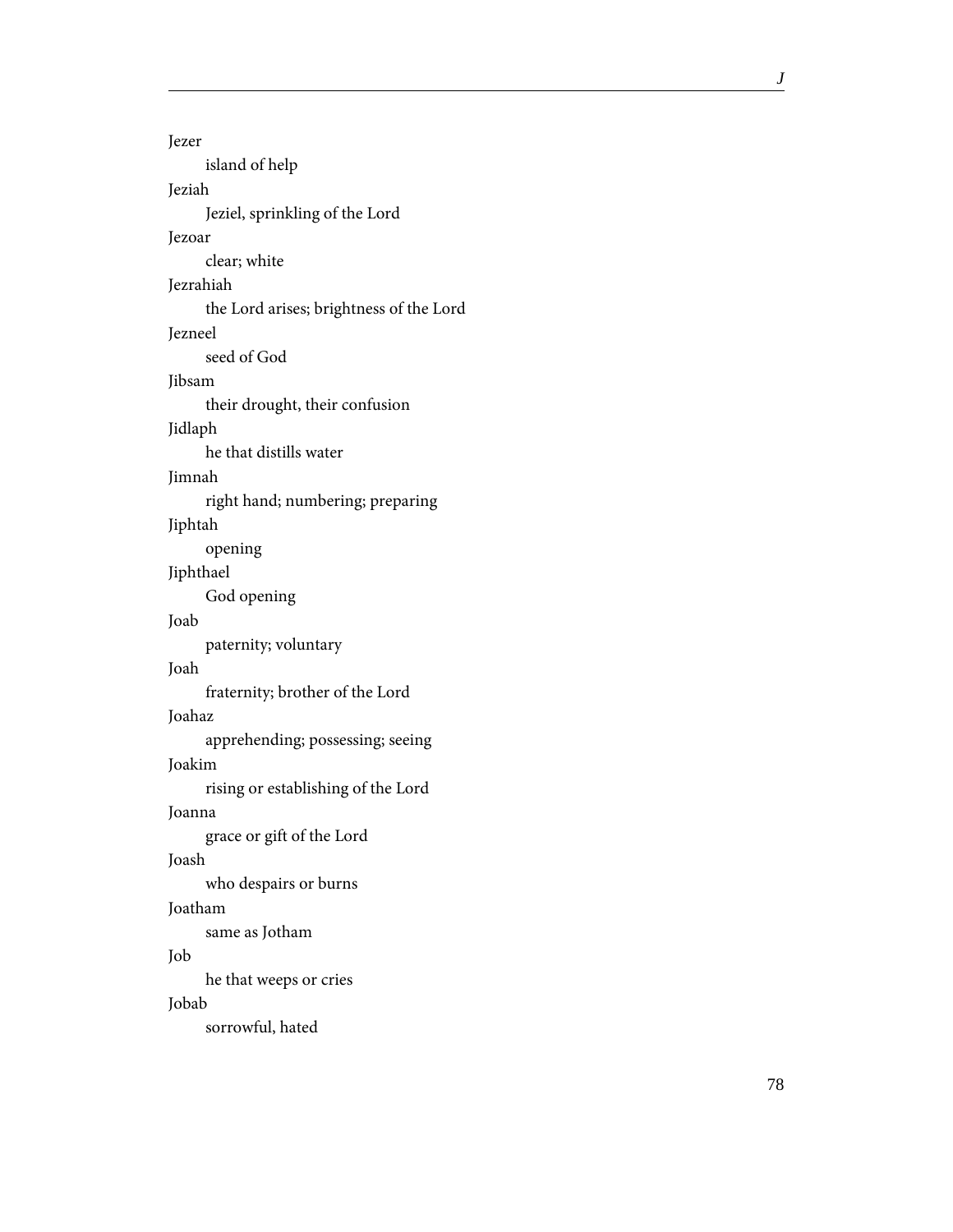Jezer
: island of help

Jeziah
: Jeziel, sprinkling of the Lord

Jezoar
: clear; white

Jezrahiah
: the Lord arises; brightness of the Lord

Jezneel
: seed of God

Jibsam
: their drought, their confusion

Jidlaph
: he that distills water

Jimnah
: right hand; numbering; preparing

Jiphtah
: opening

Jiphthael
: God opening

Joab
: paternity; voluntary

Joah
: fraternity; brother of the Lord

Joahaz
: apprehending; possessing; seeing

Joakim
: rising or establishing of the Lord

Joanna
: grace or gift of the Lord

Joash
: who despairs or burns

Joatham
: same as Jotham

Job
: he that weeps or cries

Jobab
: sorrowful, hated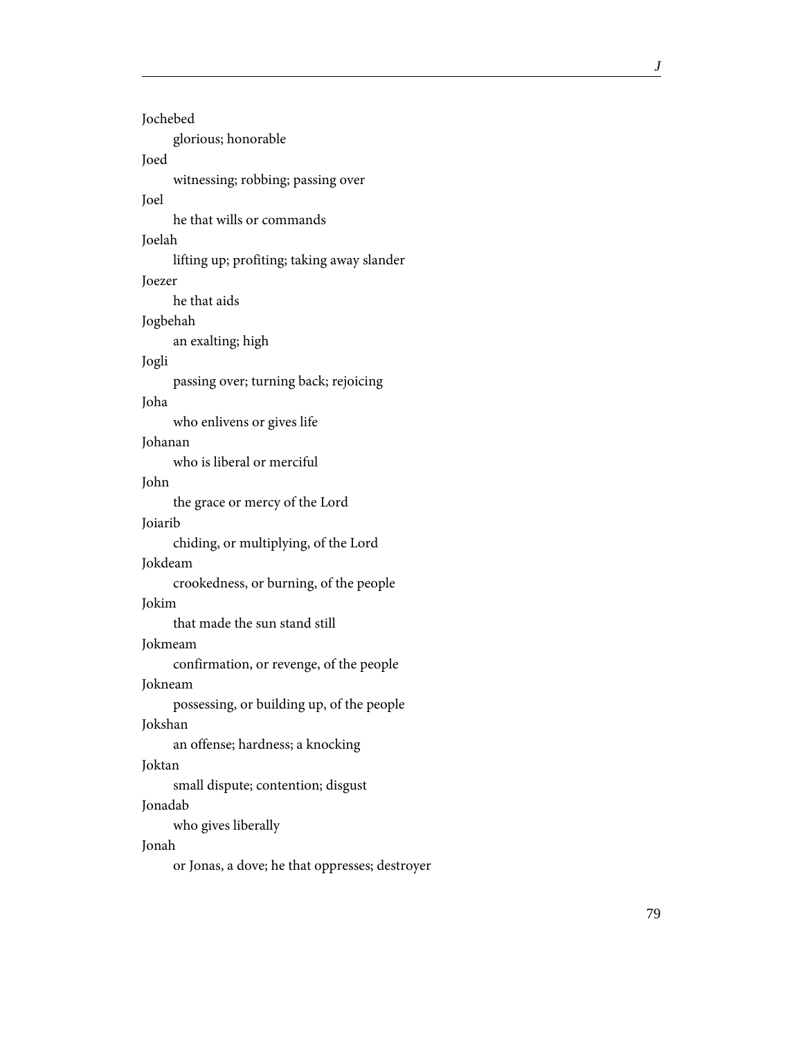Jochebed

glorious; honorable

Joed

witnessing; robbing; passing over

Joel

he that wills or commands

Joelah

lifting up; profiting; taking away slander

Joezer

he that aids

Jogbehah

an exalting; high

Jogli

passing over; turning back; rejoicing

Joha

who enlivens or gives life

Johanan

who is liberal or merciful

John

the grace or mercy of the Lord

Joiarib

chiding, or multiplying, of the Lord

Jokdeam

crookedness, or burning, of the people

Jokim

that made the sun stand still

Jokmeam

confirmation, or revenge, of the people

Jokneam

possessing, or building up, of the people

Jokshan

an offense; hardness; a knocking

Joktan

small dispute; contention; disgust

Jonadab

who gives liberally

Jonah

or Jonas, a dove; he that oppresses; destroyer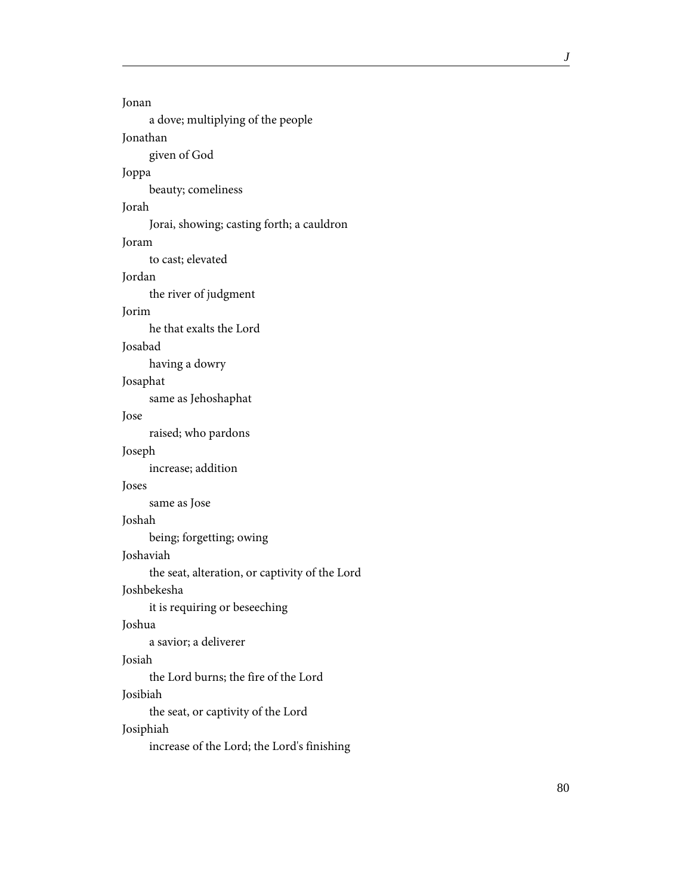Jonan

a dove; multiplying of the people

Jonathan

given of God

Joppa

beauty; comeliness

Jorah

Jorai, showing; casting forth; a cauldron

Joram

to cast; elevated

Jordan

the river of judgment

Jorim

he that exalts the Lord

Josabad

having a dowry

Josaphat

same as Jehoshaphat

Jose

raised; who pardons

Joseph

increase; addition

Joses

same as Jose

Joshah

being; forgetting; owing

Joshaviah

the seat, alteration, or captivity of the Lord

Joshbekesha

it is requiring or beseeching

Joshua

a savior; a deliverer

Josiah

the Lord burns; the fire of the Lord

Josibiah

the seat, or captivity of the Lord

Josiphiah

increase of the Lord; the Lord's finishing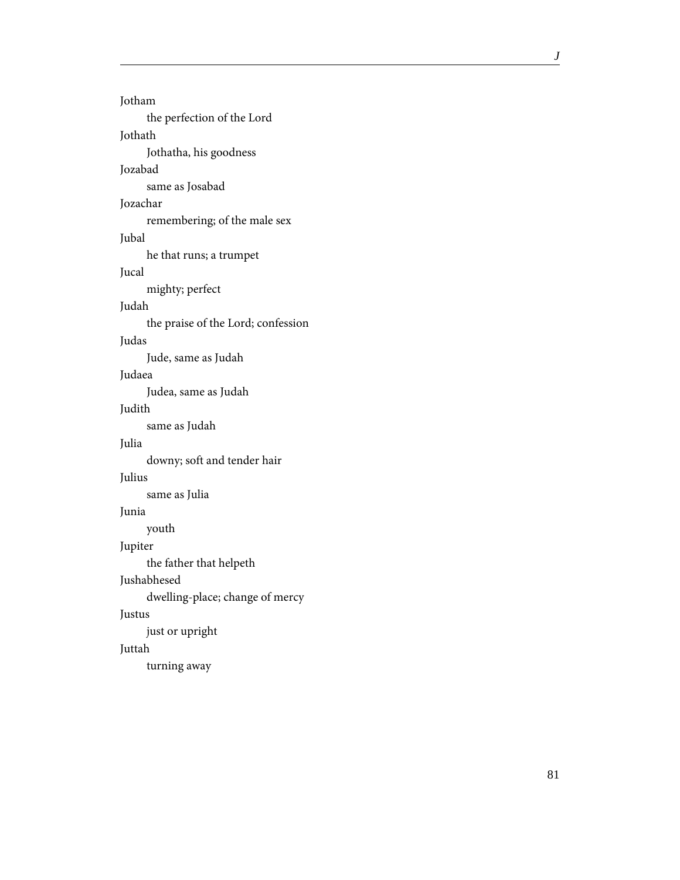Jotham
: the perfection of the Lord

Jothath
: Jothatha, his goodness

Jozabad
: same as Josabad

Jozachar
: remembering; of the male sex

Jubal
: he that runs; a trumpet

Jucal
: mighty; perfect

Judah
: the praise of the Lord; confession

Judas
: Jude, same as Judah

Judaea
: Judea, same as Judah

Judith
: same as Judah

Julia
: downy; soft and tender hair

Julius
: same as Julia

Junia
: youth

Jupiter
: the father that helpeth

Jushabhesed
: dwelling-place; change of mercy

Justus
: just or upright

Juttah
: turning away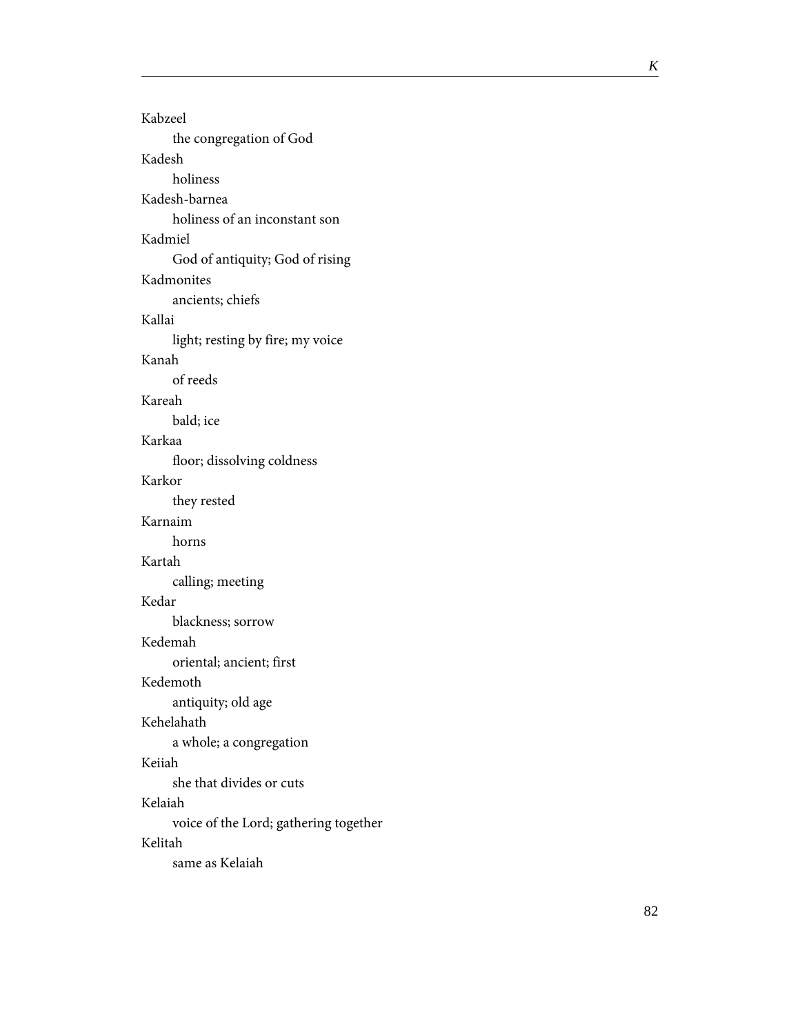Kabzeel
: the congregation of God

Kadesh
: holiness

Kadesh-barnea
: holiness of an inconstant son

Kadmiel
: God of antiquity; God of rising

Kadmonites
: ancients; chiefs

Kallai
: light; resting by fire; my voice

Kanah
: of reeds

Kareah
: bald; ice

Karkaa
: floor; dissolving coldness

Karkor
: they rested

Karnaim
: horns

Kartah
: calling; meeting

Kedar
: blackness; sorrow

Kedemah
: oriental; ancient; first

Kedemoth
: antiquity; old age

Kehelahath
: a whole; a congregation

Keiiah
: she that divides or cuts

Kelaiah
: voice of the Lord; gathering together

Kelitah
: same as Kelaiah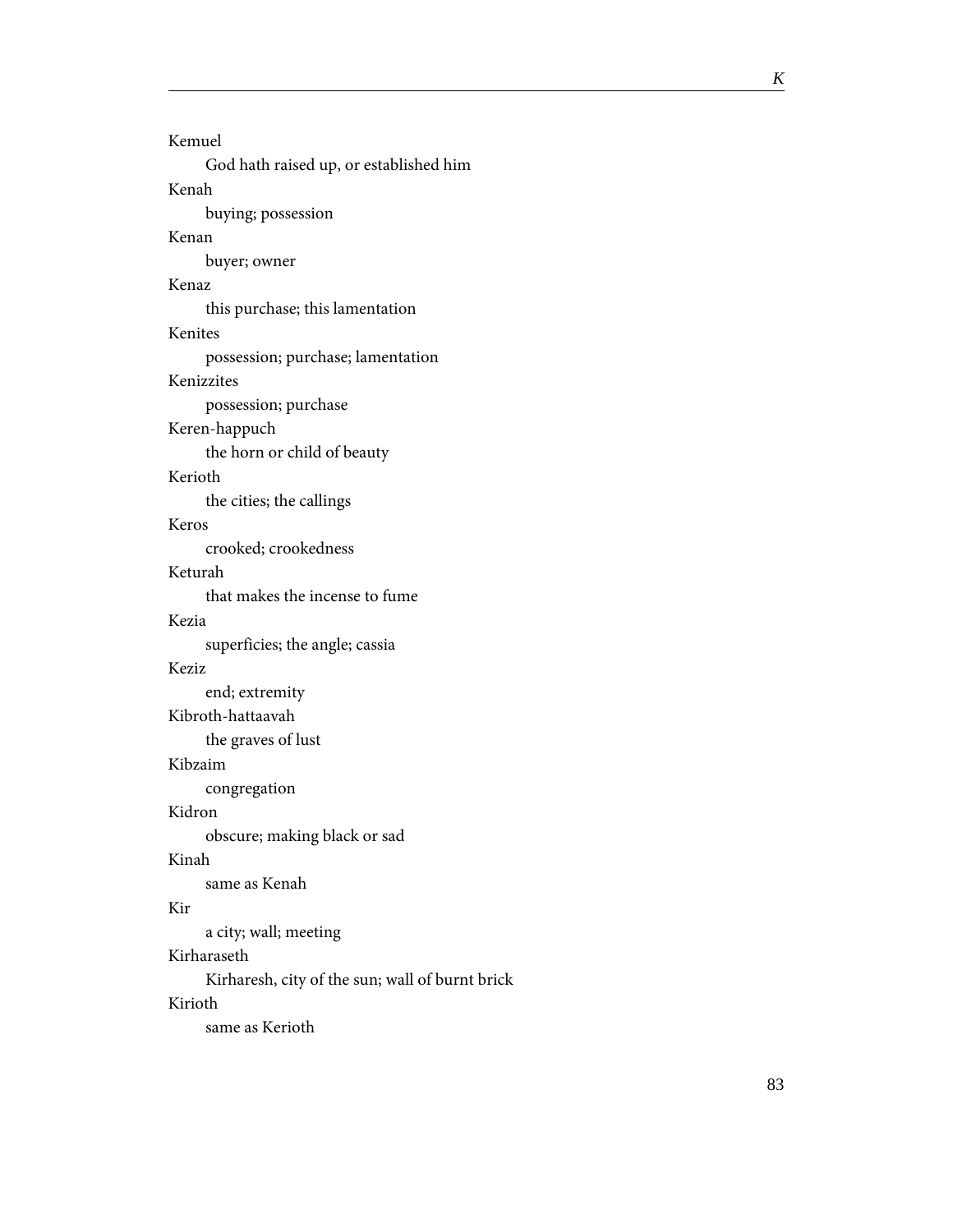Kemuel

God hath raised up, or established him

Kenah

buying; possession

Kenan

buyer; owner

Kenaz

this purchase; this lamentation

Kenites

possession; purchase; lamentation

Kenizzites

possession; purchase

Keren-happuch

the horn or child of beauty

Kerioth

the cities; the callings

Keros

crooked; crookedness

Keturah

that makes the incense to fume

Kezia

superficies; the angle; cassia

Keziz

end; extremity

Kibroth-hattaavah

the graves of lust

Kibzaim

congregation

Kidron

obscure; making black or sad

Kinah

same as Kenah

Kir

a city; wall; meeting

Kirharaseth

Kirharesh, city of the sun; wall of burnt brick

Kirioth

same as Kerioth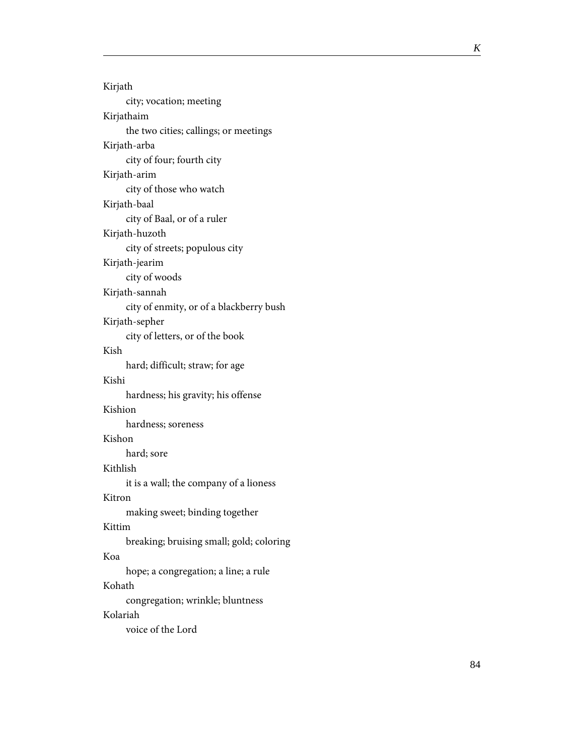Kirjath
: city; vocation; meeting

Kirjathaim
: the two cities; callings; or meetings

Kirjath-arba
: city of four; fourth city

Kirjath-arim
: city of those who watch

Kirjath-baal
: city of Baal, or of a ruler

Kirjath-huzoth
: city of streets; populous city

Kirjath-jearim
: city of woods

Kirjath-sannah
: city of enmity, or of a blackberry bush

Kirjath-sepher
: city of letters, or of the book

Kish
: hard; difficult; straw; for age

Kishi
: hardness; his gravity; his offense

Kishion
: hardness; soreness

Kishon
: hard; sore

Kithlish
: it is a wall; the company of a lioness

Kitron
: making sweet; binding together

Kittim
: breaking; bruising small; gold; coloring

Koa
: hope; a congregation; a line; a rule

Kohath
: congregation; wrinkle; bluntness

Kolariah
: voice of the Lord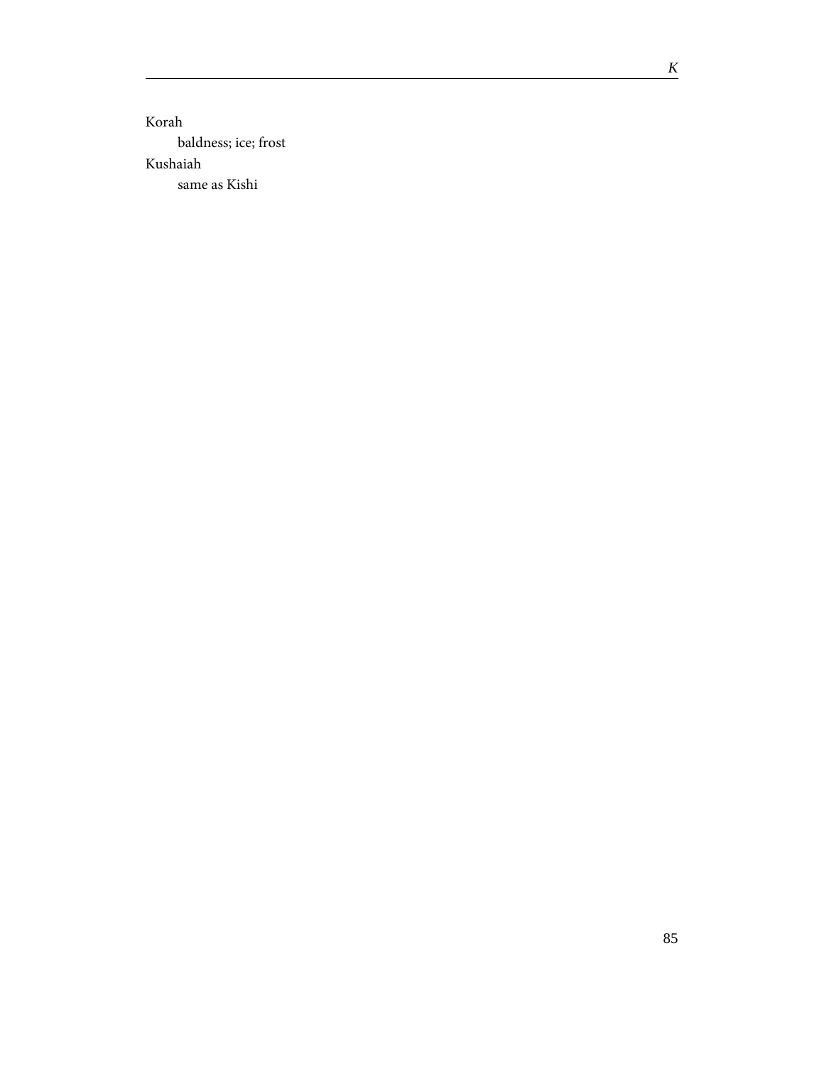Korah

  baldness; ice; frost

Kushaiah

  same as Kishi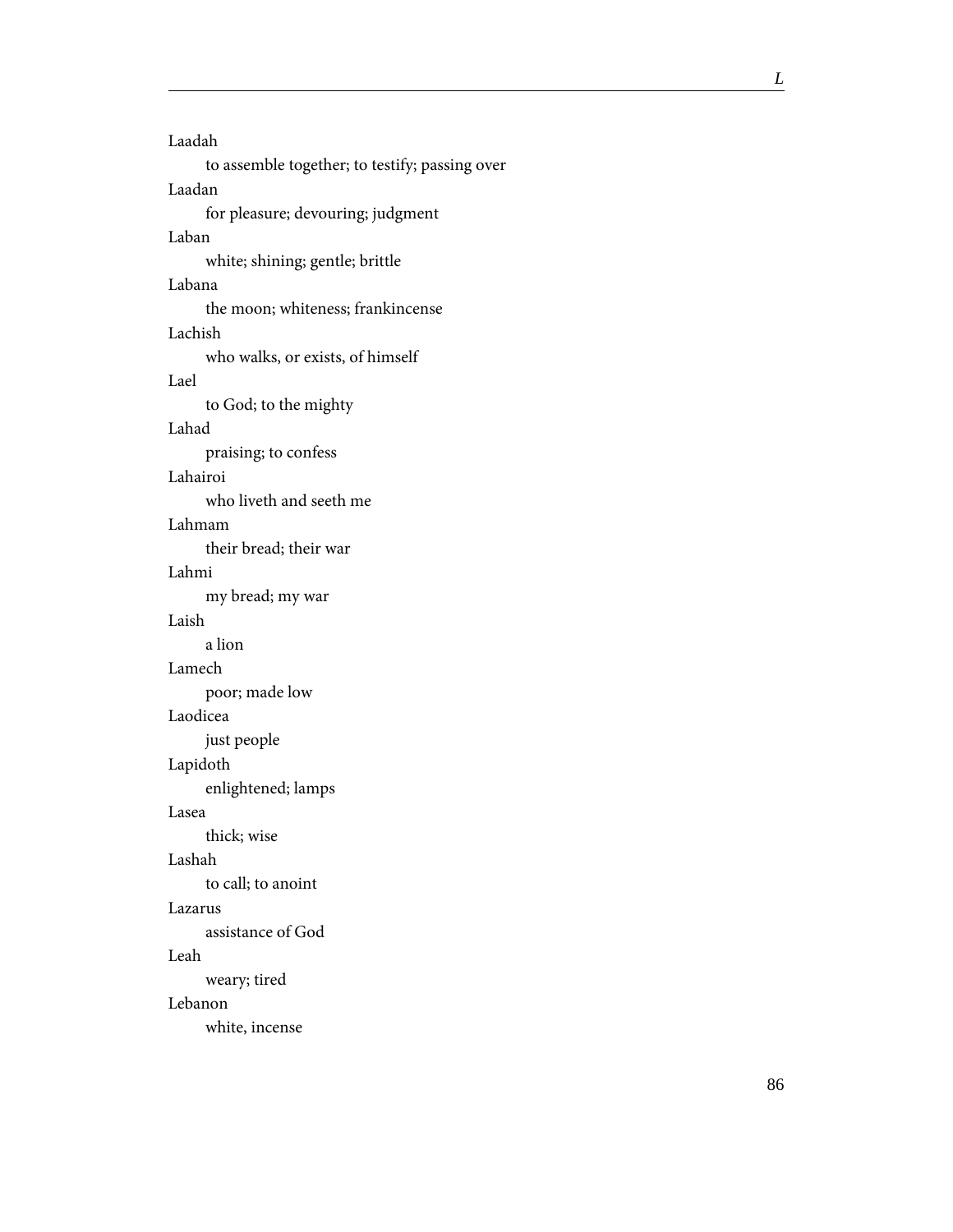Laadah

  to assemble together; to testify; passing over

Laadan

  for pleasure; devouring; judgment

Laban

  white; shining; gentle; brittle

Labana

  the moon; whiteness; frankincense

Lachish

  who walks, or exists, of himself

Lael

  to God; to the mighty

Lahad

  praising; to confess

Lahairoi

  who liveth and seeth me

Lahmam

  their bread; their war

Lahmi

  my bread; my war

Laish

  a lion

Lamech

  poor; made low

Laodicea

  just people

Lapidoth

  enlightened; lamps

Lasea

  thick; wise

Lashah

  to call; to anoint

Lazarus

  assistance of God

Leah

  weary; tired

Lebanon

  white, incense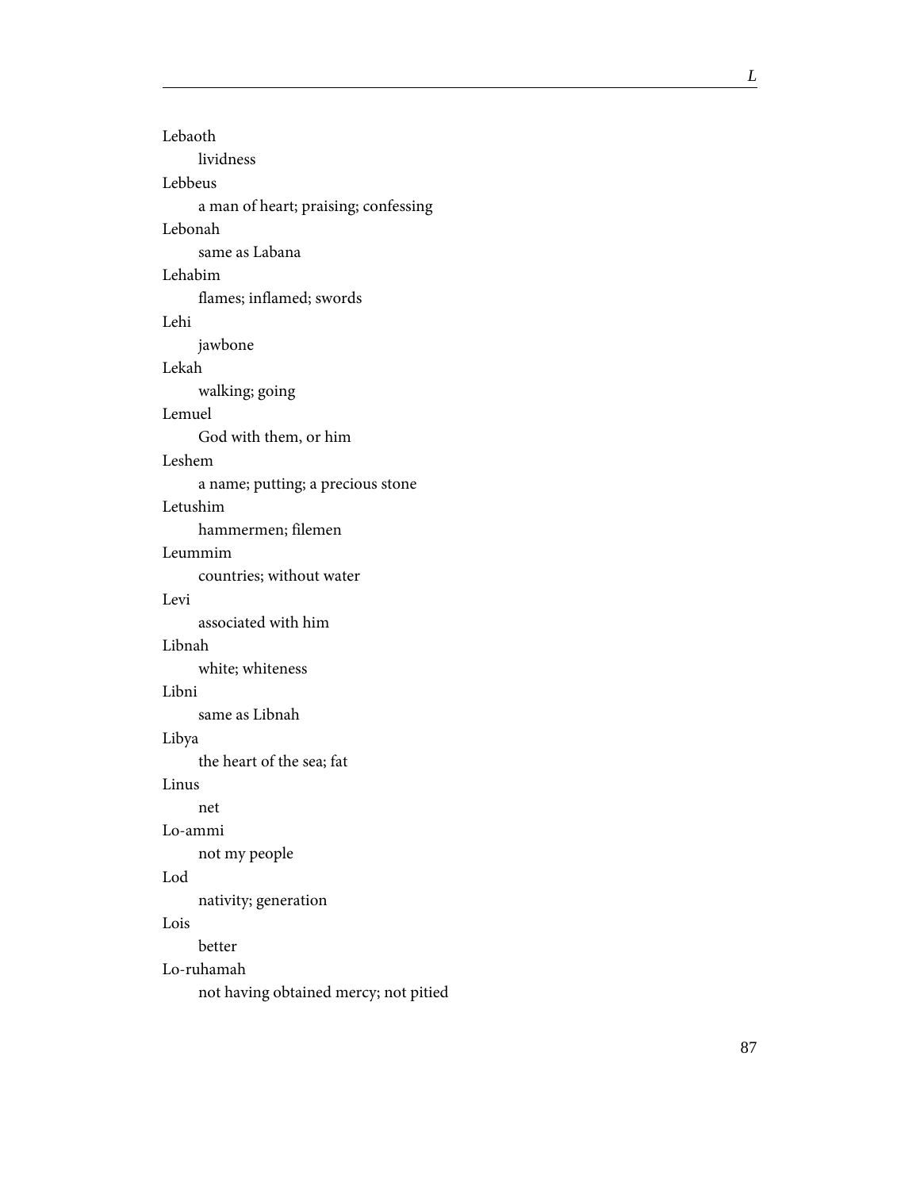Lebaoth

lividness

Lebbeus

a man of heart; praising; confessing

Lebonah

same as Labana

Lehabim

flames; inflamed; swords

Lehi

jawbone

Lekah

walking; going

Lemuel

God with them, or him

Leshem

a name; putting; a precious stone

Letushim

hammermen; filemen

Leummim

countries; without water

Levi

associated with him

Libnah

white; whiteness

Libni

same as Libnah

Libya

the heart of the sea; fat

Linus

net

Lo-ammi

not my people

Lod

nativity; generation

Lois

better

Lo-ruhamah

not having obtained mercy; not pitied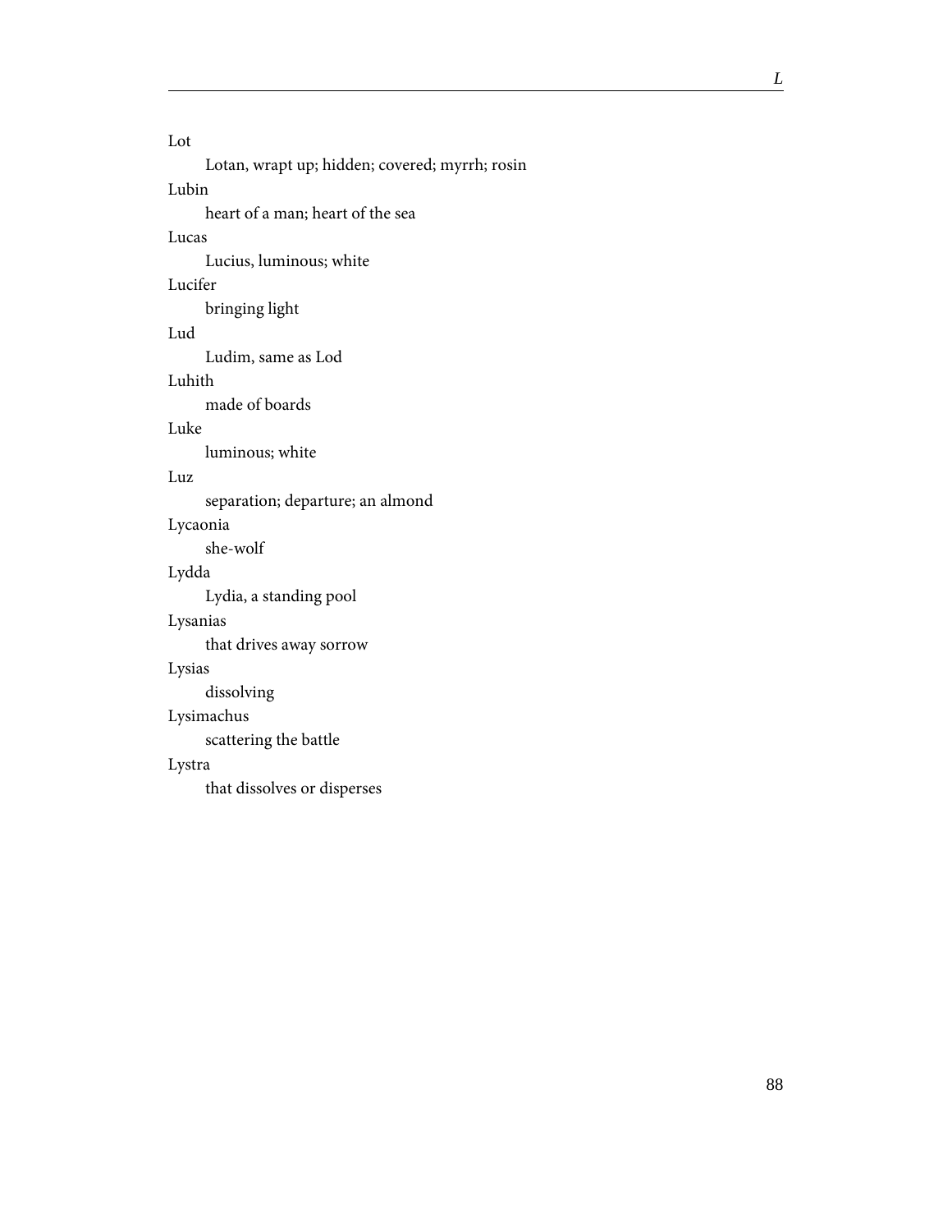Lot

Lotan, wrapt up; hidden; covered; myrrh; rosin

Lubin

heart of a man; heart of the sea

Lucas

Lucius, luminous; white

Lucifer

bringing light

Lud

Ludim, same as Lod

Luhith

made of boards

Luke

luminous; white

Luz

separation; departure; an almond

Lycaonia

she-wolf

Lydda

Lydia, a standing pool

Lysanias

that drives away sorrow

Lysias

dissolving

Lysimachus

scattering the battle

Lystra

that dissolves or disperses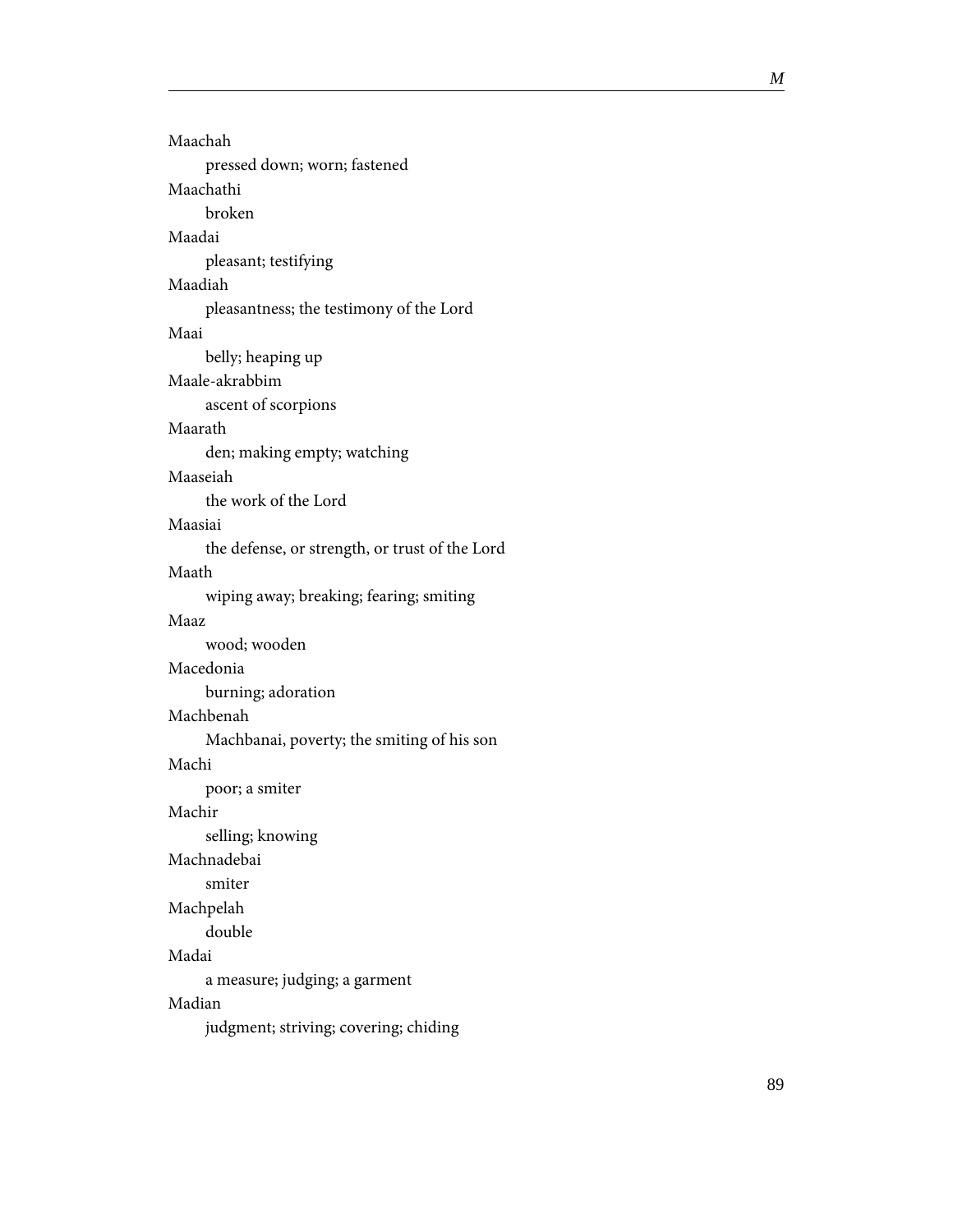Maachah

pressed down; worn; fastened

Maachathi

broken

Maadai

pleasant; testifying

Maadiah

pleasantness; the testimony of the Lord

Maai

belly; heaping up

Maale-akrabbim

ascent of scorpions

Maarath

den; making empty; watching

Maaseiah

the work of the Lord

Maasiai

the defense, or strength, or trust of the Lord

Maath

wiping away; breaking; fearing; smiting

Maaz

wood; wooden

Macedonia

burning; adoration

Machbenah

Machbanai, poverty; the smiting of his son

Machi

poor; a smiter

Machir

selling; knowing

Machnadebai

smiter

Machpelah

double

Madai

a measure; judging; a garment

Madian

judgment; striving; covering; chiding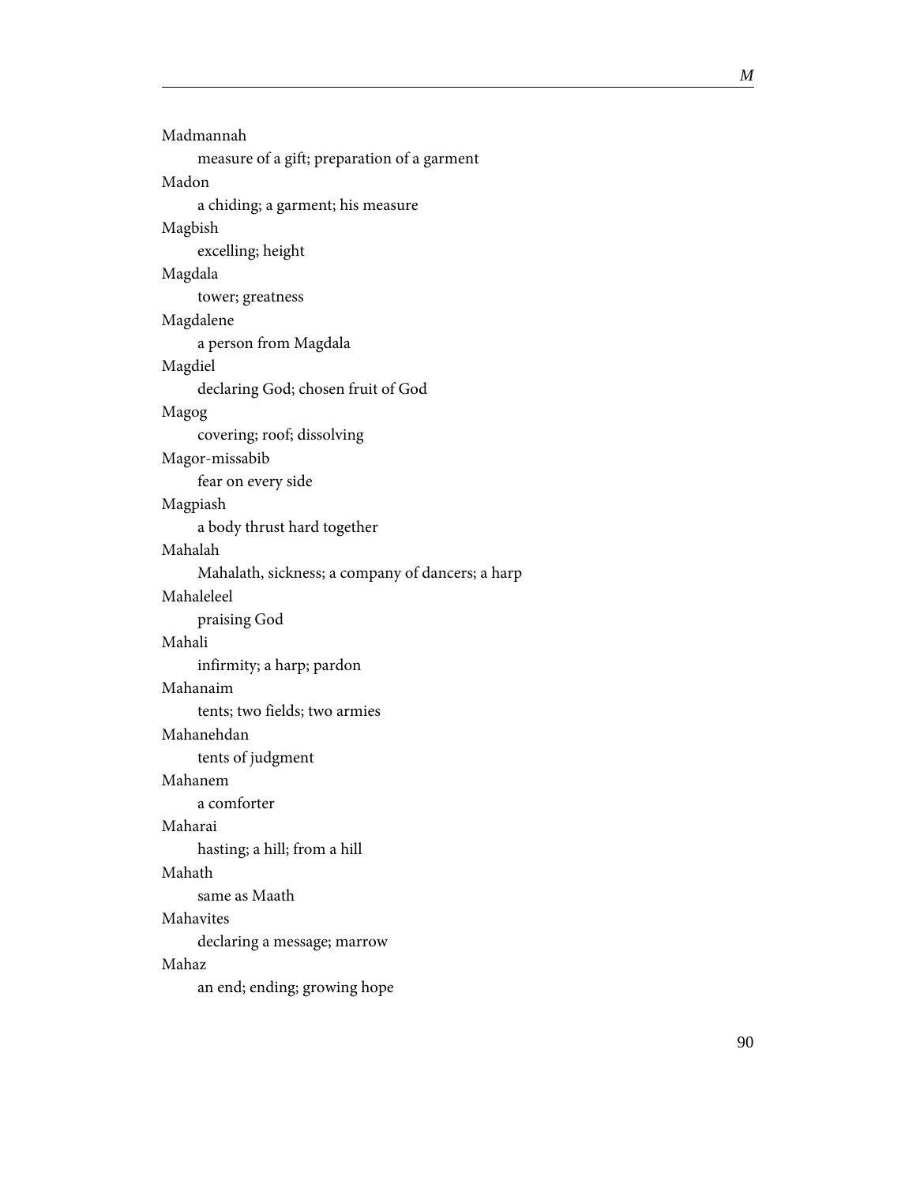Madmannah

measure of a gift; preparation of a garment

Madon

a chiding; a garment; his measure

Magbish

excelling; height

Magdala

tower; greatness

Magdalene

a person from Magdala

Magdiel

declaring God; chosen fruit of God

Magog

covering; roof; dissolving

Magor-missabib

fear on every side

Magpiash

a body thrust hard together

Mahalah

Mahalath, sickness; a company of dancers; a harp

Mahaleleel

praising God

Mahali

infirmity; a harp; pardon

Mahanaim

tents; two fields; two armies

Mahanehdan

tents of judgment

Mahanem

a comforter

Maharai

hasting; a hill; from a hill

Mahath

same as Maath

Mahavites

declaring a message; marrow

Mahaz

an end; ending; growing hope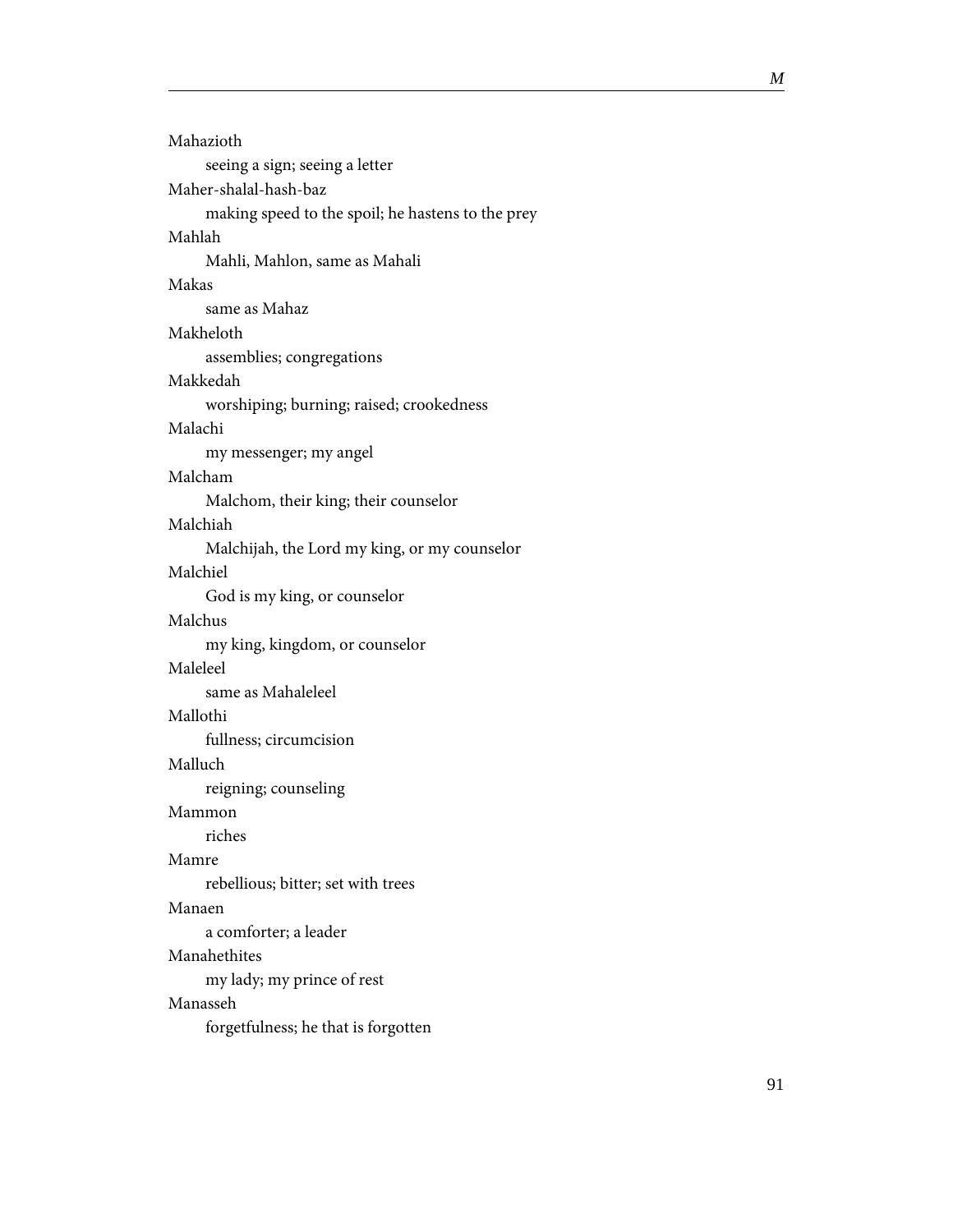Mahazioth

seeing a sign; seeing a letter

Maher-shalal-hash-baz

making speed to the spoil; he hastens to the prey

Mahlah

Mahli, Mahlon, same as Mahali

Makas

same as Mahaz

Makheloth

assemblies; congregations

Makkedah

worshiping; burning; raised; crookedness

Malachi

my messenger; my angel

Malcham

Malchom, their king; their counselor

Malchiah

Malchijah, the Lord my king, or my counselor

Malchiel

God is my king, or counselor

Malchus

my king, kingdom, or counselor

Maleleel

same as Mahaleleel

Mallothi

fullness; circumcision

Malluch

reigning; counseling

Mammon

riches

Mamre

rebellious; bitter; set with trees

Manaen

a comforter; a leader

Manahethites

my lady; my prince of rest

Manasseh

forgetfulness; he that is forgotten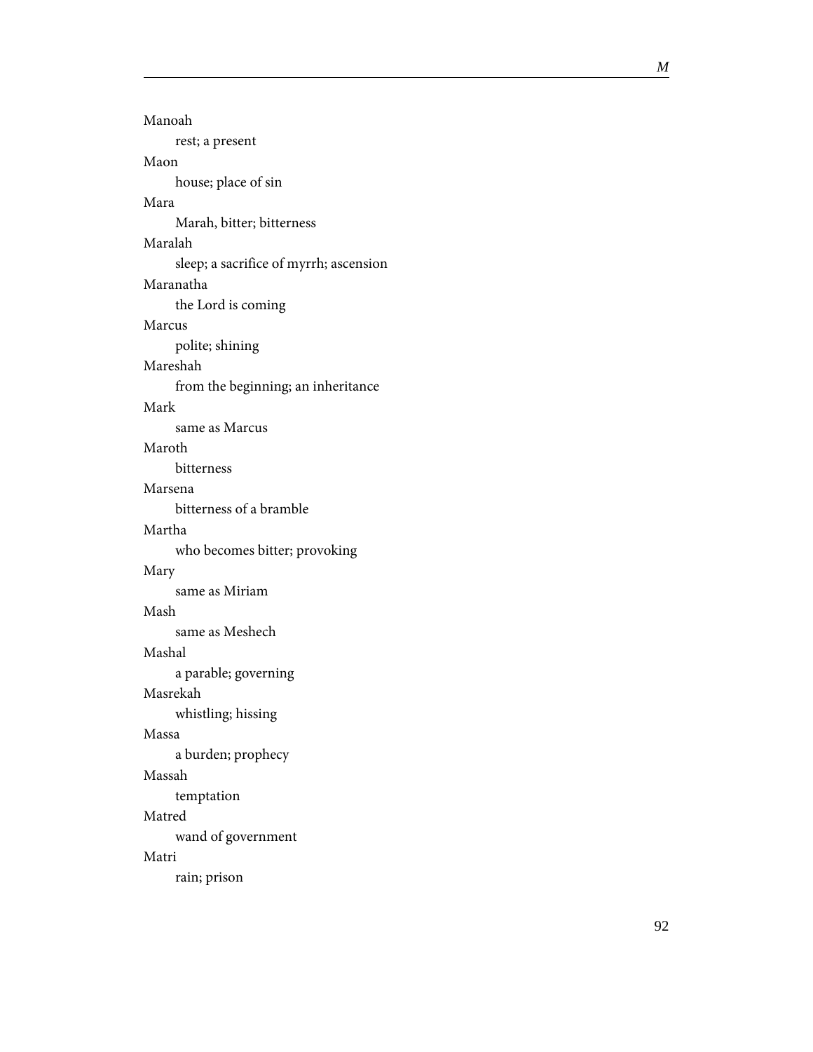Manoah
  rest; a present

Maon
  house; place of sin

Mara
  Marah, bitter; bitterness

Maralah
  sleep; a sacrifice of myrrh; ascension

Maranatha
  the Lord is coming

Marcus
  polite; shining

Mareshah
  from the beginning; an inheritance

Mark
  same as Marcus

Maroth
  bitterness

Marsena
  bitterness of a bramble

Martha
  who becomes bitter; provoking

Mary
  same as Miriam

Mash
  same as Meshech

Mashal
  a parable; governing

Masrekah
  whistling; hissing

Massa
  a burden; prophecy

Massah
  temptation

Matred
  wand of government

Matri
  rain; prison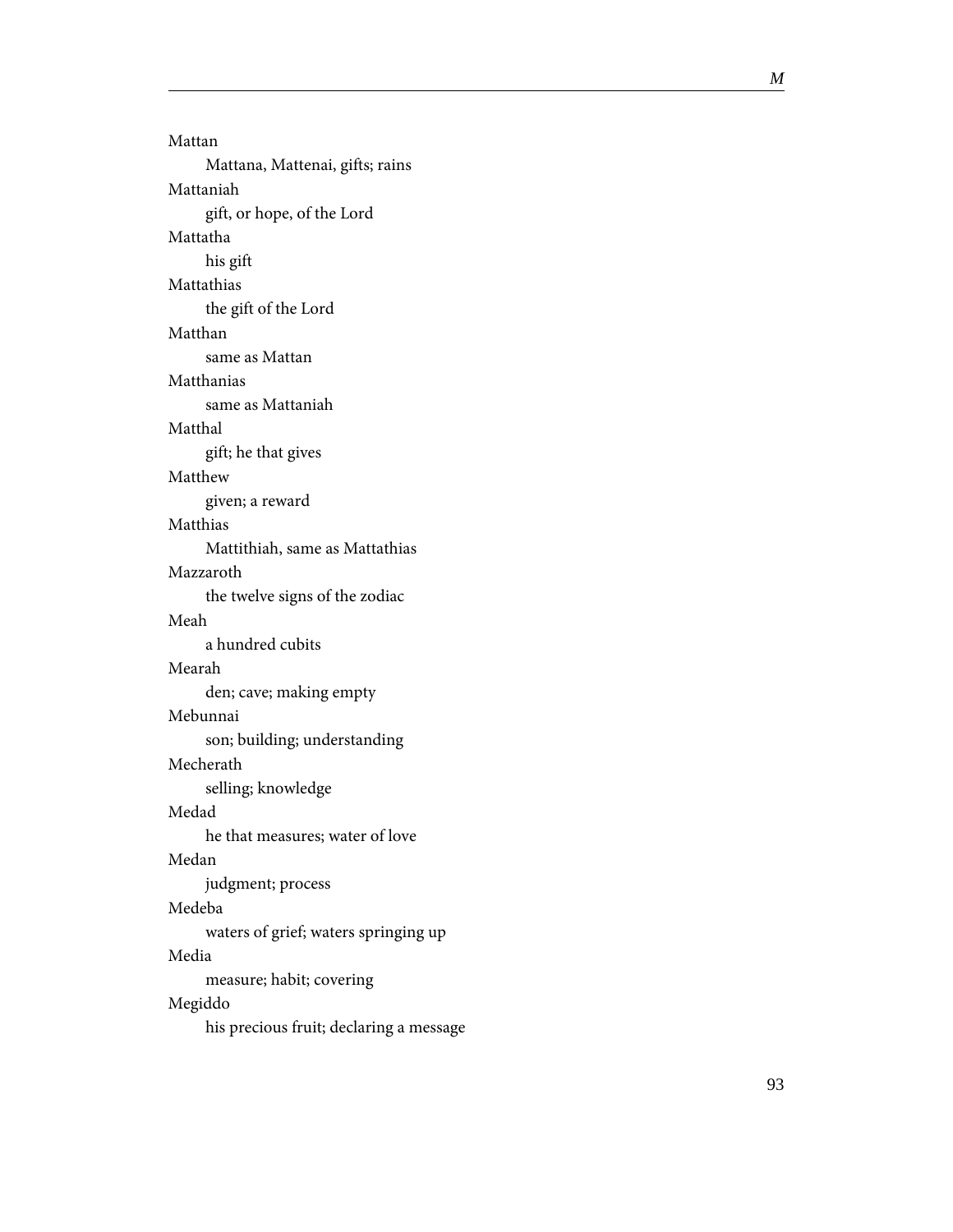Mattan

Mattana, Mattenai, gifts; rains

Mattaniah

gift, or hope, of the Lord

Mattatha

his gift

Mattathias

the gift of the Lord

Matthan

same as Mattan

Matthanias

same as Mattaniah

Matthal

gift; he that gives

Matthew

given; a reward

Matthias

Mattithiah, same as Mattathias

Mazzaroth

the twelve signs of the zodiac

Meah

a hundred cubits

Mearah

den; cave; making empty

Mebunnai

son; building; understanding

Mecherath

selling; knowledge

Medad

he that measures; water of love

Medan

judgment; process

Medeba

waters of grief; waters springing up

Media

measure; habit; covering

Megiddo

his precious fruit; declaring a message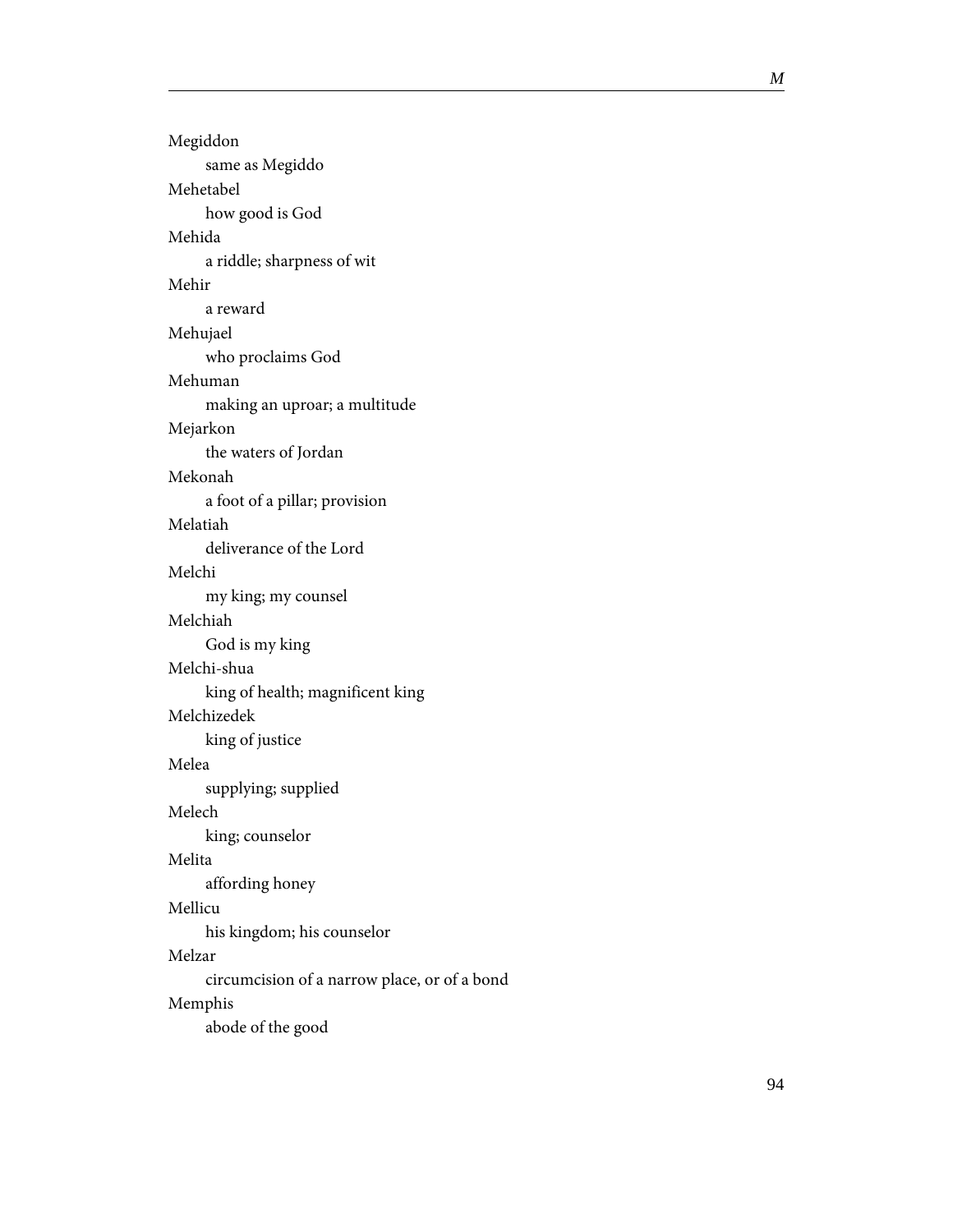Megiddon

same as Megiddo

Mehetabel

how good is God

Mehida

a riddle; sharpness of wit

Mehir

a reward

Mehujael

who proclaims God

Mehuman

making an uproar; a multitude

Mejarkon

the waters of Jordan

Mekonah

a foot of a pillar; provision

Melatiah

deliverance of the Lord

Melchi

my king; my counsel

Melchiah

God is my king

Melchi-shua

king of health; magnificent king

Melchizedek

king of justice

Melea

supplying; supplied

Melech

king; counselor

Melita

affording honey

Mellicu

his kingdom; his counselor

Melzar

circumcision of a narrow place, or of a bond

Memphis

abode of the good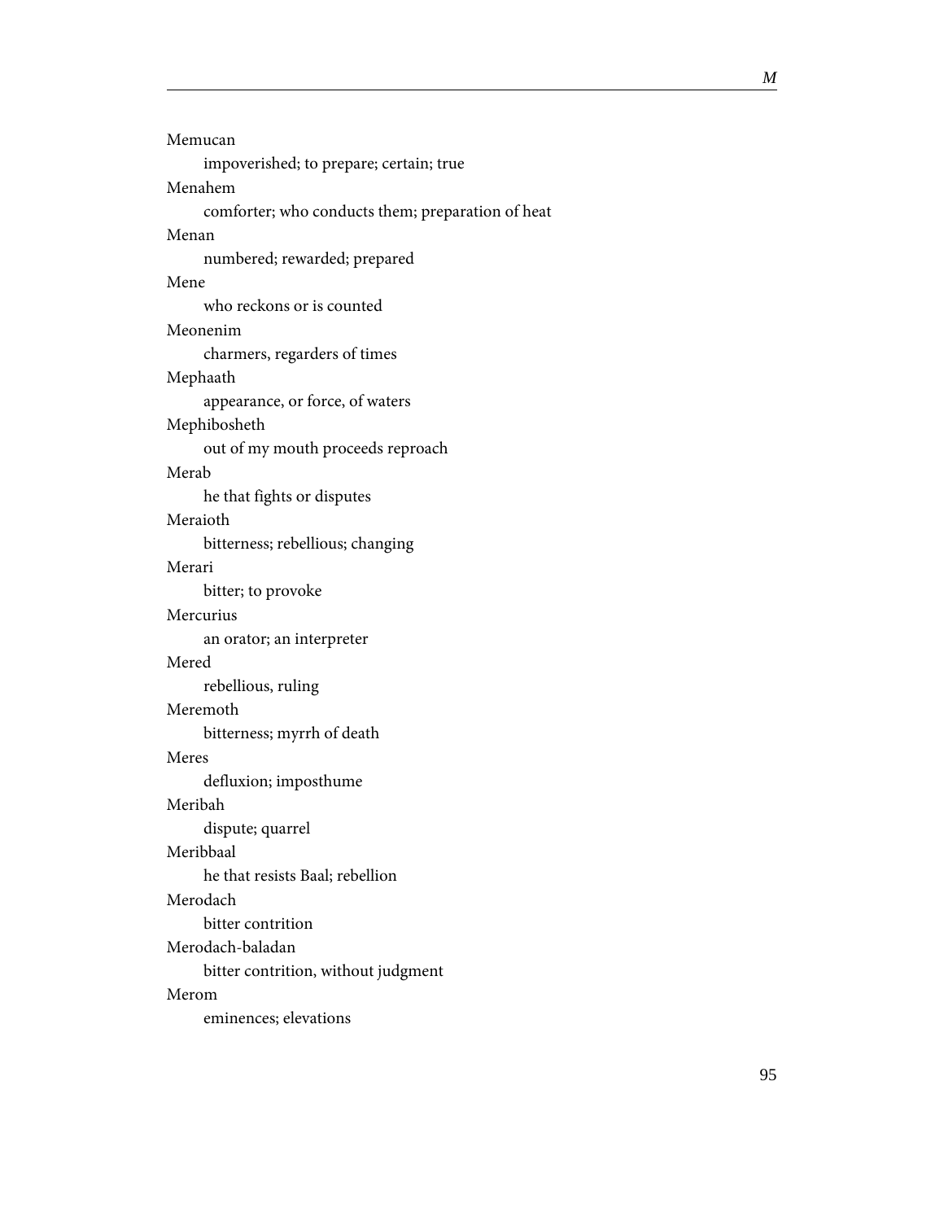Memucan

impoverished; to prepare; certain; true

Menahem

comforter; who conducts them; preparation of heat

Menan

numbered; rewarded; prepared

Mene

who reckons or is counted

Meonenim

charmers, regarders of times

Mephaath

appearance, or force, of waters

Mephibosheth

out of my mouth proceeds reproach

Merab

he that fights or disputes

Meraioth

bitterness; rebellious; changing

Merari

bitter; to provoke

Mercurius

an orator; an interpreter

Mered

rebellious, ruling

Meremoth

bitterness; myrrh of death

Meres

defluxion; imposthume

Meribah

dispute; quarrel

Meribbaal

he that resists Baal; rebellion

Merodach

bitter contrition

Merodach-baladan

bitter contrition, without judgment

Merom

eminences; elevations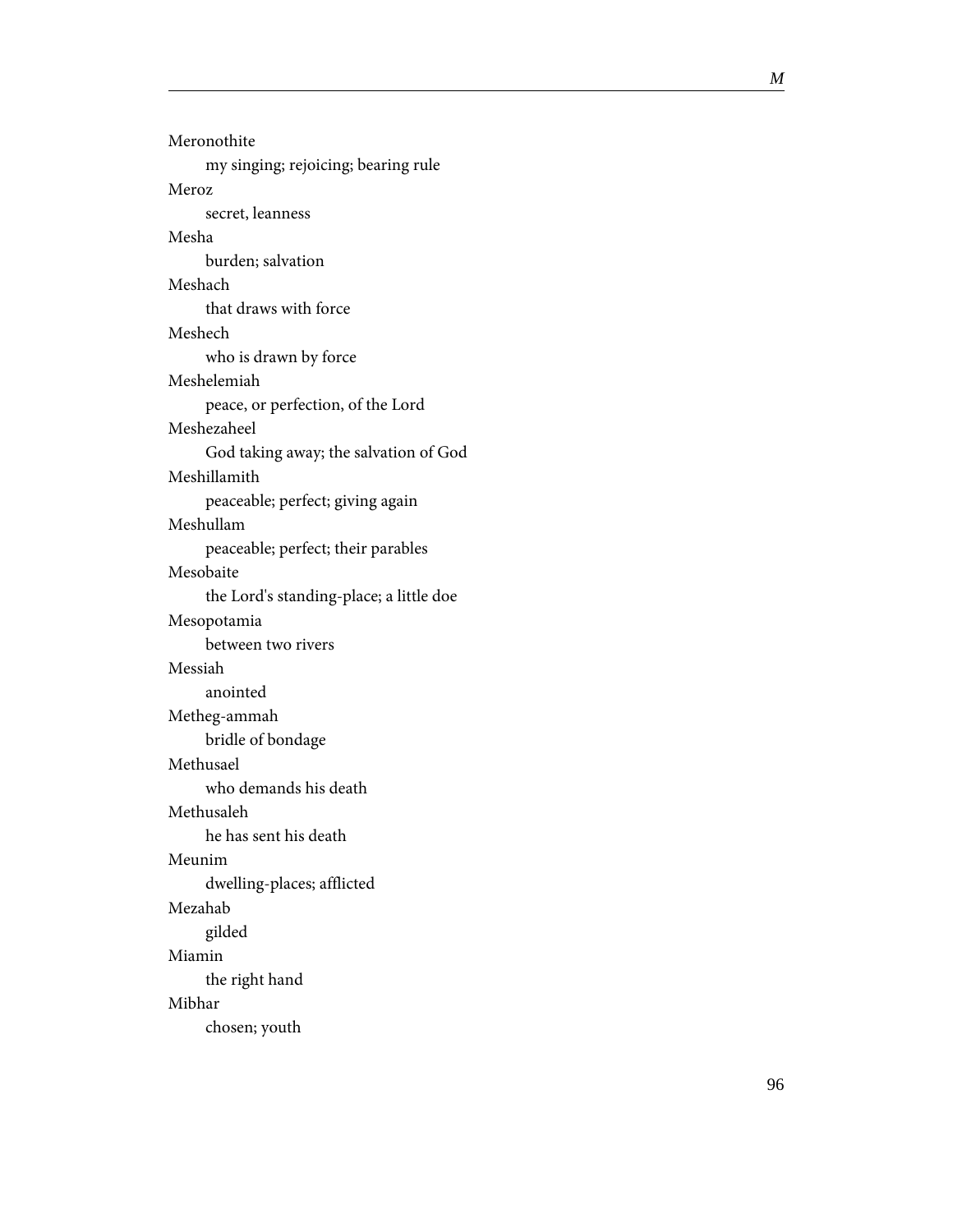Meronothite

my singing; rejoicing; bearing rule

Meroz

secret, leanness

Mesha

burden; salvation

Meshach

that draws with force

Meshech

who is drawn by force

Meshelemiah

peace, or perfection, of the Lord

Meshezaheel

God taking away; the salvation of God

Meshillamith

peaceable; perfect; giving again

Meshullam

peaceable; perfect; their parables

Mesobaite

the Lord's standing-place; a little doe

Mesopotamia

between two rivers

Messiah

anointed

Metheg-ammah

bridle of bondage

Methusael

who demands his death

Methusaleh

he has sent his death

Meunim

dwelling-places; afflicted

Mezahab

gilded

Miamin

the right hand

Mibhar

chosen; youth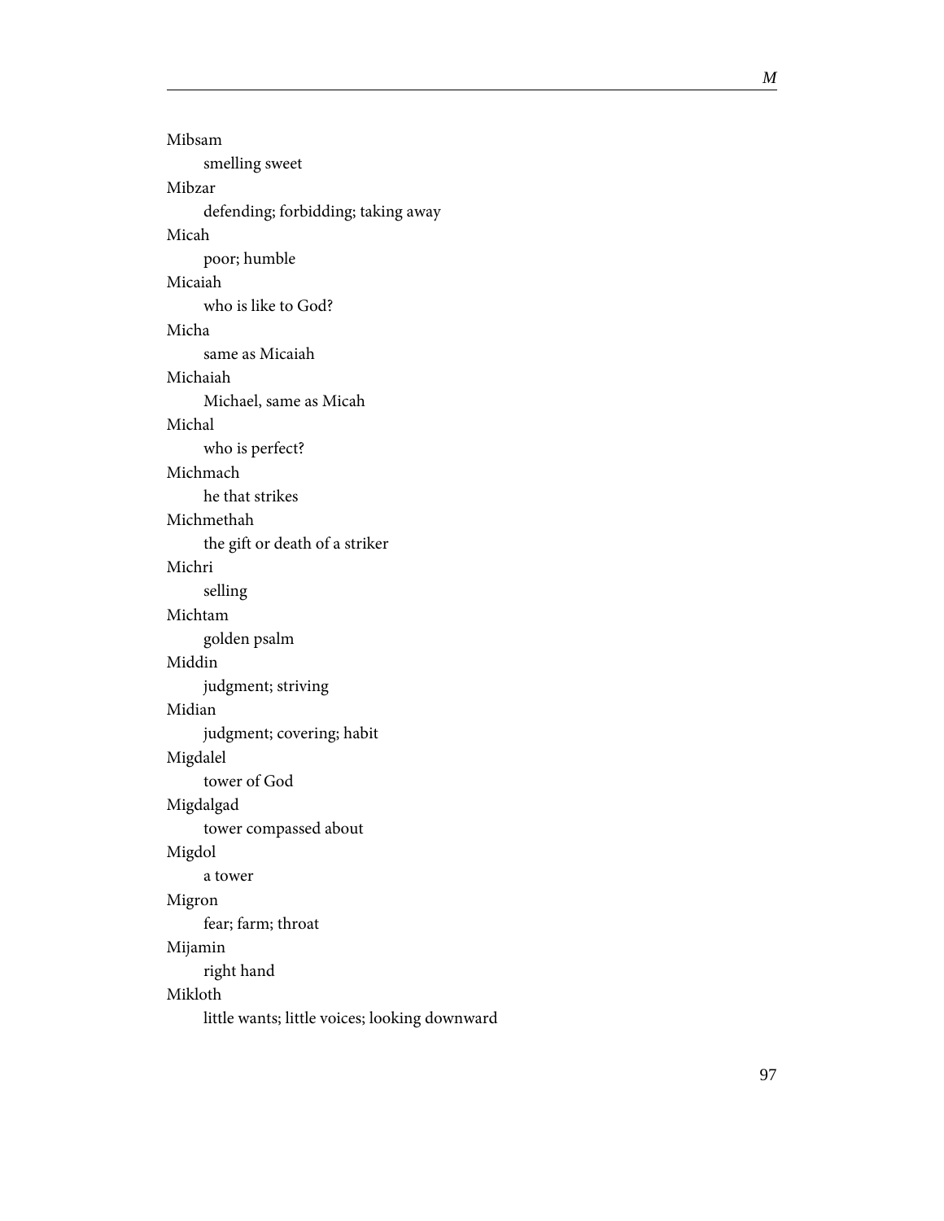Mibsam

smelling sweet

Mibzar

defending; forbidding; taking away

Micah

poor; humble

Micaiah

who is like to God?

Micha

same as Micaiah

Michaiah

Michael, same as Micah

Michal

who is perfect?

Michmach

he that strikes

Michmethah

the gift or death of a striker

Michri

selling

Michtam

golden psalm

Middin

judgment; striving

Midian

judgment; covering; habit

Migdalel

tower of God

Migdalgad

tower compassed about

Migdol

a tower

Migron

fear; farm; throat

Mijamin

right hand

Mikloth

little wants; little voices; looking downward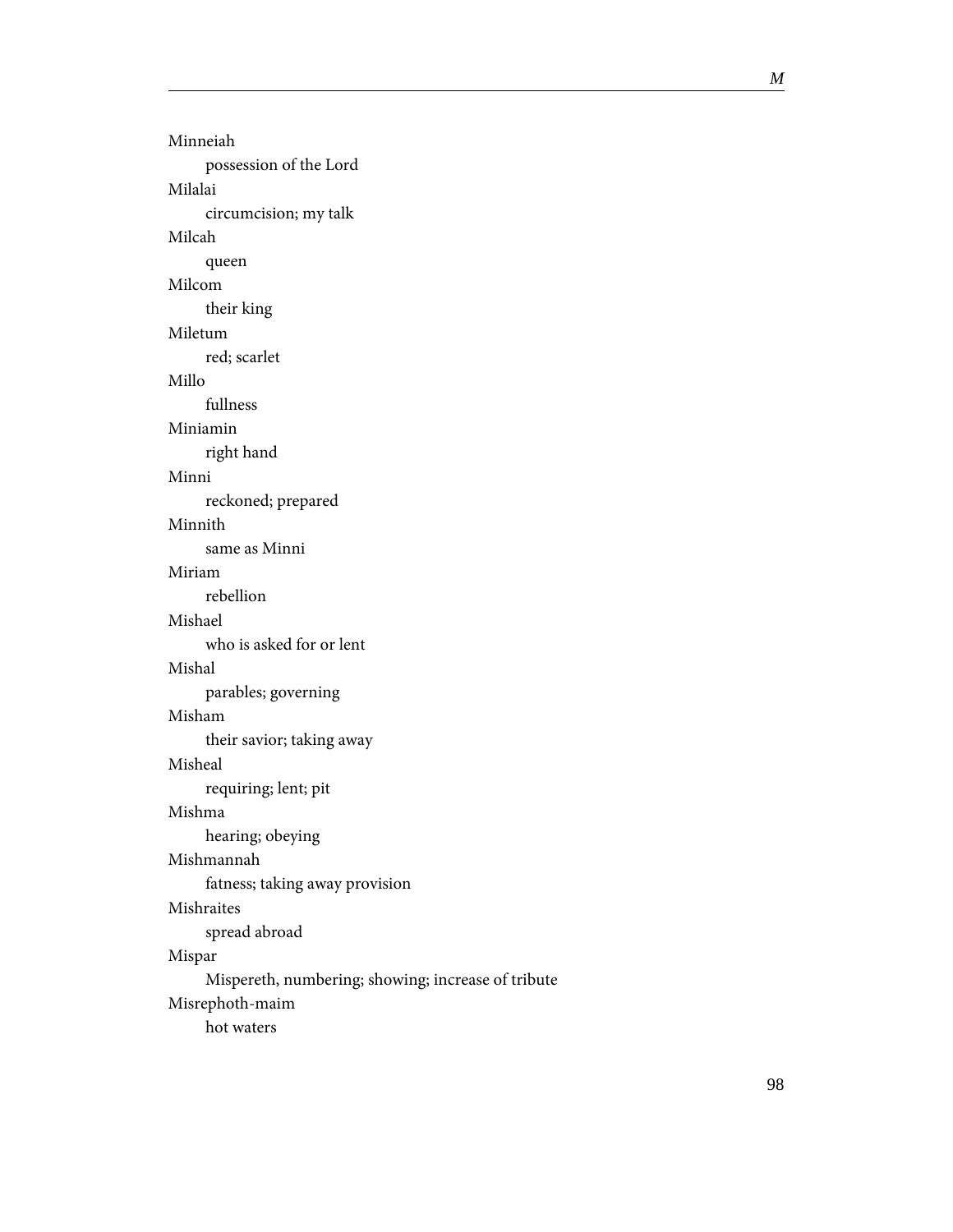Minneiah

possession of the Lord

Milalai

circumcision; my talk

Milcah

queen

Milcom

their king

Miletum

red; scarlet

Millo

fullness

Miniamin

right hand

Minni

reckoned; prepared

Minnith

same as Minni

Miriam

rebellion

Mishael

who is asked for or lent

Mishal

parables; governing

Misham

their savior; taking away

Misheal

requiring; lent; pit

Mishma

hearing; obeying

Mishmannah

fatness; taking away provision

Mishraites

spread abroad

Mispar

Mispereth, numbering; showing; increase of tribute

Misrephoth-maim

hot waters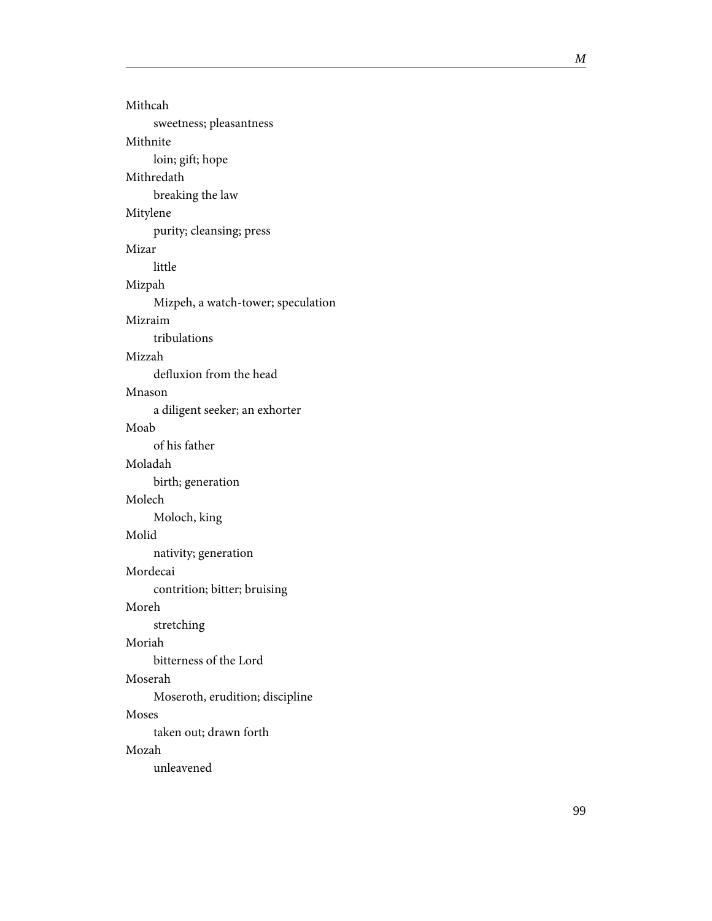Mithcah

    sweetness; pleasantness

Mithnite

    loin; gift; hope

Mithredath

    breaking the law

Mitylene

    purity; cleansing; press

Mizar

    little

Mizpah

    Mizpeh, a watch-tower; speculation

Mizraim

    tribulations

Mizzah

    defluxion from the head

Mnason

    a diligent seeker; an exhorter

Moab

    of his father

Moladah

    birth; generation

Molech

    Moloch, king

Molid

    nativity; generation

Mordecai

    contrition; bitter; bruising

Moreh

    stretching

Moriah

    bitterness of the Lord

Moserah

    Moseroth, erudition; discipline

Moses

    taken out; drawn forth

Mozah

    unleavened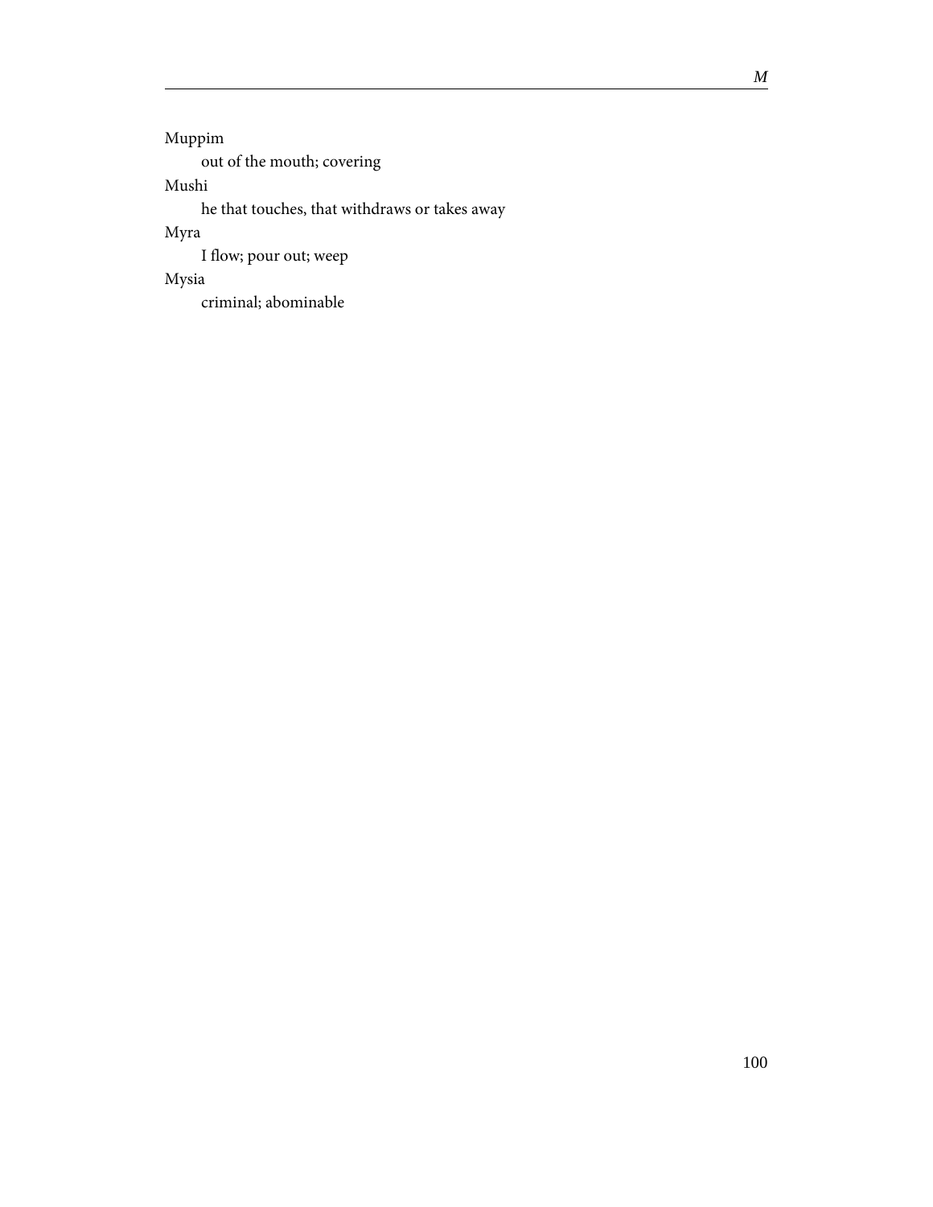Muppim

    out of the mouth; covering

Mushi

    he that touches, that withdraws or takes away

Myra

    I flow; pour out; weep

Mysia

    criminal; abominable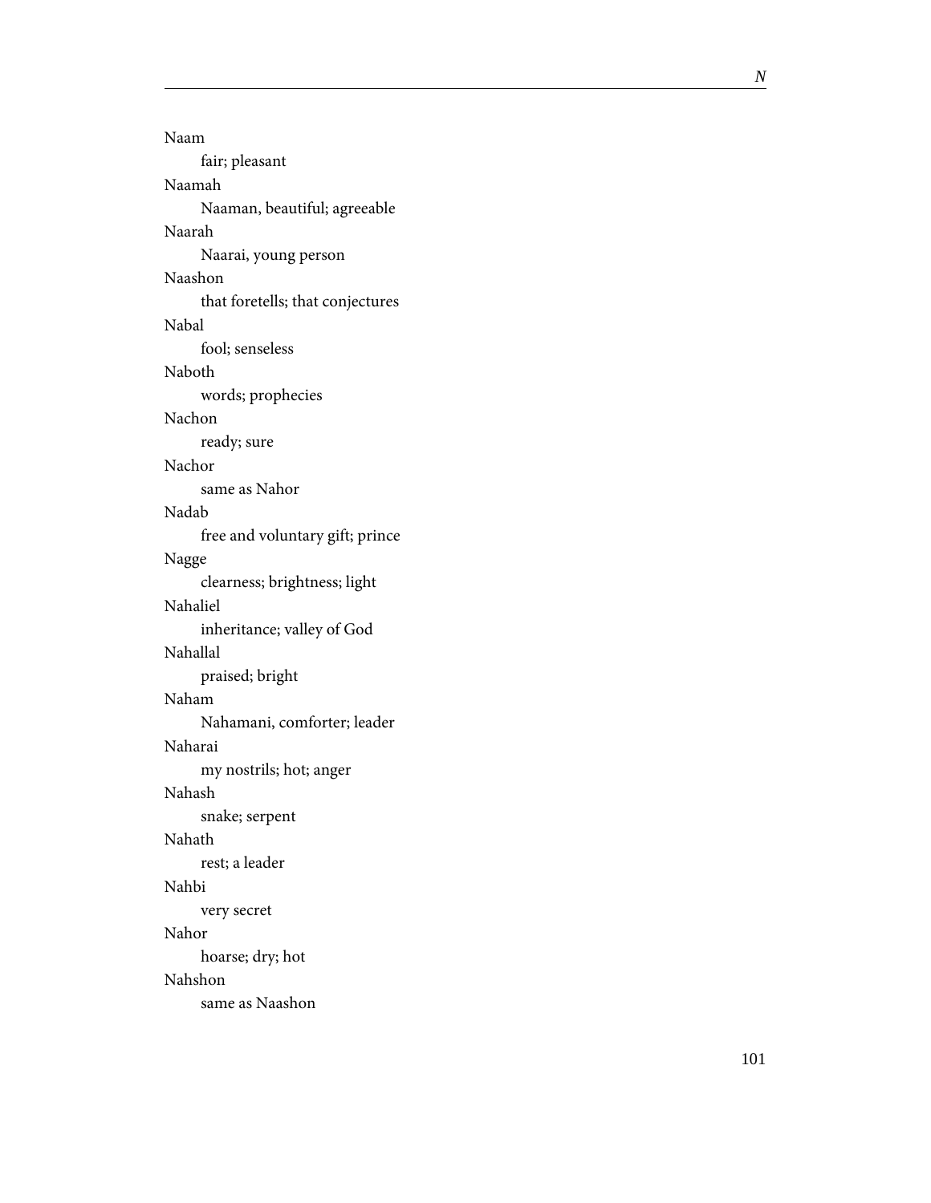Naam

  fair; pleasant

Naamah

  Naaman, beautiful; agreeable

Naarah

  Naarai, young person

Naashon

  that foretells; that conjectures

Nabal

  fool; senseless

Naboth

  words; prophecies

Nachon

  ready; sure

Nachor

  same as Nahor

Nadab

  free and voluntary gift; prince

Nagge

  clearness; brightness; light

Nahaliel

  inheritance; valley of God

Nahallal

  praised; bright

Naham

  Nahamani, comforter; leader

Naharai

  my nostrils; hot; anger

Nahash

  snake; serpent

Nahath

  rest; a leader

Nahbi

  very secret

Nahor

  hoarse; dry; hot

Nahshon

  same as Naashon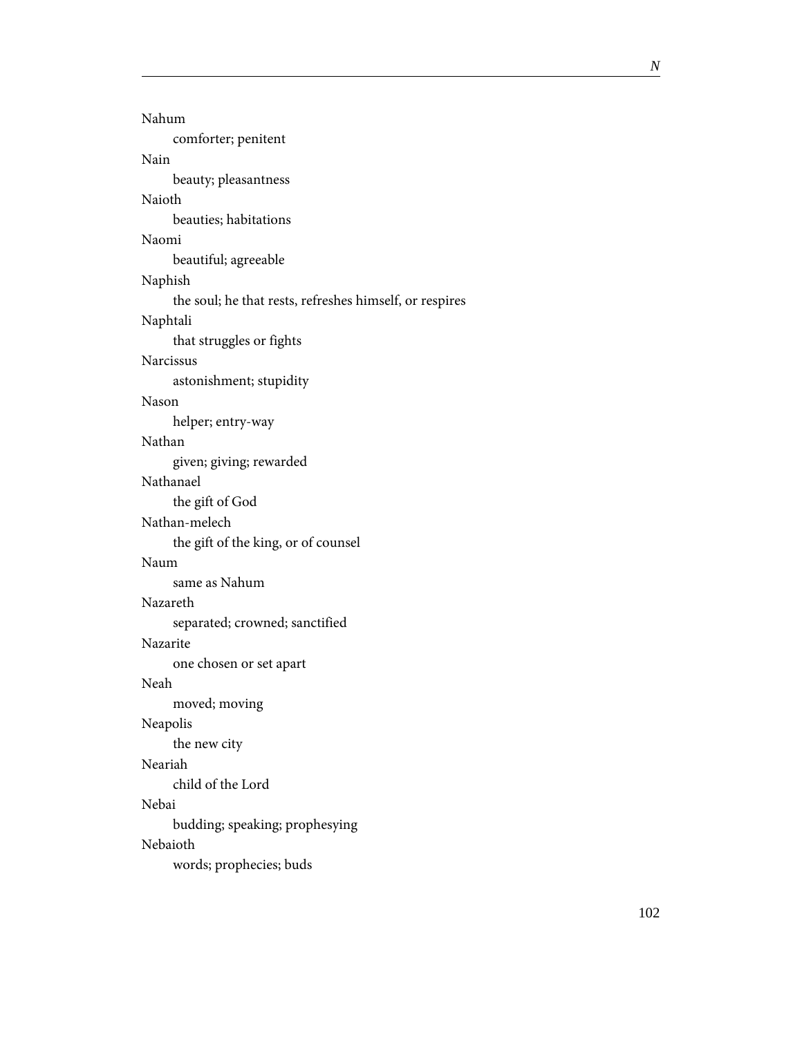Nahum
comforter; penitent

Nain
beauty; pleasantness

Naioth
beauties; habitations

Naomi
beautiful; agreeable

Naphish
the soul; he that rests, refreshes himself, or respires

Naphtali
that struggles or fights

Narcissus
astonishment; stupidity

Nason
helper; entry-way

Nathan
given; giving; rewarded

Nathanael
the gift of God

Nathan-melech
the gift of the king, or of counsel

Naum
same as Nahum

Nazareth
separated; crowned; sanctified

Nazarite
one chosen or set apart

Neah
moved; moving

Neapolis
the new city

Neariah
child of the Lord

Nebai
budding; speaking; prophesying

Nebaioth
words; prophecies; buds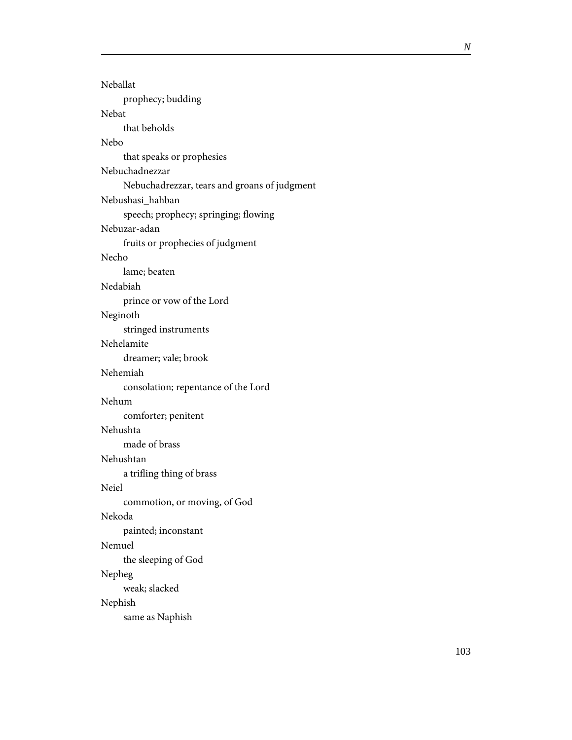Neballat

prophecy; budding

Nebat

that beholds

Nebo

that speaks or prophesies

Nebuchadnezzar

Nebuchadrezzar, tears and groans of judgment

Nebushasi_hahban

speech; prophecy; springing; flowing

Nebuzar-adan

fruits or prophecies of judgment

Necho

lame; beaten

Nedabiah

prince or vow of the Lord

Neginoth

stringed instruments

Nehelamite

dreamer; vale; brook

Nehemiah

consolation; repentance of the Lord

Nehum

comforter; penitent

Nehushta

made of brass

Nehushtan

a trifling thing of brass

Neiel

commotion, or moving, of God

Nekoda

painted; inconstant

Nemuel

the sleeping of God

Nepheg

weak; slacked

Nephish

same as Naphish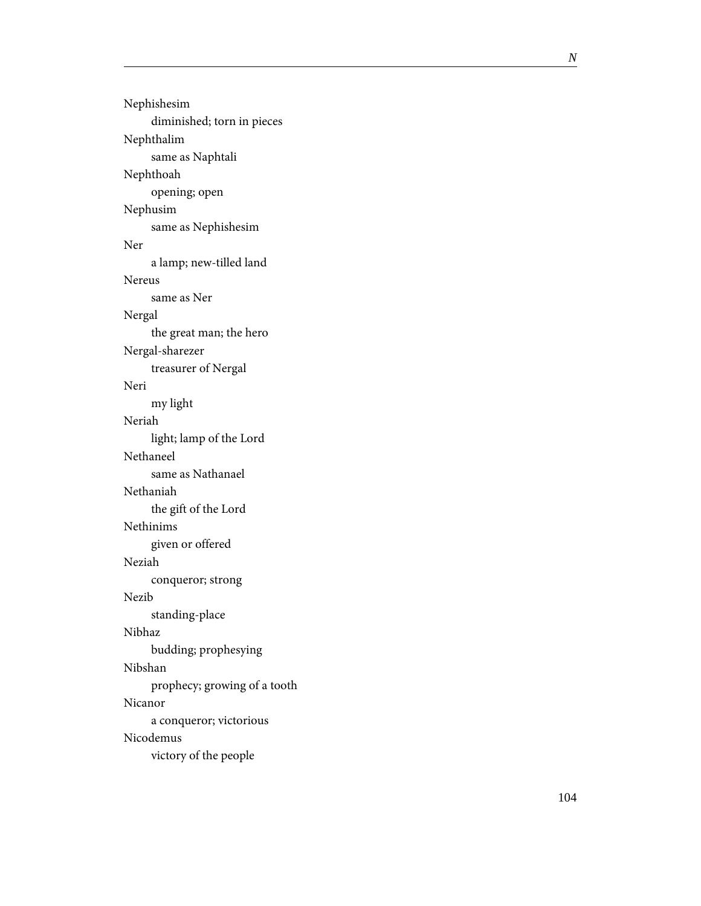Nephishesim
: diminished; torn in pieces

Nephthalim
: same as Naphtali

Nephthoah
: opening; open

Nephusim
: same as Nephishesim

Ner
: a lamp; new-tilled land

Nereus
: same as Ner

Nergal
: the great man; the hero

Nergal-sharezer
: treasurer of Nergal

Neri
: my light

Neriah
: light; lamp of the Lord

Nethaneel
: same as Nathanael

Nethaniah
: the gift of the Lord

Nethinims
: given or offered

Neziah
: conqueror; strong

Nezib
: standing-place

Nibhaz
: budding; prophesying

Nibshan
: prophecy; growing of a tooth

Nicanor
: a conqueror; victorious

Nicodemus
: victory of the people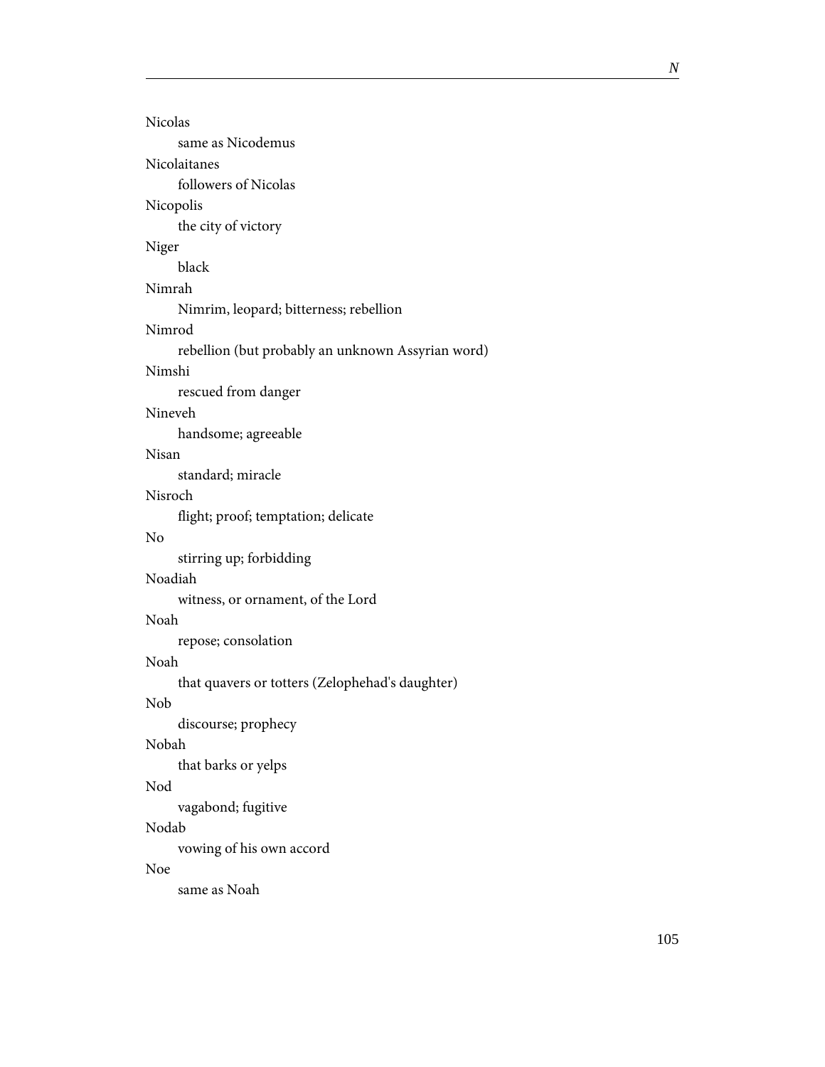Nicolas

same as Nicodemus

Nicolaitanes

followers of Nicolas

Nicopolis

the city of victory

Niger

black

Nimrah

Nimrim, leopard; bitterness; rebellion

Nimrod

rebellion (but probably an unknown Assyrian word)

Nimshi

rescued from danger

Nineveh

handsome; agreeable

Nisan

standard; miracle

Nisroch

flight; proof; temptation; delicate

No

stirring up; forbidding

Noadiah

witness, or ornament, of the Lord

Noah

repose; consolation

Noah

that quavers or totters (Zelophehad's daughter)

Nob

discourse; prophecy

Nobah

that barks or yelps

Nod

vagabond; fugitive

Nodab

vowing of his own accord

Noe

same as Noah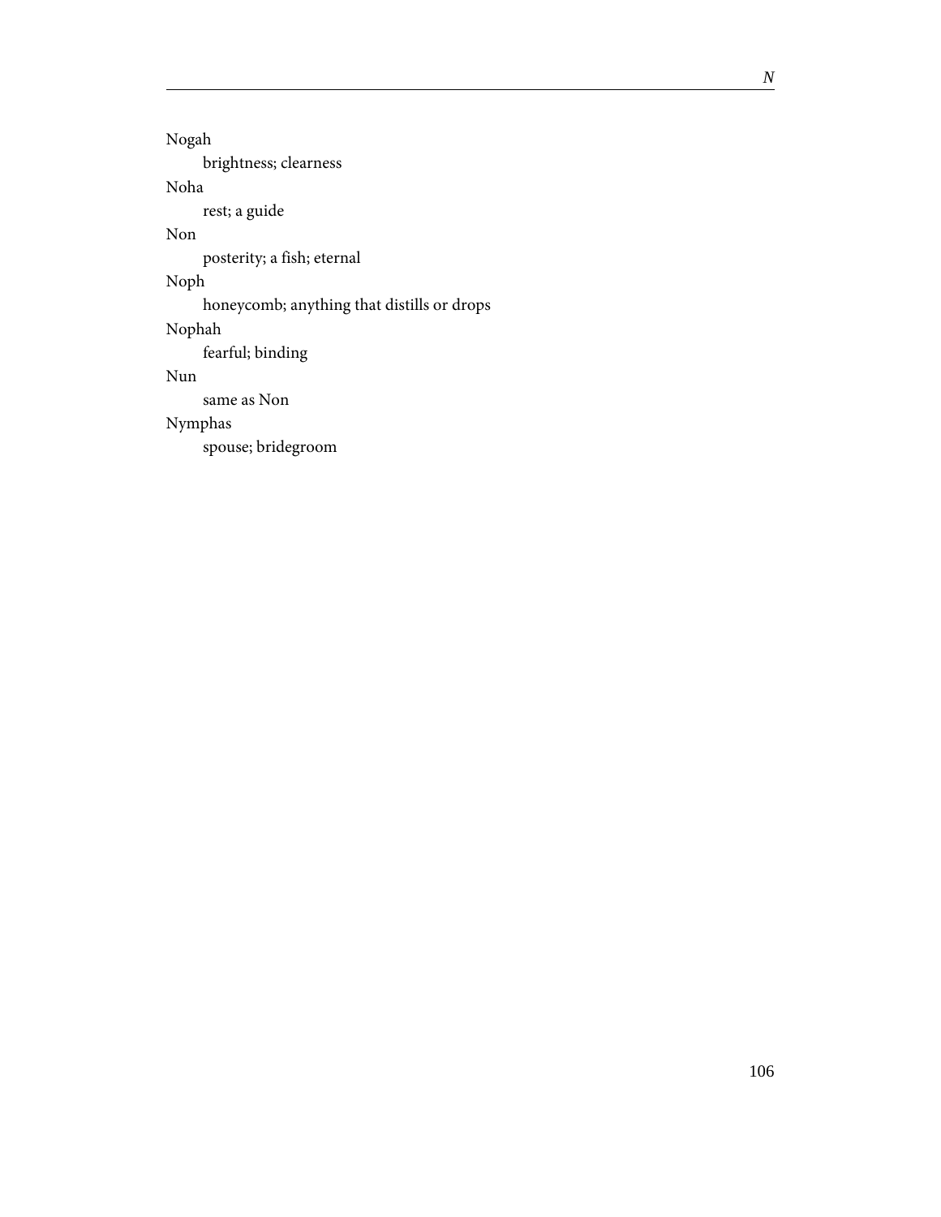Nogah

brightness; clearness

Noha

rest; a guide

Non

posterity; a fish; eternal

Noph

honeycomb; anything that distills or drops

Nophah

fearful; binding

Nun

same as Non

Nymphas

spouse; bridegroom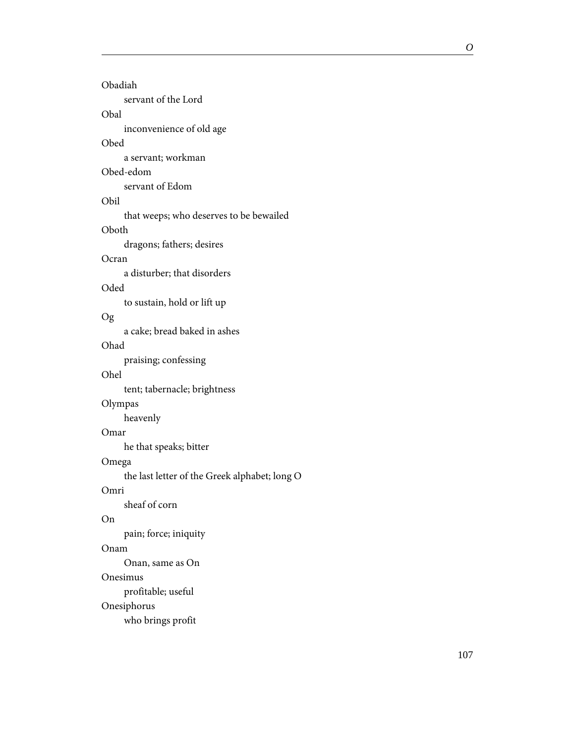Obadiah

servant of the Lord

Obal

inconvenience of old age

Obed

a servant; workman

Obed-edom

servant of Edom

Obil

that weeps; who deserves to be bewailed

Oboth

dragons; fathers; desires

Ocran

a disturber; that disorders

Oded

to sustain, hold or lift up

Og

a cake; bread baked in ashes

Ohad

praising; confessing

Ohel

tent; tabernacle; brightness

Olympas

heavenly

Omar

he that speaks; bitter

Omega

the last letter of the Greek alphabet; long O

Omri

sheaf of corn

On

pain; force; iniquity

Onam

Onan, same as On

Onesimus

profitable; useful

Onesiphorus

who brings profit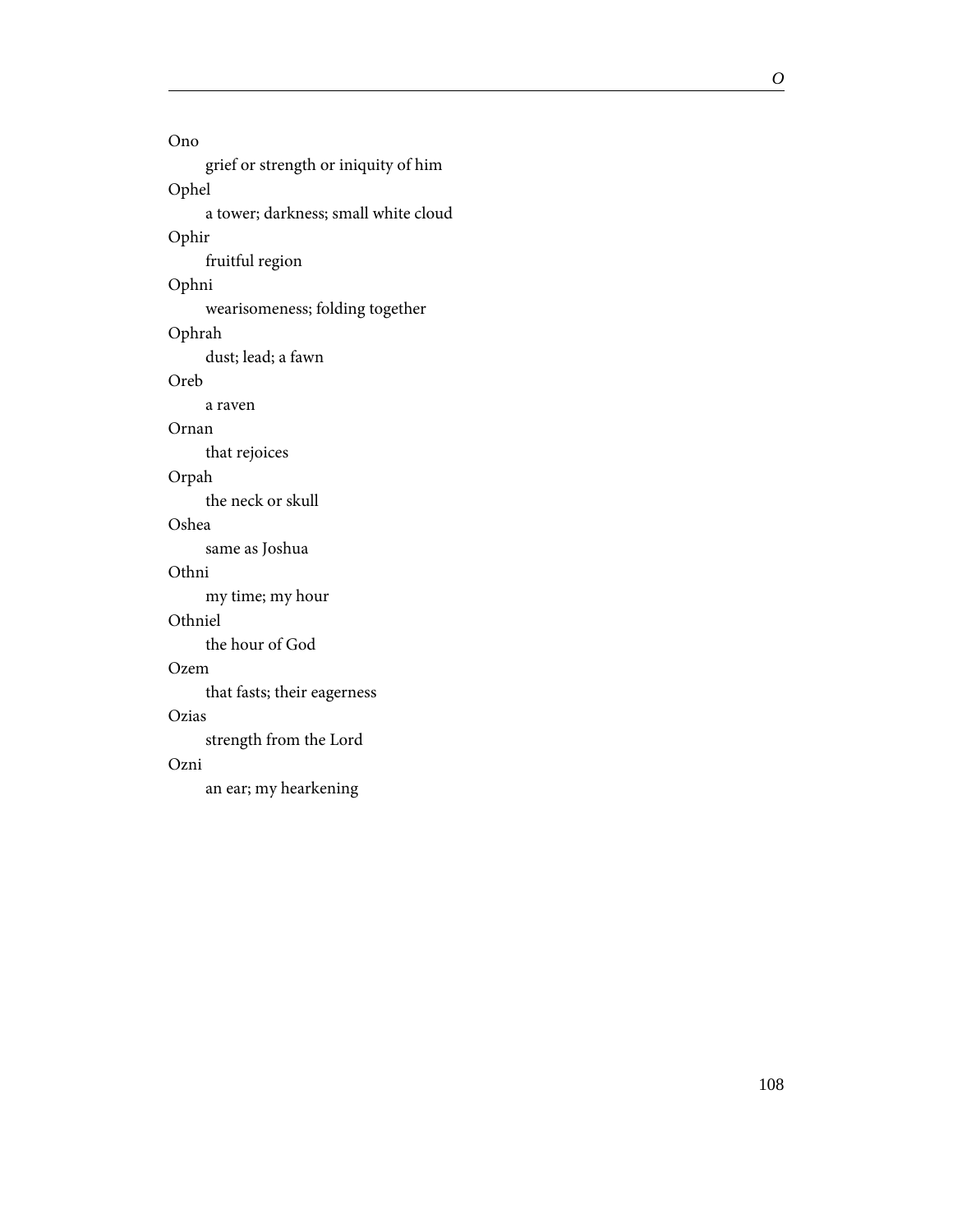Ono

grief or strength or iniquity of him

Ophel

a tower; darkness; small white cloud

Ophir

fruitful region

Ophni

wearisomeness; folding together

Ophrah

dust; lead; a fawn

Oreb

a raven

Ornan

that rejoices

Orpah

the neck or skull

Oshea

same as Joshua

Othni

my time; my hour

Othniel

the hour of God

Ozem

that fasts; their eagerness

Ozias

strength from the Lord

Ozni

an ear; my hearkening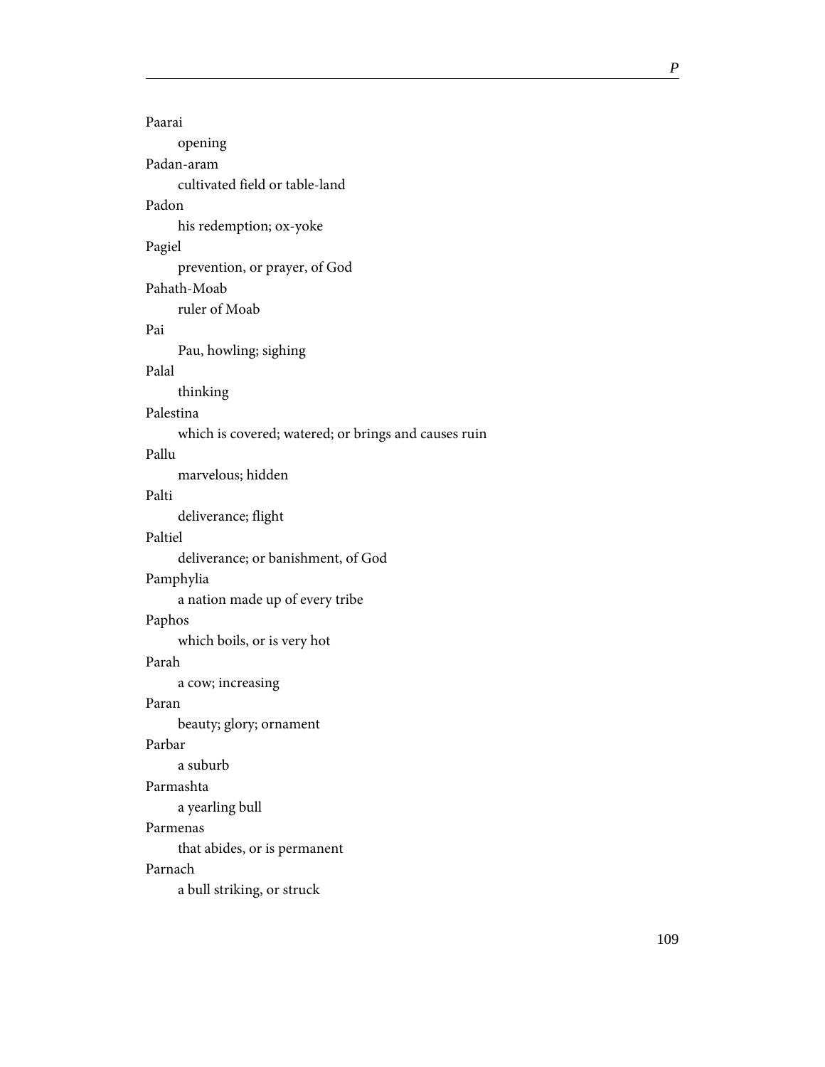Paarai

opening

Padan-aram

cultivated field or table-land

Padon

his redemption; ox-yoke

Pagiel

prevention, or prayer, of God

Pahath-Moab

ruler of Moab

Pai

Pau, howling; sighing

Palal

thinking

Palestina

which is covered; watered; or brings and causes ruin

Pallu

marvelous; hidden

Palti

deliverance; flight

Paltiel

deliverance; or banishment, of God

Pamphylia

a nation made up of every tribe

Paphos

which boils, or is very hot

Parah

a cow; increasing

Paran

beauty; glory; ornament

Parbar

a suburb

Parmashta

a yearling bull

Parmenas

that abides, or is permanent

Parnach

a bull striking, or struck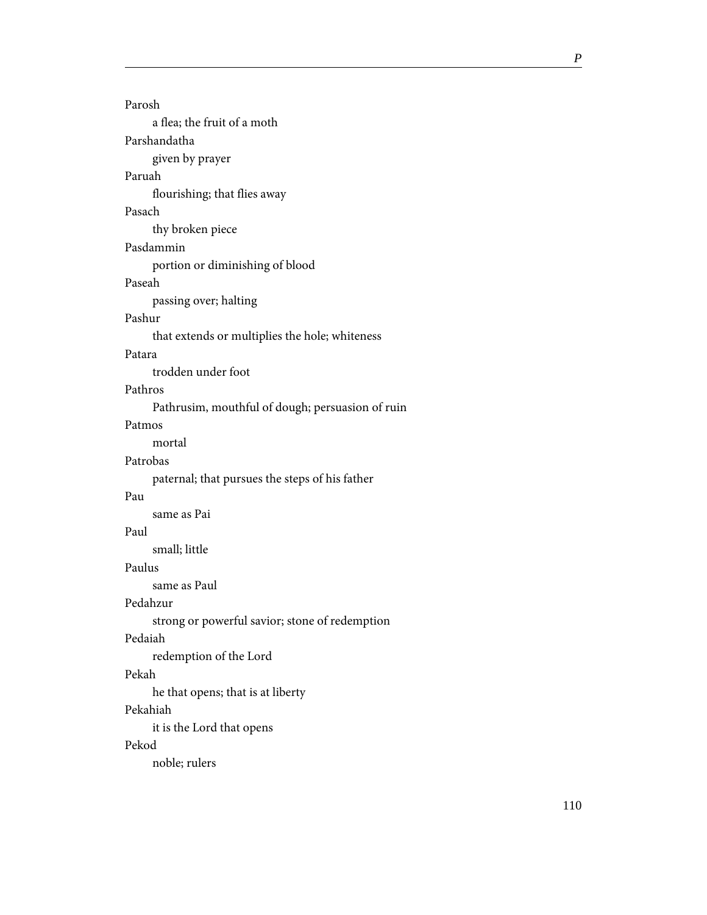Parosh

a flea; the fruit of a moth

Parshandatha

given by prayer

Paruah

flourishing; that flies away

Pasach

thy broken piece

Pasdammin

portion or diminishing of blood

Paseah

passing over; halting

Pashur

that extends or multiplies the hole; whiteness

Patara

trodden under foot

Pathros

Pathrusim, mouthful of dough; persuasion of ruin

Patmos

mortal

Patrobas

paternal; that pursues the steps of his father

Pau

same as Pai

Paul

small; little

Paulus

same as Paul

Pedahzur

strong or powerful savior; stone of redemption

Pedaiah

redemption of the Lord

Pekah

he that opens; that is at liberty

Pekahiah

it is the Lord that opens

Pekod

noble; rulers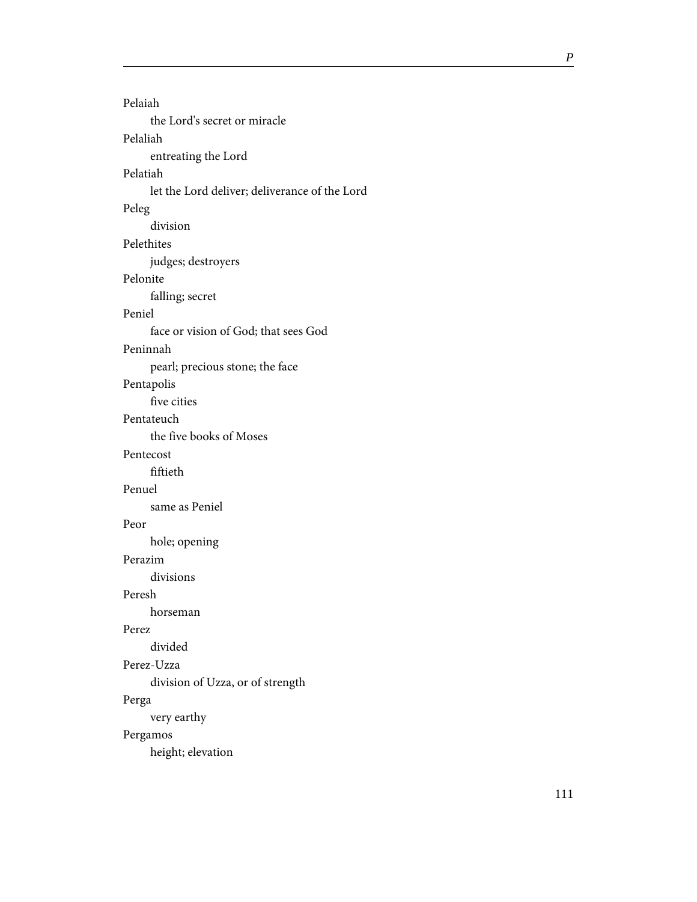Pelaiah

    the Lord's secret or miracle

Pelaliah

    entreating the Lord

Pelatiah

    let the Lord deliver; deliverance of the Lord

Peleg

    division

Pelethites

    judges; destroyers

Pelonite

    falling; secret

Peniel

    face or vision of God; that sees God

Peninnah

    pearl; precious stone; the face

Pentapolis

    five cities

Pentateuch

    the five books of Moses

Pentecost

    fiftieth

Penuel

    same as Peniel

Peor

    hole; opening

Perazim

    divisions

Peresh

    horseman

Perez

    divided

Perez-Uzza

    division of Uzza, or of strength

Perga

    very earthy

Pergamos

    height; elevation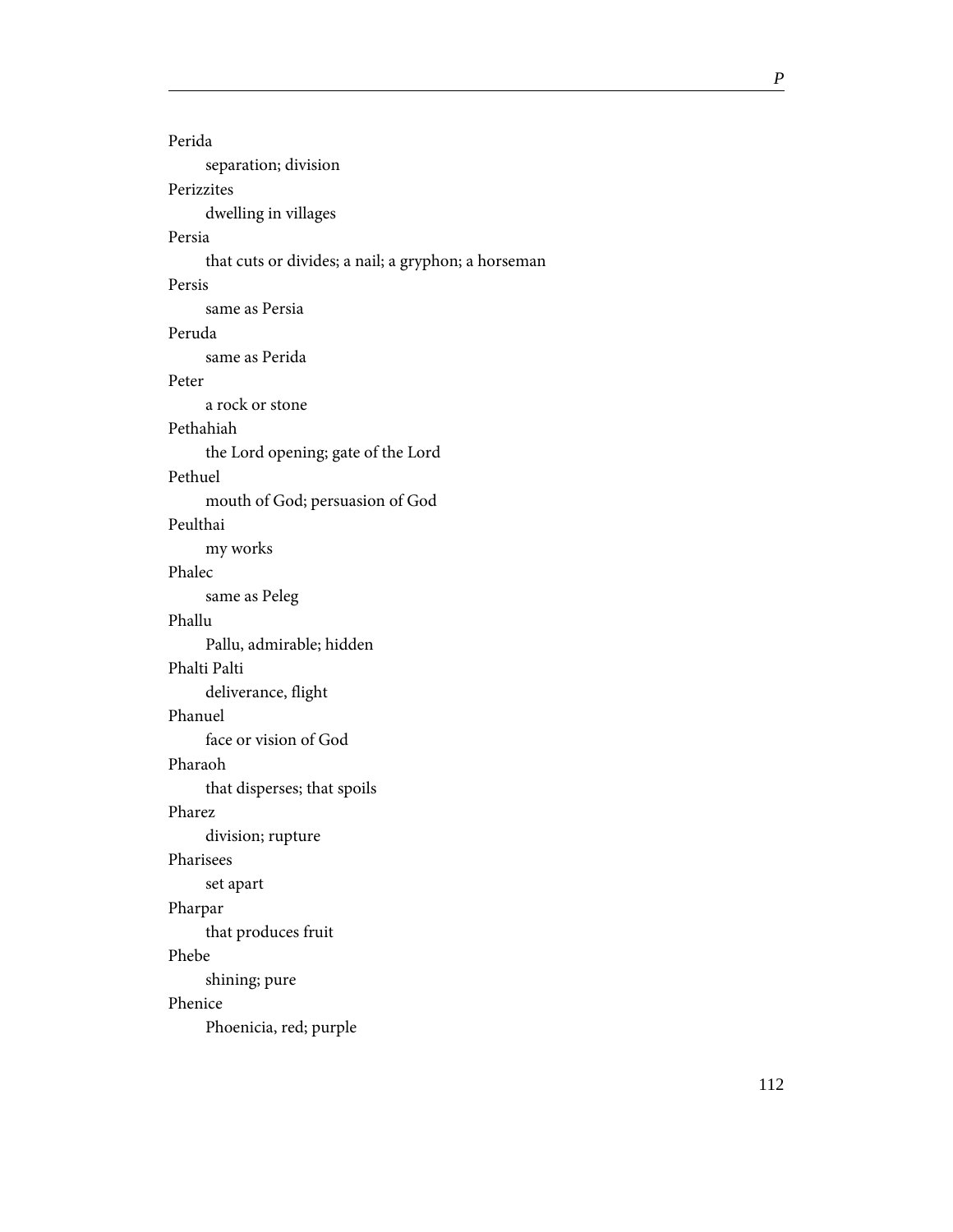Perida

separation; division

Perizzites

dwelling in villages

Persia

that cuts or divides; a nail; a gryphon; a horseman

Persis

same as Persia

Peruda

same as Perida

Peter

a rock or stone

Pethahiah

the Lord opening; gate of the Lord

Pethuel

mouth of God; persuasion of God

Peulthai

my works

Phalec

same as Peleg

Phallu

Pallu, admirable; hidden

Phalti Palti

deliverance, flight

Phanuel

face or vision of God

Pharaoh

that disperses; that spoils

Pharez

division; rupture

Pharisees

set apart

Pharpar

that produces fruit

Phebe

shining; pure

Phenice

Phoenicia, red; purple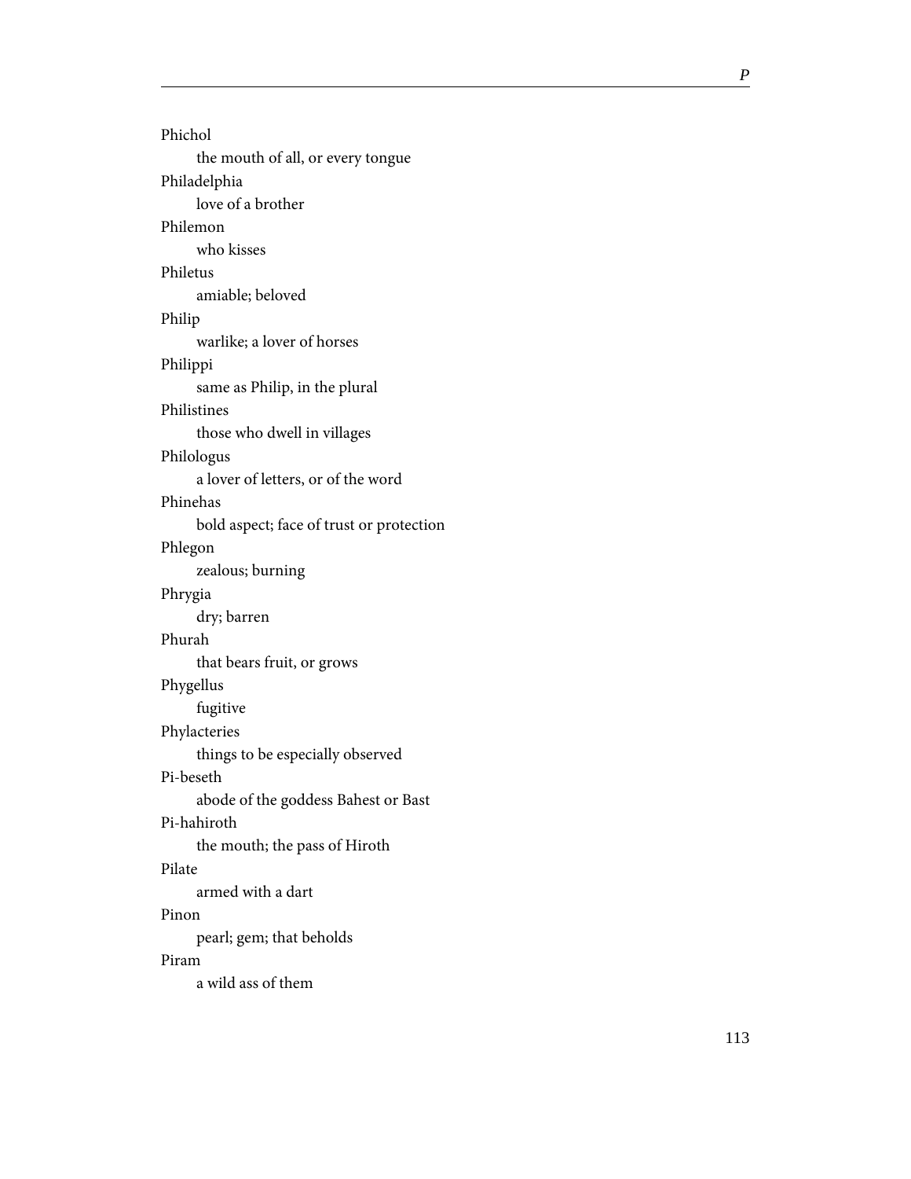Phichol

the mouth of all, or every tongue

Philadelphia

love of a brother

Philemon

who kisses

Philetus

amiable; beloved

Philip

warlike; a lover of horses

Philippi

same as Philip, in the plural

Philistines

those who dwell in villages

Philologus

a lover of letters, or of the word

Phinehas

bold aspect; face of trust or protection

Phlegon

zealous; burning

Phrygia

dry; barren

Phurah

that bears fruit, or grows

Phygellus

fugitive

Phylacteries

things to be especially observed

Pi-beseth

abode of the goddess Bahest or Bast

Pi-hahiroth

the mouth; the pass of Hiroth

Pilate

armed with a dart

Pinon

pearl; gem; that beholds

Piram

a wild ass of them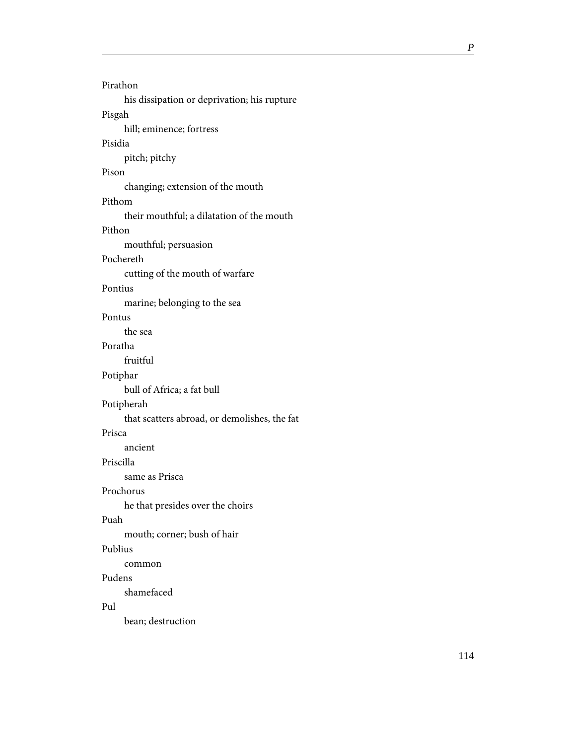Pirathon

his dissipation or deprivation; his rupture

Pisgah

hill; eminence; fortress

Pisidia

pitch; pitchy

Pison

changing; extension of the mouth

Pithom

their mouthful; a dilatation of the mouth

Pithon

mouthful; persuasion

Pochereth

cutting of the mouth of warfare

Pontius

marine; belonging to the sea

Pontus

the sea

Poratha

fruitful

Potiphar

bull of Africa; a fat bull

Potipherah

that scatters abroad, or demolishes, the fat

Prisca

ancient

Priscilla

same as Prisca

Prochorus

he that presides over the choirs

Puah

mouth; corner; bush of hair

Publius

common

Pudens

shamefaced

Pul

bean; destruction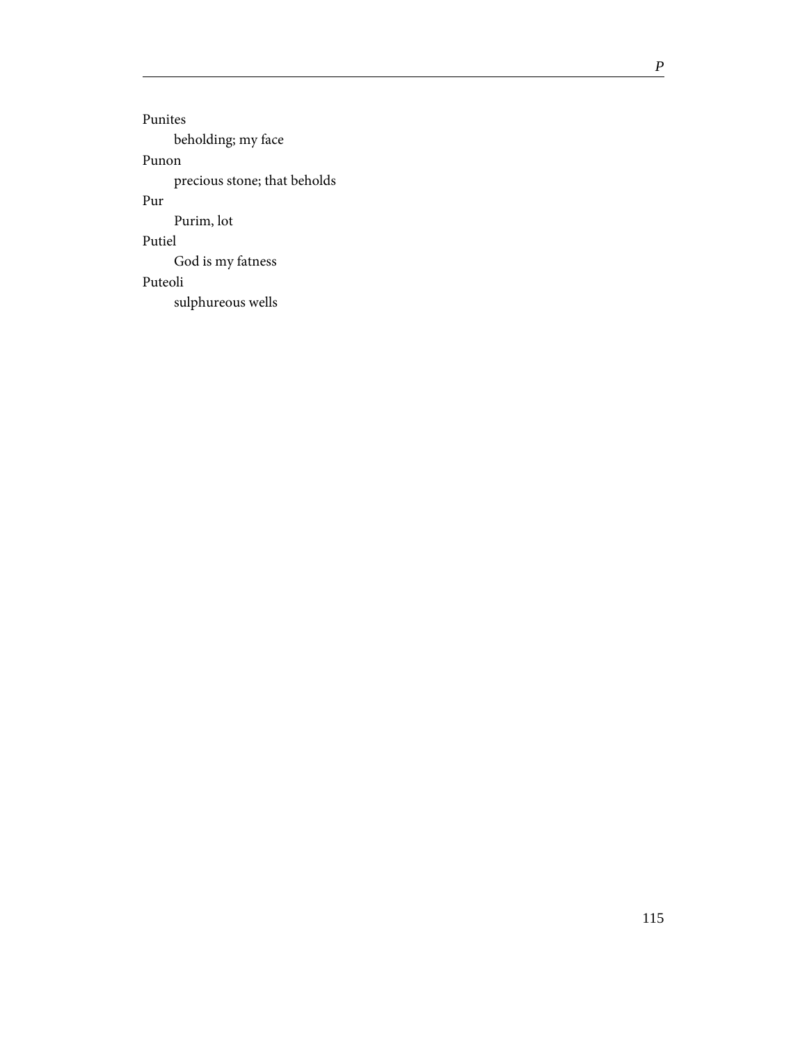Punites

beholding; my face

Punon

precious stone; that beholds

Pur

Purim, lot

Putiel

God is my fatness

Puteoli

sulphureous wells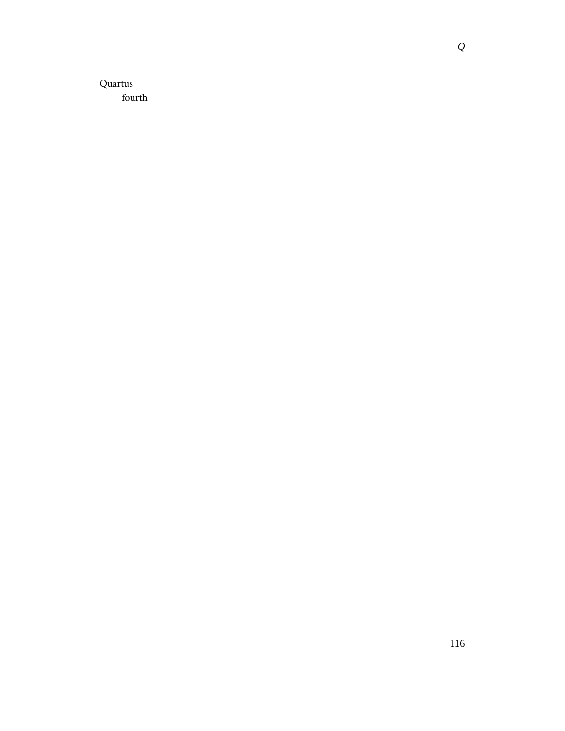Quartus
  fourth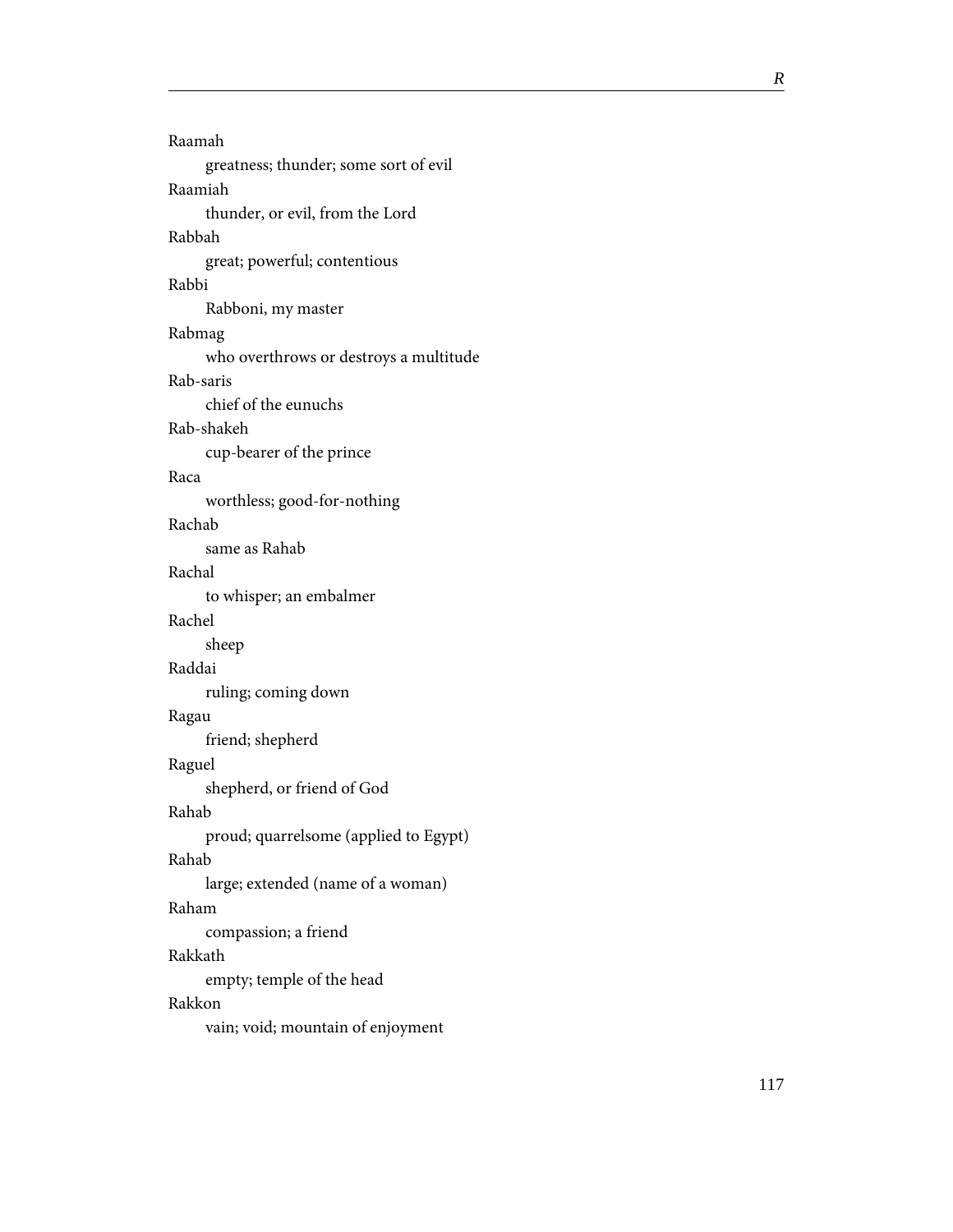Raamah
: greatness; thunder; some sort of evil

Raamiah
: thunder, or evil, from the Lord

Rabbah
: great; powerful; contentious

Rabbi
: Rabboni, my master

Rabmag
: who overthrows or destroys a multitude

Rab-saris
: chief of the eunuchs

Rab-shakeh
: cup-bearer of the prince

Raca
: worthless; good-for-nothing

Rachab
: same as Rahab

Rachal
: to whisper; an embalmer

Rachel
: sheep

Raddai
: ruling; coming down

Ragau
: friend; shepherd

Raguel
: shepherd, or friend of God

Rahab
: proud; quarrelsome (applied to Egypt)

Rahab
: large; extended (name of a woman)

Raham
: compassion; a friend

Rakkath
: empty; temple of the head

Rakkon
: vain; void; mountain of enjoyment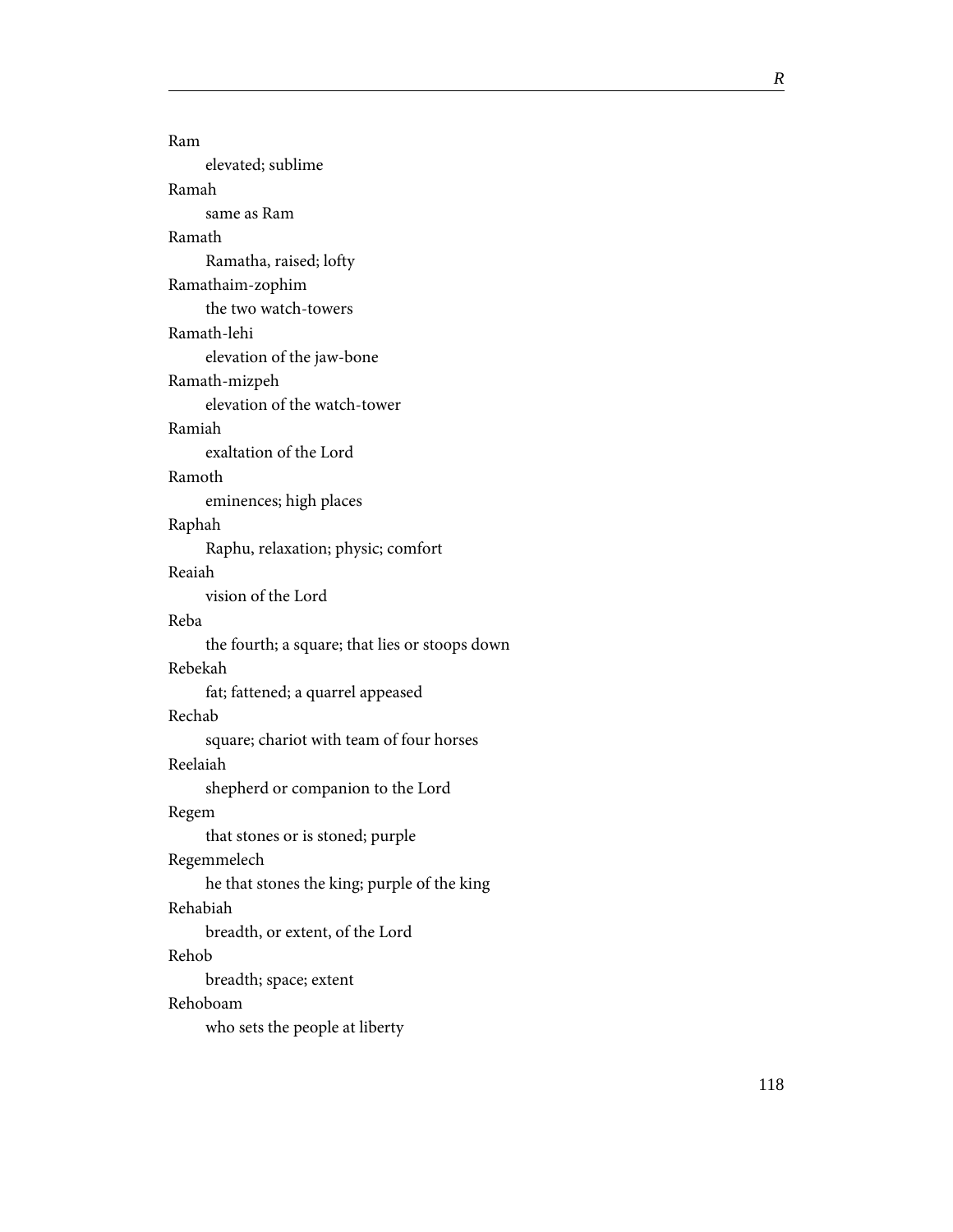Ram
: elevated; sublime

Ramah
: same as Ram

Ramath
: Ramatha, raised; lofty

Ramathaim-zophim
: the two watch-towers

Ramath-lehi
: elevation of the jaw-bone

Ramath-mizpeh
: elevation of the watch-tower

Ramiah
: exaltation of the Lord

Ramoth
: eminences; high places

Raphah
: Raphu, relaxation; physic; comfort

Reaiah
: vision of the Lord

Reba
: the fourth; a square; that lies or stoops down

Rebekah
: fat; fattened; a quarrel appeased

Rechab
: square; chariot with team of four horses

Reelaiah
: shepherd or companion to the Lord

Regem
: that stones or is stoned; purple

Regemmelech
: he that stones the king; purple of the king

Rehabiah
: breadth, or extent, of the Lord

Rehob
: breadth; space; extent

Rehoboam
: who sets the people at liberty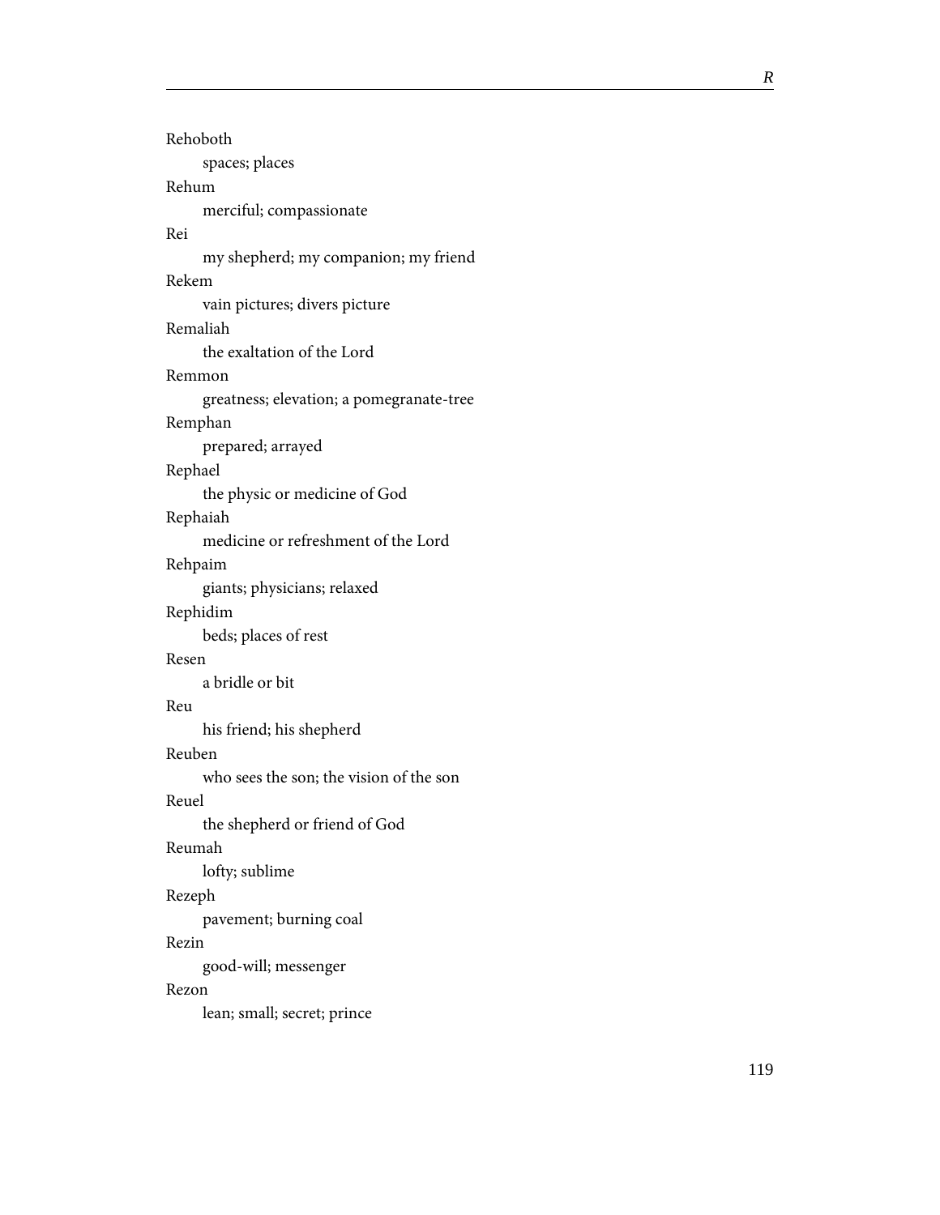Rehoboth

spaces; places

Rehum

merciful; compassionate

Rei

my shepherd; my companion; my friend

Rekem

vain pictures; divers picture

Remaliah

the exaltation of the Lord

Remmon

greatness; elevation; a pomegranate-tree

Remphan

prepared; arrayed

Rephael

the physic or medicine of God

Rephaiah

medicine or refreshment of the Lord

Rehpaim

giants; physicians; relaxed

Rephidim

beds; places of rest

Resen

a bridle or bit

Reu

his friend; his shepherd

Reuben

who sees the son; the vision of the son

Reuel

the shepherd or friend of God

Reumah

lofty; sublime

Rezeph

pavement; burning coal

Rezin

good-will; messenger

Rezon

lean; small; secret; prince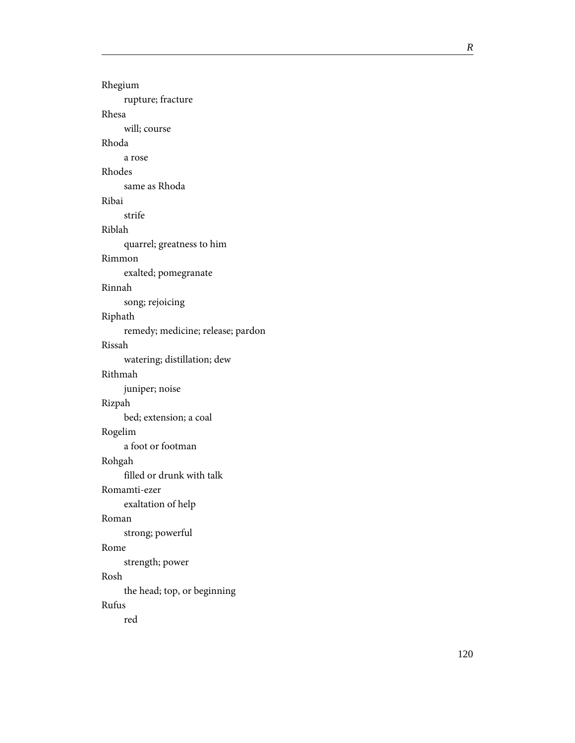Rhegium

rupture; fracture

Rhesa

will; course

Rhoda

a rose

Rhodes

same as Rhoda

Ribai

strife

Riblah

quarrel; greatness to him

Rimmon

exalted; pomegranate

Rinnah

song; rejoicing

Riphath

remedy; medicine; release; pardon

Rissah

watering; distillation; dew

Rithmah

juniper; noise

Rizpah

bed; extension; a coal

Rogelim

a foot or footman

Rohgah

filled or drunk with talk

Romamti-ezer

exaltation of help

Roman

strong; powerful

Rome

strength; power

Rosh

the head; top, or beginning

Rufus

red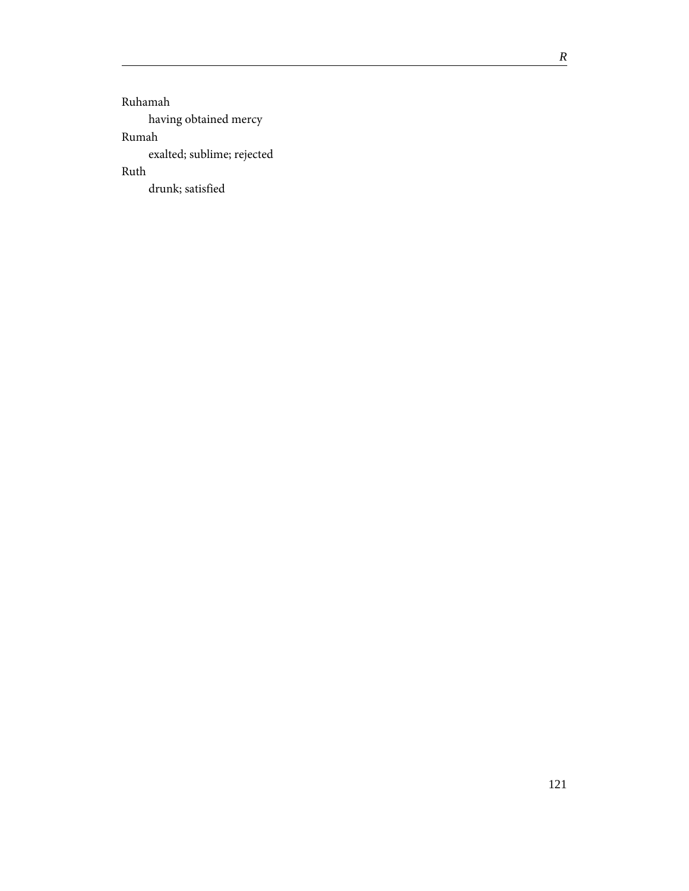Ruhamah

 having obtained mercy

Rumah

 exalted; sublime; rejected

Ruth

 drunk; satisfied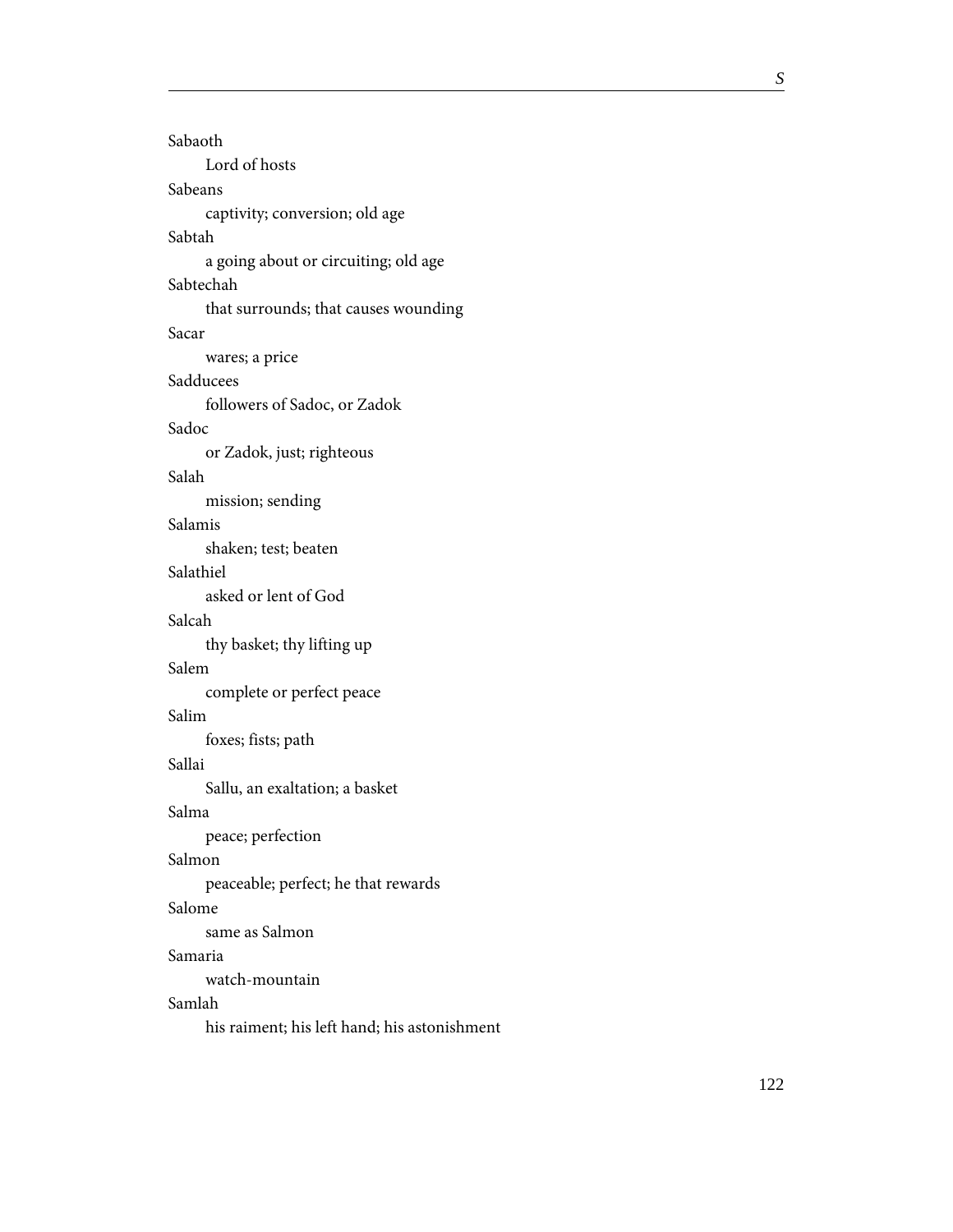Sabaoth

Lord of hosts

Sabeans

captivity; conversion; old age

Sabtah

a going about or circuiting; old age

Sabtechah

that surrounds; that causes wounding

Sacar

wares; a price

Sadducees

followers of Sadoc, or Zadok

Sadoc

or Zadok, just; righteous

Salah

mission; sending

Salamis

shaken; test; beaten

Salathiel

asked or lent of God

Salcah

thy basket; thy lifting up

Salem

complete or perfect peace

Salim

foxes; fists; path

Sallai

Sallu, an exaltation; a basket

Salma

peace; perfection

Salmon

peaceable; perfect; he that rewards

Salome

same as Salmon

Samaria

watch-mountain

Samlah

his raiment; his left hand; his astonishment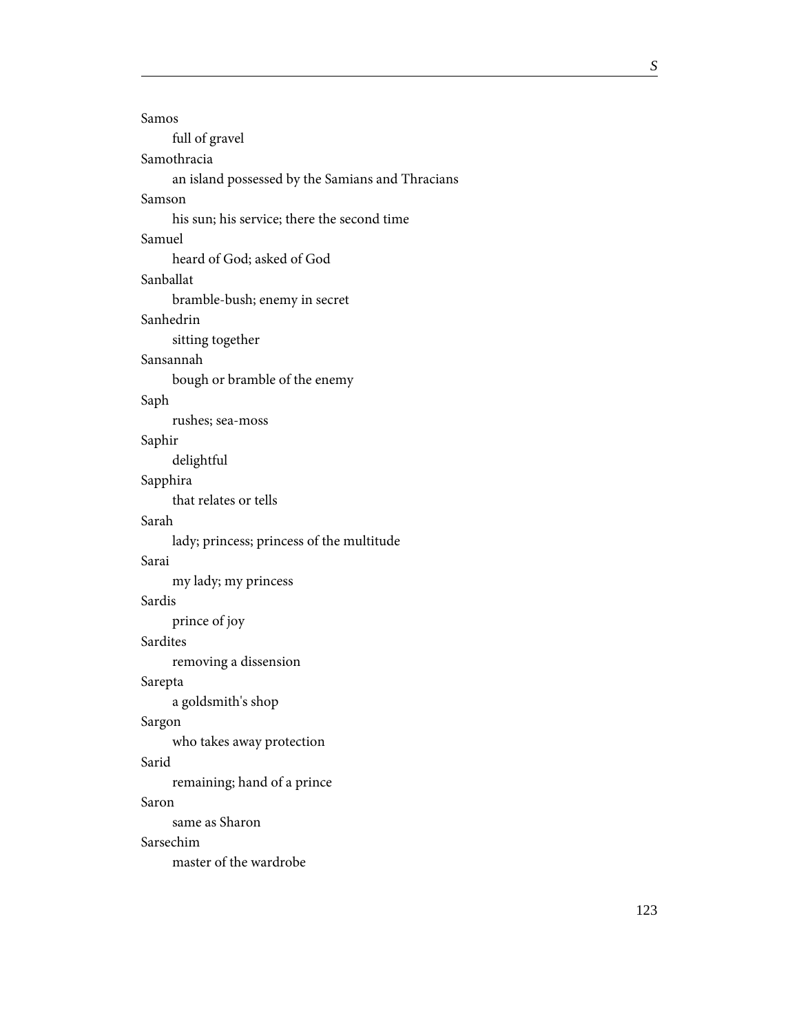Samos

full of gravel

Samothracia

an island possessed by the Samians and Thracians

Samson

his sun; his service; there the second time

Samuel

heard of God; asked of God

Sanballat

bramble-bush; enemy in secret

Sanhedrin

sitting together

Sansannah

bough or bramble of the enemy

Saph

rushes; sea-moss

Saphir

delightful

Sapphira

that relates or tells

Sarah

lady; princess; princess of the multitude

Sarai

my lady; my princess

Sardis

prince of joy

Sardites

removing a dissension

Sarepta

a goldsmith's shop

Sargon

who takes away protection

Sarid

remaining; hand of a prince

Saron

same as Sharon

Sarsechim

master of the wardrobe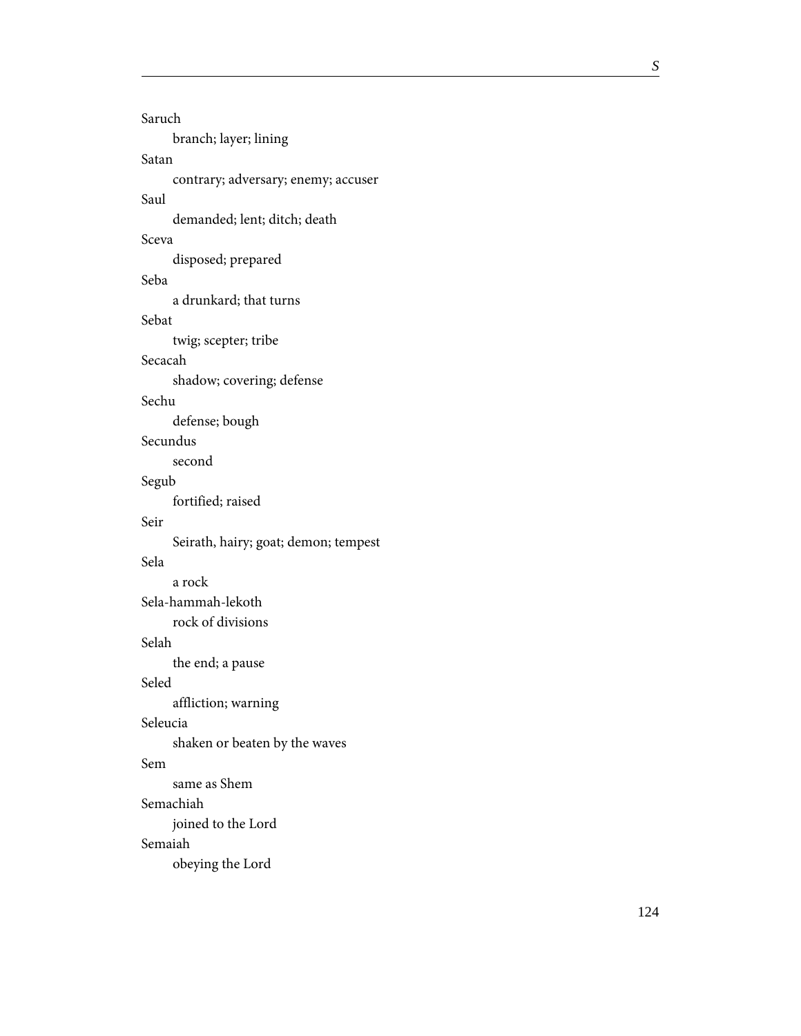Saruch

branch; layer; lining

Satan

contrary; adversary; enemy; accuser

Saul

demanded; lent; ditch; death

Sceva

disposed; prepared

Seba

a drunkard; that turns

Sebat

twig; scepter; tribe

Secacah

shadow; covering; defense

Sechu

defense; bough

Secundus

second

Segub

fortified; raised

Seir

Seirath, hairy; goat; demon; tempest

Sela

a rock

Sela-hammah-lekoth

rock of divisions

Selah

the end; a pause

Seled

affliction; warning

Seleucia

shaken or beaten by the waves

Sem

same as Shem

Semachiah

joined to the Lord

Semaiah

obeying the Lord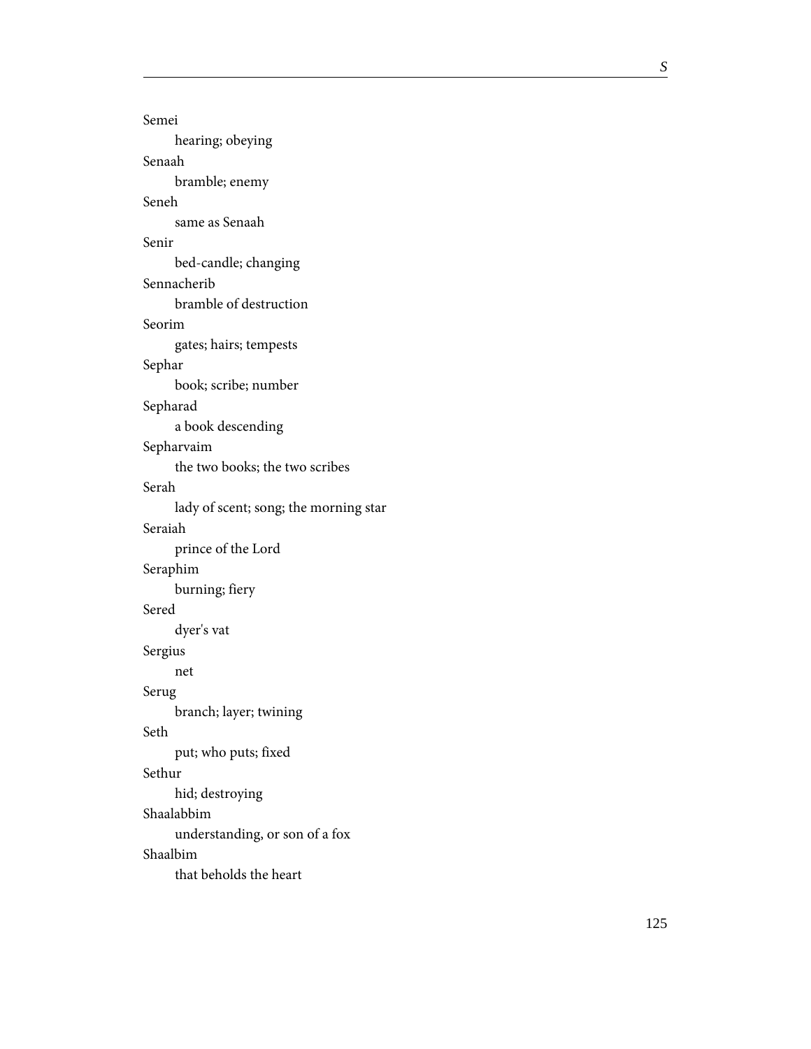Semei
: hearing; obeying

Senaah
: bramble; enemy

Seneh
: same as Senaah

Senir
: bed-candle; changing

Sennacherib
: bramble of destruction

Seorim
: gates; hairs; tempests

Sephar
: book; scribe; number

Sepharad
: a book descending

Sepharvaim
: the two books; the two scribes

Serah
: lady of scent; song; the morning star

Seraiah
: prince of the Lord

Seraphim
: burning; fiery

Sered
: dyer's vat

Sergius
: net

Serug
: branch; layer; twining

Seth
: put; who puts; fixed

Sethur
: hid; destroying

Shaalabbim
: understanding, or son of a fox

Shaalbim
: that beholds the heart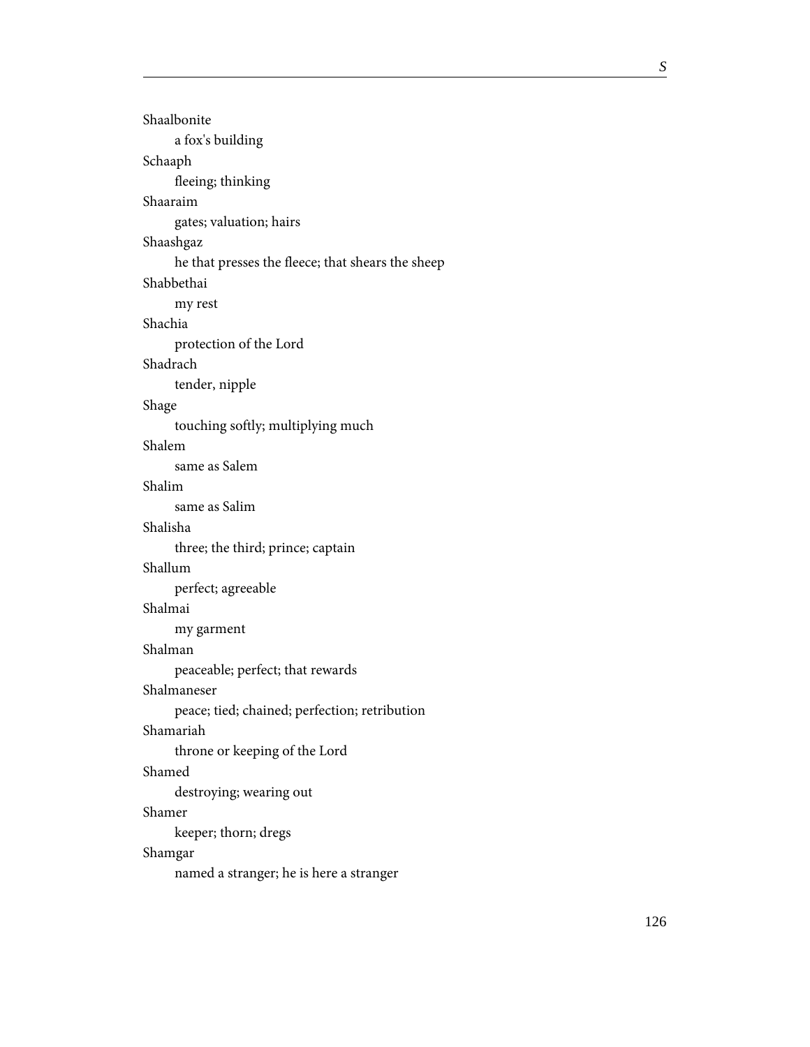Shaalbonite

a fox's building

Schaaph

fleeing; thinking

Shaaraim

gates; valuation; hairs

Shaashgaz

he that presses the fleece; that shears the sheep

Shabbethai

my rest

Shachia

protection of the Lord

Shadrach

tender, nipple

Shage

touching softly; multiplying much

Shalem

same as Salem

Shalim

same as Salim

Shalisha

three; the third; prince; captain

Shallum

perfect; agreeable

Shalmai

my garment

Shalman

peaceable; perfect; that rewards

Shalmaneser

peace; tied; chained; perfection; retribution

Shamariah

throne or keeping of the Lord

Shamed

destroying; wearing out

Shamer

keeper; thorn; dregs

Shamgar

named a stranger; he is here a stranger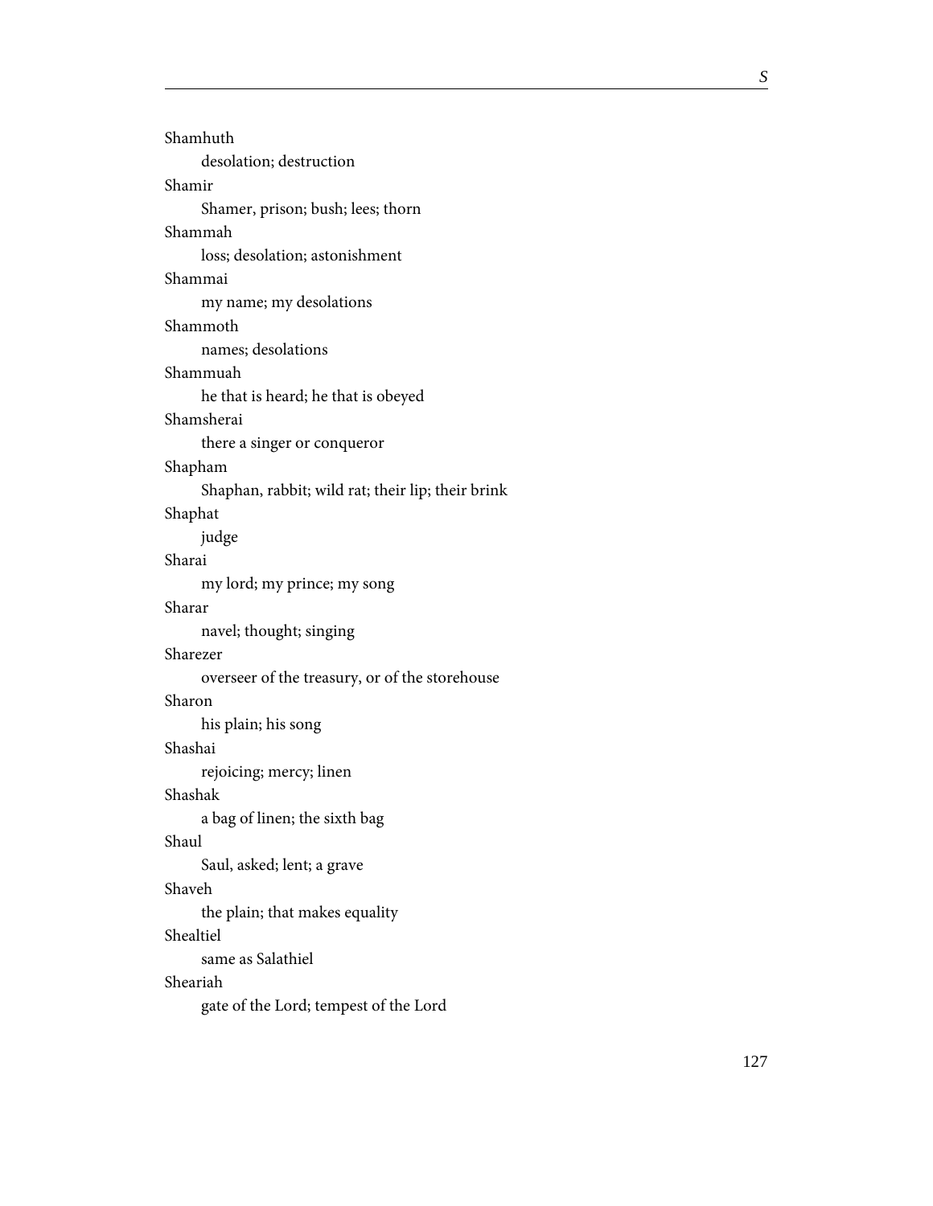Shamhuth
: desolation; destruction

Shamir
: Shamer, prison; bush; lees; thorn

Shammah
: loss; desolation; astonishment

Shammai
: my name; my desolations

Shammoth
: names; desolations

Shammuah
: he that is heard; he that is obeyed

Shamsherai
: there a singer or conqueror

Shapham
: Shaphan, rabbit; wild rat; their lip; their brink

Shaphat
: judge

Sharai
: my lord; my prince; my song

Sharar
: navel; thought; singing

Sharezer
: overseer of the treasury, or of the storehouse

Sharon
: his plain; his song

Shashai
: rejoicing; mercy; linen

Shashak
: a bag of linen; the sixth bag

Shaul
: Saul, asked; lent; a grave

Shaveh
: the plain; that makes equality

Shealtiel
: same as Salathiel

Sheariah
: gate of the Lord; tempest of the Lord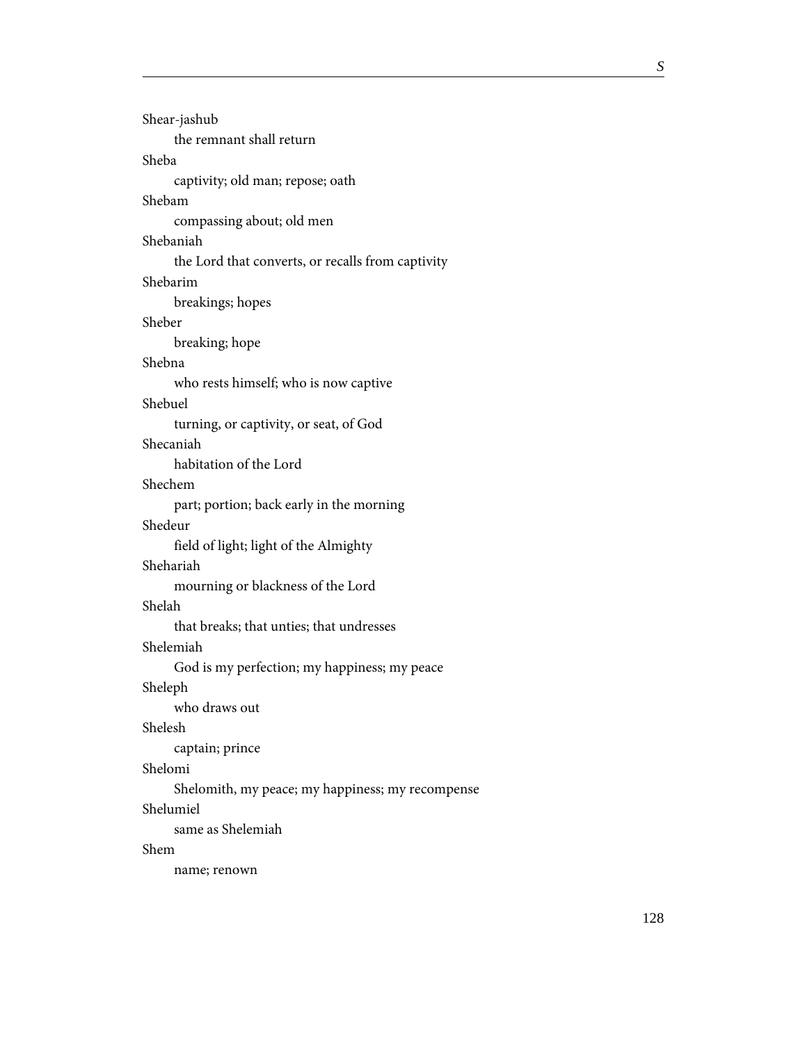Shear-jashub

the remnant shall return

Sheba

captivity; old man; repose; oath

Shebam

compassing about; old men

Shebaniah

the Lord that converts, or recalls from captivity

Shebarim

breakings; hopes

Sheber

breaking; hope

Shebna

who rests himself; who is now captive

Shebuel

turning, or captivity, or seat, of God

Shecaniah

habitation of the Lord

Shechem

part; portion; back early in the morning

Shedeur

field of light; light of the Almighty

Shehariah

mourning or blackness of the Lord

Shelah

that breaks; that unties; that undresses

Shelemiah

God is my perfection; my happiness; my peace

Sheleph

who draws out

Shelesh

captain; prince

Shelomi

Shelomith, my peace; my happiness; my recompense

Shelumiel

same as Shelemiah

Shem

name; renown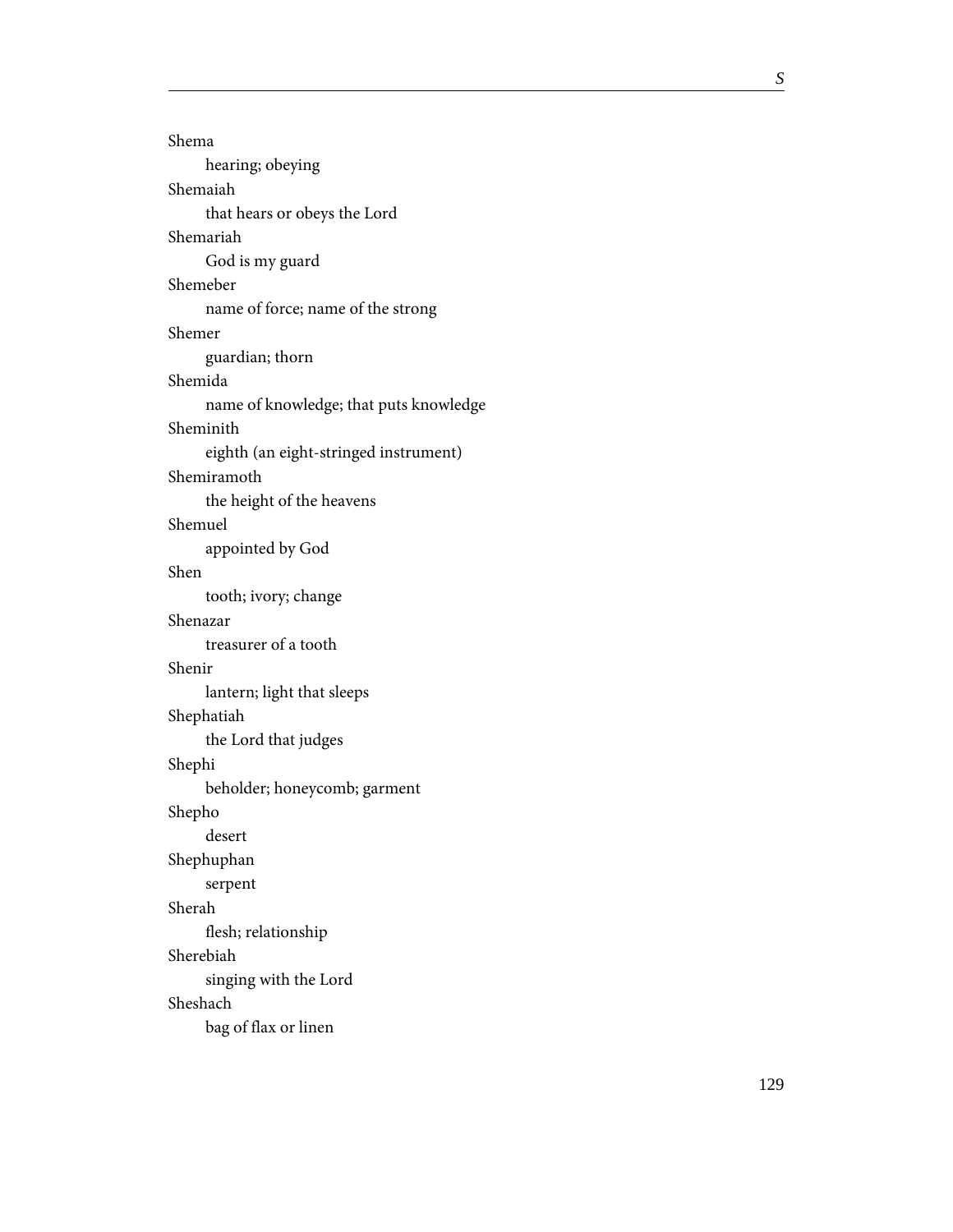Shema

hearing; obeying

Shemaiah

that hears or obeys the Lord

Shemariah

God is my guard

Shemeber

name of force; name of the strong

Shemer

guardian; thorn

Shemida

name of knowledge; that puts knowledge

Sheminith

eighth (an eight-stringed instrument)

Shemiramoth

the height of the heavens

Shemuel

appointed by God

Shen

tooth; ivory; change

Shenazar

treasurer of a tooth

Shenir

lantern; light that sleeps

Shephatiah

the Lord that judges

Shephi

beholder; honeycomb; garment

Shepho

desert

Shephuphan

serpent

Sherah

flesh; relationship

Sherebiah

singing with the Lord

Sheshach

bag of flax or linen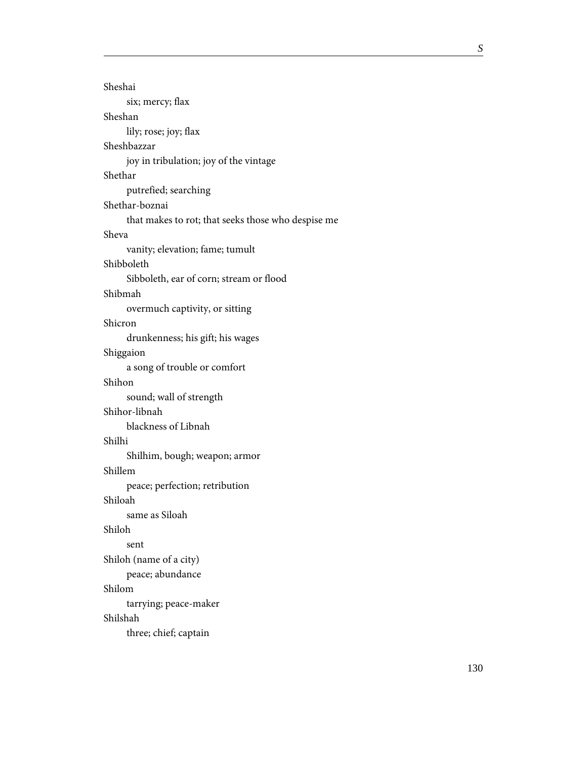Sheshai

six; mercy; flax

Sheshan

lily; rose; joy; flax

Sheshbazzar

joy in tribulation; joy of the vintage

Shethar

putrefied; searching

Shethar-boznai

that makes to rot; that seeks those who despise me

Sheva

vanity; elevation; fame; tumult

Shibboleth

Sibboleth, ear of corn; stream or flood

Shibmah

overmuch captivity, or sitting

Shicron

drunkenness; his gift; his wages

Shiggaion

a song of trouble or comfort

Shihon

sound; wall of strength

Shihor-libnah

blackness of Libnah

Shilhi

Shilhim, bough; weapon; armor

Shillem

peace; perfection; retribution

Shiloah

same as Siloah

Shiloh

sent

Shiloh (name of a city)

peace; abundance

Shilom

tarrying; peace-maker

Shilshah

three; chief; captain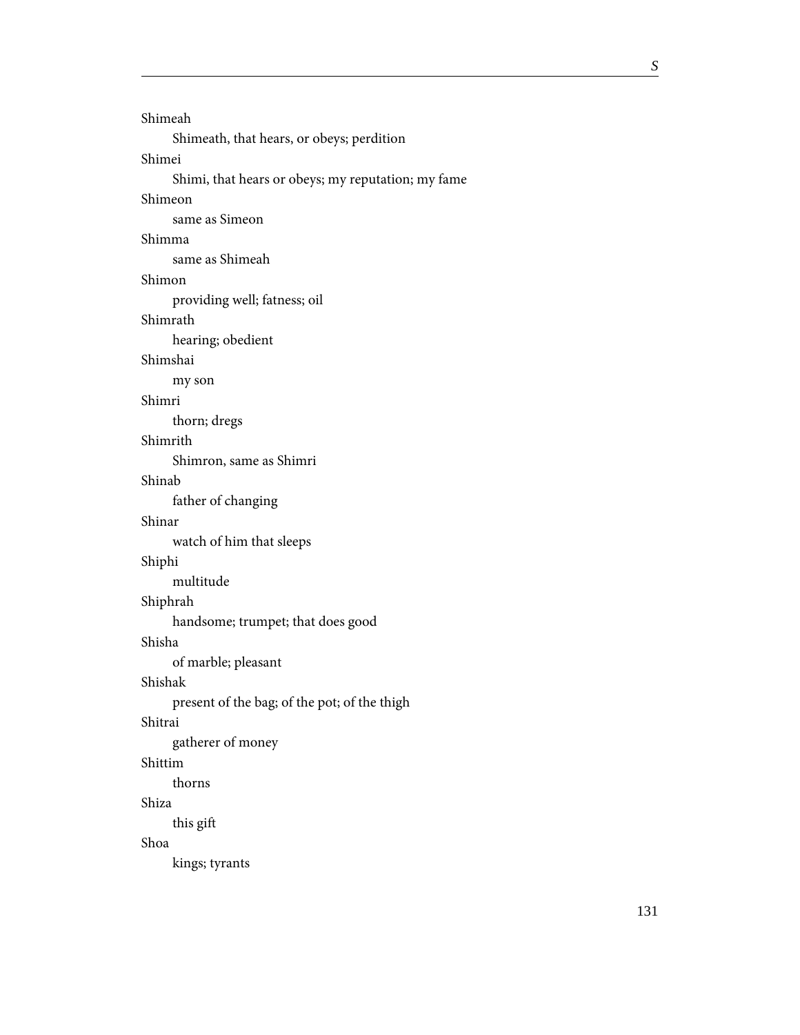Shimeah

Shimeath, that hears, or obeys; perdition

Shimei

Shimi, that hears or obeys; my reputation; my fame

Shimeon

same as Simeon

Shimma

same as Shimeah

Shimon

providing well; fatness; oil

Shimrath

hearing; obedient

Shimshai

my son

Shimri

thorn; dregs

Shimrith

Shimron, same as Shimri

Shinab

father of changing

Shinar

watch of him that sleeps

Shiphi

multitude

Shiphrah

handsome; trumpet; that does good

Shisha

of marble; pleasant

Shishak

present of the bag; of the pot; of the thigh

Shitrai

gatherer of money

Shittim

thorns

Shiza

this gift

Shoa

kings; tyrants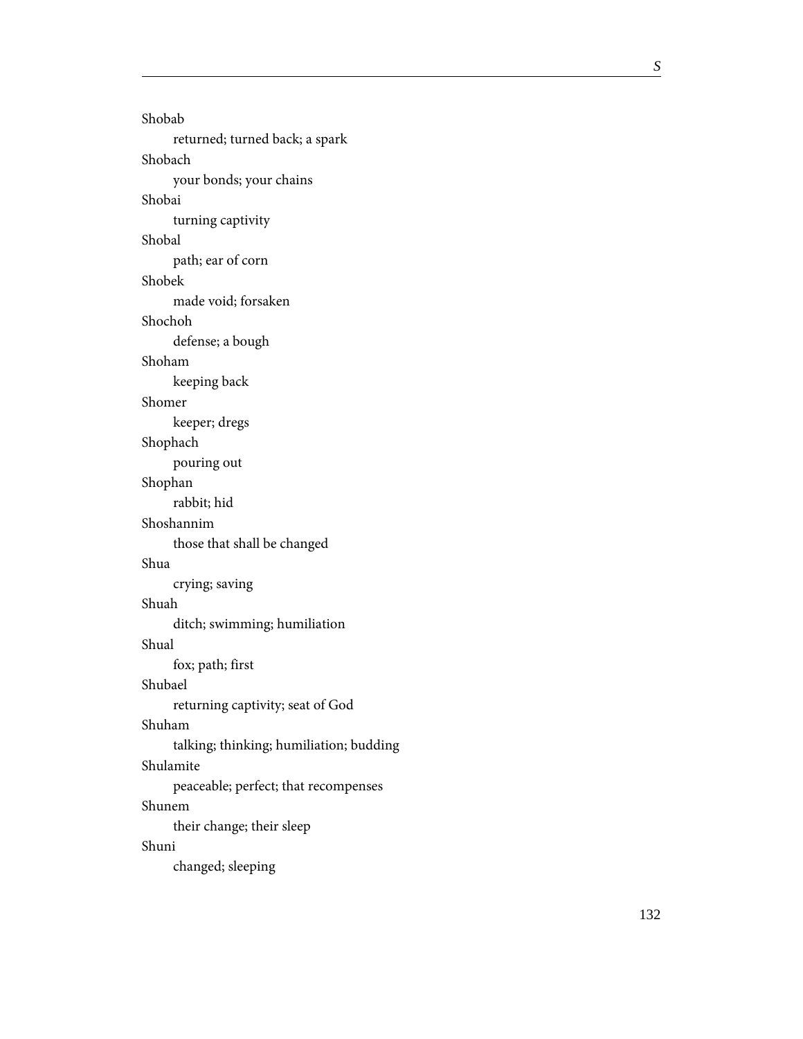Shobab

returned; turned back; a spark

Shobach

your bonds; your chains

Shobai

turning captivity

Shobal

path; ear of corn

Shobek

made void; forsaken

Shochoh

defense; a bough

Shoham

keeping back

Shomer

keeper; dregs

Shophach

pouring out

Shophan

rabbit; hid

Shoshannim

those that shall be changed

Shua

crying; saving

Shuah

ditch; swimming; humiliation

Shual

fox; path; first

Shubael

returning captivity; seat of God

Shuham

talking; thinking; humiliation; budding

Shulamite

peaceable; perfect; that recompenses

Shunem

their change; their sleep

Shuni

changed; sleeping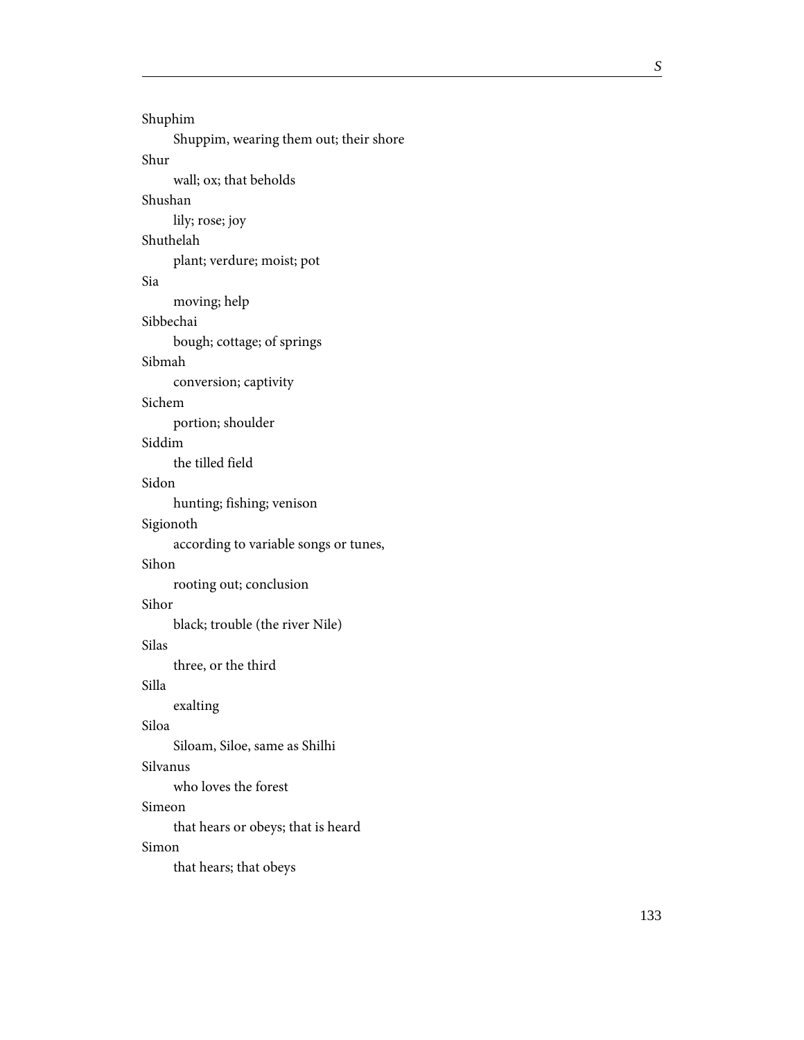Shuphim

Shuppim, wearing them out; their shore

Shur

wall; ox; that beholds

Shushan

lily; rose; joy

Shuthelah

plant; verdure; moist; pot

Sia

moving; help

Sibbechai

bough; cottage; of springs

Sibmah

conversion; captivity

Sichem

portion; shoulder

Siddim

the tilled field

Sidon

hunting; fishing; venison

Sigionoth

according to variable songs or tunes,

Sihon

rooting out; conclusion

Sihor

black; trouble (the river Nile)

Silas

three, or the third

Silla

exalting

Siloa

Siloam, Siloe, same as Shilhi

Silvanus

who loves the forest

Simeon

that hears or obeys; that is heard

Simon

that hears; that obeys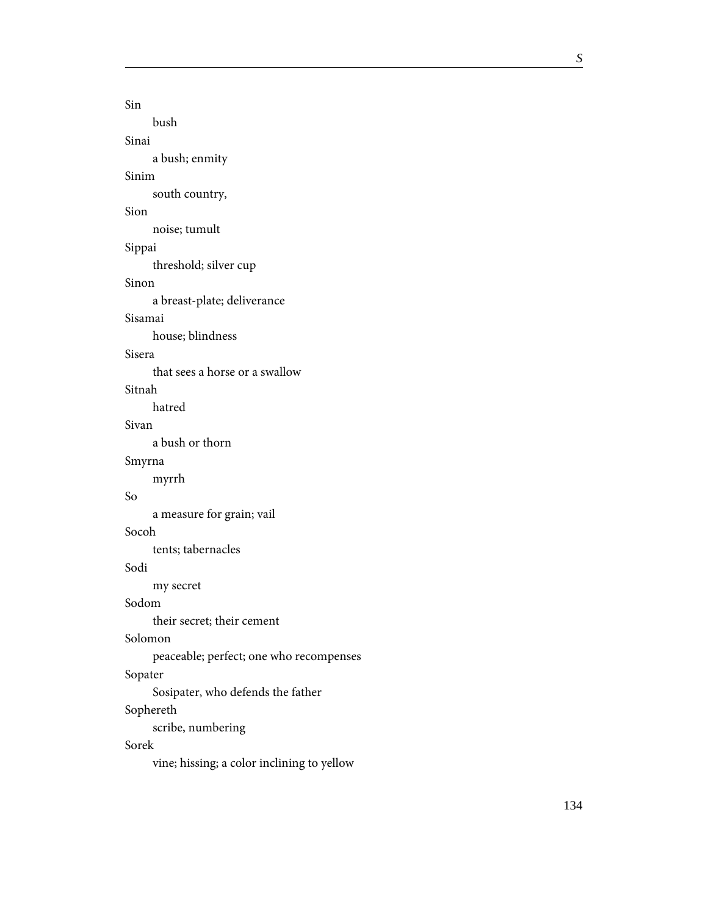Sin

bush

Sinai

a bush; enmity

Sinim

south country,

Sion

noise; tumult

Sippai

threshold; silver cup

Sinon

a breast-plate; deliverance

Sisamai

house; blindness

Sisera

that sees a horse or a swallow

Sitnah

hatred

Sivan

a bush or thorn

Smyrna

myrrh

So

a measure for grain; vail

Socoh

tents; tabernacles

Sodi

my secret

Sodom

their secret; their cement

Solomon

peaceable; perfect; one who recompenses

Sopater

Sosipater, who defends the father

Sophereth

scribe, numbering

Sorek

vine; hissing; a color inclining to yellow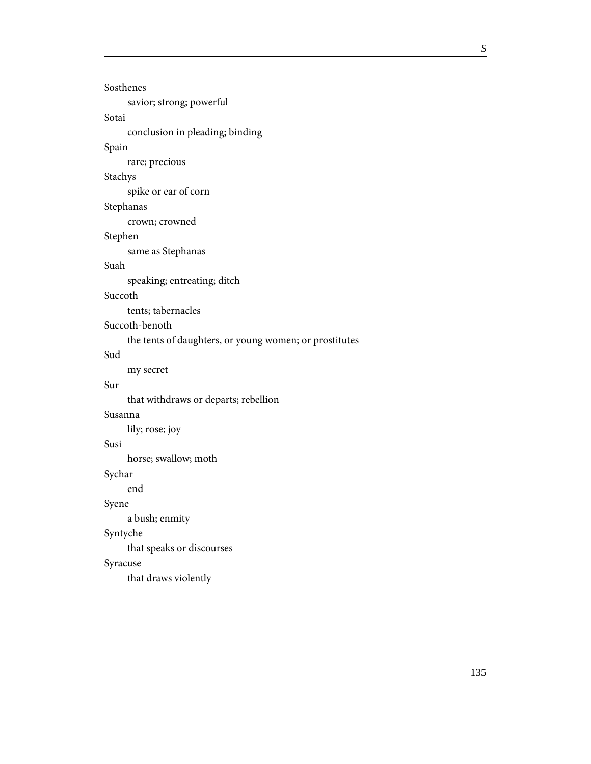Sosthenes

savior; strong; powerful

Sotai

conclusion in pleading; binding

Spain

rare; precious

Stachys

spike or ear of corn

Stephanas

crown; crowned

Stephen

same as Stephanas

Suah

speaking; entreating; ditch

Succoth

tents; tabernacles

Succoth-benoth

the tents of daughters, or young women; or prostitutes

Sud

my secret

Sur

that withdraws or departs; rebellion

Susanna

lily; rose; joy

Susi

horse; swallow; moth

Sychar

end

Syene

a bush; enmity

Syntyche

that speaks or discourses

Syracuse

that draws violently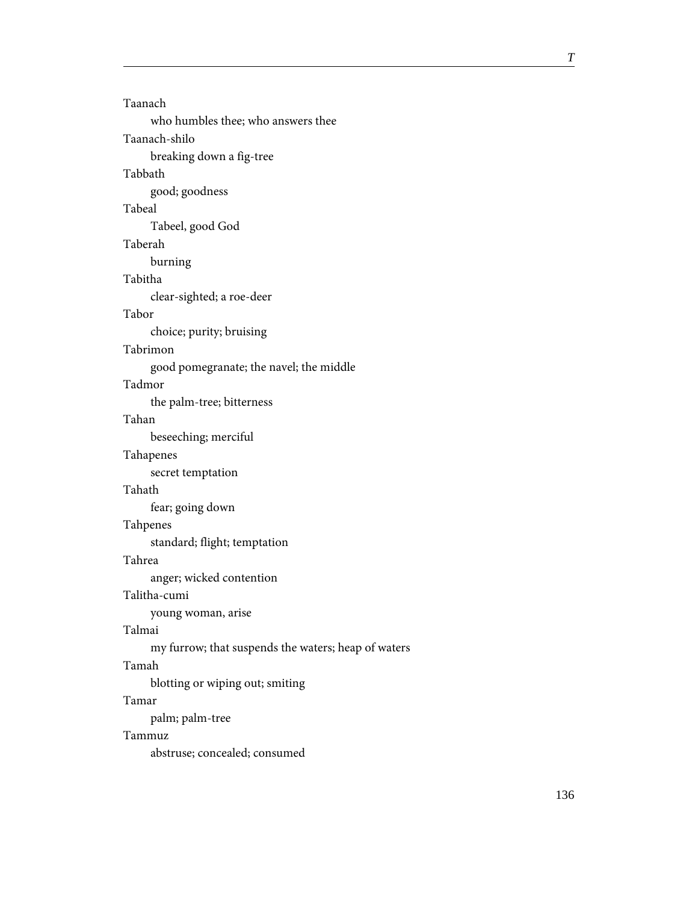Taanach

who humbles thee; who answers thee

Taanach-shilo

breaking down a fig-tree

Tabbath

good; goodness

Tabeal

Tabeel, good God

Taberah

burning

Tabitha

clear-sighted; a roe-deer

Tabor

choice; purity; bruising

Tabrimon

good pomegranate; the navel; the middle

Tadmor

the palm-tree; bitterness

Tahan

beseeching; merciful

Tahapenes

secret temptation

Tahath

fear; going down

Tahpenes

standard; flight; temptation

Tahrea

anger; wicked contention

Talitha-cumi

young woman, arise

Talmai

my furrow; that suspends the waters; heap of waters

Tamah

blotting or wiping out; smiting

Tamar

palm; palm-tree

Tammuz

abstruse; concealed; consumed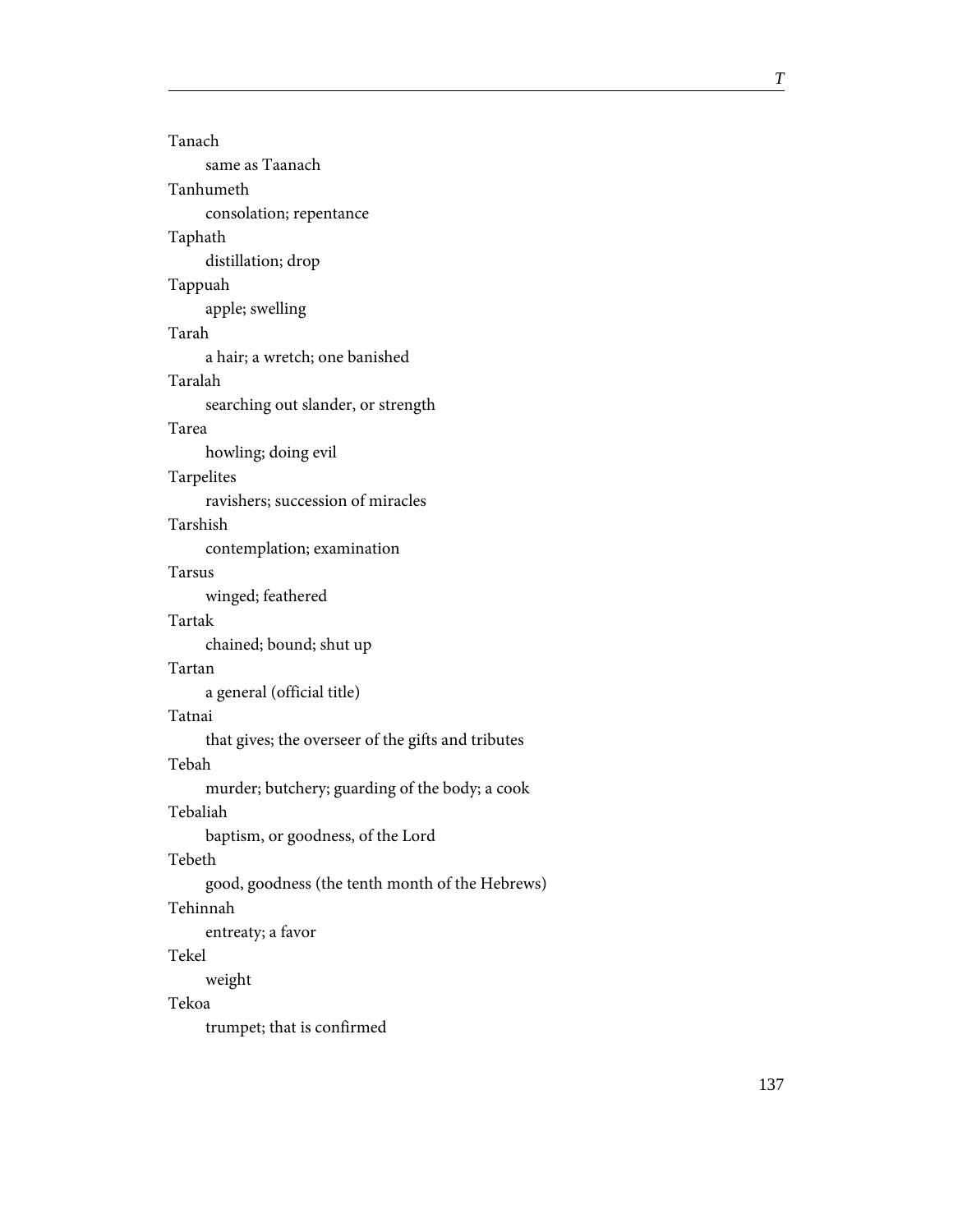Tanach

same as Taanach

Tanhumeth

consolation; repentance

Taphath

distillation; drop

Tappuah

apple; swelling

Tarah

a hair; a wretch; one banished

Taralah

searching out slander, or strength

Tarea

howling; doing evil

Tarpelites

ravishers; succession of miracles

Tarshish

contemplation; examination

Tarsus

winged; feathered

Tartak

chained; bound; shut up

Tartan

a general (official title)

Tatnai

that gives; the overseer of the gifts and tributes

Tebah

murder; butchery; guarding of the body; a cook

Tebaliah

baptism, or goodness, of the Lord

Tebeth

good, goodness (the tenth month of the Hebrews)

Tehinnah

entreaty; a favor

Tekel

weight

Tekoa

trumpet; that is confirmed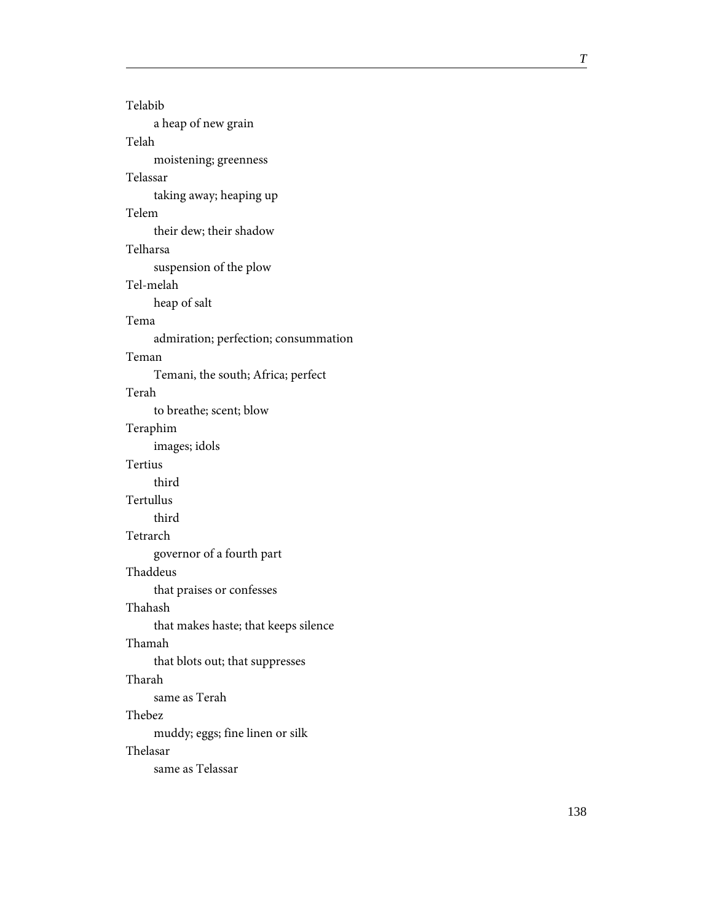Telabib

a heap of new grain

Telah

moistening; greenness

Telassar

taking away; heaping up

Telem

their dew; their shadow

Telharsa

suspension of the plow

Tel-melah

heap of salt

Tema

admiration; perfection; consummation

Teman

Temani, the south; Africa; perfect

Terah

to breathe; scent; blow

Teraphim

images; idols

Tertius

third

Tertullus

third

Tetrarch

governor of a fourth part

Thaddeus

that praises or confesses

Thahash

that makes haste; that keeps silence

Thamah

that blots out; that suppresses

Tharah

same as Terah

Thebez

muddy; eggs; fine linen or silk

Thelasar

same as Telassar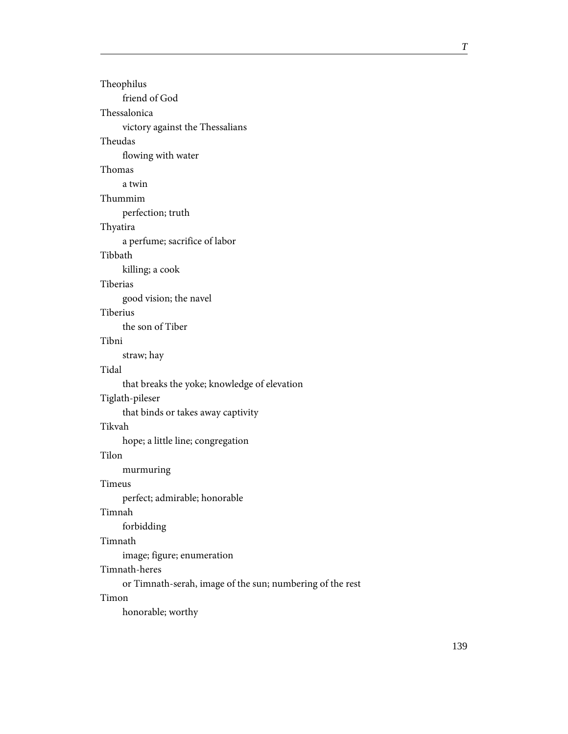Theophilus

friend of God

Thessalonica

victory against the Thessalians

Theudas

flowing with water

Thomas

a twin

Thummim

perfection; truth

Thyatira

a perfume; sacrifice of labor

Tibbath

killing; a cook

Tiberias

good vision; the navel

Tiberius

the son of Tiber

Tibni

straw; hay

Tidal

that breaks the yoke; knowledge of elevation

Tiglath-pileser

that binds or takes away captivity

Tikvah

hope; a little line; congregation

Tilon

murmuring

Timeus

perfect; admirable; honorable

Timnah

forbidding

Timnath

image; figure; enumeration

Timnath-heres

or Timnath-serah, image of the sun; numbering of the rest

Timon

honorable; worthy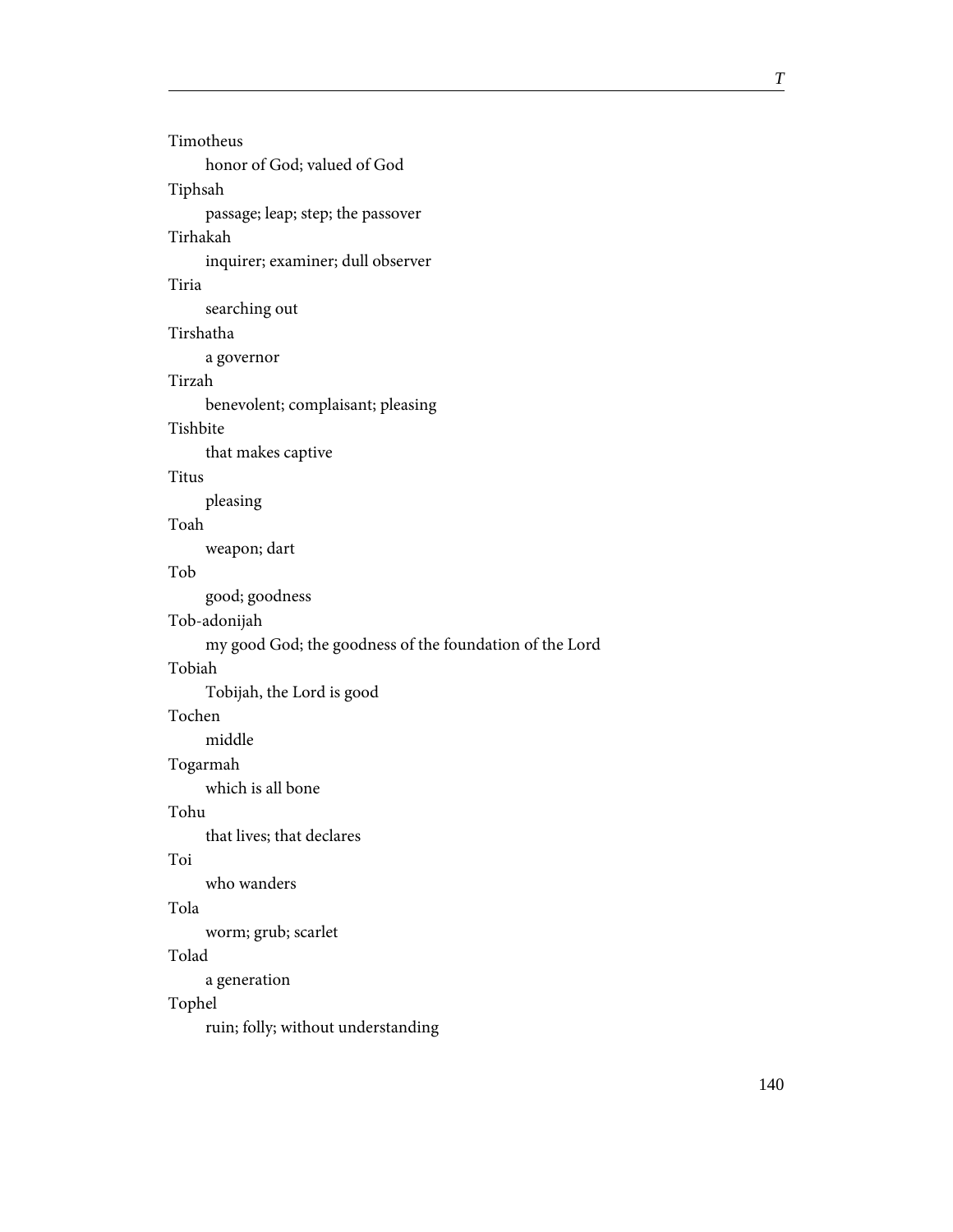Timotheus
: honor of God; valued of God

Tiphsah
: passage; leap; step; the passover

Tirhakah
: inquirer; examiner; dull observer

Tiria
: searching out

Tirshatha
: a governor

Tirzah
: benevolent; complaisant; pleasing

Tishbite
: that makes captive

Titus
: pleasing

Toah
: weapon; dart

Tob
: good; goodness

Tob-adonijah
: my good God; the goodness of the foundation of the Lord

Tobiah
: Tobijah, the Lord is good

Tochen
: middle

Togarmah
: which is all bone

Tohu
: that lives; that declares

Toi
: who wanders

Tola
: worm; grub; scarlet

Tolad
: a generation

Tophel
: ruin; folly; without understanding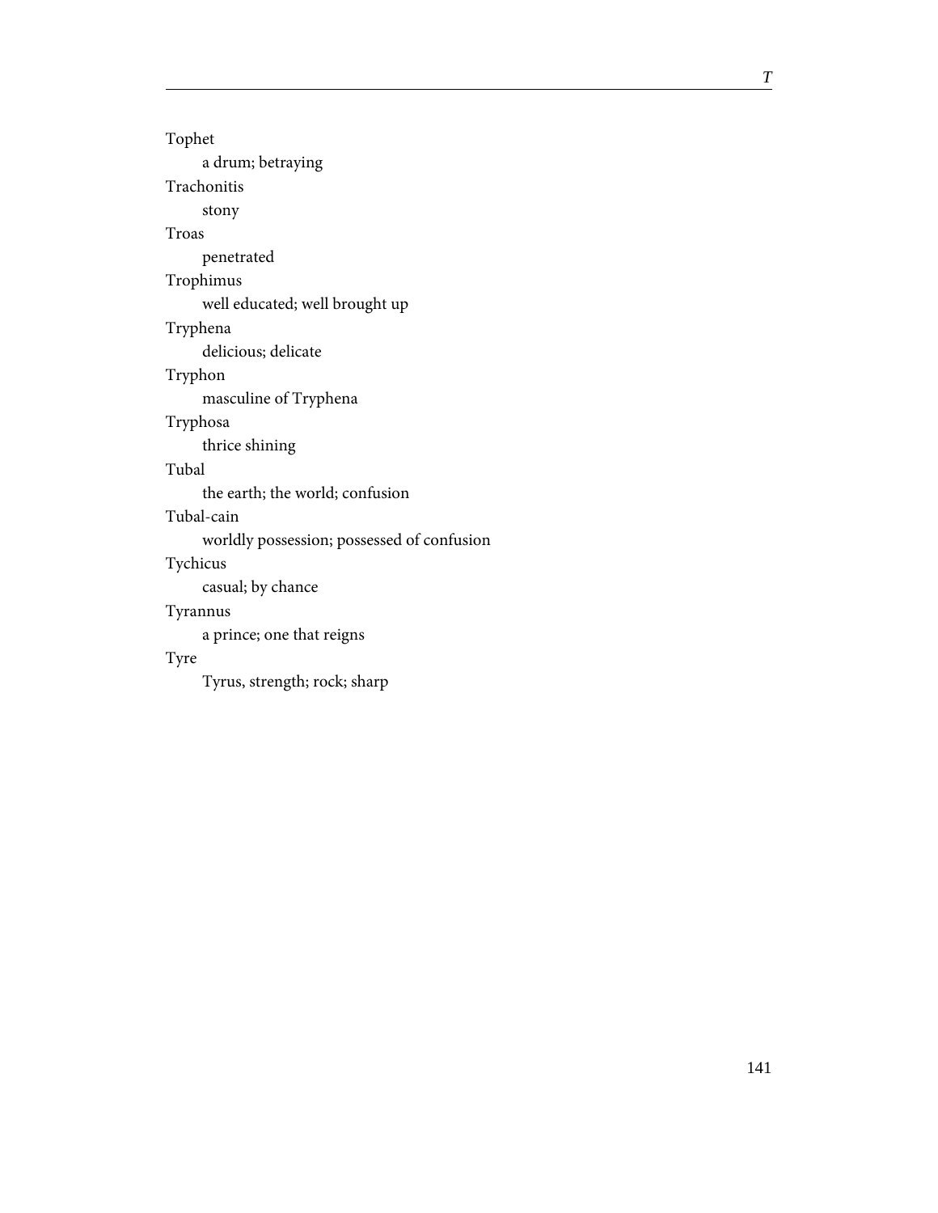Tophet

  a drum; betraying

Trachonitis

  stony

Troas

  penetrated

Trophimus

  well educated; well brought up

Tryphena

  delicious; delicate

Tryphon

  masculine of Tryphena

Tryphosa

  thrice shining

Tubal

  the earth; the world; confusion

Tubal-cain

  worldly possession; possessed of confusion

Tychicus

  casual; by chance

Tyrannus

  a prince; one that reigns

Tyre

  Tyrus, strength; rock; sharp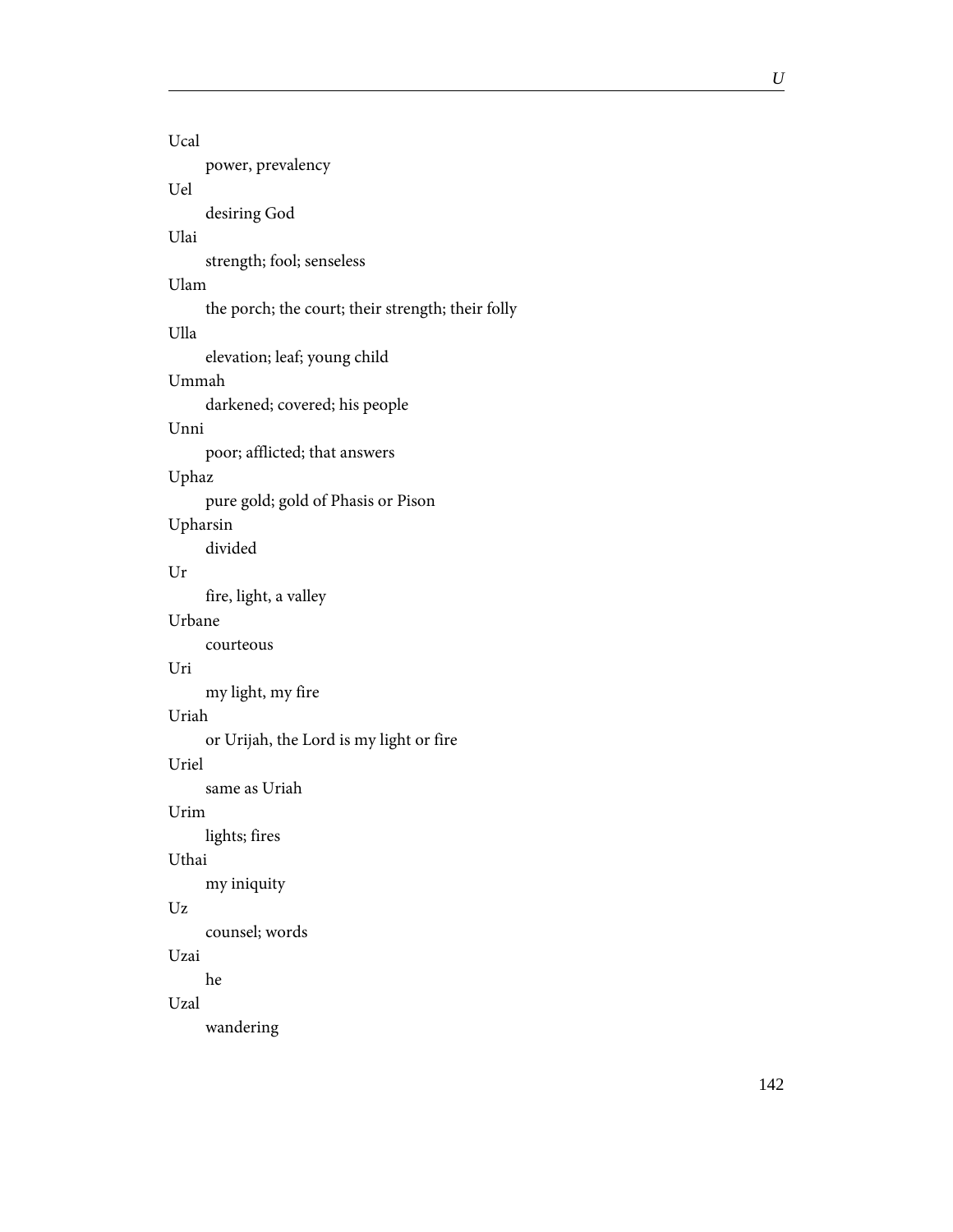Ucal

power, prevalency

Uel

desiring God

Ulai

strength; fool; senseless

Ulam

the porch; the court; their strength; their folly

Ulla

elevation; leaf; young child

Ummah

darkened; covered; his people

Unni

poor; afflicted; that answers

Uphaz

pure gold; gold of Phasis or Pison

Upharsin

divided

Ur

fire, light, a valley

Urbane

courteous

Uri

my light, my fire

Uriah

or Urijah, the Lord is my light or fire

Uriel

same as Uriah

Urim

lights; fires

Uthai

my iniquity

Uz

counsel; words

Uzai

he

Uzal

wandering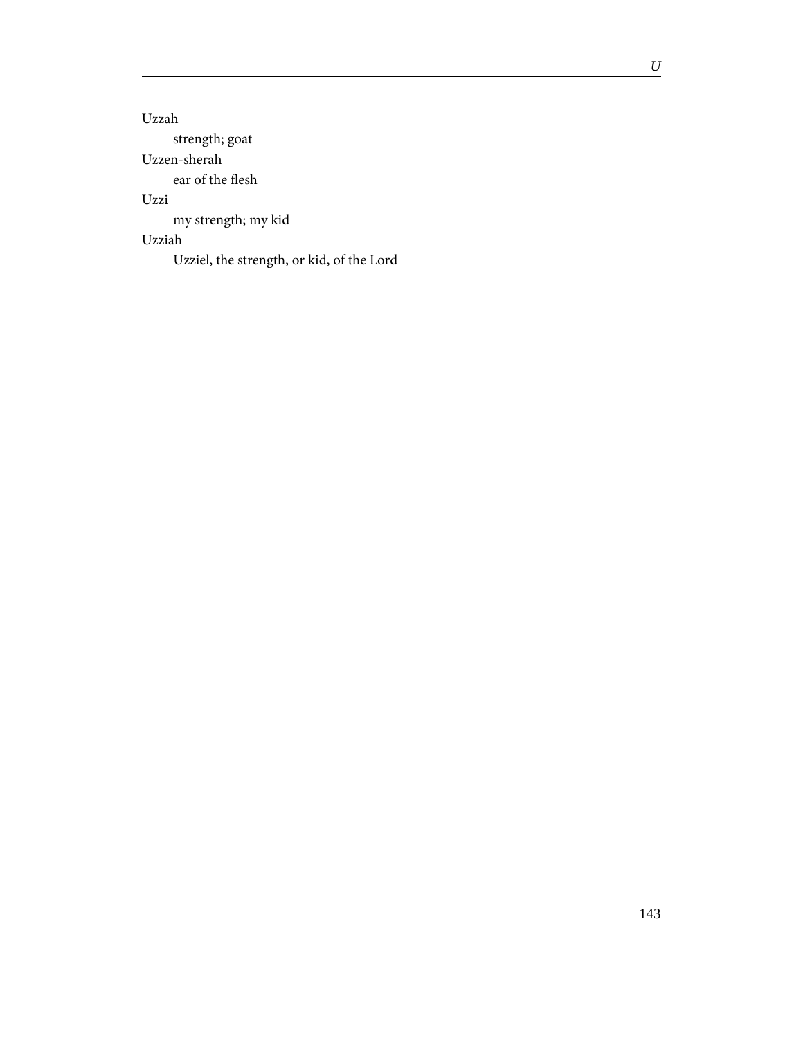Uzzah

strength; goat

Uzzen-sherah

ear of the flesh

Uzzi

my strength; my kid

Uzziah

Uzziel, the strength, or kid, of the Lord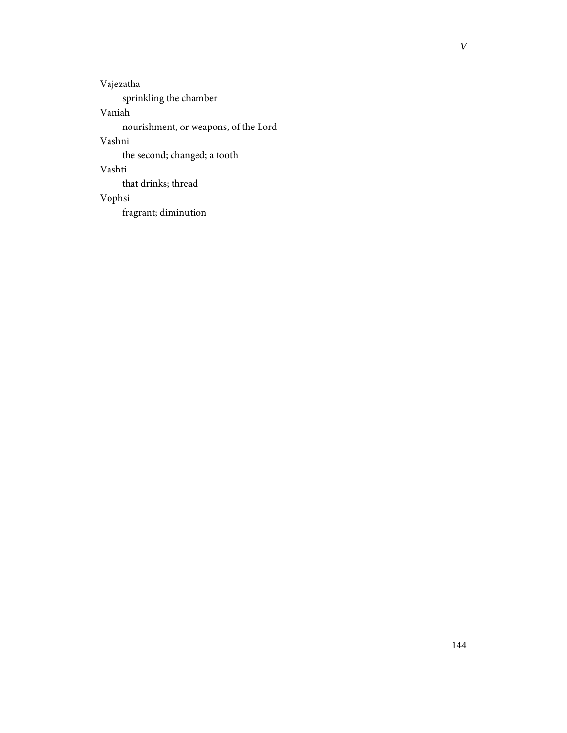Vajezatha

  sprinkling the chamber

Vaniah

  nourishment, or weapons, of the Lord

Vashni

  the second; changed; a tooth

Vashti

  that drinks; thread

Vophsi

  fragrant; diminution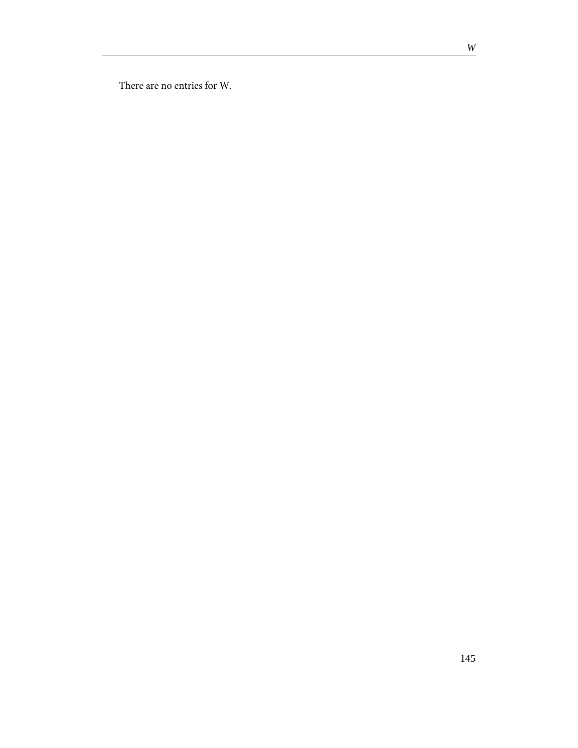There are no entries for W.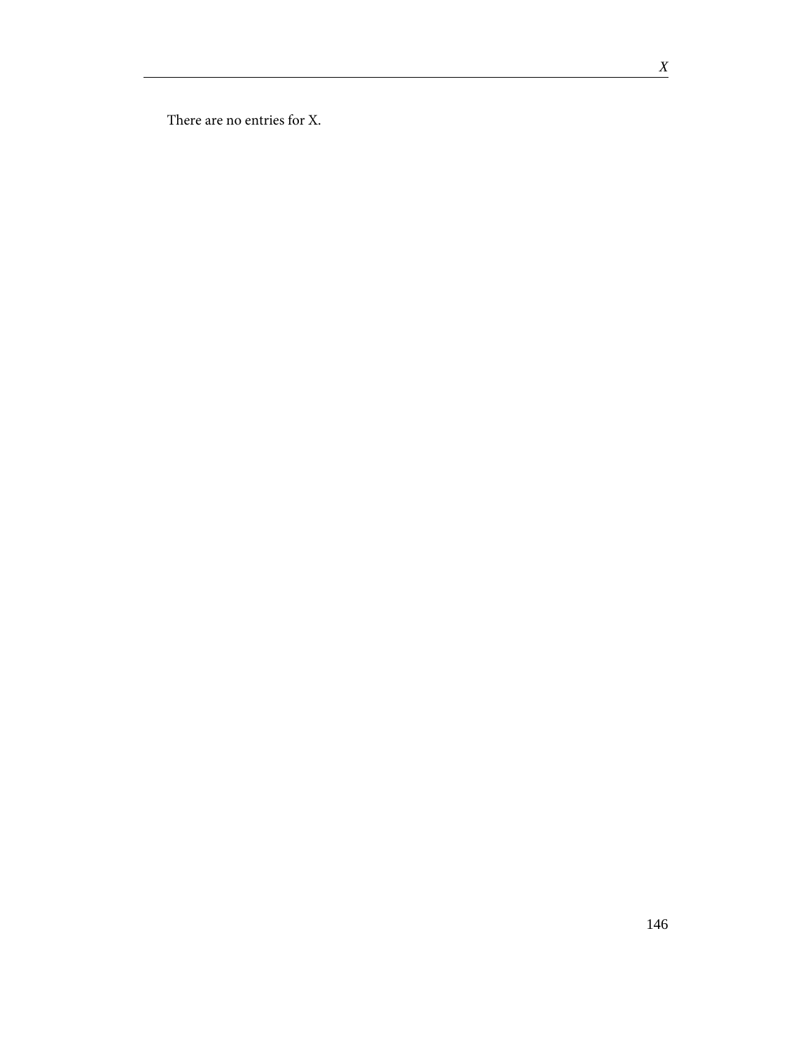There are no entries for X.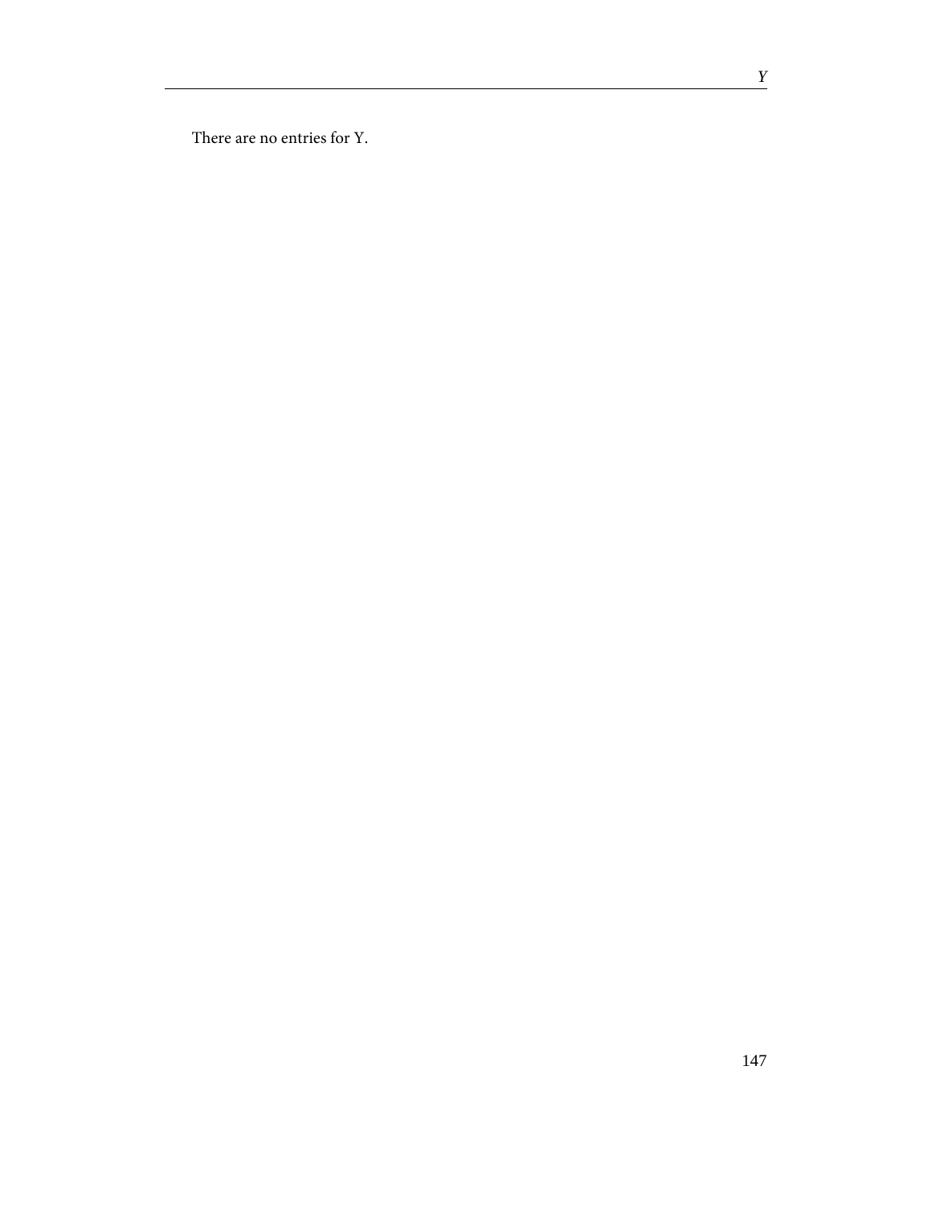There are no entries for Y.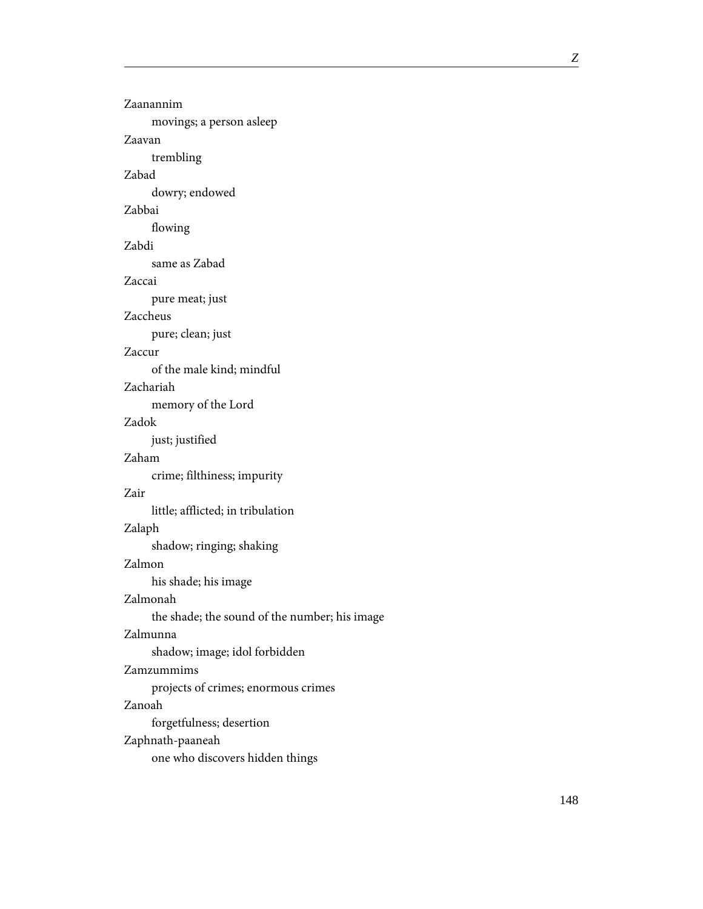Zaanannim

movings; a person asleep

Zaavan

trembling

Zabad

dowry; endowed

Zabbai

flowing

Zabdi

same as Zabad

Zaccai

pure meat; just

Zaccheus

pure; clean; just

Zaccur

of the male kind; mindful

Zachariah

memory of the Lord

Zadok

just; justified

Zaham

crime; filthiness; impurity

Zair

little; afflicted; in tribulation

Zalaph

shadow; ringing; shaking

Zalmon

his shade; his image

Zalmonah

the shade; the sound of the number; his image

Zalmunna

shadow; image; idol forbidden

Zamzummims

projects of crimes; enormous crimes

Zanoah

forgetfulness; desertion

Zaphnath-paaneah

one who discovers hidden things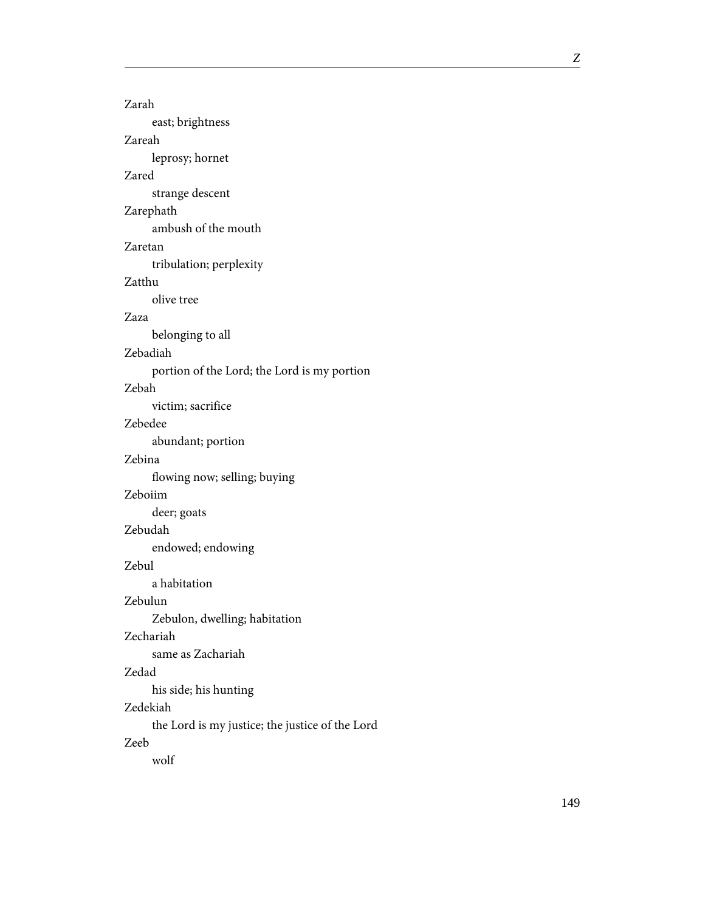Zarah

east; brightness

Zareah

leprosy; hornet

Zared

strange descent

Zarephath

ambush of the mouth

Zaretan

tribulation; perplexity

Zatthu

olive tree

Zaza

belonging to all

Zebadiah

portion of the Lord; the Lord is my portion

Zebah

victim; sacrifice

Zebedee

abundant; portion

Zebina

flowing now; selling; buying

Zeboiim

deer; goats

Zebudah

endowed; endowing

Zebul

a habitation

Zebulun

Zebulon, dwelling; habitation

Zechariah

same as Zachariah

Zedad

his side; his hunting

Zedekiah

the Lord is my justice; the justice of the Lord

Zeeb

wolf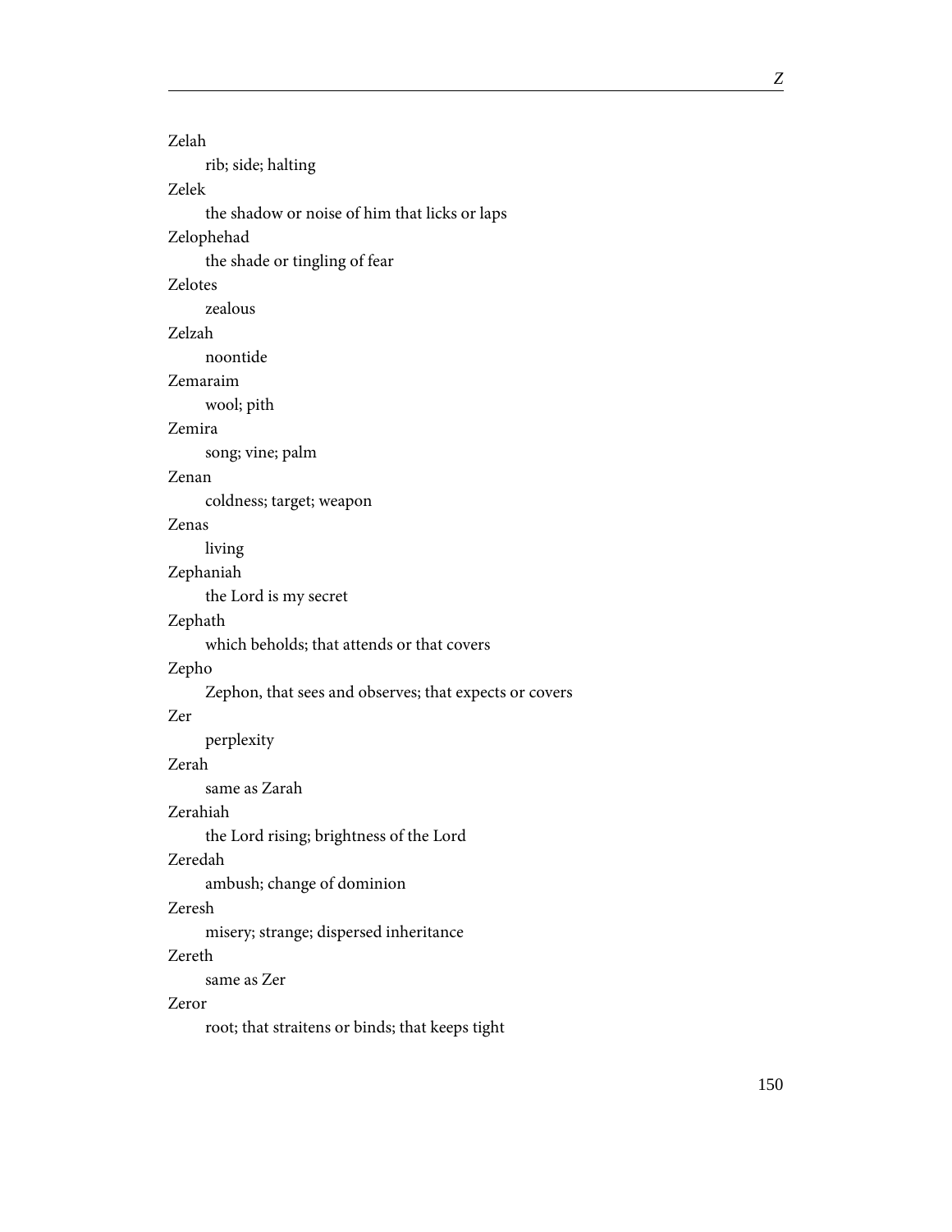Zelah

rib; side; halting

Zelek

the shadow or noise of him that licks or laps

Zelophehad

the shade or tingling of fear

Zelotes

zealous

Zelzah

noontide

Zemaraim

wool; pith

Zemira

song; vine; palm

Zenan

coldness; target; weapon

Zenas

living

Zephaniah

the Lord is my secret

Zephath

which beholds; that attends or that covers

Zepho

Zephon, that sees and observes; that expects or covers

Zer

perplexity

Zerah

same as Zarah

Zerahiah

the Lord rising; brightness of the Lord

Zeredah

ambush; change of dominion

Zeresh

misery; strange; dispersed inheritance

Zereth

same as Zer

Zeror

root; that straitens or binds; that keeps tight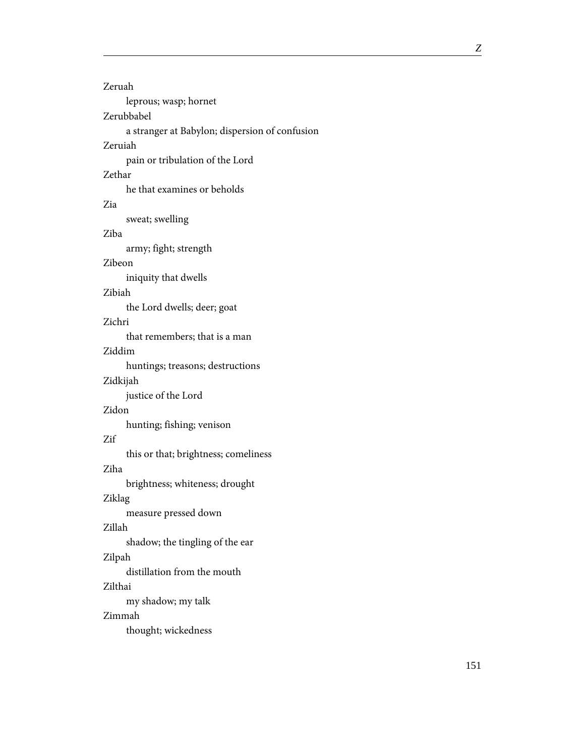Zeruah
: leprous; wasp; hornet

Zerubbabel
: a stranger at Babylon; dispersion of confusion

Zeruiah
: pain or tribulation of the Lord

Zethar
: he that examines or beholds

Zia
: sweat; swelling

Ziba
: army; fight; strength

Zibeon
: iniquity that dwells

Zibiah
: the Lord dwells; deer; goat

Zichri
: that remembers; that is a man

Ziddim
: huntings; treasons; destructions

Zidkijah
: justice of the Lord

Zidon
: hunting; fishing; venison

Zif
: this or that; brightness; comeliness

Ziha
: brightness; whiteness; drought

Ziklag
: measure pressed down

Zillah
: shadow; the tingling of the ear

Zilpah
: distillation from the mouth

Zilthai
: my shadow; my talk

Zimmah
: thought; wickedness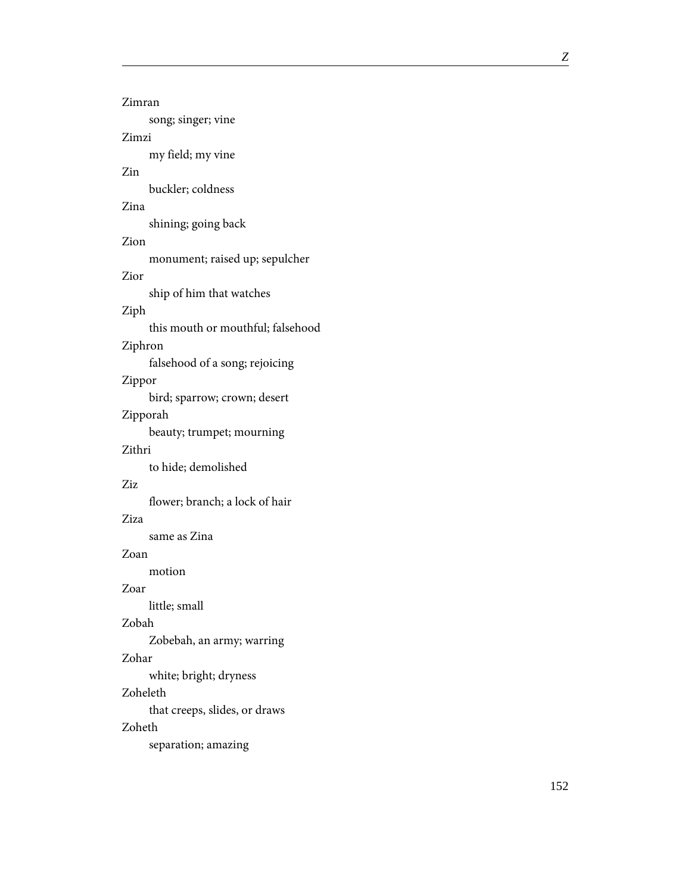Zimran
: song; singer; vine

Zimzi
: my field; my vine

Zin
: buckler; coldness

Zina
: shining; going back

Zion
: monument; raised up; sepulcher

Zior
: ship of him that watches

Ziph
: this mouth or mouthful; falsehood

Ziphron
: falsehood of a song; rejoicing

Zippor
: bird; sparrow; crown; desert

Zipporah
: beauty; trumpet; mourning

Zithri
: to hide; demolished

Ziz
: flower; branch; a lock of hair

Ziza
: same as Zina

Zoan
: motion

Zoar
: little; small

Zobah
: Zobebah, an army; warring

Zohar
: white; bright; dryness

Zoheleth
: that creeps, slides, or draws

Zoheth
: separation; amazing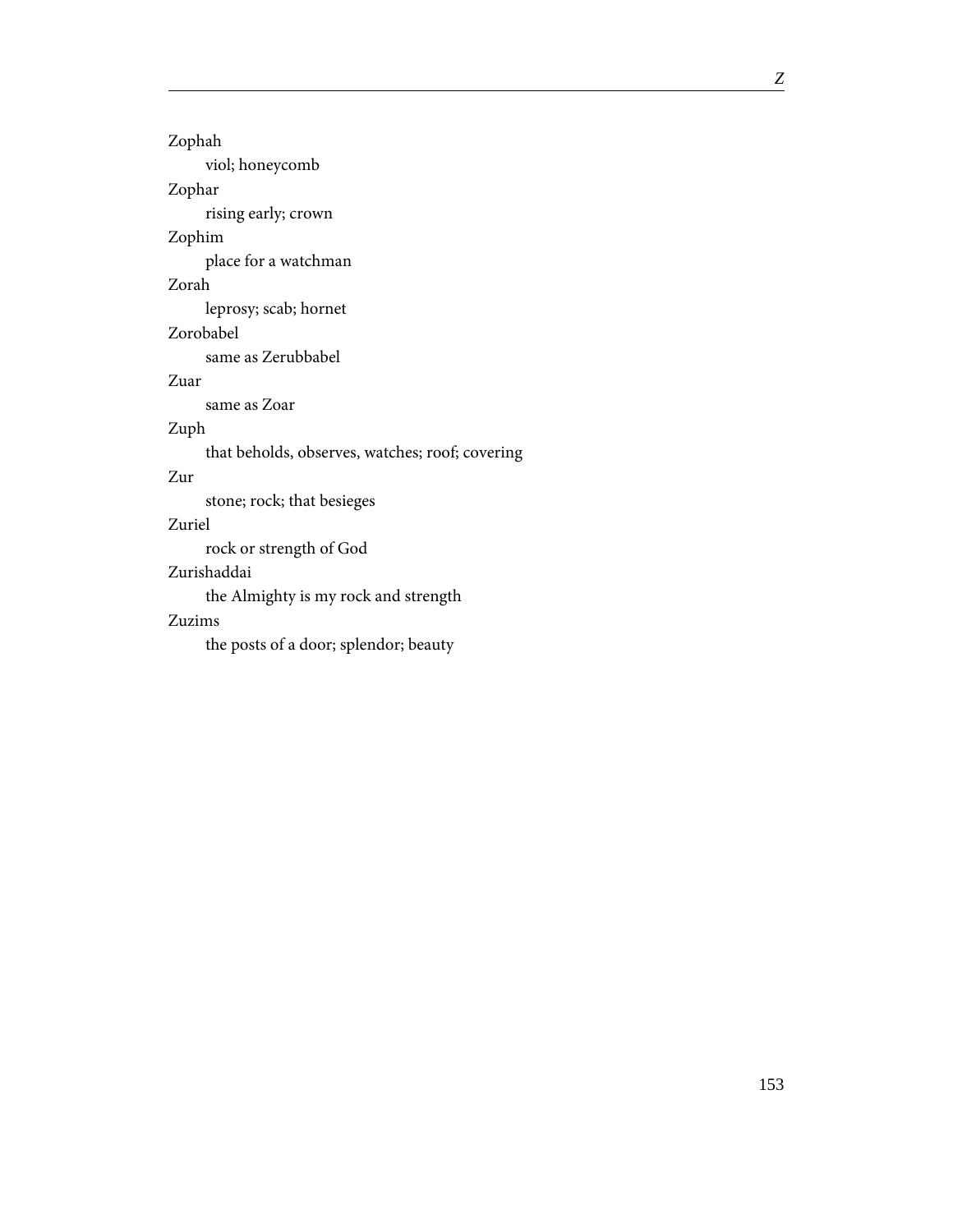Zophah

viol; honeycomb

Zophar

rising early; crown

Zophim

place for a watchman

Zorah

leprosy; scab; hornet

Zorobabel

same as Zerubbabel

Zuar

same as Zoar

Zuph

that beholds, observes, watches; roof; covering

Zur

stone; rock; that besieges

Zuriel

rock or strength of God

Zurishaddai

the Almighty is my rock and strength

Zuzims

the posts of a door; splendor; beauty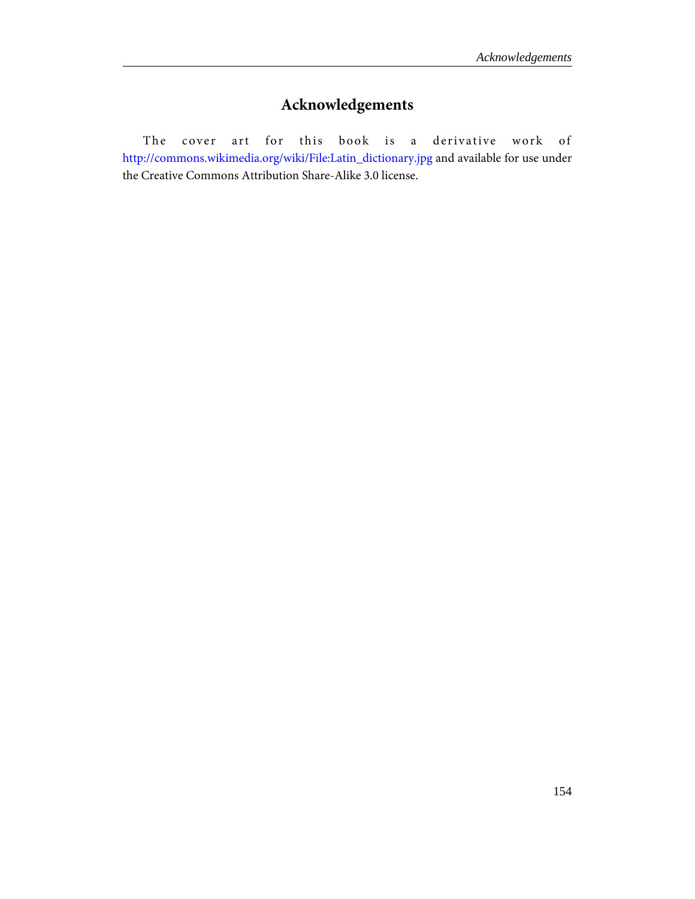# Acknowledgements

The cover art for this book is a derivative work of http://commons.wikimedia.org/wiki/File:Latin_dictionary.jpg and available for use under the Creative Commons Attribution Share-Alike 3.0 license.